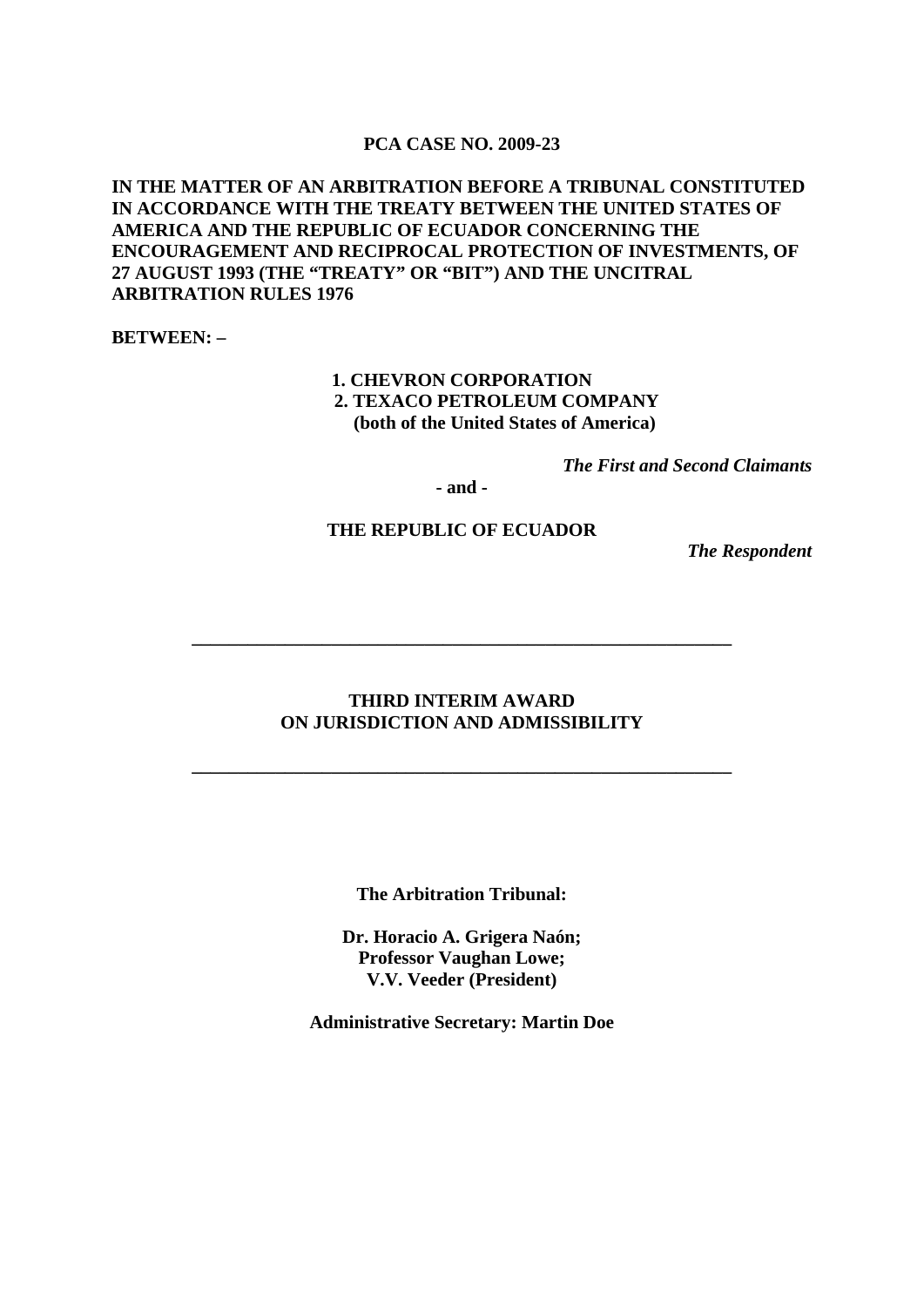**PCA CASE NO. 2009-23**

**IN THE MATTER OF AN ARBITRATION BEFORE A TRIBUNAL CONSTITUTED IN ACCORDANCE WITH THE TREATY BETWEEN THE UNITED STATES OF AMERICA AND THE REPUBLIC OF ECUADOR CONCERNING THE ENCOURAGEMENT AND RECIPROCAL PROTECTION OF INVESTMENTS, OF 27 AUGUST 1993 (THE "TREATY" OR "BIT") AND THE UNCITRAL ARBITRATION RULES 1976**

**BETWEEN: –**

**1. CHEVRON CORPORATION**
**2. TEXACO PETROLEUM COMPANY**
**(both of the United States of America)**

***The First and Second Claimants***

**- and -**

**THE REPUBLIC OF ECUADOR**

***The Respondent***

---

# THIRD INTERIM AWARD ON JURISDICTION AND ADMISSIBILITY

---

**The Arbitration Tribunal:**

**Dr. Horacio A. Grigera Naón;**
**Professor Vaughan Lowe;**
**V.V. Veeder (President)**

**Administrative Secretary: Martin Doe**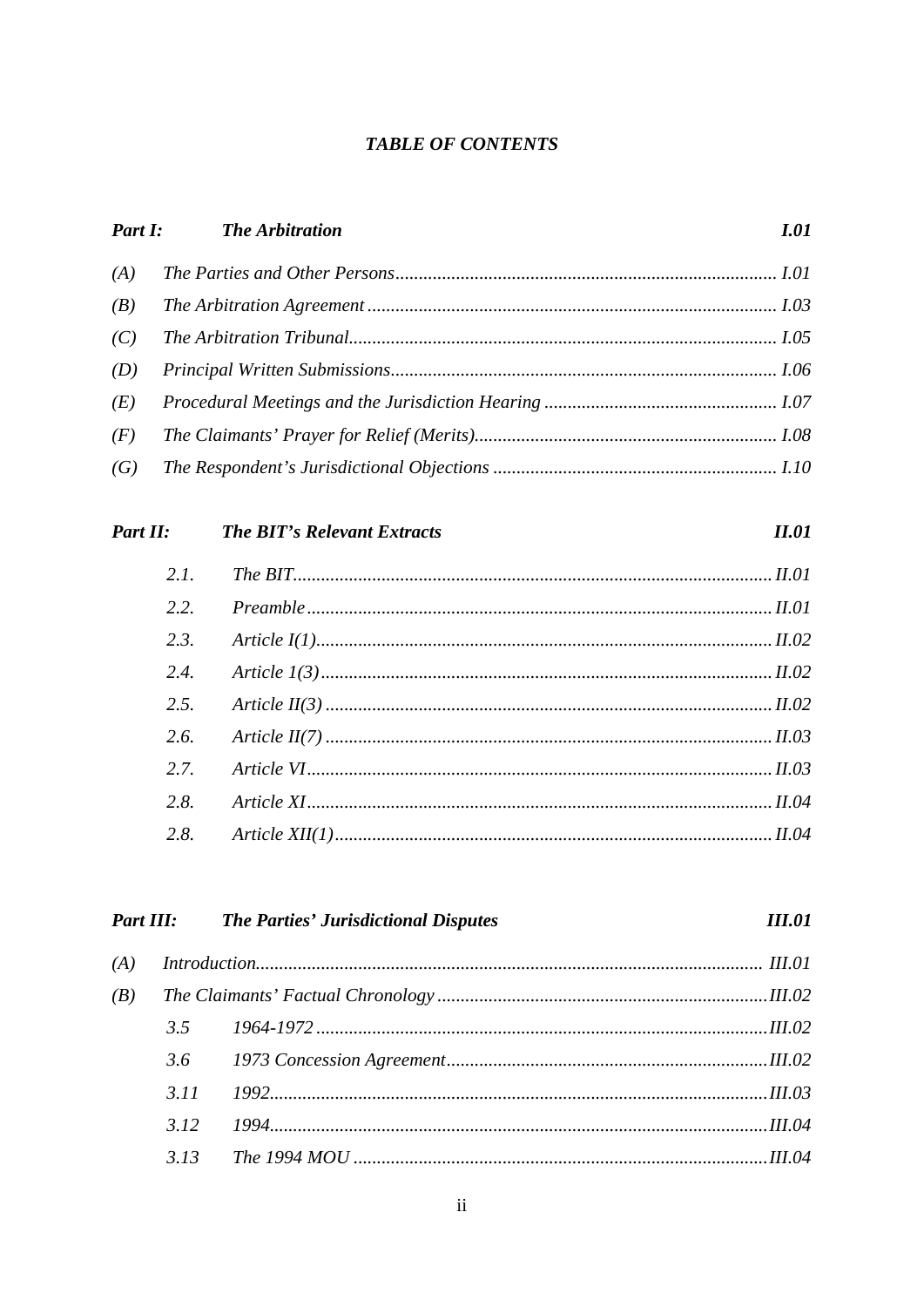## *TABLE OF CONTENTS*

| | | |
|---|---|---|
| ***Part I:*** | ***The Arbitration*** | ***I.01*** |
| *(A)* | *The Parties and Other Persons* | *I.01* |
| *(B)* | *The Arbitration Agreement* | *I.03* |
| *(C)* | *The Arbitration Tribunal* | *I.05* |
| *(D)* | *Principal Written Submissions* | *I.06* |
| *(E)* | *Procedural Meetings and the Jurisdiction Hearing* | *I.07* |
| *(F)* | *The Claimants' Prayer for Relief (Merits)* | *I.08* |
| *(G)* | *The Respondent's Jurisdictional Objections* | *I.10* |
| ***Part II:*** | ***The BIT's Relevant Extracts*** | ***II.01*** |
| *2.1.* | *The BIT* | *II.01* |
| *2.2.* | *Preamble* | *II.01* |
| *2.3.* | *Article I(1)* | *II.02* |
| *2.4.* | *Article 1(3)* | *II.02* |
| *2.5.* | *Article II(3)* | *II.02* |
| *2.6.* | *Article II(7)* | *II.03* |
| *2.7.* | *Article VI* | *II.03* |
| *2.8.* | *Article XI* | *II.04* |
| *2.8.* | *Article XII(1)* | *II.04* |
| ***Part III:*** | ***The Parties' Jurisdictional Disputes*** | ***III.01*** |
| *(A)* | *Introduction* | *III.01* |
| *(B)* | *The Claimants' Factual Chronology* | *III.02* |
| *3.5* | *1964-1972* | *III.02* |
| *3.6* | *1973 Concession Agreement* | *III.02* |
| *3.11* | *1992* | *III.03* |
| *3.12* | *1994* | *III.04* |
| *3.13* | *The 1994 MOU* | *III.04* |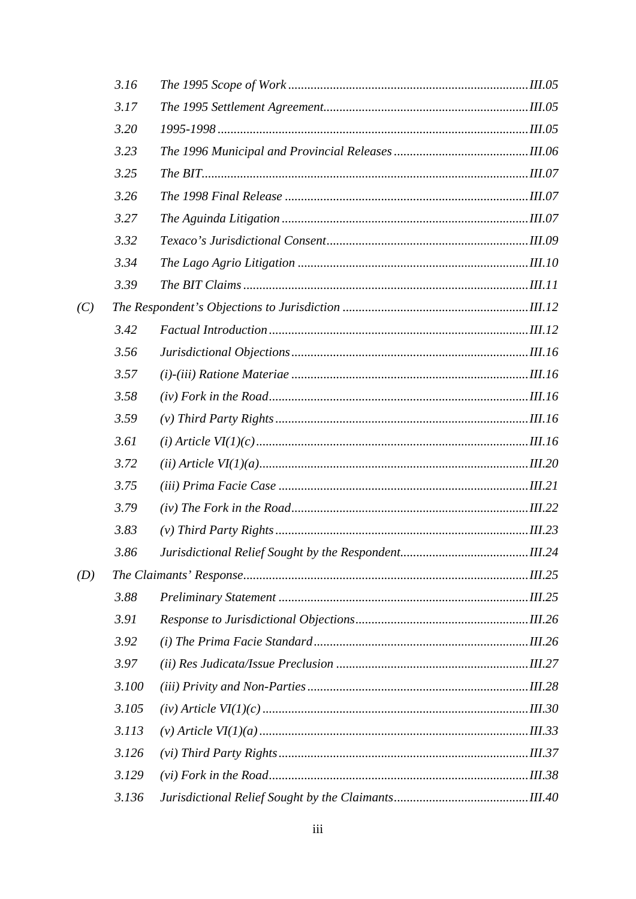| | | | |
|---|---|---|---|
| | 3.16 | *The 1995 Scope of Work* | *III.05* |
| | 3.17 | *The 1995 Settlement Agreement* | *III.05* |
| | 3.20 | *1995-1998* | *III.05* |
| | 3.23 | *The 1996 Municipal and Provincial Releases* | *III.06* |
| | 3.25 | *The BIT* | *III.07* |
| | 3.26 | *The 1998 Final Release* | *III.07* |
| | 3.27 | *The Aguinda Litigation* | *III.07* |
| | 3.32 | *Texaco's Jurisdictional Consent* | *III.09* |
| | 3.34 | *The Lago Agrio Litigation* | *III.10* |
| | 3.39 | *The BIT Claims* | *III.11* |
| *(C)* | | *The Respondent's Objections to Jurisdiction* | *III.12* |
| | 3.42 | *Factual Introduction* | *III.12* |
| | 3.56 | *Jurisdictional Objections* | *III.16* |
| | 3.57 | *(i)-(iii) Ratione Materiae* | *III.16* |
| | 3.58 | *(iv) Fork in the Road* | *III.16* |
| | 3.59 | *(v) Third Party Rights* | *III.16* |
| | 3.61 | *(i) Article VI(1)(c)* | *III.16* |
| | 3.72 | *(ii) Article VI(1)(a)* | *III.20* |
| | 3.75 | *(iii) Prima Facie Case* | *III.21* |
| | 3.79 | *(iv) The Fork in the Road* | *III.22* |
| | 3.83 | *(v) Third Party Rights* | *III.23* |
| | 3.86 | *Jurisdictional Relief Sought by the Respondent* | *III.24* |
| *(D)* | | *The Claimants' Response* | *III.25* |
| | 3.88 | *Preliminary Statement* | *III.25* |
| | 3.91 | *Response to Jurisdictional Objections* | *III.26* |
| | 3.92 | *(i) The Prima Facie Standard* | *III.26* |
| | 3.97 | *(ii) Res Judicata/Issue Preclusion* | *III.27* |
| | 3.100 | *(iii) Privity and Non-Parties* | *III.28* |
| | 3.105 | *(iv) Article VI(1)(c)* | *III.30* |
| | 3.113 | *(v) Article VI(1)(a)* | *III.33* |
| | 3.126 | *(vi) Third Party Rights* | *III.37* |
| | 3.129 | *(vi) Fork in the Road* | *III.38* |
| | 3.136 | *Jurisdictional Relief Sought by the Claimants* | *III.40* |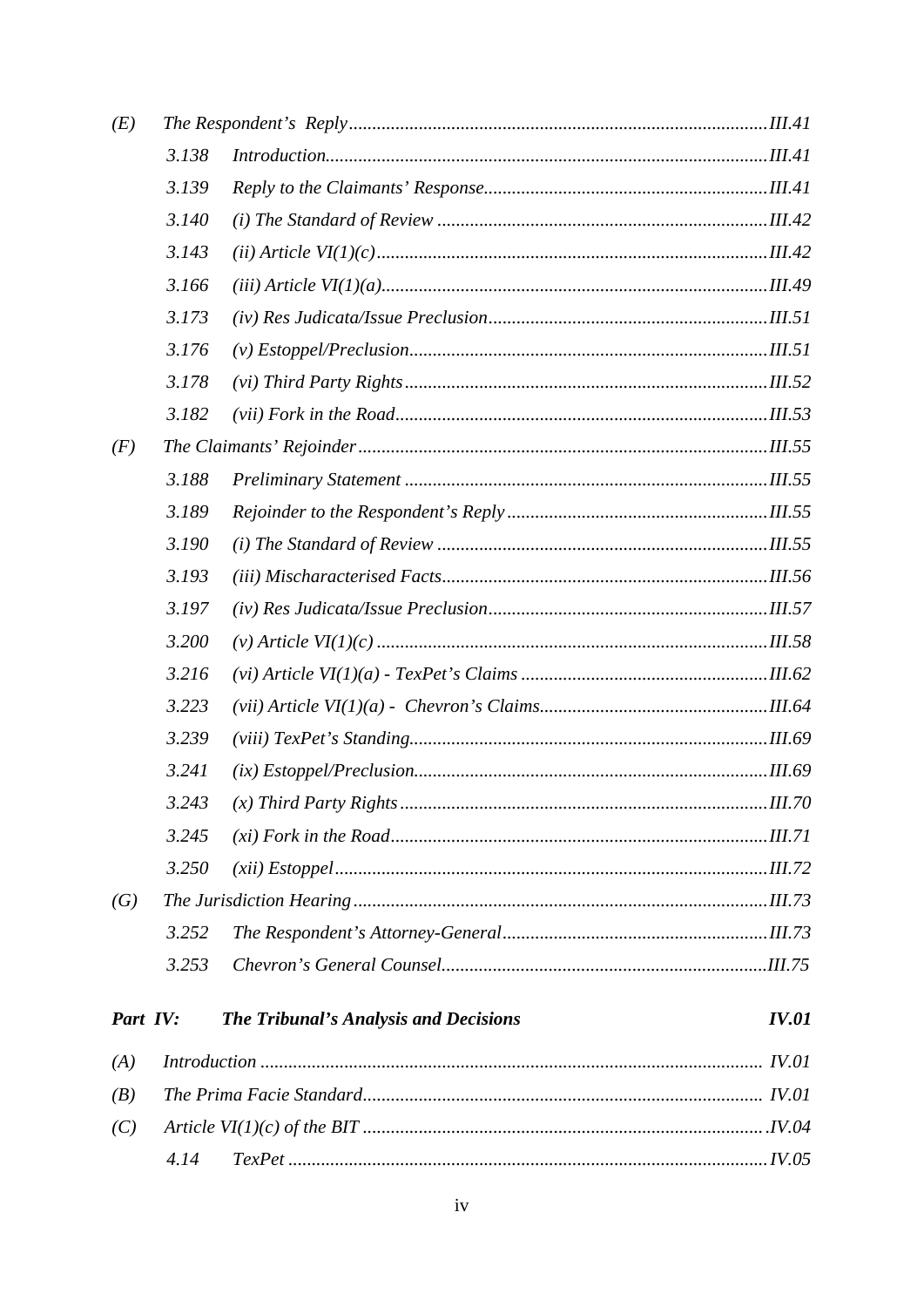| | | | |
|---|---|---|---|
| *(E)* | *The Respondent's Reply* | | *III.41* |
| | *3.138* | *Introduction* | *III.41* |
| | *3.139* | *Reply to the Claimants' Response* | *III.41* |
| | *3.140* | *(i) The Standard of Review* | *III.42* |
| | *3.143* | *(ii) Article VI(1)(c)* | *III.42* |
| | *3.166* | *(iii) Article VI(1)(a)* | *III.49* |
| | *3.173* | *(iv) Res Judicata/Issue Preclusion* | *III.51* |
| | *3.176* | *(v) Estoppel/Preclusion* | *III.51* |
| | *3.178* | *(vi) Third Party Rights* | *III.52* |
| | *3.182* | *(vii) Fork in the Road* | *III.53* |
| *(F)* | *The Claimants' Rejoinder* | | *III.55* |
| | *3.188* | *Preliminary Statement* | *III.55* |
| | *3.189* | *Rejoinder to the Respondent's Reply* | *III.55* |
| | *3.190* | *(i) The Standard of Review* | *III.55* |
| | *3.193* | *(iii) Mischaracterised Facts* | *III.56* |
| | *3.197* | *(iv) Res Judicata/Issue Preclusion* | *III.57* |
| | *3.200* | *(v) Article VI(1)(c)* | *III.58* |
| | *3.216* | *(vi) Article VI(1)(a) - TexPet's Claims* | *III.62* |
| | *3.223* | *(vii) Article VI(1)(a) - Chevron's Claims* | *III.64* |
| | *3.239* | *(viii) TexPet's Standing* | *III.69* |
| | *3.241* | *(ix) Estoppel/Preclusion* | *III.69* |
| | *3.243* | *(x) Third Party Rights* | *III.70* |
| | *3.245* | *(xi) Fork in the Road* | *III.71* |
| | *3.250* | *(xii) Estoppel* | *III.72* |
| *(G)* | *The Jurisdiction Hearing* | | *III.73* |
| | *3.252* | *The Respondent's Attorney-General* | *III.73* |
| | *3.253* | *Chevron's General Counsel* | *III.75* |

***Part IV: The Tribunal's Analysis and Decisions*** ***IV.01***

| | | | |
|---|---|---|---|
| *(A)* | *Introduction* | | *IV.01* |
| *(B)* | *The Prima Facie Standard* | | *IV.01* |
| *(C)* | *Article VI(1)(c) of the BIT* | | *IV.04* |
| | *4.14* | *TexPet* | *IV.05* |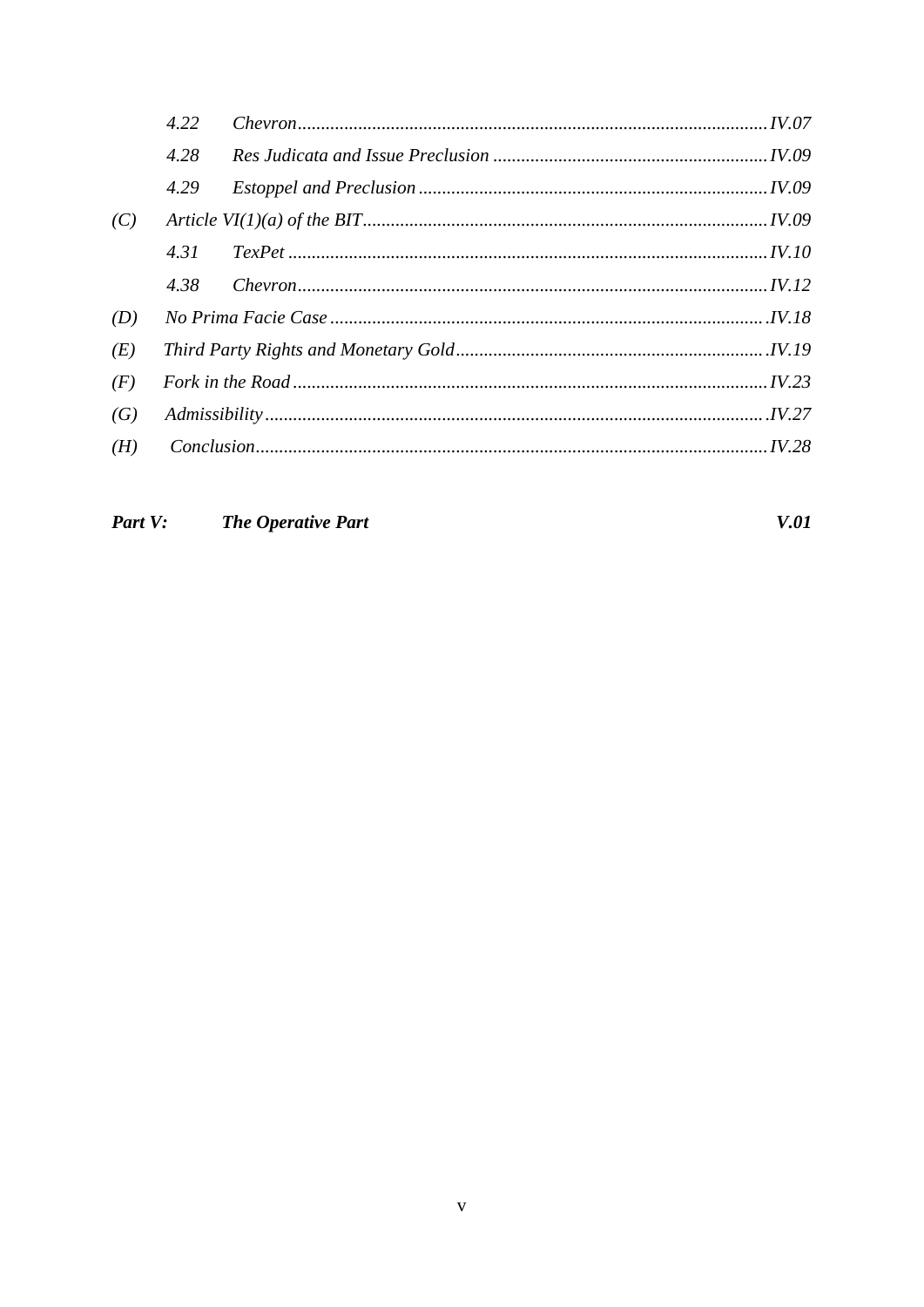| | | |
|---|---|---|
| *4.22* | *Chevron* | *IV.07* |
| *4.28* | *Res Judicata and Issue Preclusion* | *IV.09* |
| *4.29* | *Estoppel and Preclusion* | *IV.09* |
| *(C)* | *Article VI(1)(a) of the BIT* | *IV.09* |
| *4.31* | *TexPet* | *IV.10* |
| *4.38* | *Chevron* | *IV.12* |
| *(D)* | *No Prima Facie Case* | *IV.18* |
| *(E)* | *Third Party Rights and Monetary Gold* | *IV.19* |
| *(F)* | *Fork in the Road* | *IV.23* |
| *(G)* | *Admissibility* | *IV.27* |
| *(H)* | *Conclusion* | *IV.28* |

***Part V:*** ***The Operative Part*** ***V.01***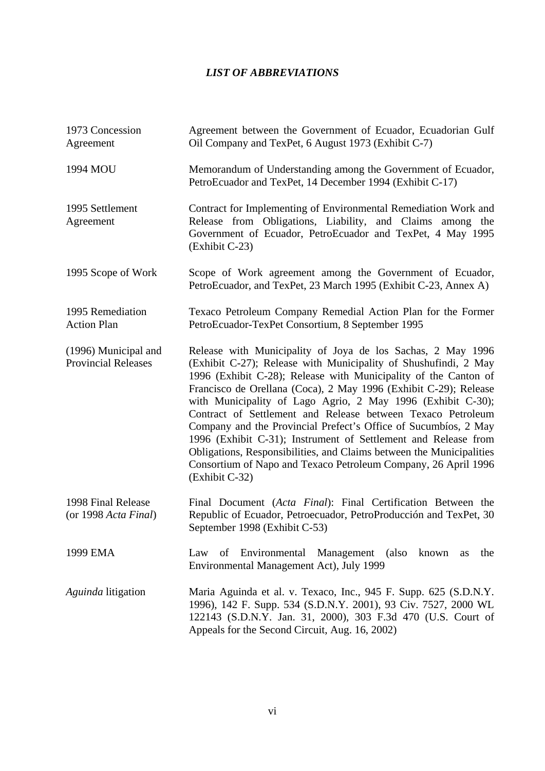# *LIST OF ABBREVIATIONS*

| | |
|---|---|
| 1973 Concession Agreement | Agreement between the Government of Ecuador, Ecuadorian Gulf Oil Company and TexPet, 6 August 1973 (Exhibit C-7) |
| 1994 MOU | Memorandum of Understanding among the Government of Ecuador, PetroEcuador and TexPet, 14 December 1994 (Exhibit C-17) |
| 1995 Settlement Agreement | Contract for Implementing of Environmental Remediation Work and Release from Obligations, Liability, and Claims among the Government of Ecuador, PetroEcuador and TexPet, 4 May 1995 (Exhibit C-23) |
| 1995 Scope of Work | Scope of Work agreement among the Government of Ecuador, PetroEcuador, and TexPet, 23 March 1995 (Exhibit C-23, Annex A) |
| 1995 Remediation Action Plan | Texaco Petroleum Company Remedial Action Plan for the Former PetroEcuador-TexPet Consortium, 8 September 1995 |
| (1996) Municipal and Provincial Releases | Release with Municipality of Joya de los Sachas, 2 May 1996 (Exhibit C-27); Release with Municipality of Shushufindi, 2 May 1996 (Exhibit C-28); Release with Municipality of the Canton of Francisco de Orellana (Coca), 2 May 1996 (Exhibit C-29); Release with Municipality of Lago Agrio, 2 May 1996 (Exhibit C-30); Contract of Settlement and Release between Texaco Petroleum Company and the Provincial Prefect's Office of Sucumbíos, 2 May 1996 (Exhibit C-31); Instrument of Settlement and Release from Obligations, Responsibilities, and Claims between the Municipalities Consortium of Napo and Texaco Petroleum Company, 26 April 1996 (Exhibit C-32) |
| 1998 Final Release (or 1998 *Acta Final*) | Final Document (*Acta Final*): Final Certification Between the Republic of Ecuador, Petroecuador, PetroProducción and TexPet, 30 September 1998 (Exhibit C-53) |
| 1999 EMA | Law of Environmental Management (also known as the Environmental Management Act), July 1999 |
| *Aguinda* litigation | Maria Aguinda et al. v. Texaco, Inc., 945 F. Supp. 625 (S.D.N.Y. 1996), 142 F. Supp. 534 (S.D.N.Y. 2001), 93 Civ. 7527, 2000 WL 122143 (S.D.N.Y. Jan. 31, 2000), 303 F.3d 470 (U.S. Court of Appeals for the Second Circuit, Aug. 16, 2002) |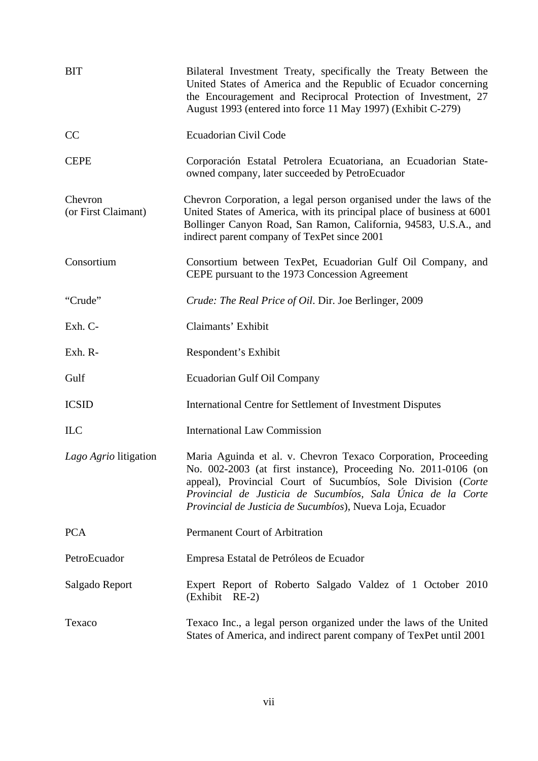| | |
|---|---|
| BIT | Bilateral Investment Treaty, specifically the Treaty Between the United States of America and the Republic of Ecuador concerning the Encouragement and Reciprocal Protection of Investment, 27 August 1993 (entered into force 11 May 1997) (Exhibit C-279) |
| CC | Ecuadorian Civil Code |
| CEPE | Corporación Estatal Petrolera Ecuatoriana, an Ecuadorian State-owned company, later succeeded by PetroEcuador |
| Chevron (or First Claimant) | Chevron Corporation, a legal person organised under the laws of the United States of America, with its principal place of business at 6001 Bollinger Canyon Road, San Ramon, California, 94583, U.S.A., and indirect parent company of TexPet since 2001 |
| Consortium | Consortium between TexPet, Ecuadorian Gulf Oil Company, and CEPE pursuant to the 1973 Concession Agreement |
| "Crude" | *Crude: The Real Price of Oil*. Dir. Joe Berlinger, 2009 |
| Exh. C- | Claimants' Exhibit |
| Exh. R- | Respondent's Exhibit |
| Gulf | Ecuadorian Gulf Oil Company |
| ICSID | International Centre for Settlement of Investment Disputes |
| ILC | International Law Commission |
| *Lago Agrio* litigation | Maria Aguinda et al. v. Chevron Texaco Corporation, Proceeding No. 002-2003 (at first instance), Proceeding No. 2011-0106 (on appeal), Provincial Court of Sucumbíos, Sole Division (*Corte Provincial de Justicia de Sucumbíos, Sala Única de la Corte Provincial de Justicia de Sucumbíos*), Nueva Loja, Ecuador |
| PCA | Permanent Court of Arbitration |
| PetroEcuador | Empresa Estatal de Petróleos de Ecuador |
| Salgado Report | Expert Report of Roberto Salgado Valdez of 1 October 2010 (Exhibit RE-2) |
| Texaco | Texaco Inc., a legal person organized under the laws of the United States of America, and indirect parent company of TexPet until 2001 |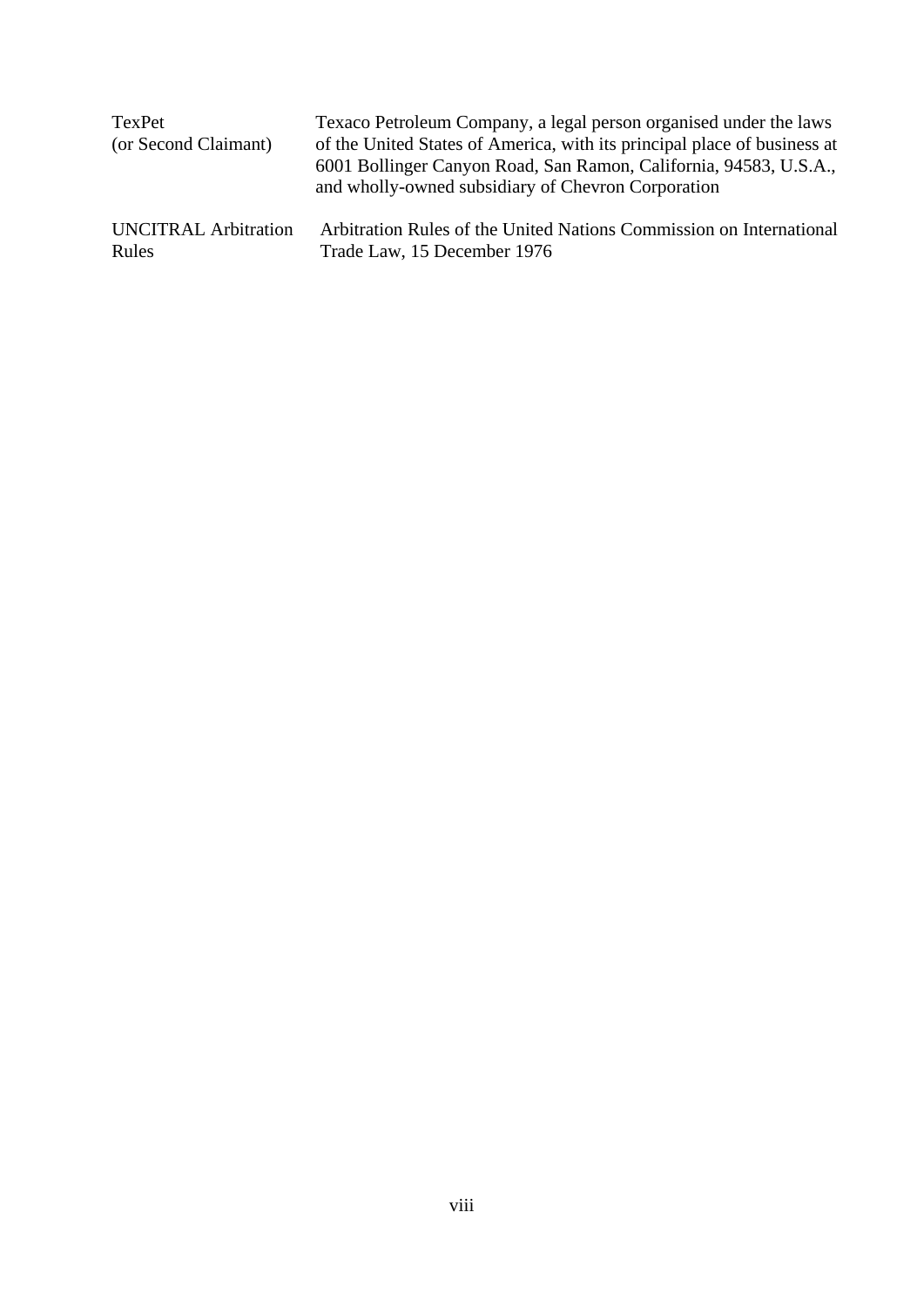| | |
|---|---|
| TexPet (or Second Claimant) | Texaco Petroleum Company, a legal person organised under the laws of the United States of America, with its principal place of business at 6001 Bollinger Canyon Road, San Ramon, California, 94583, U.S.A., and wholly-owned subsidiary of Chevron Corporation |
| UNCITRAL Arbitration Rules | Arbitration Rules of the United Nations Commission on International Trade Law, 15 December 1976 |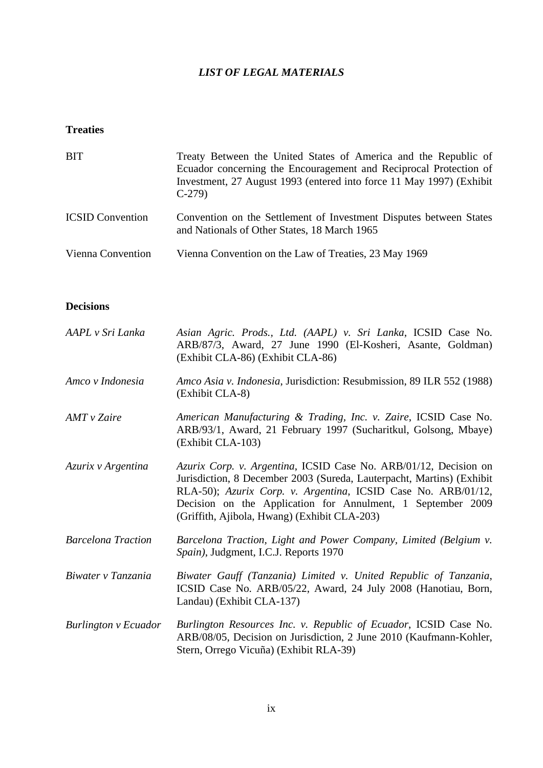# *LIST OF LEGAL MATERIALS*

## Treaties

| | |
|---|---|
| BIT | Treaty Between the United States of America and the Republic of Ecuador concerning the Encouragement and Reciprocal Protection of Investment, 27 August 1993 (entered into force 11 May 1997) (Exhibit C-279) |
| ICSID Convention | Convention on the Settlement of Investment Disputes between States and Nationals of Other States, 18 March 1965 |
| Vienna Convention | Vienna Convention on the Law of Treaties, 23 May 1969 |

## Decisions

| | |
|---|---|
| *AAPL v Sri Lanka* | *Asian Agric. Prods., Ltd. (AAPL) v. Sri Lanka*, ICSID Case No. ARB/87/3, Award, 27 June 1990 (El-Kosheri, Asante, Goldman) (Exhibit CLA-86) (Exhibit CLA-86) |
| *Amco v Indonesia* | *Amco Asia v. Indonesia*, Jurisdiction: Resubmission, 89 ILR 552 (1988) (Exhibit CLA-8) |
| *AMT v Zaire* | *American Manufacturing & Trading, Inc. v. Zaire*, ICSID Case No. ARB/93/1, Award, 21 February 1997 (Sucharitkul, Golsong, Mbaye) (Exhibit CLA-103) |
| *Azurix v Argentina* | *Azurix Corp. v. Argentina*, ICSID Case No. ARB/01/12, Decision on Jurisdiction, 8 December 2003 (Sureda, Lauterpacht, Martins) (Exhibit RLA-50); *Azurix Corp. v. Argentina*, ICSID Case No. ARB/01/12, Decision on the Application for Annulment, 1 September 2009 (Griffith, Ajibola, Hwang) (Exhibit CLA-203) |
| *Barcelona Traction* | *Barcelona Traction, Light and Power Company, Limited (Belgium v. Spain)*, Judgment, I.C.J. Reports 1970 |
| *Biwater v Tanzania* | *Biwater Gauff (Tanzania) Limited v. United Republic of Tanzania*, ICSID Case No. ARB/05/22, Award, 24 July 2008 (Hanotiau, Born, Landau) (Exhibit CLA-137) |
| *Burlington v Ecuador* | *Burlington Resources Inc. v. Republic of Ecuador*, ICSID Case No. ARB/08/05, Decision on Jurisdiction, 2 June 2010 (Kaufmann-Kohler, Stern, Orrego Vicuña) (Exhibit RLA-39) |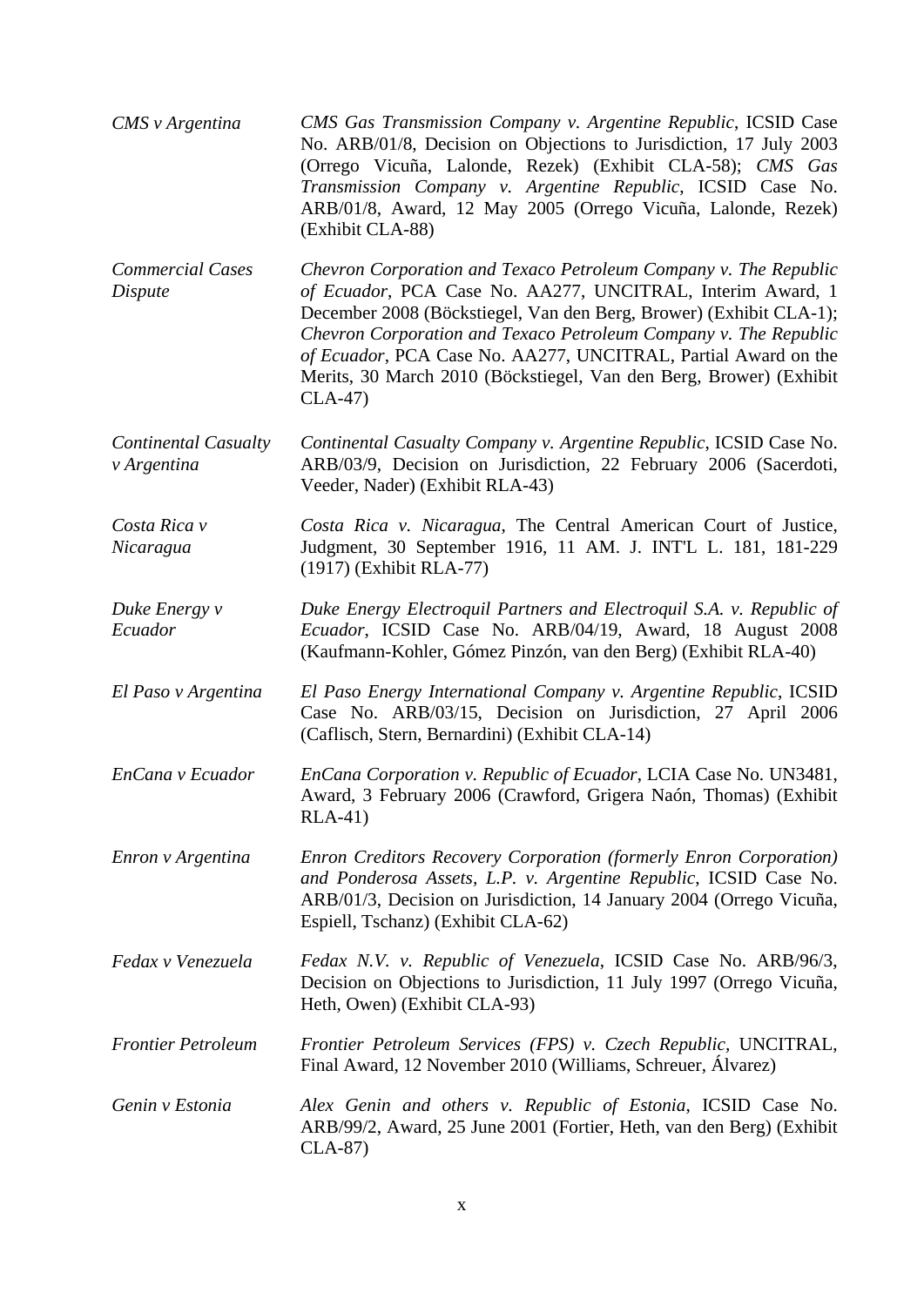| | |
|---|---|
| *CMS v Argentina* | *CMS Gas Transmission Company v. Argentine Republic*, ICSID Case No. ARB/01/8, Decision on Objections to Jurisdiction, 17 July 2003 (Orrego Vicuña, Lalonde, Rezek) (Exhibit CLA-58); *CMS Gas Transmission Company v. Argentine Republic*, ICSID Case No. ARB/01/8, Award, 12 May 2005 (Orrego Vicuña, Lalonde, Rezek) (Exhibit CLA-88) |
| *Commercial Cases Dispute* | *Chevron Corporation and Texaco Petroleum Company v. The Republic of Ecuador*, PCA Case No. AA277, UNCITRAL, Interim Award, 1 December 2008 (Böckstiegel, Van den Berg, Brower) (Exhibit CLA-1); *Chevron Corporation and Texaco Petroleum Company v. The Republic of Ecuador*, PCA Case No. AA277, UNCITRAL, Partial Award on the Merits, 30 March 2010 (Böckstiegel, Van den Berg, Brower) (Exhibit CLA-47) |
| *Continental Casualty v Argentina* | *Continental Casualty Company v. Argentine Republic*, ICSID Case No. ARB/03/9, Decision on Jurisdiction, 22 February 2006 (Sacerdoti, Veeder, Nader) (Exhibit RLA-43) |
| *Costa Rica v Nicaragua* | *Costa Rica v. Nicaragua*, The Central American Court of Justice, Judgment, 30 September 1916, 11 AM. J. INT'L L. 181, 181-229 (1917) (Exhibit RLA-77) |
| *Duke Energy v Ecuador* | *Duke Energy Electroquil Partners and Electroquil S.A. v. Republic of Ecuador*, ICSID Case No. ARB/04/19, Award, 18 August 2008 (Kaufmann-Kohler, Gómez Pinzón, van den Berg) (Exhibit RLA-40) |
| *El Paso v Argentina* | *El Paso Energy International Company v. Argentine Republic*, ICSID Case No. ARB/03/15, Decision on Jurisdiction, 27 April 2006 (Caflisch, Stern, Bernardini) (Exhibit CLA-14) |
| *EnCana v Ecuador* | *EnCana Corporation v. Republic of Ecuador*, LCIA Case No. UN3481, Award, 3 February 2006 (Crawford, Grigera Naón, Thomas) (Exhibit RLA-41) |
| *Enron v Argentina* | *Enron Creditors Recovery Corporation (formerly Enron Corporation) and Ponderosa Assets, L.P. v. Argentine Republic*, ICSID Case No. ARB/01/3, Decision on Jurisdiction, 14 January 2004 (Orrego Vicuña, Espiell, Tschanz) (Exhibit CLA-62) |
| *Fedax v Venezuela* | *Fedax N.V. v. Republic of Venezuela*, ICSID Case No. ARB/96/3, Decision on Objections to Jurisdiction, 11 July 1997 (Orrego Vicuña, Heth, Owen) (Exhibit CLA-93) |
| *Frontier Petroleum* | *Frontier Petroleum Services (FPS) v. Czech Republic*, UNCITRAL, Final Award, 12 November 2010 (Williams, Schreuer, Álvarez) |
| *Genin v Estonia* | *Alex Genin and others v. Republic of Estonia*, ICSID Case No. ARB/99/2, Award, 25 June 2001 (Fortier, Heth, van den Berg) (Exhibit CLA-87) |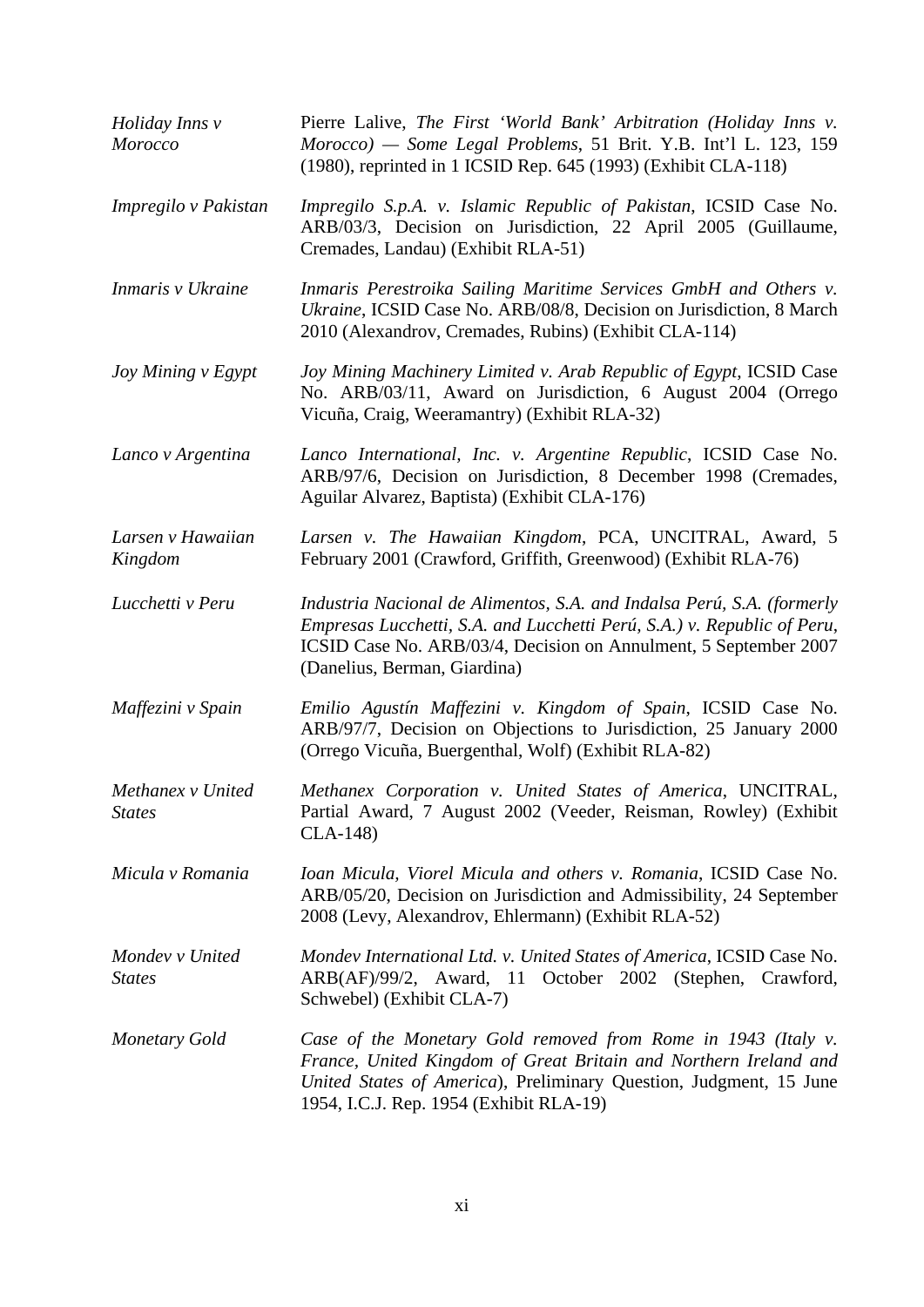| | |
|---|---|
| *Holiday Inns v Morocco* | Pierre Lalive, *The First 'World Bank' Arbitration (Holiday Inns v. Morocco) — Some Legal Problems*, 51 Brit. Y.B. Int'l L. 123, 159 (1980), reprinted in 1 ICSID Rep. 645 (1993) (Exhibit CLA-118) |
| *Impregilo v Pakistan* | *Impregilo S.p.A. v. Islamic Republic of Pakistan*, ICSID Case No. ARB/03/3, Decision on Jurisdiction, 22 April 2005 (Guillaume, Cremades, Landau) (Exhibit RLA-51) |
| *Inmaris v Ukraine* | *Inmaris Perestroika Sailing Maritime Services GmbH and Others v. Ukraine*, ICSID Case No. ARB/08/8, Decision on Jurisdiction, 8 March 2010 (Alexandrov, Cremades, Rubins) (Exhibit CLA-114) |
| *Joy Mining v Egypt* | *Joy Mining Machinery Limited v. Arab Republic of Egypt*, ICSID Case No. ARB/03/11, Award on Jurisdiction, 6 August 2004 (Orrego Vicuña, Craig, Weeramantry) (Exhibit RLA-32) |
| *Lanco v Argentina* | *Lanco International, Inc. v. Argentine Republic*, ICSID Case No. ARB/97/6, Decision on Jurisdiction, 8 December 1998 (Cremades, Aguilar Alvarez, Baptista) (Exhibit CLA-176) |
| *Larsen v Hawaiian Kingdom* | *Larsen v. The Hawaiian Kingdom*, PCA, UNCITRAL, Award, 5 February 2001 (Crawford, Griffith, Greenwood) (Exhibit RLA-76) |
| *Lucchetti v Peru* | *Industria Nacional de Alimentos, S.A. and Indalsa Perú, S.A. (formerly Empresas Lucchetti, S.A. and Lucchetti Perú, S.A.) v. Republic of Peru*, ICSID Case No. ARB/03/4, Decision on Annulment, 5 September 2007 (Danelius, Berman, Giardina) |
| *Maffezini v Spain* | *Emilio Agustín Maffezini v. Kingdom of Spain*, ICSID Case No. ARB/97/7, Decision on Objections to Jurisdiction, 25 January 2000 (Orrego Vicuña, Buergenthal, Wolf) (Exhibit RLA-82) |
| *Methanex v United States* | *Methanex Corporation v. United States of America*, UNCITRAL, Partial Award, 7 August 2002 (Veeder, Reisman, Rowley) (Exhibit CLA-148) |
| *Micula v Romania* | *Ioan Micula, Viorel Micula and others v. Romania*, ICSID Case No. ARB/05/20, Decision on Jurisdiction and Admissibility, 24 September 2008 (Levy, Alexandrov, Ehlermann) (Exhibit RLA-52) |
| *Mondev v United States* | *Mondev International Ltd. v. United States of America*, ICSID Case No. ARB(AF)/99/2, Award, 11 October 2002 (Stephen, Crawford, Schwebel) (Exhibit CLA-7) |
| *Monetary Gold* | *Case of the Monetary Gold removed from Rome in 1943 (Italy v. France, United Kingdom of Great Britain and Northern Ireland and United States of America*), Preliminary Question, Judgment, 15 June 1954, I.C.J. Rep. 1954 (Exhibit RLA-19) |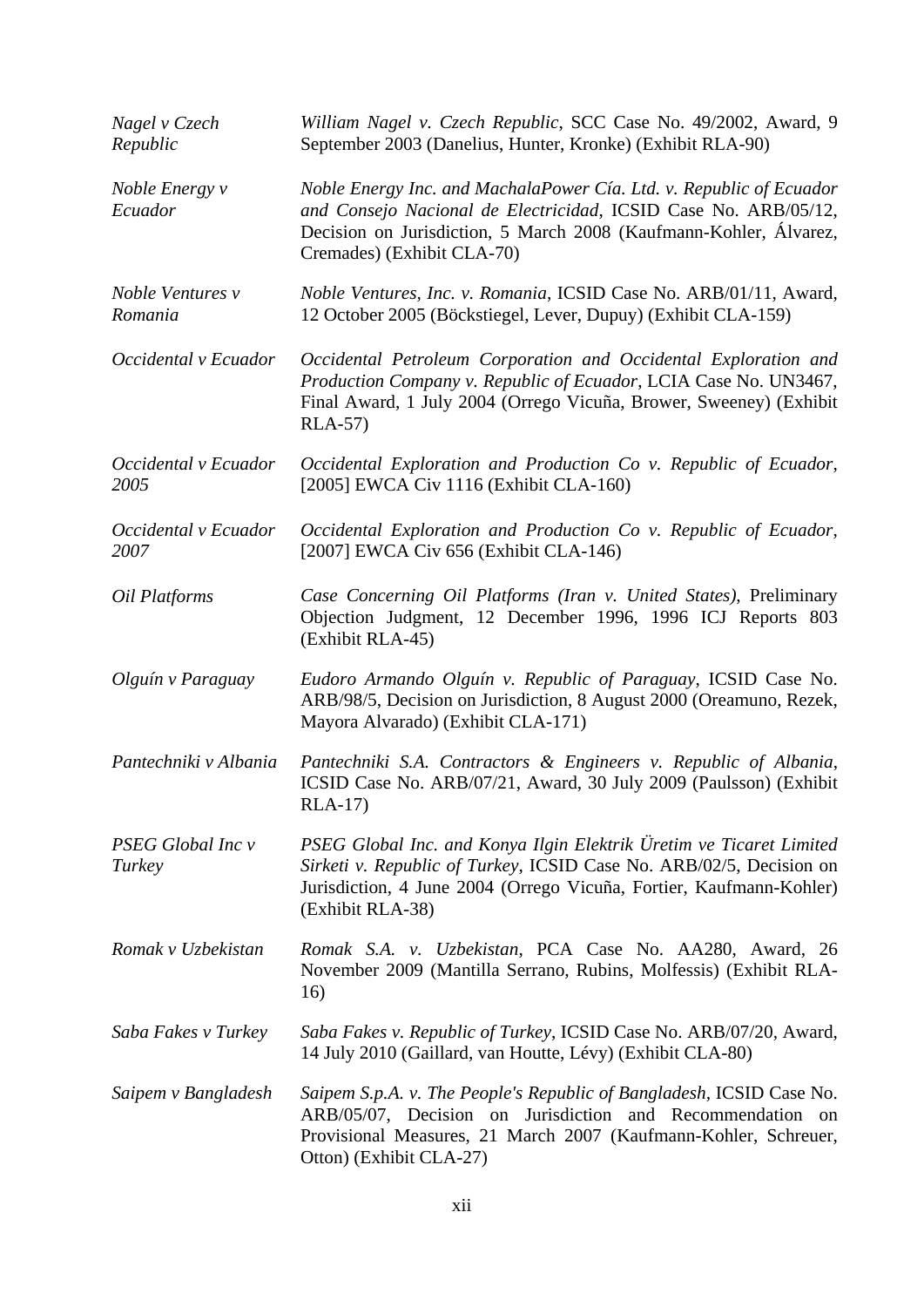| | |
|---|---|
| *Nagel v Czech Republic* | *William Nagel v. Czech Republic*, SCC Case No. 49/2002, Award, 9 September 2003 (Danelius, Hunter, Kronke) (Exhibit RLA-90) |
| *Noble Energy v Ecuador* | *Noble Energy Inc. and MachalaPower Cía. Ltd. v. Republic of Ecuador and Consejo Nacional de Electricidad*, ICSID Case No. ARB/05/12, Decision on Jurisdiction, 5 March 2008 (Kaufmann-Kohler, Álvarez, Cremades) (Exhibit CLA-70) |
| *Noble Ventures v Romania* | *Noble Ventures, Inc. v. Romania*, ICSID Case No. ARB/01/11, Award, 12 October 2005 (Böckstiegel, Lever, Dupuy) (Exhibit CLA-159) |
| *Occidental v Ecuador* | *Occidental Petroleum Corporation and Occidental Exploration and Production Company v. Republic of Ecuador*, LCIA Case No. UN3467, Final Award, 1 July 2004 (Orrego Vicuña, Brower, Sweeney) (Exhibit RLA-57) |
| *Occidental v Ecuador 2005* | *Occidental Exploration and Production Co v. Republic of Ecuador*, [2005] EWCA Civ 1116 (Exhibit CLA-160) |
| *Occidental v Ecuador 2007* | *Occidental Exploration and Production Co v. Republic of Ecuador*, [2007] EWCA Civ 656 (Exhibit CLA-146) |
| *Oil Platforms* | *Case Concerning Oil Platforms (Iran v. United States)*, Preliminary Objection Judgment, 12 December 1996, 1996 ICJ Reports 803 (Exhibit RLA-45) |
| *Olguín v Paraguay* | *Eudoro Armando Olguín v. Republic of Paraguay*, ICSID Case No. ARB/98/5, Decision on Jurisdiction, 8 August 2000 (Oreamuno, Rezek, Mayora Alvarado) (Exhibit CLA-171) |
| *Pantechniki v Albania* | *Pantechniki S.A. Contractors & Engineers v. Republic of Albania*, ICSID Case No. ARB/07/21, Award, 30 July 2009 (Paulsson) (Exhibit RLA-17) |
| *PSEG Global Inc v Turkey* | *PSEG Global Inc. and Konya Ilgin Elektrik Üretim ve Ticaret Limited Sirketi v. Republic of Turkey*, ICSID Case No. ARB/02/5, Decision on Jurisdiction, 4 June 2004 (Orrego Vicuña, Fortier, Kaufmann-Kohler) (Exhibit RLA-38) |
| *Romak v Uzbekistan* | *Romak S.A. v. Uzbekistan*, PCA Case No. AA280, Award, 26 November 2009 (Mantilla Serrano, Rubins, Molfessis) (Exhibit RLA-16) |
| *Saba Fakes v Turkey* | *Saba Fakes v. Republic of Turkey*, ICSID Case No. ARB/07/20, Award, 14 July 2010 (Gaillard, van Houtte, Lévy) (Exhibit CLA-80) |
| *Saipem v Bangladesh* | *Saipem S.p.A. v. The People's Republic of Bangladesh*, ICSID Case No. ARB/05/07, Decision on Jurisdiction and Recommendation on Provisional Measures, 21 March 2007 (Kaufmann-Kohler, Schreuer, Otton) (Exhibit CLA-27) |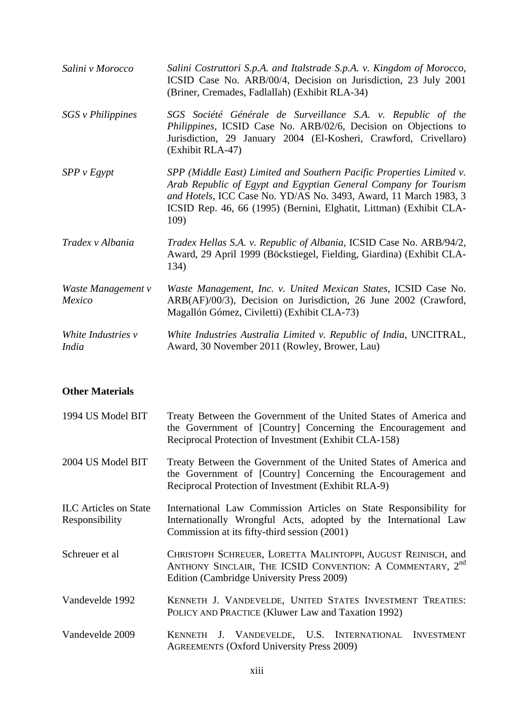| | |
|---|---|
| *Salini v Morocco* | *Salini Costruttori S.p.A. and Italstrade S.p.A. v. Kingdom of Morocco*, ICSID Case No. ARB/00/4, Decision on Jurisdiction, 23 July 2001 (Briner, Cremades, Fadlallah) (Exhibit RLA-34) |
| *SGS v Philippines* | *SGS Société Générale de Surveillance S.A. v. Republic of the Philippines*, ICSID Case No. ARB/02/6, Decision on Objections to Jurisdiction, 29 January 2004 (El-Kosheri, Crawford, Crivellaro) (Exhibit RLA-47) |
| *SPP v Egypt* | *SPP (Middle East) Limited and Southern Pacific Properties Limited v. Arab Republic of Egypt and Egyptian General Company for Tourism and Hotels*, ICC Case No. YD/AS No. 3493, Award, 11 March 1983, 3 ICSID Rep. 46, 66 (1995) (Bernini, Elghatit, Littman) (Exhibit CLA-109) |
| *Tradex v Albania* | *Tradex Hellas S.A. v. Republic of Albania*, ICSID Case No. ARB/94/2, Award, 29 April 1999 (Böckstiegel, Fielding, Giardina) (Exhibit CLA-134) |
| *Waste Management v Mexico* | *Waste Management, Inc. v. United Mexican States*, ICSID Case No. ARB(AF)/00/3), Decision on Jurisdiction, 26 June 2002 (Crawford, Magallón Gómez, Civiletti) (Exhibit CLA-73) |
| *White Industries v India* | *White Industries Australia Limited v. Republic of India*, UNCITRAL, Award, 30 November 2011 (Rowley, Brower, Lau) |

**Other Materials**

| | |
|---|---|
| 1994 US Model BIT | Treaty Between the Government of the United States of America and the Government of [Country] Concerning the Encouragement and Reciprocal Protection of Investment (Exhibit CLA-158) |
| 2004 US Model BIT | Treaty Between the Government of the United States of America and the Government of [Country] Concerning the Encouragement and Reciprocal Protection of Investment (Exhibit RLA-9) |
| ILC Articles on State Responsibility | International Law Commission Articles on State Responsibility for Internationally Wrongful Acts, adopted by the International Law Commission at its fifty-third session (2001) |
| Schreuer et al | CHRISTOPH SCHREUER, LORETTA MALINTOPPI, AUGUST REINISCH, and ANTHONY SINCLAIR, THE ICSID CONVENTION: A COMMENTARY, 2nd Edition (Cambridge University Press 2009) |
| Vandevelde 1992 | KENNETH J. VANDEVELDE, UNITED STATES INVESTMENT TREATIES: POLICY AND PRACTICE (Kluwer Law and Taxation 1992) |
| Vandevelde 2009 | KENNETH J. VANDEVELDE, U.S. INTERNATIONAL INVESTMENT AGREEMENTS (Oxford University Press 2009) |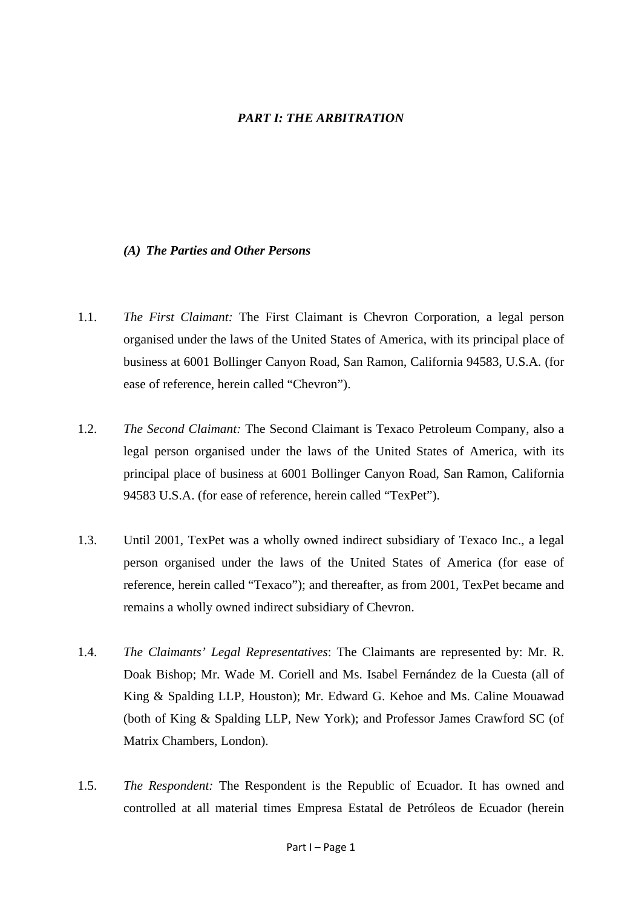# *PART I: THE ARBITRATION*

## *(A) The Parties and Other Persons*

1.1. *The First Claimant:* The First Claimant is Chevron Corporation, a legal person organised under the laws of the United States of America, with its principal place of business at 6001 Bollinger Canyon Road, San Ramon, California 94583, U.S.A. (for ease of reference, herein called "Chevron").

1.2. *The Second Claimant:* The Second Claimant is Texaco Petroleum Company, also a legal person organised under the laws of the United States of America, with its principal place of business at 6001 Bollinger Canyon Road, San Ramon, California 94583 U.S.A. (for ease of reference, herein called "TexPet").

1.3. Until 2001, TexPet was a wholly owned indirect subsidiary of Texaco Inc., a legal person organised under the laws of the United States of America (for ease of reference, herein called "Texaco"); and thereafter, as from 2001, TexPet became and remains a wholly owned indirect subsidiary of Chevron.

1.4. *The Claimants' Legal Representatives*: The Claimants are represented by: Mr. R. Doak Bishop; Mr. Wade M. Coriell and Ms. Isabel Fernández de la Cuesta (all of King & Spalding LLP, Houston); Mr. Edward G. Kehoe and Ms. Caline Mouawad (both of King & Spalding LLP, New York); and Professor James Crawford SC (of Matrix Chambers, London).

1.5. *The Respondent:* The Respondent is the Republic of Ecuador. It has owned and controlled at all material times Empresa Estatal de Petróleos de Ecuador (herein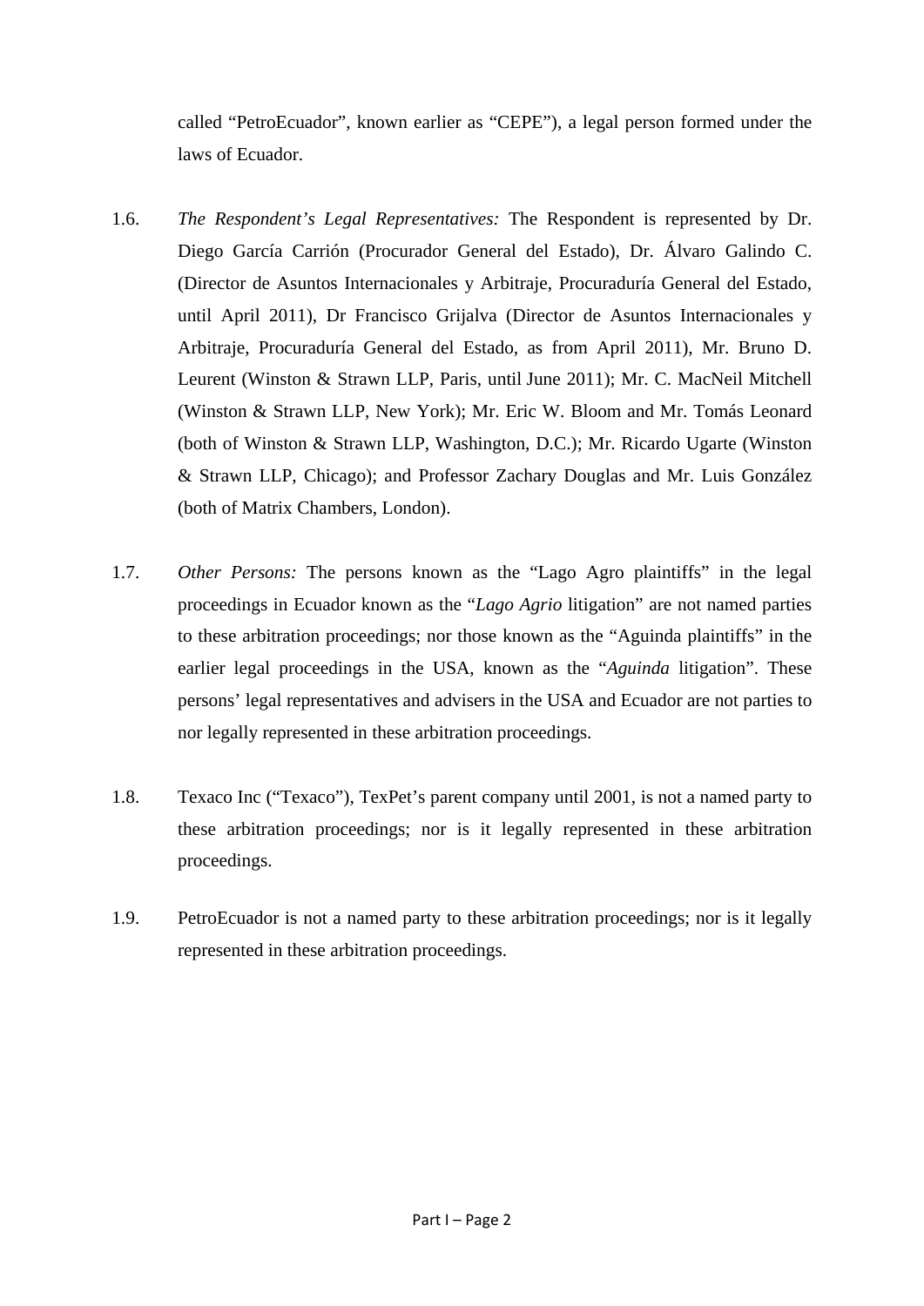called "PetroEcuador", known earlier as "CEPE"), a legal person formed under the laws of Ecuador.

1.6. *The Respondent's Legal Representatives:* The Respondent is represented by Dr. Diego García Carrión (Procurador General del Estado), Dr. Álvaro Galindo C. (Director de Asuntos Internacionales y Arbitraje, Procuraduría General del Estado, until April 2011), Dr Francisco Grijalva (Director de Asuntos Internacionales y Arbitraje, Procuraduría General del Estado, as from April 2011), Mr. Bruno D. Leurent (Winston & Strawn LLP, Paris, until June 2011); Mr. C. MacNeil Mitchell (Winston & Strawn LLP, New York); Mr. Eric W. Bloom and Mr. Tomás Leonard (both of Winston & Strawn LLP, Washington, D.C.); Mr. Ricardo Ugarte (Winston & Strawn LLP, Chicago); and Professor Zachary Douglas and Mr. Luis González (both of Matrix Chambers, London).

1.7. *Other Persons:* The persons known as the "Lago Agro plaintiffs" in the legal proceedings in Ecuador known as the "*Lago Agrio* litigation" are not named parties to these arbitration proceedings; nor those known as the "Aguinda plaintiffs" in the earlier legal proceedings in the USA, known as the "*Aguinda* litigation". These persons' legal representatives and advisers in the USA and Ecuador are not parties to nor legally represented in these arbitration proceedings.

1.8. Texaco Inc ("Texaco"), TexPet's parent company until 2001, is not a named party to these arbitration proceedings; nor is it legally represented in these arbitration proceedings.

1.9. PetroEcuador is not a named party to these arbitration proceedings; nor is it legally represented in these arbitration proceedings.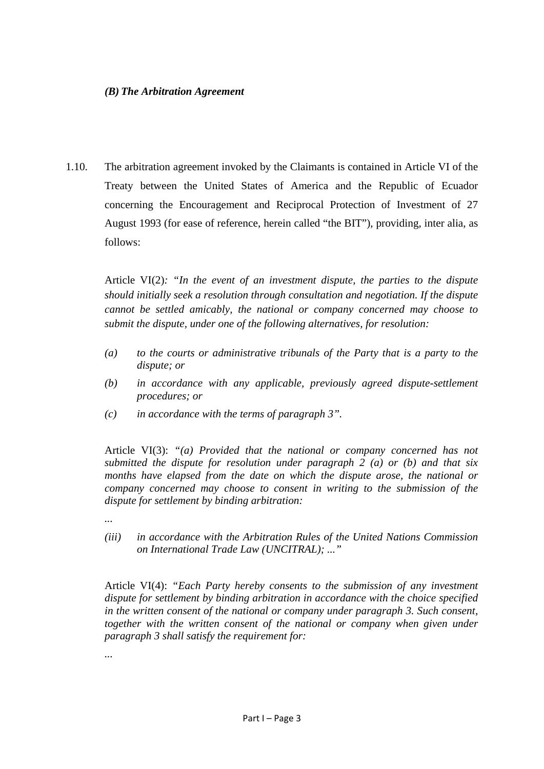### *(B) The Arbitration Agreement*

1.10. The arbitration agreement invoked by the Claimants is contained in Article VI of the Treaty between the United States of America and the Republic of Ecuador concerning the Encouragement and Reciprocal Protection of Investment of 27 August 1993 (for ease of reference, herein called "the BIT"), providing, inter alia, as follows:

Article VI(2)*: "In the event of an investment dispute, the parties to the dispute should initially seek a resolution through consultation and negotiation. If the dispute cannot be settled amicably, the national or company concerned may choose to submit the dispute, under one of the following alternatives, for resolution:*

*(a) to the courts or administrative tribunals of the Party that is a party to the dispute; or*

*(b) in accordance with any applicable, previously agreed dispute-settlement procedures; or*

*(c) in accordance with the terms of paragraph 3".*

Article VI(3): *"(a) Provided that the national or company concerned has not submitted the dispute for resolution under paragraph 2 (a) or (b) and that six months have elapsed from the date on which the dispute arose, the national or company concerned may choose to consent in writing to the submission of the dispute for settlement by binding arbitration:*

...

*(iii) in accordance with the Arbitration Rules of the United Nations Commission on International Trade Law (UNCITRAL); ..."*

Article VI(4): *"Each Party hereby consents to the submission of any investment dispute for settlement by binding arbitration in accordance with the choice specified in the written consent of the national or company under paragraph 3. Such consent, together with the written consent of the national or company when given under paragraph 3 shall satisfy the requirement for:*

...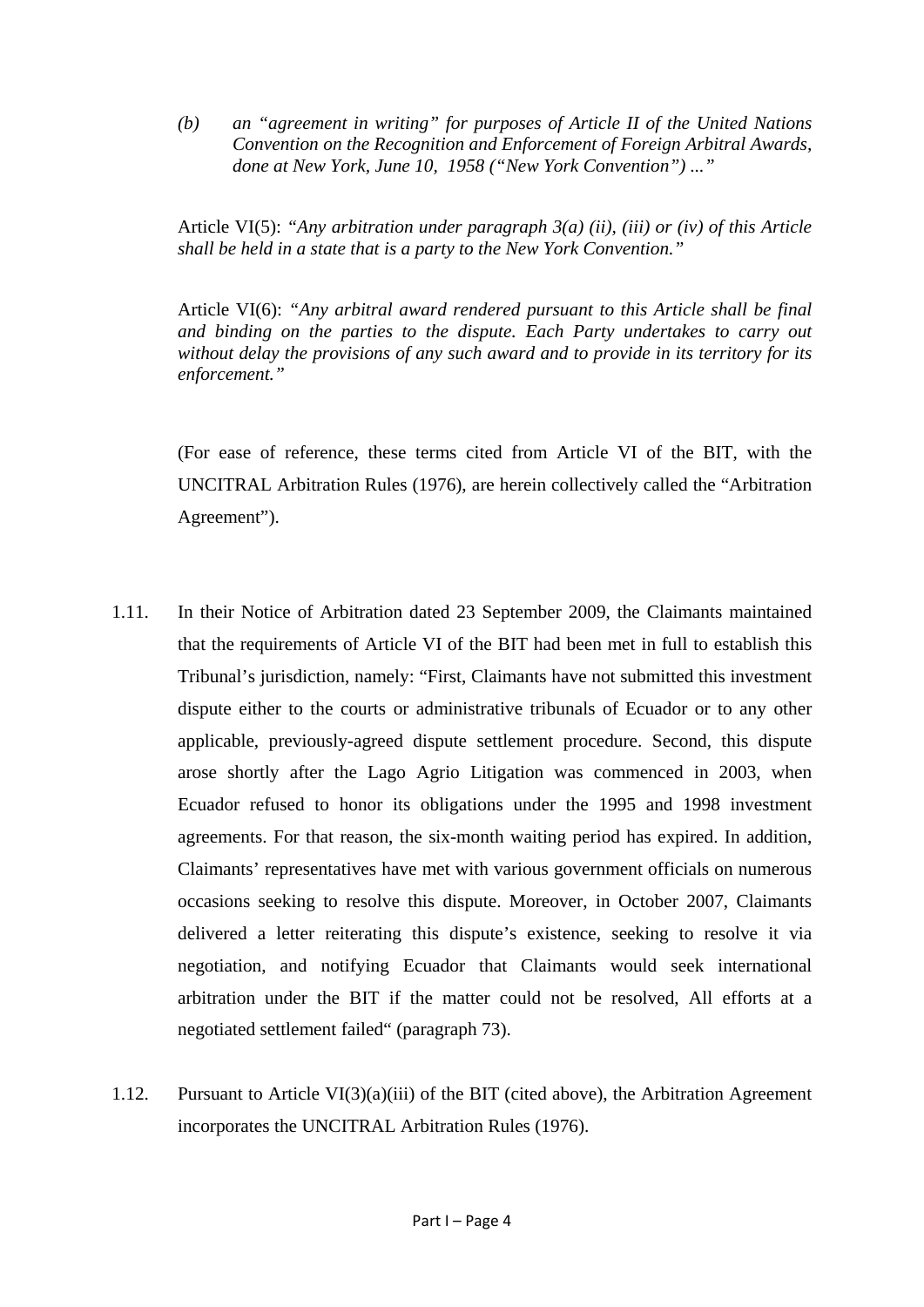*(b) an "agreement in writing" for purposes of Article II of the United Nations Convention on the Recognition and Enforcement of Foreign Arbitral Awards, done at New York, June 10, 1958 ("New York Convention") ..."*

Article VI(5): *"Any arbitration under paragraph 3(a) (ii), (iii) or (iv) of this Article shall be held in a state that is a party to the New York Convention."*

Article VI(6): *"Any arbitral award rendered pursuant to this Article shall be final and binding on the parties to the dispute. Each Party undertakes to carry out without delay the provisions of any such award and to provide in its territory for its enforcement."*

(For ease of reference, these terms cited from Article VI of the BIT, with the UNCITRAL Arbitration Rules (1976), are herein collectively called the "Arbitration Agreement").

1.11. In their Notice of Arbitration dated 23 September 2009, the Claimants maintained that the requirements of Article VI of the BIT had been met in full to establish this Tribunal's jurisdiction, namely: "First, Claimants have not submitted this investment dispute either to the courts or administrative tribunals of Ecuador or to any other applicable, previously-agreed dispute settlement procedure. Second, this dispute arose shortly after the Lago Agrio Litigation was commenced in 2003, when Ecuador refused to honor its obligations under the 1995 and 1998 investment agreements. For that reason, the six-month waiting period has expired. In addition, Claimants' representatives have met with various government officials on numerous occasions seeking to resolve this dispute. Moreover, in October 2007, Claimants delivered a letter reiterating this dispute's existence, seeking to resolve it via negotiation, and notifying Ecuador that Claimants would seek international arbitration under the BIT if the matter could not be resolved, All efforts at a negotiated settlement failed" (paragraph 73).

1.12. Pursuant to Article VI(3)(a)(iii) of the BIT (cited above), the Arbitration Agreement incorporates the UNCITRAL Arbitration Rules (1976).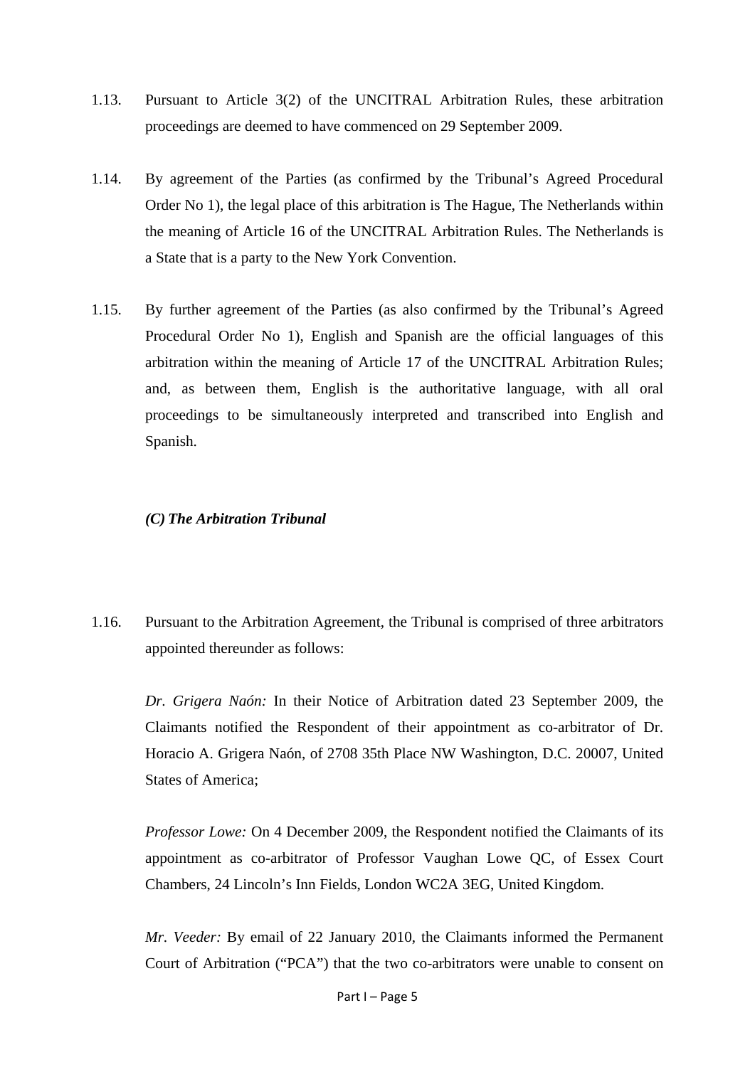1.13. Pursuant to Article 3(2) of the UNCITRAL Arbitration Rules, these arbitration proceedings are deemed to have commenced on 29 September 2009.

1.14. By agreement of the Parties (as confirmed by the Tribunal's Agreed Procedural Order No 1), the legal place of this arbitration is The Hague, The Netherlands within the meaning of Article 16 of the UNCITRAL Arbitration Rules. The Netherlands is a State that is a party to the New York Convention.

1.15. By further agreement of the Parties (as also confirmed by the Tribunal's Agreed Procedural Order No 1), English and Spanish are the official languages of this arbitration within the meaning of Article 17 of the UNCITRAL Arbitration Rules; and, as between them, English is the authoritative language, with all oral proceedings to be simultaneously interpreted and transcribed into English and Spanish.

### *(C) The Arbitration Tribunal*

1.16. Pursuant to the Arbitration Agreement, the Tribunal is comprised of three arbitrators appointed thereunder as follows:

*Dr. Grigera Naón:* In their Notice of Arbitration dated 23 September 2009, the Claimants notified the Respondent of their appointment as co-arbitrator of Dr. Horacio A. Grigera Naón, of 2708 35th Place NW Washington, D.C. 20007, United States of America;

*Professor Lowe:* On 4 December 2009, the Respondent notified the Claimants of its appointment as co-arbitrator of Professor Vaughan Lowe QC, of Essex Court Chambers, 24 Lincoln's Inn Fields, London WC2A 3EG, United Kingdom.

*Mr. Veeder:* By email of 22 January 2010, the Claimants informed the Permanent Court of Arbitration ("PCA") that the two co-arbitrators were unable to consent on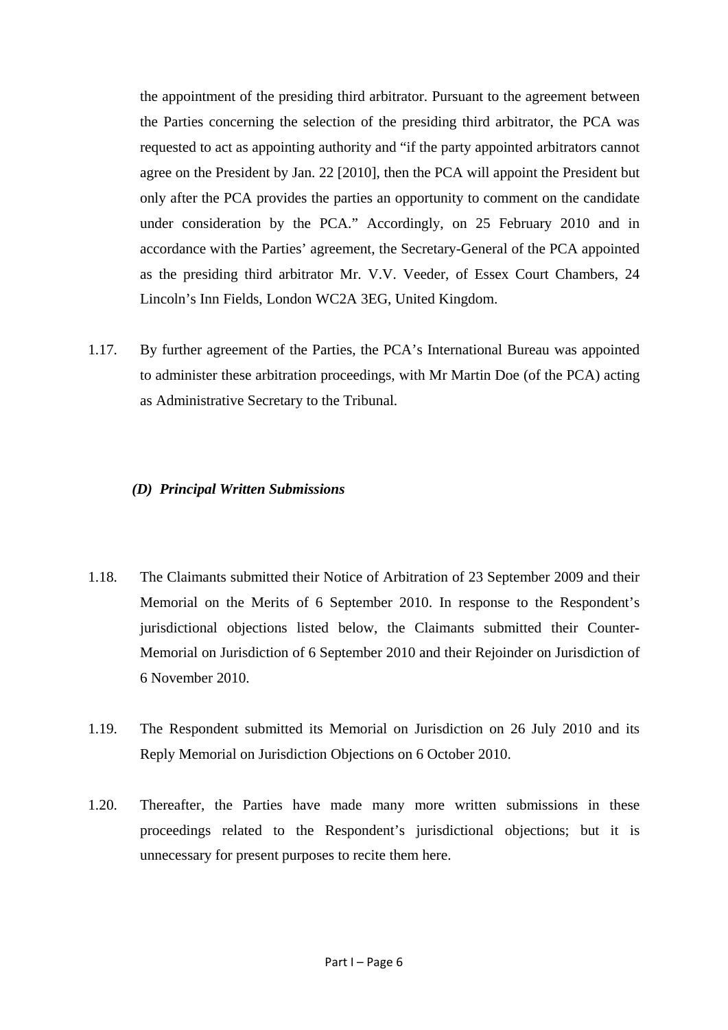the appointment of the presiding third arbitrator. Pursuant to the agreement between the Parties concerning the selection of the presiding third arbitrator, the PCA was requested to act as appointing authority and "if the party appointed arbitrators cannot agree on the President by Jan. 22 [2010], then the PCA will appoint the President but only after the PCA provides the parties an opportunity to comment on the candidate under consideration by the PCA." Accordingly, on 25 February 2010 and in accordance with the Parties' agreement, the Secretary-General of the PCA appointed as the presiding third arbitrator Mr. V.V. Veeder, of Essex Court Chambers, 24 Lincoln's Inn Fields, London WC2A 3EG, United Kingdom.

1.17. By further agreement of the Parties, the PCA's International Bureau was appointed to administer these arbitration proceedings, with Mr Martin Doe (of the PCA) acting as Administrative Secretary to the Tribunal.

### *(D) Principal Written Submissions*

1.18. The Claimants submitted their Notice of Arbitration of 23 September 2009 and their Memorial on the Merits of 6 September 2010. In response to the Respondent's jurisdictional objections listed below, the Claimants submitted their Counter-Memorial on Jurisdiction of 6 September 2010 and their Rejoinder on Jurisdiction of 6 November 2010.

1.19. The Respondent submitted its Memorial on Jurisdiction on 26 July 2010 and its Reply Memorial on Jurisdiction Objections on 6 October 2010.

1.20. Thereafter, the Parties have made many more written submissions in these proceedings related to the Respondent's jurisdictional objections; but it is unnecessary for present purposes to recite them here.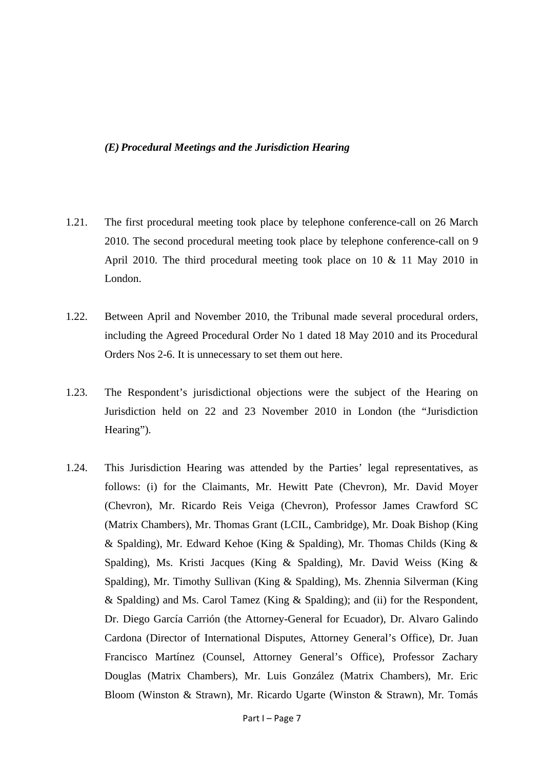### *(E) Procedural Meetings and the Jurisdiction Hearing*

1.21. The first procedural meeting took place by telephone conference-call on 26 March 2010. The second procedural meeting took place by telephone conference-call on 9 April 2010. The third procedural meeting took place on 10 & 11 May 2010 in London.

1.22. Between April and November 2010, the Tribunal made several procedural orders, including the Agreed Procedural Order No 1 dated 18 May 2010 and its Procedural Orders Nos 2-6. It is unnecessary to set them out here.

1.23. The Respondent's jurisdictional objections were the subject of the Hearing on Jurisdiction held on 22 and 23 November 2010 in London (the "Jurisdiction Hearing").

1.24. This Jurisdiction Hearing was attended by the Parties' legal representatives, as follows: (i) for the Claimants, Mr. Hewitt Pate (Chevron), Mr. David Moyer (Chevron), Mr. Ricardo Reis Veiga (Chevron), Professor James Crawford SC (Matrix Chambers), Mr. Thomas Grant (LCIL, Cambridge), Mr. Doak Bishop (King & Spalding), Mr. Edward Kehoe (King & Spalding), Mr. Thomas Childs (King & Spalding), Ms. Kristi Jacques (King & Spalding), Mr. David Weiss (King & Spalding), Mr. Timothy Sullivan (King & Spalding), Ms. Zhennia Silverman (King & Spalding) and Ms. Carol Tamez (King & Spalding); and (ii) for the Respondent, Dr. Diego García Carrión (the Attorney-General for Ecuador), Dr. Alvaro Galindo Cardona (Director of International Disputes, Attorney General's Office), Dr. Juan Francisco Martínez (Counsel, Attorney General's Office), Professor Zachary Douglas (Matrix Chambers), Mr. Luis González (Matrix Chambers), Mr. Eric Bloom (Winston & Strawn), Mr. Ricardo Ugarte (Winston & Strawn), Mr. Tomás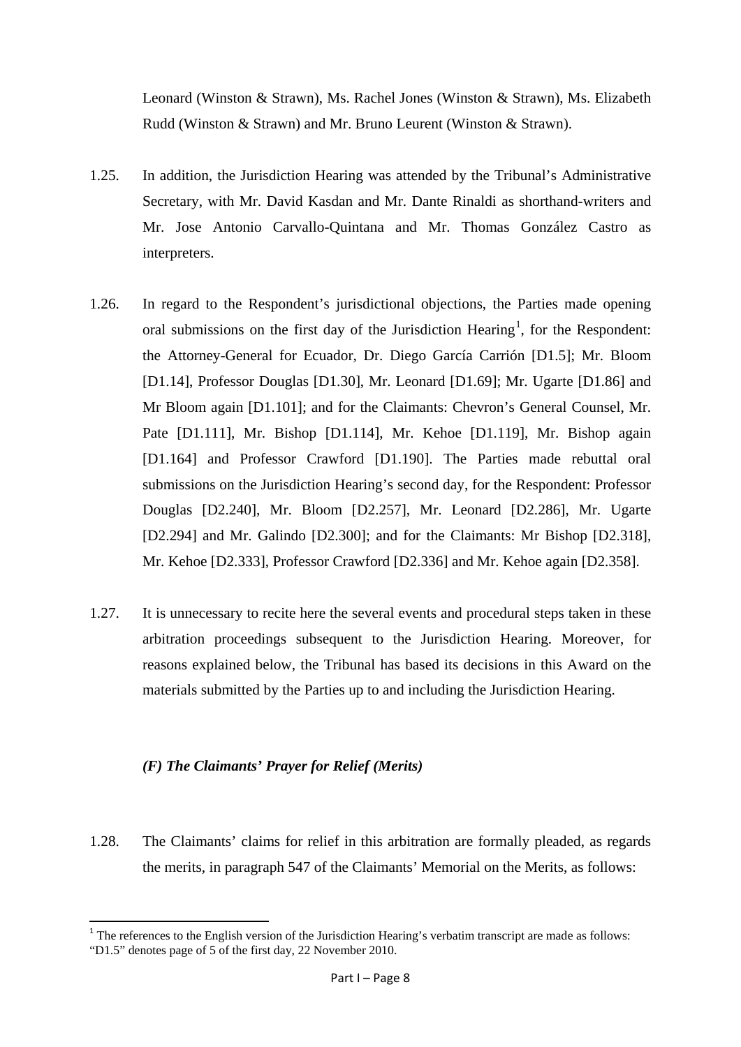Leonard (Winston & Strawn), Ms. Rachel Jones (Winston & Strawn), Ms. Elizabeth Rudd (Winston & Strawn) and Mr. Bruno Leurent (Winston & Strawn).

1.25. In addition, the Jurisdiction Hearing was attended by the Tribunal's Administrative Secretary, with Mr. David Kasdan and Mr. Dante Rinaldi as shorthand-writers and Mr. Jose Antonio Carvallo-Quintana and Mr. Thomas González Castro as interpreters.

1.26. In regard to the Respondent's jurisdictional objections, the Parties made opening oral submissions on the first day of the Jurisdiction Hearing[1], for the Respondent: the Attorney-General for Ecuador, Dr. Diego García Carrión [D1.5]; Mr. Bloom [D1.14], Professor Douglas [D1.30], Mr. Leonard [D1.69]; Mr. Ugarte [D1.86] and Mr Bloom again [D1.101]; and for the Claimants: Chevron's General Counsel, Mr. Pate [D1.111], Mr. Bishop [D1.114], Mr. Kehoe [D1.119], Mr. Bishop again [D1.164] and Professor Crawford [D1.190]. The Parties made rebuttal oral submissions on the Jurisdiction Hearing's second day, for the Respondent: Professor Douglas [D2.240], Mr. Bloom [D2.257], Mr. Leonard [D2.286], Mr. Ugarte [D2.294] and Mr. Galindo [D2.300]; and for the Claimants: Mr Bishop [D2.318], Mr. Kehoe [D2.333], Professor Crawford [D2.336] and Mr. Kehoe again [D2.358].

1.27. It is unnecessary to recite here the several events and procedural steps taken in these arbitration proceedings subsequent to the Jurisdiction Hearing. Moreover, for reasons explained below, the Tribunal has based its decisions in this Award on the materials submitted by the Parties up to and including the Jurisdiction Hearing.

### *(F) The Claimants' Prayer for Relief (Merits)*

1.28. The Claimants' claims for relief in this arbitration are formally pleaded, as regards the merits, in paragraph 547 of the Claimants' Memorial on the Merits, as follows:

[1] The references to the English version of the Jurisdiction Hearing's verbatim transcript are made as follows: "D1.5" denotes page of 5 of the first day, 22 November 2010.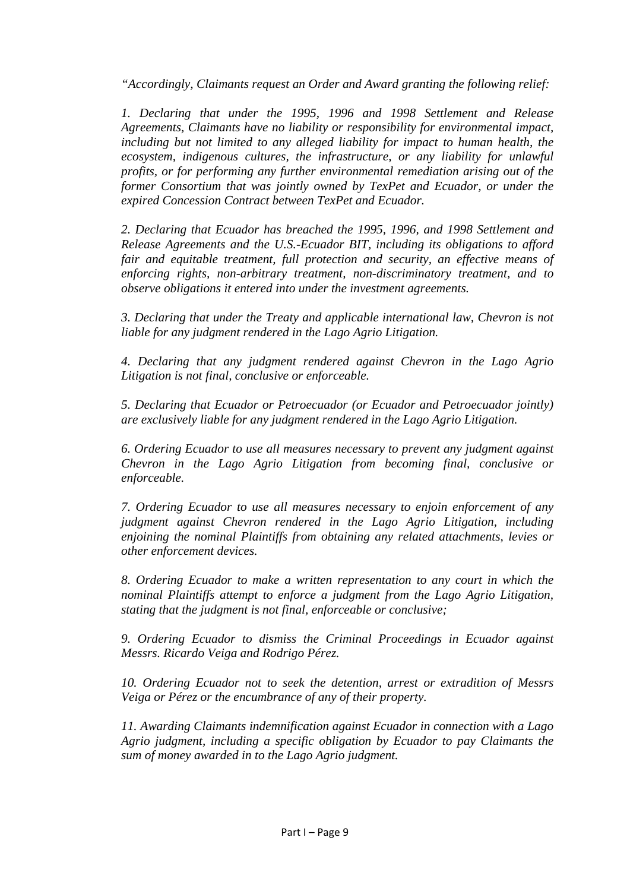*"Accordingly, Claimants request an Order and Award granting the following relief:*

*1. Declaring that under the 1995, 1996 and 1998 Settlement and Release Agreements, Claimants have no liability or responsibility for environmental impact, including but not limited to any alleged liability for impact to human health, the ecosystem, indigenous cultures, the infrastructure, or any liability for unlawful profits, or for performing any further environmental remediation arising out of the former Consortium that was jointly owned by TexPet and Ecuador, or under the expired Concession Contract between TexPet and Ecuador.*

*2. Declaring that Ecuador has breached the 1995, 1996, and 1998 Settlement and Release Agreements and the U.S.-Ecuador BIT, including its obligations to afford fair and equitable treatment, full protection and security, an effective means of enforcing rights, non-arbitrary treatment, non-discriminatory treatment, and to observe obligations it entered into under the investment agreements.*

*3. Declaring that under the Treaty and applicable international law, Chevron is not liable for any judgment rendered in the Lago Agrio Litigation.*

*4. Declaring that any judgment rendered against Chevron in the Lago Agrio Litigation is not final, conclusive or enforceable.*

*5. Declaring that Ecuador or Petroecuador (or Ecuador and Petroecuador jointly) are exclusively liable for any judgment rendered in the Lago Agrio Litigation.*

*6. Ordering Ecuador to use all measures necessary to prevent any judgment against Chevron in the Lago Agrio Litigation from becoming final, conclusive or enforceable.*

*7. Ordering Ecuador to use all measures necessary to enjoin enforcement of any judgment against Chevron rendered in the Lago Agrio Litigation, including enjoining the nominal Plaintiffs from obtaining any related attachments, levies or other enforcement devices.*

*8. Ordering Ecuador to make a written representation to any court in which the nominal Plaintiffs attempt to enforce a judgment from the Lago Agrio Litigation, stating that the judgment is not final, enforceable or conclusive;*

*9. Ordering Ecuador to dismiss the Criminal Proceedings in Ecuador against Messrs. Ricardo Veiga and Rodrigo Pérez.*

*10. Ordering Ecuador not to seek the detention, arrest or extradition of Messrs Veiga or Pérez or the encumbrance of any of their property.*

*11. Awarding Claimants indemnification against Ecuador in connection with a Lago Agrio judgment, including a specific obligation by Ecuador to pay Claimants the sum of money awarded in to the Lago Agrio judgment.*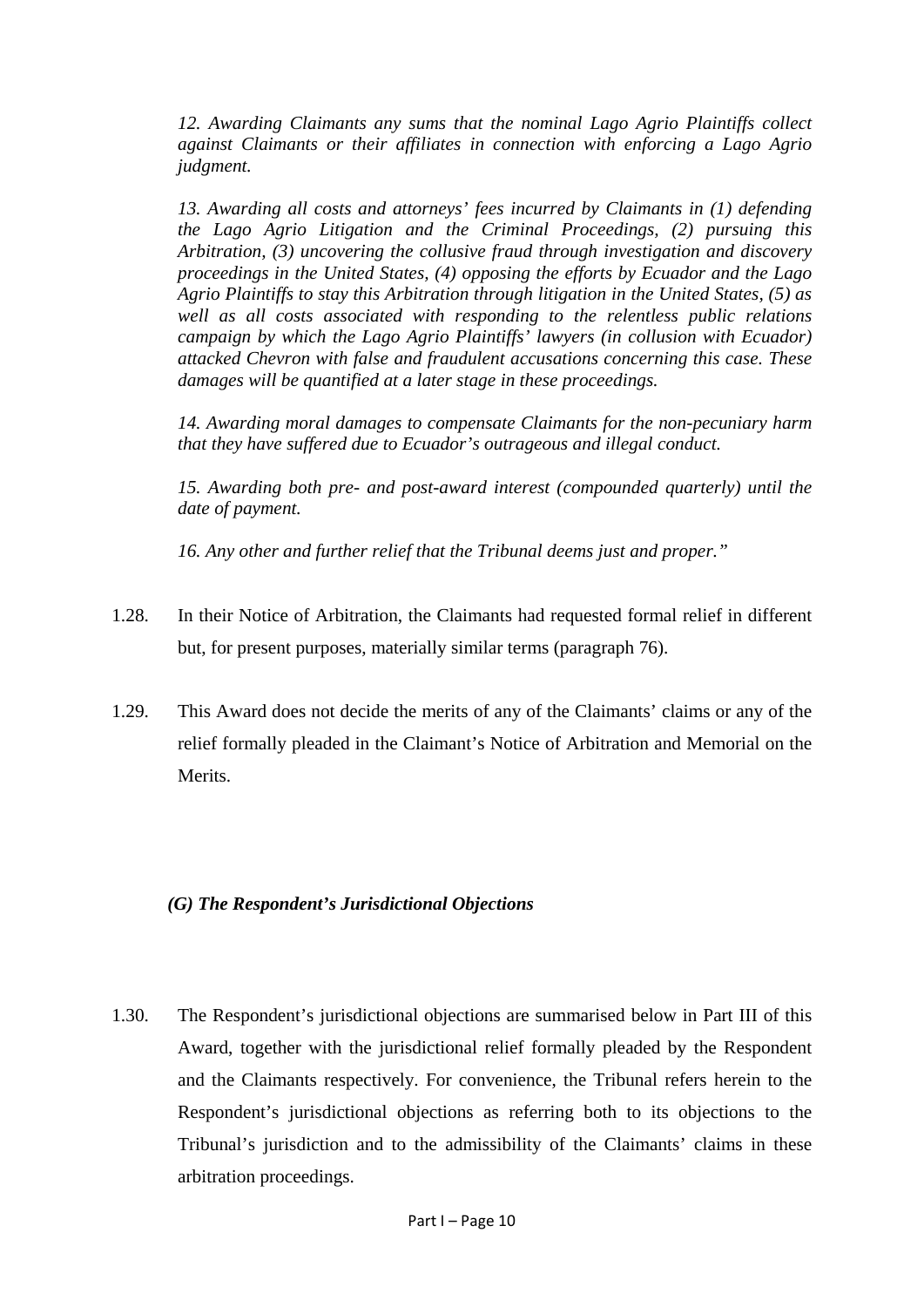*12. Awarding Claimants any sums that the nominal Lago Agrio Plaintiffs collect against Claimants or their affiliates in connection with enforcing a Lago Agrio judgment.*

*13. Awarding all costs and attorneys' fees incurred by Claimants in (1) defending the Lago Agrio Litigation and the Criminal Proceedings, (2) pursuing this Arbitration, (3) uncovering the collusive fraud through investigation and discovery proceedings in the United States, (4) opposing the efforts by Ecuador and the Lago Agrio Plaintiffs to stay this Arbitration through litigation in the United States, (5) as well as all costs associated with responding to the relentless public relations campaign by which the Lago Agrio Plaintiffs' lawyers (in collusion with Ecuador) attacked Chevron with false and fraudulent accusations concerning this case. These damages will be quantified at a later stage in these proceedings.*

*14. Awarding moral damages to compensate Claimants for the non-pecuniary harm that they have suffered due to Ecuador's outrageous and illegal conduct.*

*15. Awarding both pre- and post-award interest (compounded quarterly) until the date of payment.*

*16. Any other and further relief that the Tribunal deems just and proper."*

1.28. In their Notice of Arbitration, the Claimants had requested formal relief in different but, for present purposes, materially similar terms (paragraph 76).

1.29. This Award does not decide the merits of any of the Claimants' claims or any of the relief formally pleaded in the Claimant's Notice of Arbitration and Memorial on the Merits.

### *(G) The Respondent's Jurisdictional Objections*

1.30. The Respondent's jurisdictional objections are summarised below in Part III of this Award, together with the jurisdictional relief formally pleaded by the Respondent and the Claimants respectively. For convenience, the Tribunal refers herein to the Respondent's jurisdictional objections as referring both to its objections to the Tribunal's jurisdiction and to the admissibility of the Claimants' claims in these arbitration proceedings.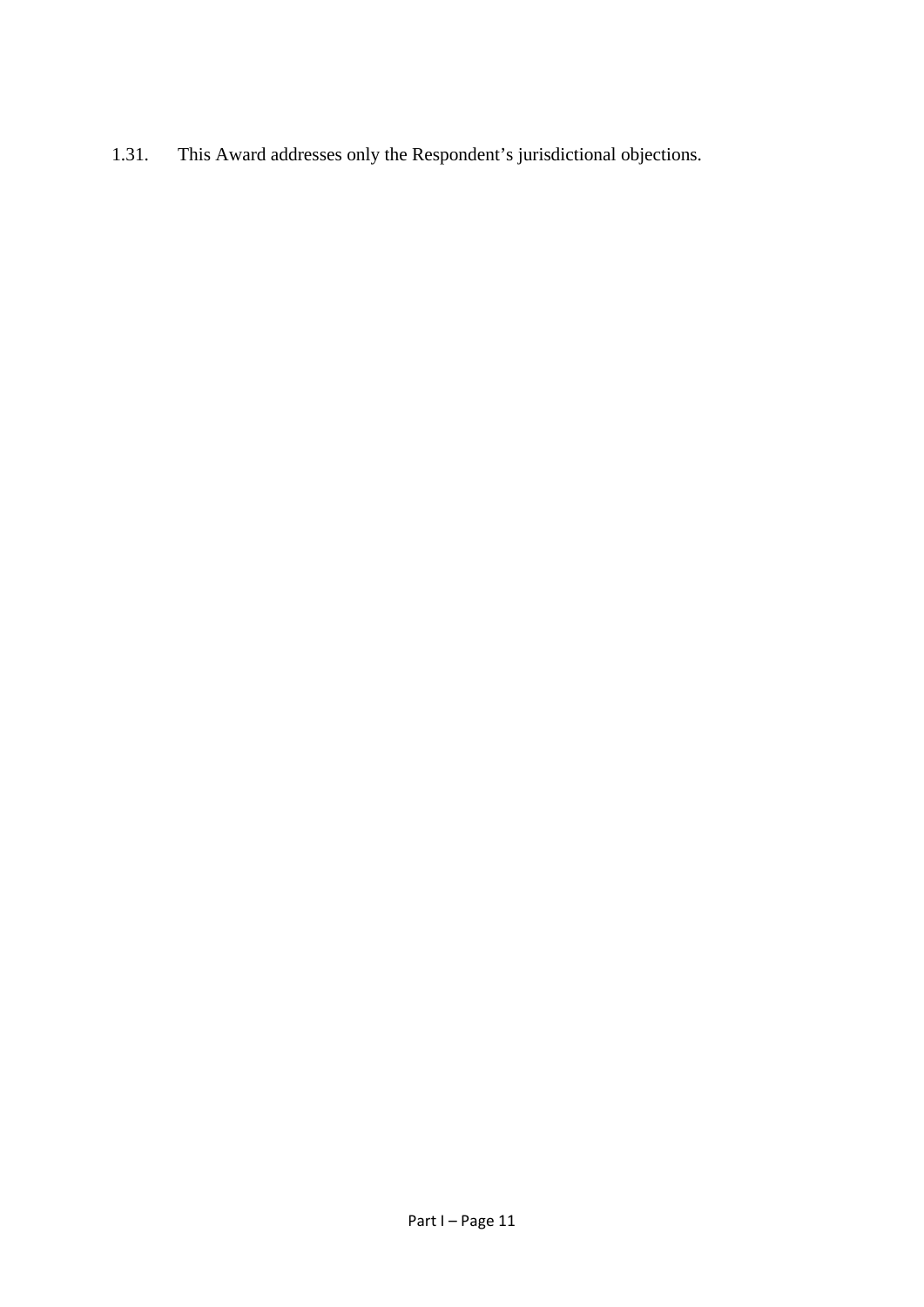1.31. This Award addresses only the Respondent's jurisdictional objections.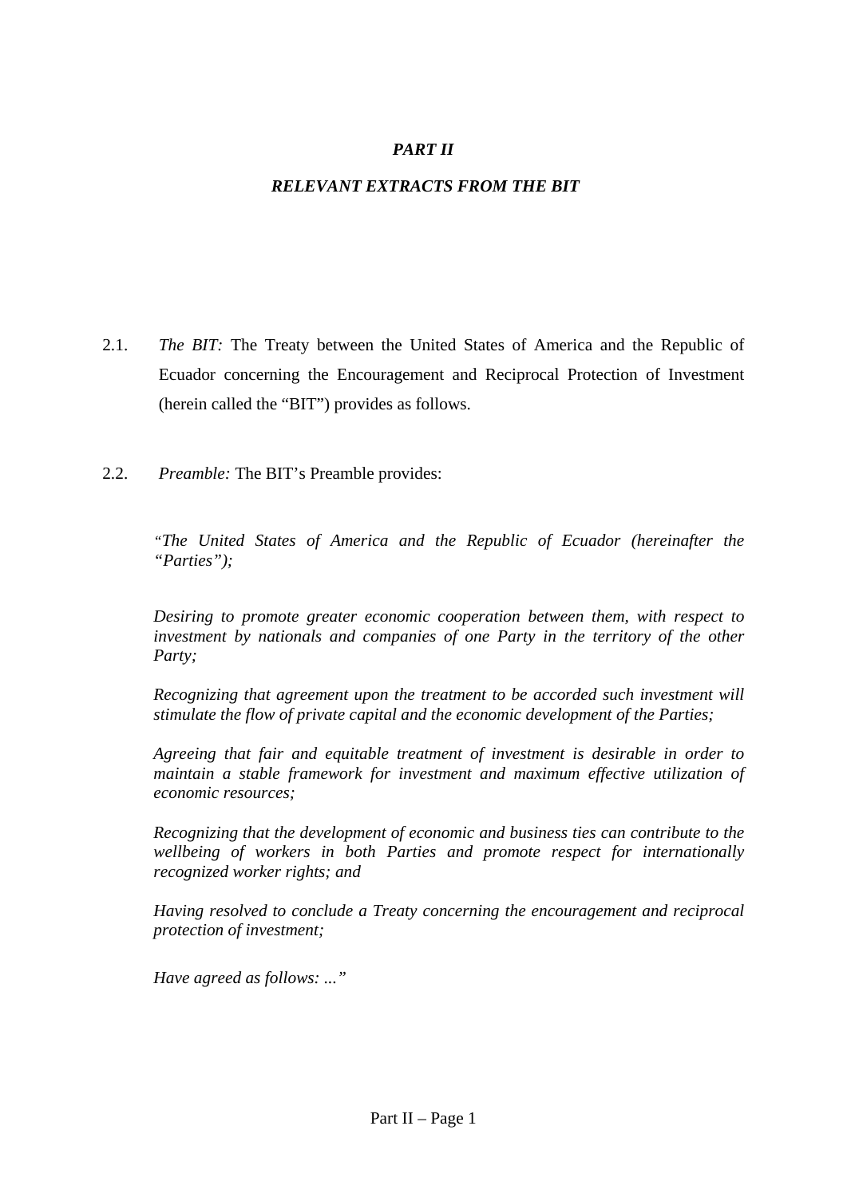## *PART II*

## *RELEVANT EXTRACTS FROM THE BIT*

2.1. *The BIT:* The Treaty between the United States of America and the Republic of Ecuador concerning the Encouragement and Reciprocal Protection of Investment (herein called the "BIT") provides as follows.

2.2. *Preamble:* The BIT's Preamble provides:

> *"The United States of America and the Republic of Ecuador (hereinafter the "Parties");*
>
> *Desiring to promote greater economic cooperation between them, with respect to investment by nationals and companies of one Party in the territory of the other Party;*
>
> *Recognizing that agreement upon the treatment to be accorded such investment will stimulate the flow of private capital and the economic development of the Parties;*
>
> *Agreeing that fair and equitable treatment of investment is desirable in order to maintain a stable framework for investment and maximum effective utilization of economic resources;*
>
> *Recognizing that the development of economic and business ties can contribute to the wellbeing of workers in both Parties and promote respect for internationally recognized worker rights; and*
>
> *Having resolved to conclude a Treaty concerning the encouragement and reciprocal protection of investment;*
>
> *Have agreed as follows: ..."*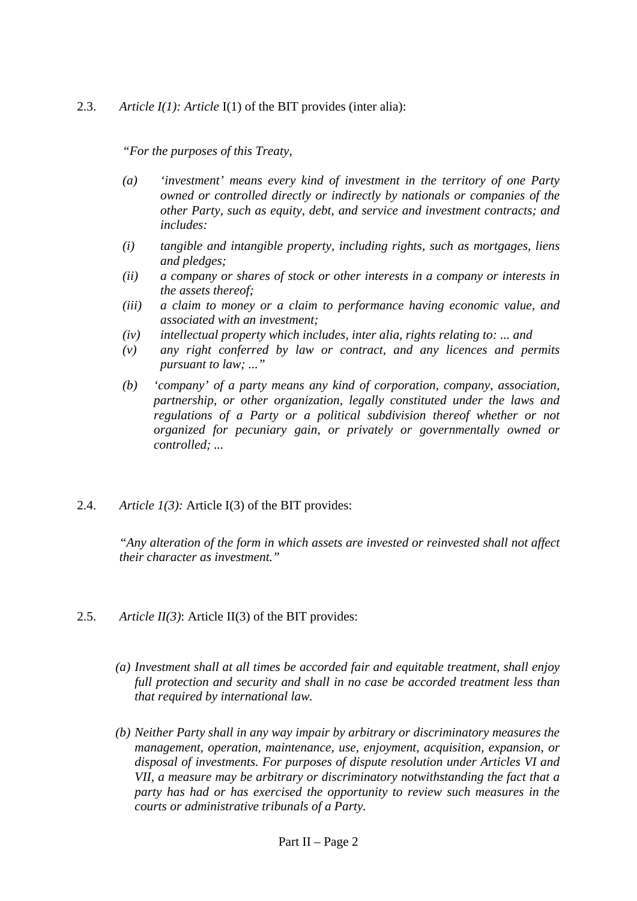2.3. *Article I(1): Article* I(1) of the BIT provides (inter alia):

> *"For the purposes of this Treaty,*
>
> *(a) 'investment' means every kind of investment in the territory of one Party owned or controlled directly or indirectly by nationals or companies of the other Party, such as equity, debt, and service and investment contracts; and includes:*
>
> *(i) tangible and intangible property, including rights, such as mortgages, liens and pledges;*
>
> *(ii) a company or shares of stock or other interests in a company or interests in the assets thereof;*
>
> *(iii) a claim to money or a claim to performance having economic value, and associated with an investment;*
>
> *(iv) intellectual property which includes, inter alia, rights relating to: ... and*
>
> *(v) any right conferred by law or contract, and any licences and permits pursuant to law; ..."*
>
> *(b) 'company' of a party means any kind of corporation, company, association, partnership, or other organization, legally constituted under the laws and regulations of a Party or a political subdivision thereof whether or not organized for pecuniary gain, or privately or governmentally owned or controlled; ...*

2.4. *Article 1(3):* Article I(3) of the BIT provides:

> *"Any alteration of the form in which assets are invested or reinvested shall not affect their character as investment."*

2.5. *Article II(3)*: Article II(3) of the BIT provides:

> *(a) Investment shall at all times be accorded fair and equitable treatment, shall enjoy full protection and security and shall in no case be accorded treatment less than that required by international law.*
>
> *(b) Neither Party shall in any way impair by arbitrary or discriminatory measures the management, operation, maintenance, use, enjoyment, acquisition, expansion, or disposal of investments. For purposes of dispute resolution under Articles VI and VII, a measure may be arbitrary or discriminatory notwithstanding the fact that a party has had or has exercised the opportunity to review such measures in the courts or administrative tribunals of a Party.*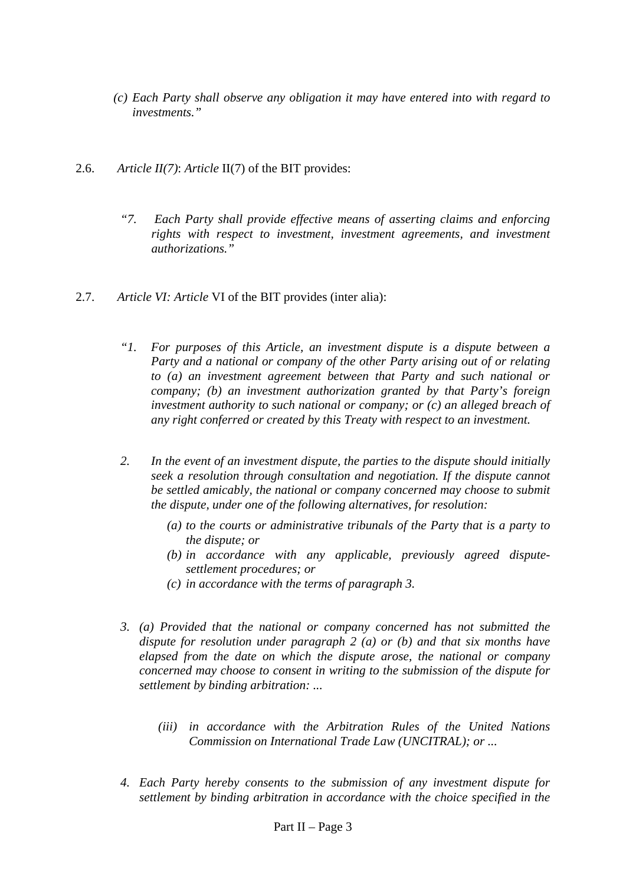*(c) Each Party shall observe any obligation it may have entered into with regard to investments."*

2.6. *Article II(7)*: *Article* II(7) of the BIT provides:

> *"7. Each Party shall provide effective means of asserting claims and enforcing rights with respect to investment, investment agreements, and investment authorizations."*

2.7. *Article VI: Article* VI of the BIT provides (inter alia):

> *"1. For purposes of this Article, an investment dispute is a dispute between a Party and a national or company of the other Party arising out of or relating to (a) an investment agreement between that Party and such national or company; (b) an investment authorization granted by that Party's foreign investment authority to such national or company; or (c) an alleged breach of any right conferred or created by this Treaty with respect to an investment.*
>
> *2. In the event of an investment dispute, the parties to the dispute should initially seek a resolution through consultation and negotiation. If the dispute cannot be settled amicably, the national or company concerned may choose to submit the dispute, under one of the following alternatives, for resolution:*
>
> *(a) to the courts or administrative tribunals of the Party that is a party to the dispute; or*
> *(b) in accordance with any applicable, previously agreed dispute-settlement procedures; or*
> *(c) in accordance with the terms of paragraph 3.*
>
> *3. (a) Provided that the national or company concerned has not submitted the dispute for resolution under paragraph 2 (a) or (b) and that six months have elapsed from the date on which the dispute arose, the national or company concerned may choose to consent in writing to the submission of the dispute for settlement by binding arbitration: ...*
>
> *(iii) in accordance with the Arbitration Rules of the United Nations Commission on International Trade Law (UNCITRAL); or ...*
>
> *4. Each Party hereby consents to the submission of any investment dispute for settlement by binding arbitration in accordance with the choice specified in the*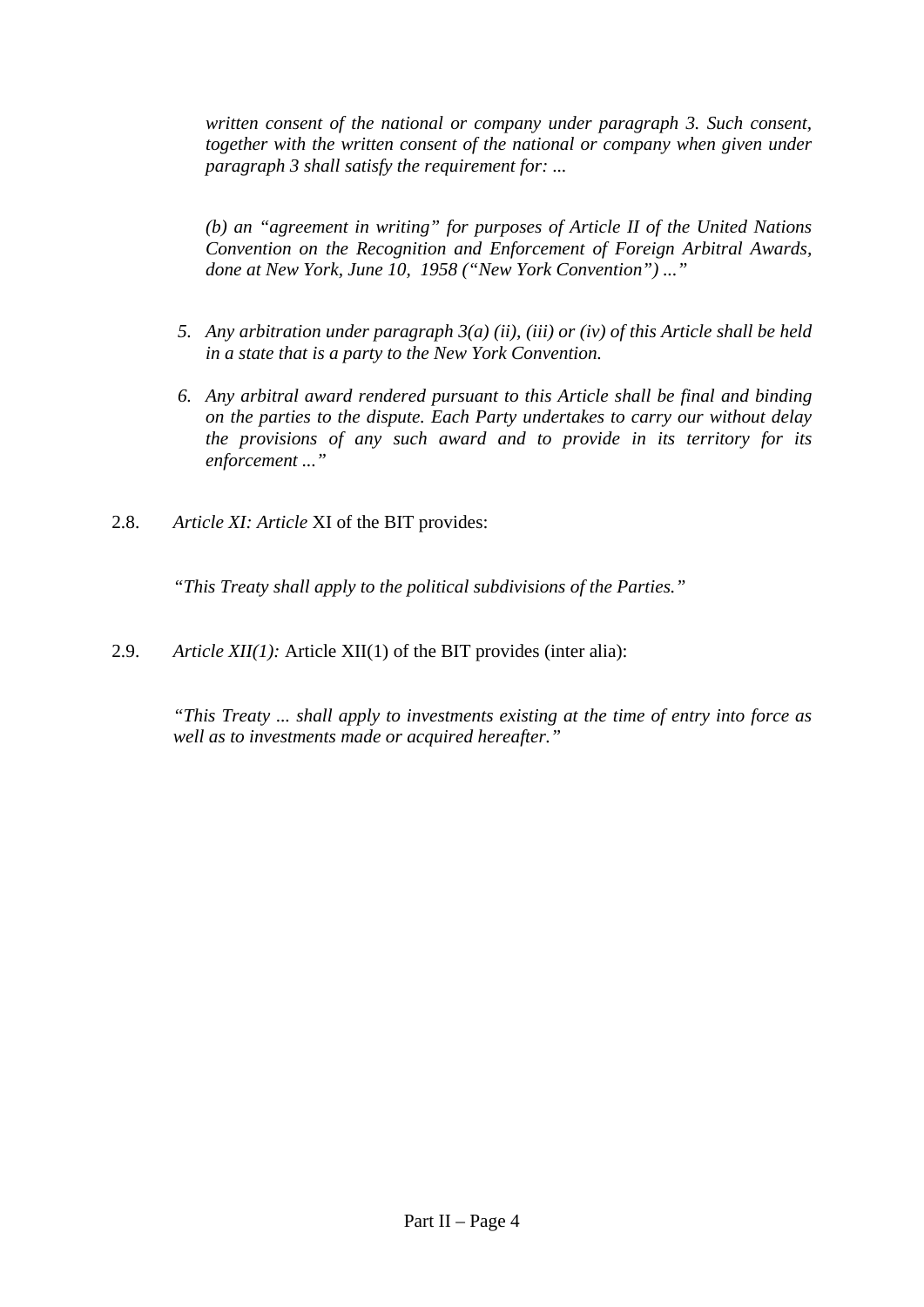*written consent of the national or company under paragraph 3. Such consent, together with the written consent of the national or company when given under paragraph 3 shall satisfy the requirement for: ...*

*(b) an "agreement in writing" for purposes of Article II of the United Nations Convention on the Recognition and Enforcement of Foreign Arbitral Awards, done at New York, June 10, 1958 ("New York Convention") ..."*

5. *Any arbitration under paragraph 3(a) (ii), (iii) or (iv) of this Article shall be held in a state that is a party to the New York Convention.*

6. *Any arbitral award rendered pursuant to this Article shall be final and binding on the parties to the dispute. Each Party undertakes to carry our without delay the provisions of any such award and to provide in its territory for its enforcement ..."*

2.8. *Article XI: Article* XI of the BIT provides:

*"This Treaty shall apply to the political subdivisions of the Parties."*

2.9. *Article XII(1):* Article XII(1) of the BIT provides (inter alia):

*"This Treaty ... shall apply to investments existing at the time of entry into force as well as to investments made or acquired hereafter."*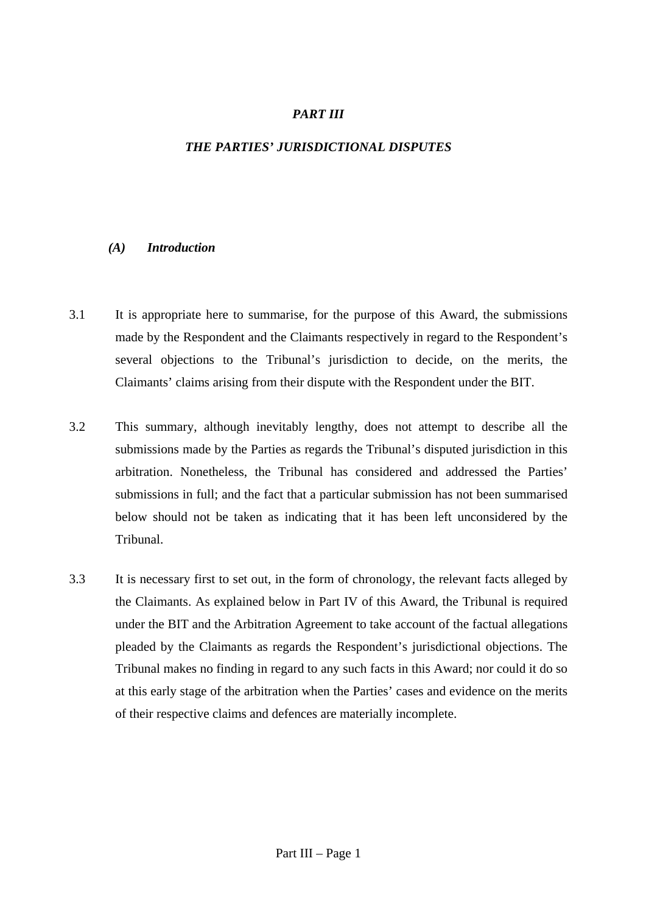# *PART III*

## *THE PARTIES' JURISDICTIONAL DISPUTES*

### *(A) Introduction*

3.1 It is appropriate here to summarise, for the purpose of this Award, the submissions made by the Respondent and the Claimants respectively in regard to the Respondent's several objections to the Tribunal's jurisdiction to decide, on the merits, the Claimants' claims arising from their dispute with the Respondent under the BIT.

3.2 This summary, although inevitably lengthy, does not attempt to describe all the submissions made by the Parties as regards the Tribunal's disputed jurisdiction in this arbitration. Nonetheless, the Tribunal has considered and addressed the Parties' submissions in full; and the fact that a particular submission has not been summarised below should not be taken as indicating that it has been left unconsidered by the Tribunal.

3.3 It is necessary first to set out, in the form of chronology, the relevant facts alleged by the Claimants. As explained below in Part IV of this Award, the Tribunal is required under the BIT and the Arbitration Agreement to take account of the factual allegations pleaded by the Claimants as regards the Respondent's jurisdictional objections. The Tribunal makes no finding in regard to any such facts in this Award; nor could it do so at this early stage of the arbitration when the Parties' cases and evidence on the merits of their respective claims and defences are materially incomplete.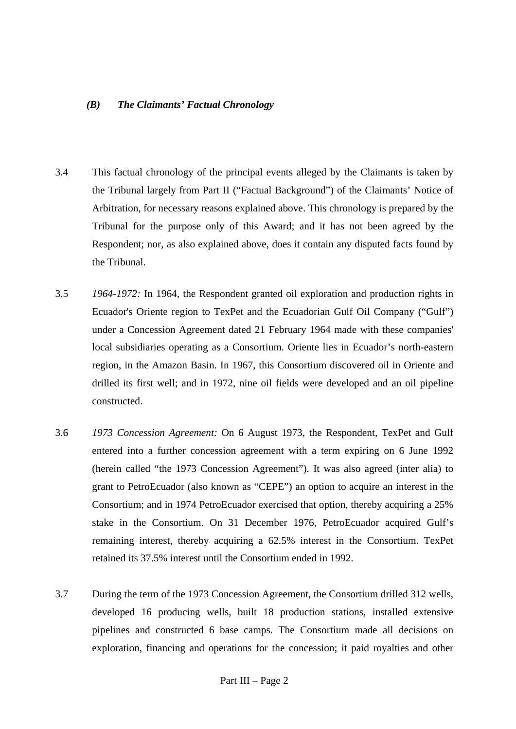### *(B) The Claimants' Factual Chronology*

3.4 This factual chronology of the principal events alleged by the Claimants is taken by the Tribunal largely from Part II ("Factual Background") of the Claimants' Notice of Arbitration, for necessary reasons explained above. This chronology is prepared by the Tribunal for the purpose only of this Award; and it has not been agreed by the Respondent; nor, as also explained above, does it contain any disputed facts found by the Tribunal.

3.5 *1964-1972:* In 1964, the Respondent granted oil exploration and production rights in Ecuador's Oriente region to TexPet and the Ecuadorian Gulf Oil Company ("Gulf") under a Concession Agreement dated 21 February 1964 made with these companies' local subsidiaries operating as a Consortium. Oriente lies in Ecuador's north-eastern region, in the Amazon Basin. In 1967, this Consortium discovered oil in Oriente and drilled its first well; and in 1972, nine oil fields were developed and an oil pipeline constructed.

3.6 *1973 Concession Agreement:* On 6 August 1973, the Respondent, TexPet and Gulf entered into a further concession agreement with a term expiring on 6 June 1992 (herein called "the 1973 Concession Agreement"). It was also agreed (inter alia) to grant to PetroEcuador (also known as "CEPE") an option to acquire an interest in the Consortium; and in 1974 PetroEcuador exercised that option, thereby acquiring a 25% stake in the Consortium. On 31 December 1976, PetroEcuador acquired Gulf's remaining interest, thereby acquiring a 62.5% interest in the Consortium. TexPet retained its 37.5% interest until the Consortium ended in 1992.

3.7 During the term of the 1973 Concession Agreement, the Consortium drilled 312 wells, developed 16 producing wells, built 18 production stations, installed extensive pipelines and constructed 6 base camps. The Consortium made all decisions on exploration, financing and operations for the concession; it paid royalties and other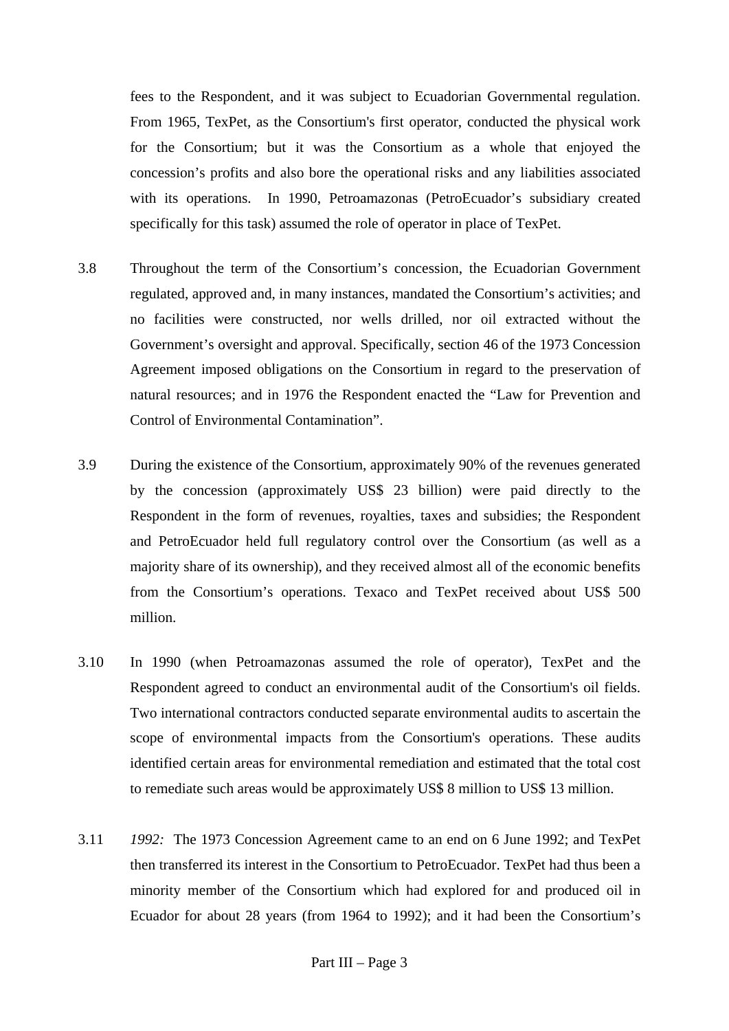fees to the Respondent, and it was subject to Ecuadorian Governmental regulation. From 1965, TexPet, as the Consortium's first operator, conducted the physical work for the Consortium; but it was the Consortium as a whole that enjoyed the concession's profits and also bore the operational risks and any liabilities associated with its operations. In 1990, Petroamazonas (PetroEcuador's subsidiary created specifically for this task) assumed the role of operator in place of TexPet.

3.8 Throughout the term of the Consortium's concession, the Ecuadorian Government regulated, approved and, in many instances, mandated the Consortium's activities; and no facilities were constructed, nor wells drilled, nor oil extracted without the Government's oversight and approval. Specifically, section 46 of the 1973 Concession Agreement imposed obligations on the Consortium in regard to the preservation of natural resources; and in 1976 the Respondent enacted the "Law for Prevention and Control of Environmental Contamination".

3.9 During the existence of the Consortium, approximately 90% of the revenues generated by the concession (approximately US$ 23 billion) were paid directly to the Respondent in the form of revenues, royalties, taxes and subsidies; the Respondent and PetroEcuador held full regulatory control over the Consortium (as well as a majority share of its ownership), and they received almost all of the economic benefits from the Consortium's operations. Texaco and TexPet received about US$ 500 million.

3.10 In 1990 (when Petroamazonas assumed the role of operator), TexPet and the Respondent agreed to conduct an environmental audit of the Consortium's oil fields. Two international contractors conducted separate environmental audits to ascertain the scope of environmental impacts from the Consortium's operations. These audits identified certain areas for environmental remediation and estimated that the total cost to remediate such areas would be approximately US$ 8 million to US$ 13 million.

3.11 *1992:* The 1973 Concession Agreement came to an end on 6 June 1992; and TexPet then transferred its interest in the Consortium to PetroEcuador. TexPet had thus been a minority member of the Consortium which had explored for and produced oil in Ecuador for about 28 years (from 1964 to 1992); and it had been the Consortium's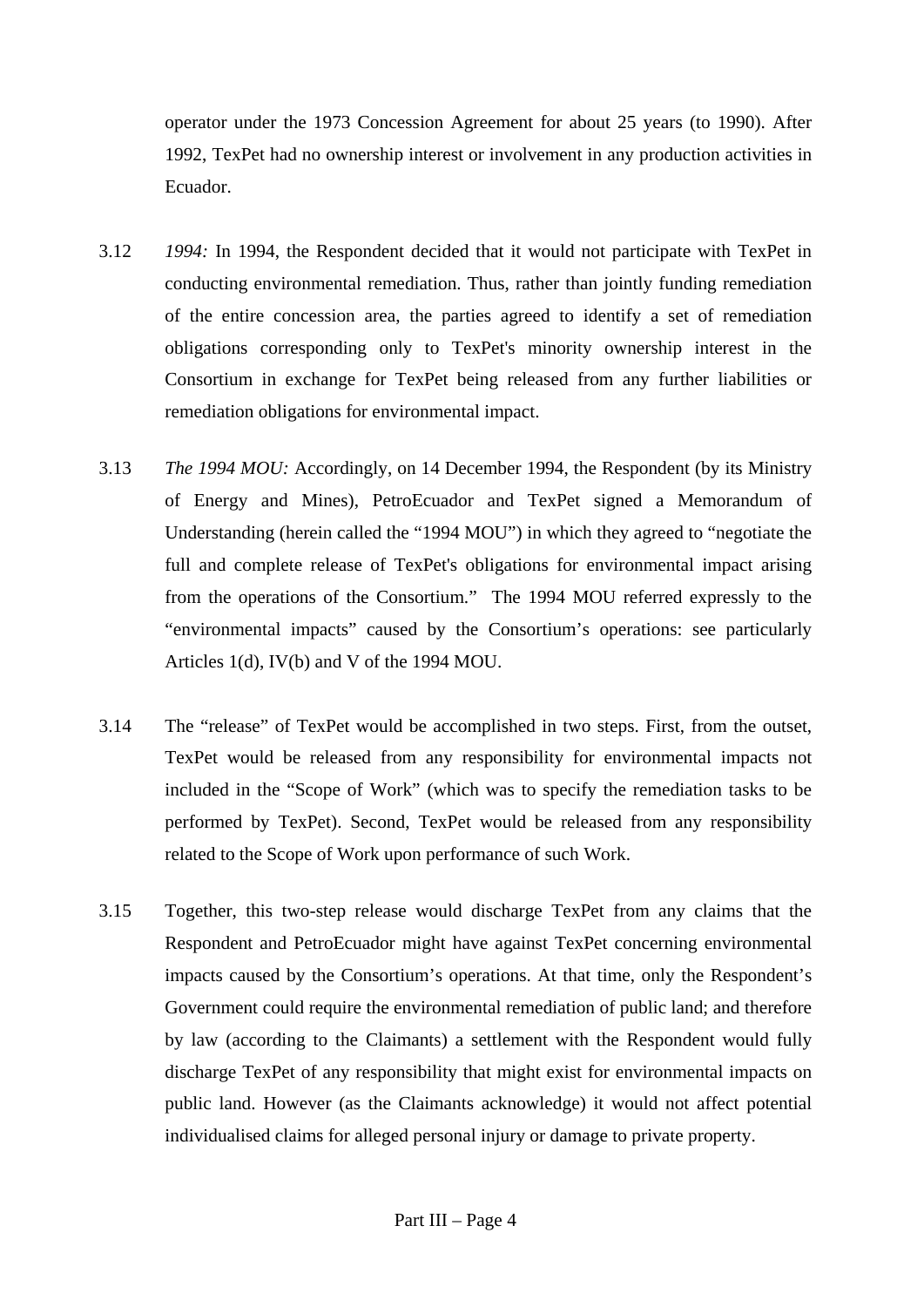operator under the 1973 Concession Agreement for about 25 years (to 1990). After 1992, TexPet had no ownership interest or involvement in any production activities in Ecuador.

3.12 *1994:* In 1994, the Respondent decided that it would not participate with TexPet in conducting environmental remediation. Thus, rather than jointly funding remediation of the entire concession area, the parties agreed to identify a set of remediation obligations corresponding only to TexPet's minority ownership interest in the Consortium in exchange for TexPet being released from any further liabilities or remediation obligations for environmental impact.

3.13 *The 1994 MOU:* Accordingly, on 14 December 1994, the Respondent (by its Ministry of Energy and Mines), PetroEcuador and TexPet signed a Memorandum of Understanding (herein called the "1994 MOU") in which they agreed to "negotiate the full and complete release of TexPet's obligations for environmental impact arising from the operations of the Consortium." The 1994 MOU referred expressly to the "environmental impacts" caused by the Consortium's operations: see particularly Articles 1(d), IV(b) and V of the 1994 MOU.

3.14 The "release" of TexPet would be accomplished in two steps. First, from the outset, TexPet would be released from any responsibility for environmental impacts not included in the "Scope of Work" (which was to specify the remediation tasks to be performed by TexPet). Second, TexPet would be released from any responsibility related to the Scope of Work upon performance of such Work.

3.15 Together, this two-step release would discharge TexPet from any claims that the Respondent and PetroEcuador might have against TexPet concerning environmental impacts caused by the Consortium's operations. At that time, only the Respondent's Government could require the environmental remediation of public land; and therefore by law (according to the Claimants) a settlement with the Respondent would fully discharge TexPet of any responsibility that might exist for environmental impacts on public land. However (as the Claimants acknowledge) it would not affect potential individualised claims for alleged personal injury or damage to private property.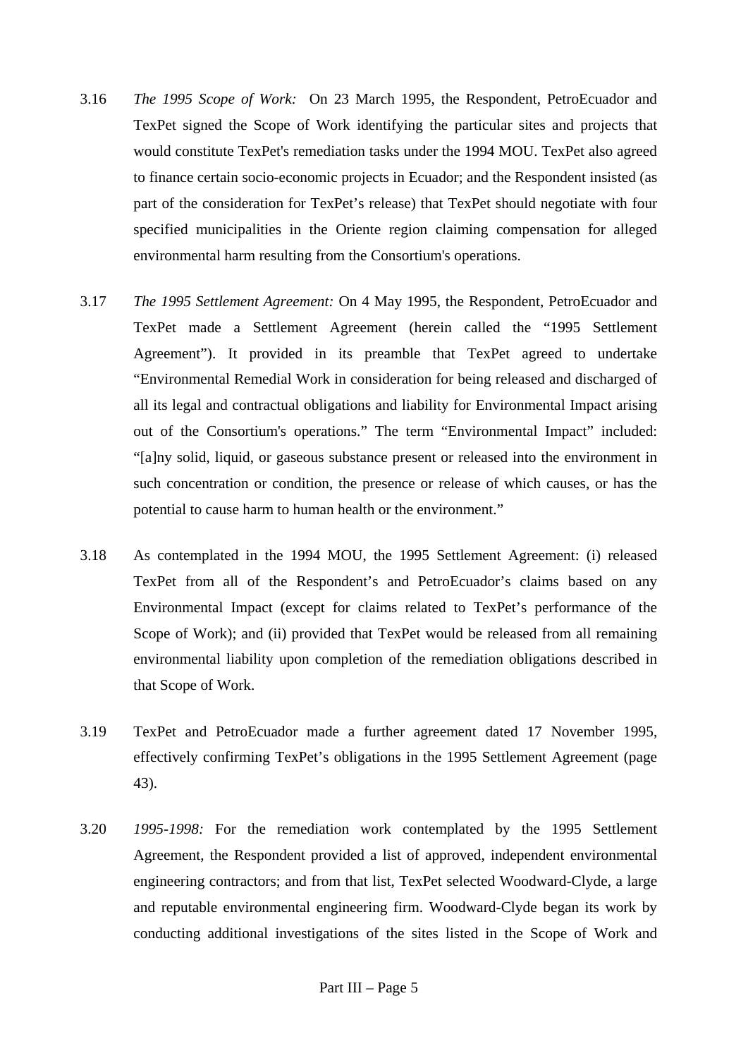3.16 *The 1995 Scope of Work:* On 23 March 1995, the Respondent, PetroEcuador and TexPet signed the Scope of Work identifying the particular sites and projects that would constitute TexPet's remediation tasks under the 1994 MOU. TexPet also agreed to finance certain socio-economic projects in Ecuador; and the Respondent insisted (as part of the consideration for TexPet's release) that TexPet should negotiate with four specified municipalities in the Oriente region claiming compensation for alleged environmental harm resulting from the Consortium's operations.

3.17 *The 1995 Settlement Agreement:* On 4 May 1995, the Respondent, PetroEcuador and TexPet made a Settlement Agreement (herein called the "1995 Settlement Agreement"). It provided in its preamble that TexPet agreed to undertake "Environmental Remedial Work in consideration for being released and discharged of all its legal and contractual obligations and liability for Environmental Impact arising out of the Consortium's operations." The term "Environmental Impact" included: "[a]ny solid, liquid, or gaseous substance present or released into the environment in such concentration or condition, the presence or release of which causes, or has the potential to cause harm to human health or the environment."

3.18 As contemplated in the 1994 MOU, the 1995 Settlement Agreement: (i) released TexPet from all of the Respondent's and PetroEcuador's claims based on any Environmental Impact (except for claims related to TexPet's performance of the Scope of Work); and (ii) provided that TexPet would be released from all remaining environmental liability upon completion of the remediation obligations described in that Scope of Work.

3.19 TexPet and PetroEcuador made a further agreement dated 17 November 1995, effectively confirming TexPet's obligations in the 1995 Settlement Agreement (page 43).

3.20 *1995-1998:* For the remediation work contemplated by the 1995 Settlement Agreement, the Respondent provided a list of approved, independent environmental engineering contractors; and from that list, TexPet selected Woodward-Clyde, a large and reputable environmental engineering firm. Woodward-Clyde began its work by conducting additional investigations of the sites listed in the Scope of Work and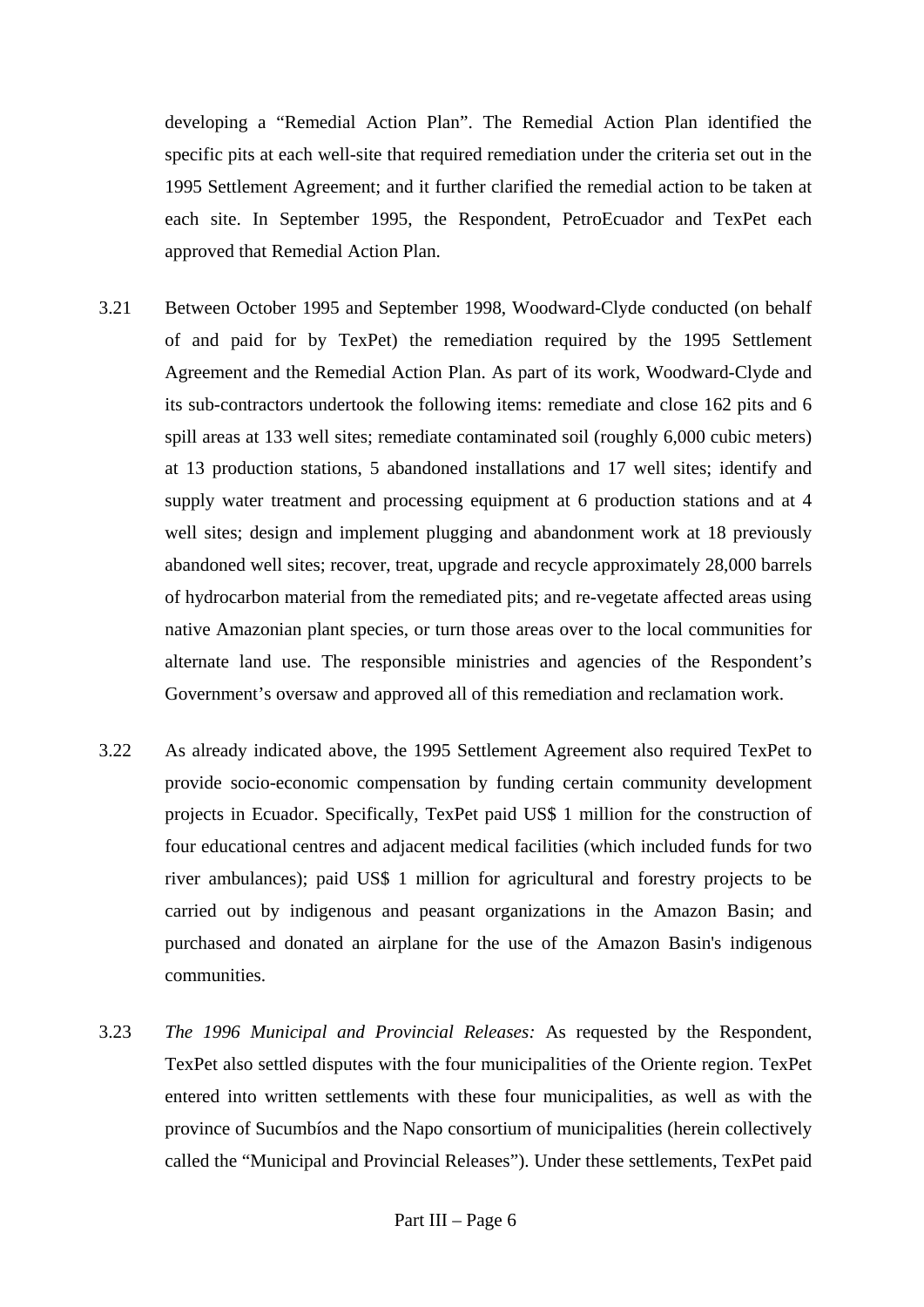developing a "Remedial Action Plan". The Remedial Action Plan identified the specific pits at each well-site that required remediation under the criteria set out in the 1995 Settlement Agreement; and it further clarified the remedial action to be taken at each site. In September 1995, the Respondent, PetroEcuador and TexPet each approved that Remedial Action Plan.

3.21 Between October 1995 and September 1998, Woodward-Clyde conducted (on behalf of and paid for by TexPet) the remediation required by the 1995 Settlement Agreement and the Remedial Action Plan. As part of its work, Woodward-Clyde and its sub-contractors undertook the following items: remediate and close 162 pits and 6 spill areas at 133 well sites; remediate contaminated soil (roughly 6,000 cubic meters) at 13 production stations, 5 abandoned installations and 17 well sites; identify and supply water treatment and processing equipment at 6 production stations and at 4 well sites; design and implement plugging and abandonment work at 18 previously abandoned well sites; recover, treat, upgrade and recycle approximately 28,000 barrels of hydrocarbon material from the remediated pits; and re-vegetate affected areas using native Amazonian plant species, or turn those areas over to the local communities for alternate land use. The responsible ministries and agencies of the Respondent's Government's oversaw and approved all of this remediation and reclamation work.

3.22 As already indicated above, the 1995 Settlement Agreement also required TexPet to provide socio-economic compensation by funding certain community development projects in Ecuador. Specifically, TexPet paid US$ 1 million for the construction of four educational centres and adjacent medical facilities (which included funds for two river ambulances); paid US$ 1 million for agricultural and forestry projects to be carried out by indigenous and peasant organizations in the Amazon Basin; and purchased and donated an airplane for the use of the Amazon Basin's indigenous communities.

3.23 *The 1996 Municipal and Provincial Releases:* As requested by the Respondent, TexPet also settled disputes with the four municipalities of the Oriente region. TexPet entered into written settlements with these four municipalities, as well as with the province of Sucumbíos and the Napo consortium of municipalities (herein collectively called the "Municipal and Provincial Releases"). Under these settlements, TexPet paid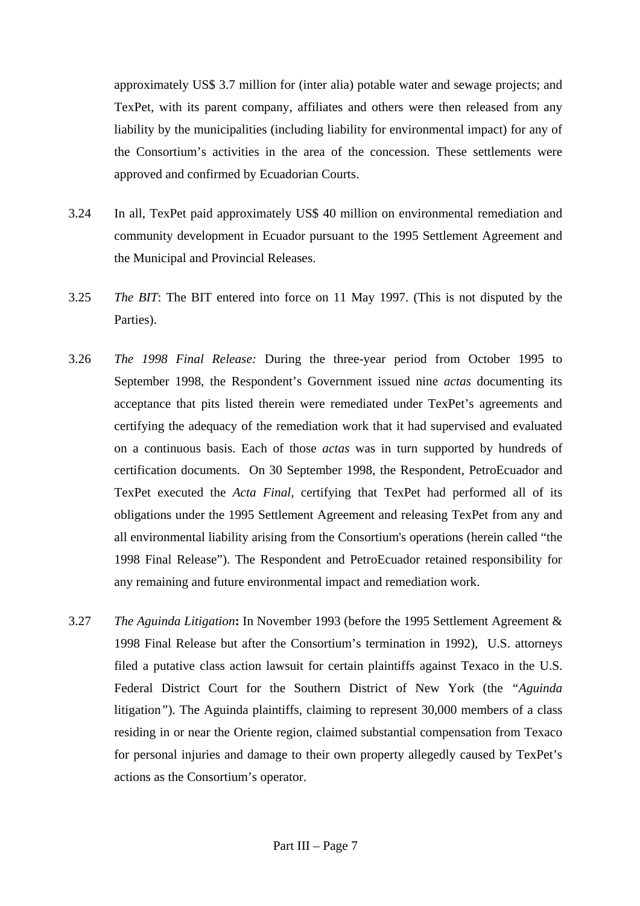approximately US$ 3.7 million for (inter alia) potable water and sewage projects; and TexPet, with its parent company, affiliates and others were then released from any liability by the municipalities (including liability for environmental impact) for any of the Consortium's activities in the area of the concession. These settlements were approved and confirmed by Ecuadorian Courts.

3.24 In all, TexPet paid approximately US$ 40 million on environmental remediation and community development in Ecuador pursuant to the 1995 Settlement Agreement and the Municipal and Provincial Releases.

3.25 *The BIT*: The BIT entered into force on 11 May 1997. (This is not disputed by the Parties).

3.26 *The 1998 Final Release:* During the three-year period from October 1995 to September 1998, the Respondent's Government issued nine *actas* documenting its acceptance that pits listed therein were remediated under TexPet's agreements and certifying the adequacy of the remediation work that it had supervised and evaluated on a continuous basis. Each of those *actas* was in turn supported by hundreds of certification documents. On 30 September 1998, the Respondent, PetroEcuador and TexPet executed the *Acta Final,* certifying that TexPet had performed all of its obligations under the 1995 Settlement Agreement and releasing TexPet from any and all environmental liability arising from the Consortium's operations (herein called "the 1998 Final Release"). The Respondent and PetroEcuador retained responsibility for any remaining and future environmental impact and remediation work.

3.27 *The Aguinda Litigation***:** In November 1993 (before the 1995 Settlement Agreement & 1998 Final Release but after the Consortium's termination in 1992), U.S. attorneys filed a putative class action lawsuit for certain plaintiffs against Texaco in the U.S. Federal District Court for the Southern District of New York (the "*Aguinda* litigation"). The Aguinda plaintiffs, claiming to represent 30,000 members of a class residing in or near the Oriente region, claimed substantial compensation from Texaco for personal injuries and damage to their own property allegedly caused by TexPet's actions as the Consortium's operator.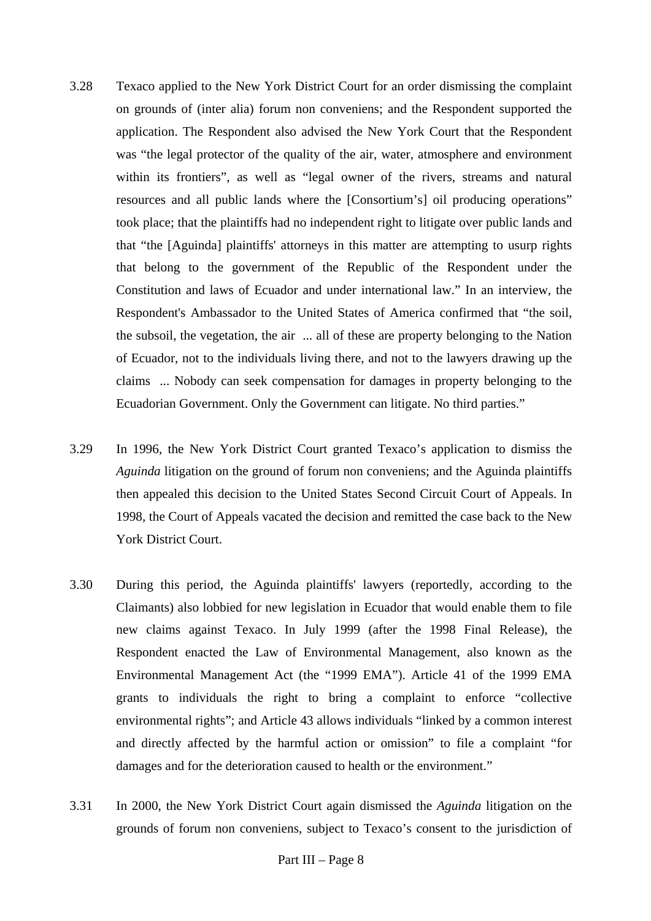3.28 Texaco applied to the New York District Court for an order dismissing the complaint on grounds of (inter alia) forum non conveniens; and the Respondent supported the application. The Respondent also advised the New York Court that the Respondent was "the legal protector of the quality of the air, water, atmosphere and environment within its frontiers", as well as "legal owner of the rivers, streams and natural resources and all public lands where the [Consortium's] oil producing operations" took place; that the plaintiffs had no independent right to litigate over public lands and that "the [Aguinda] plaintiffs' attorneys in this matter are attempting to usurp rights that belong to the government of the Republic of the Respondent under the Constitution and laws of Ecuador and under international law." In an interview, the Respondent's Ambassador to the United States of America confirmed that "the soil, the subsoil, the vegetation, the air ... all of these are property belonging to the Nation of Ecuador, not to the individuals living there, and not to the lawyers drawing up the claims ... Nobody can seek compensation for damages in property belonging to the Ecuadorian Government. Only the Government can litigate. No third parties."

3.29 In 1996, the New York District Court granted Texaco's application to dismiss the *Aguinda* litigation on the ground of forum non conveniens; and the Aguinda plaintiffs then appealed this decision to the United States Second Circuit Court of Appeals. In 1998, the Court of Appeals vacated the decision and remitted the case back to the New York District Court.

3.30 During this period, the Aguinda plaintiffs' lawyers (reportedly, according to the Claimants) also lobbied for new legislation in Ecuador that would enable them to file new claims against Texaco. In July 1999 (after the 1998 Final Release), the Respondent enacted the Law of Environmental Management, also known as the Environmental Management Act (the "1999 EMA"). Article 41 of the 1999 EMA grants to individuals the right to bring a complaint to enforce "collective environmental rights"; and Article 43 allows individuals "linked by a common interest and directly affected by the harmful action or omission" to file a complaint "for damages and for the deterioration caused to health or the environment."

3.31 In 2000, the New York District Court again dismissed the *Aguinda* litigation on the grounds of forum non conveniens, subject to Texaco's consent to the jurisdiction of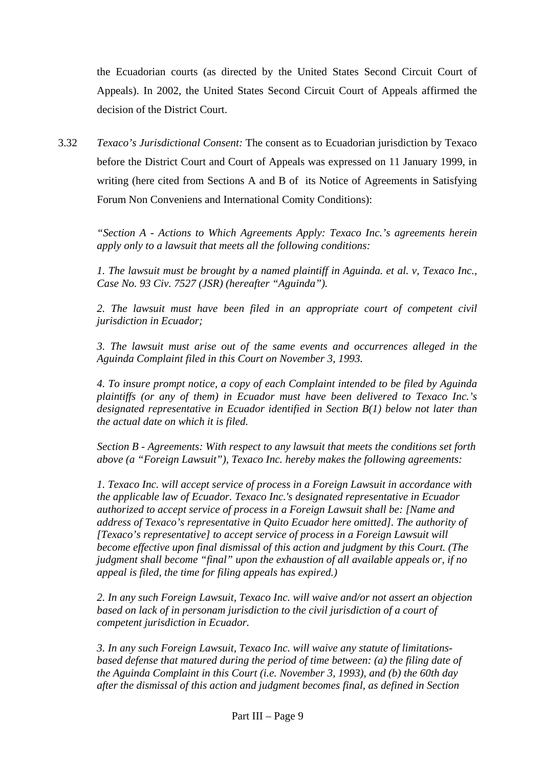the Ecuadorian courts (as directed by the United States Second Circuit Court of Appeals). In 2002, the United States Second Circuit Court of Appeals affirmed the decision of the District Court.

3.32 *Texaco's Jurisdictional Consent:* The consent as to Ecuadorian jurisdiction by Texaco before the District Court and Court of Appeals was expressed on 11 January 1999, in writing (here cited from Sections A and B of its Notice of Agreements in Satisfying Forum Non Conveniens and International Comity Conditions):

*"Section A - Actions to Which Agreements Apply: Texaco Inc.'s agreements herein apply only to a lawsuit that meets all the following conditions:*

*1. The lawsuit must be brought by a named plaintiff in Aguinda. et al. v, Texaco Inc., Case No. 93 Civ. 7527 (JSR) (hereafter "Aguinda").*

*2. The lawsuit must have been filed in an appropriate court of competent civil jurisdiction in Ecuador;*

*3. The lawsuit must arise out of the same events and occurrences alleged in the Aguinda Complaint filed in this Court on November 3, 1993.*

*4. To insure prompt notice, a copy of each Complaint intended to be filed by Aguinda plaintiffs (or any of them) in Ecuador must have been delivered to Texaco Inc.'s designated representative in Ecuador identified in Section B(1) below not later than the actual date on which it is filed.*

*Section B - Agreements: With respect to any lawsuit that meets the conditions set forth above (a "Foreign Lawsuit"), Texaco Inc. hereby makes the following agreements:*

*1. Texaco Inc. will accept service of process in a Foreign Lawsuit in accordance with the applicable law of Ecuador. Texaco Inc.'s designated representative in Ecuador authorized to accept service of process in a Foreign Lawsuit shall be: [Name and address of Texaco's representative in Quito Ecuador here omitted]. The authority of [Texaco's representative] to accept service of process in a Foreign Lawsuit will become effective upon final dismissal of this action and judgment by this Court. (The judgment shall become "final" upon the exhaustion of all available appeals or, if no appeal is filed, the time for filing appeals has expired.)*

*2. In any such Foreign Lawsuit, Texaco Inc. will waive and/or not assert an objection based on lack of in personam jurisdiction to the civil jurisdiction of a court of competent jurisdiction in Ecuador.*

*3. In any such Foreign Lawsuit, Texaco Inc. will waive any statute of limitations-based defense that matured during the period of time between: (a) the filing date of the Aguinda Complaint in this Court (i.e. November 3, 1993), and (b) the 60th day after the dismissal of this action and judgment becomes final, as defined in Section*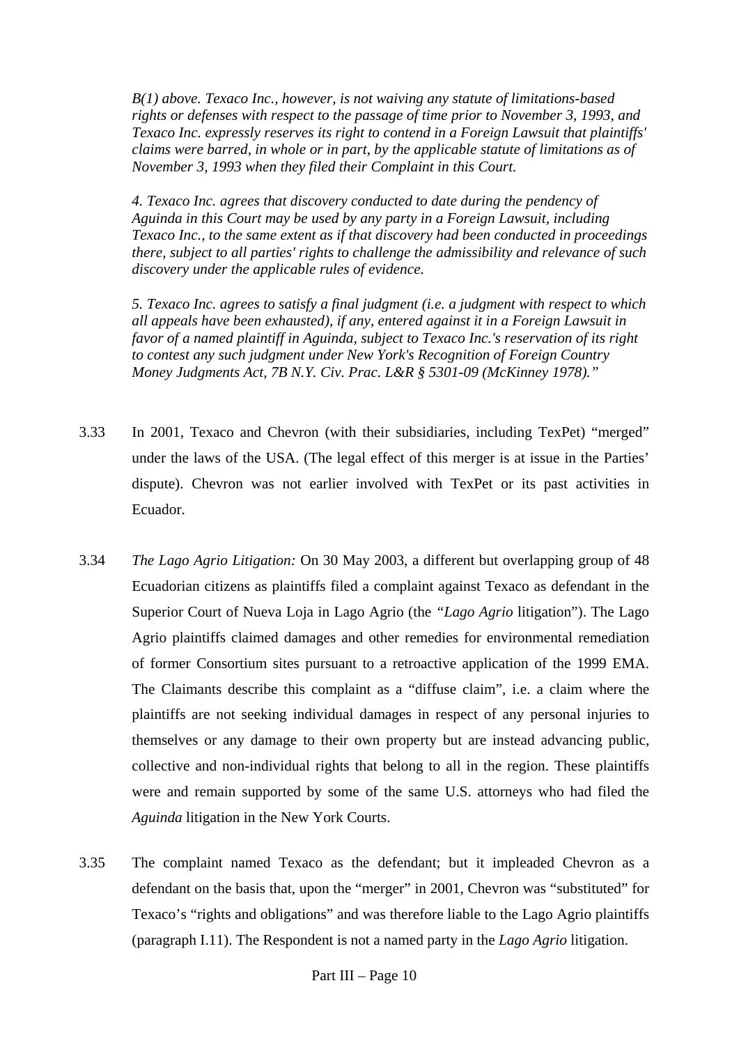*B(1) above. Texaco Inc., however, is not waiving any statute of limitations-based rights or defenses with respect to the passage of time prior to November 3, 1993, and Texaco Inc. expressly reserves its right to contend in a Foreign Lawsuit that plaintiffs' claims were barred, in whole or in part, by the applicable statute of limitations as of November 3, 1993 when they filed their Complaint in this Court.*

*4. Texaco Inc. agrees that discovery conducted to date during the pendency of Aguinda in this Court may be used by any party in a Foreign Lawsuit, including Texaco Inc., to the same extent as if that discovery had been conducted in proceedings there, subject to all parties' rights to challenge the admissibility and relevance of such discovery under the applicable rules of evidence.*

*5. Texaco Inc. agrees to satisfy a final judgment (i.e. a judgment with respect to which all appeals have been exhausted), if any, entered against it in a Foreign Lawsuit in favor of a named plaintiff in Aguinda, subject to Texaco Inc.'s reservation of its right to contest any such judgment under New York's Recognition of Foreign Country Money Judgments Act, 7B N.Y. Civ. Prac. L&R § 5301-09 (McKinney 1978)."*

3.33 In 2001, Texaco and Chevron (with their subsidiaries, including TexPet) "merged" under the laws of the USA. (The legal effect of this merger is at issue in the Parties' dispute). Chevron was not earlier involved with TexPet or its past activities in Ecuador.

3.34 *The Lago Agrio Litigation:* On 30 May 2003, a different but overlapping group of 48 Ecuadorian citizens as plaintiffs filed a complaint against Texaco as defendant in the Superior Court of Nueva Loja in Lago Agrio (the "*Lago Agrio* litigation"). The Lago Agrio plaintiffs claimed damages and other remedies for environmental remediation of former Consortium sites pursuant to a retroactive application of the 1999 EMA. The Claimants describe this complaint as a "diffuse claim", i.e. a claim where the plaintiffs are not seeking individual damages in respect of any personal injuries to themselves or any damage to their own property but are instead advancing public, collective and non-individual rights that belong to all in the region. These plaintiffs were and remain supported by some of the same U.S. attorneys who had filed the *Aguinda* litigation in the New York Courts.

3.35 The complaint named Texaco as the defendant; but it impleaded Chevron as a defendant on the basis that, upon the "merger" in 2001, Chevron was "substituted" for Texaco's "rights and obligations" and was therefore liable to the Lago Agrio plaintiffs (paragraph I.11). The Respondent is not a named party in the *Lago Agrio* litigation.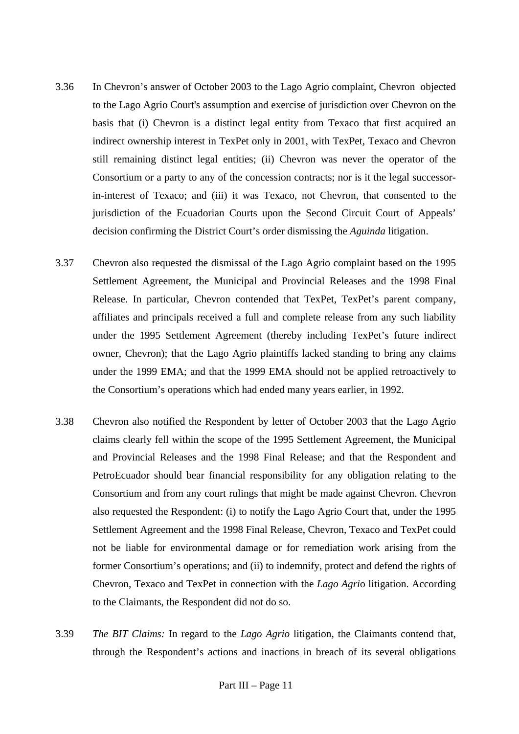3.36 In Chevron's answer of October 2003 to the Lago Agrio complaint, Chevron objected to the Lago Agrio Court's assumption and exercise of jurisdiction over Chevron on the basis that (i) Chevron is a distinct legal entity from Texaco that first acquired an indirect ownership interest in TexPet only in 2001, with TexPet, Texaco and Chevron still remaining distinct legal entities; (ii) Chevron was never the operator of the Consortium or a party to any of the concession contracts; nor is it the legal successor-in-interest of Texaco; and (iii) it was Texaco, not Chevron, that consented to the jurisdiction of the Ecuadorian Courts upon the Second Circuit Court of Appeals' decision confirming the District Court's order dismissing the *Aguinda* litigation.

3.37 Chevron also requested the dismissal of the Lago Agrio complaint based on the 1995 Settlement Agreement, the Municipal and Provincial Releases and the 1998 Final Release. In particular, Chevron contended that TexPet, TexPet's parent company, affiliates and principals received a full and complete release from any such liability under the 1995 Settlement Agreement (thereby including TexPet's future indirect owner, Chevron); that the Lago Agrio plaintiffs lacked standing to bring any claims under the 1999 EMA; and that the 1999 EMA should not be applied retroactively to the Consortium's operations which had ended many years earlier, in 1992.

3.38 Chevron also notified the Respondent by letter of October 2003 that the Lago Agrio claims clearly fell within the scope of the 1995 Settlement Agreement, the Municipal and Provincial Releases and the 1998 Final Release; and that the Respondent and PetroEcuador should bear financial responsibility for any obligation relating to the Consortium and from any court rulings that might be made against Chevron. Chevron also requested the Respondent: (i) to notify the Lago Agrio Court that, under the 1995 Settlement Agreement and the 1998 Final Release, Chevron, Texaco and TexPet could not be liable for environmental damage or for remediation work arising from the former Consortium's operations; and (ii) to indemnify, protect and defend the rights of Chevron, Texaco and TexPet in connection with the *Lago Agrio* litigation. According to the Claimants, the Respondent did not do so.

3.39 *The BIT Claims:* In regard to the *Lago Agrio* litigation, the Claimants contend that, through the Respondent's actions and inactions in breach of its several obligations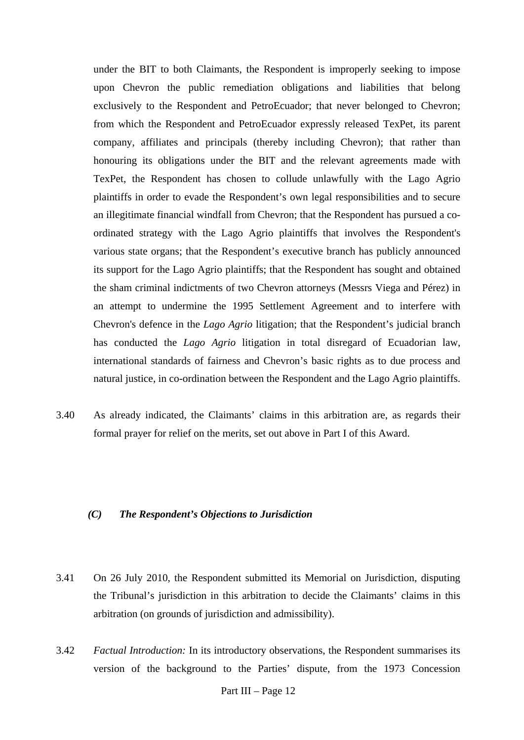under the BIT to both Claimants, the Respondent is improperly seeking to impose upon Chevron the public remediation obligations and liabilities that belong exclusively to the Respondent and PetroEcuador; that never belonged to Chevron; from which the Respondent and PetroEcuador expressly released TexPet, its parent company, affiliates and principals (thereby including Chevron); that rather than honouring its obligations under the BIT and the relevant agreements made with TexPet, the Respondent has chosen to collude unlawfully with the Lago Agrio plaintiffs in order to evade the Respondent's own legal responsibilities and to secure an illegitimate financial windfall from Chevron; that the Respondent has pursued a co-ordinated strategy with the Lago Agrio plaintiffs that involves the Respondent's various state organs; that the Respondent's executive branch has publicly announced its support for the Lago Agrio plaintiffs; that the Respondent has sought and obtained the sham criminal indictments of two Chevron attorneys (Messrs Viega and Pérez) in an attempt to undermine the 1995 Settlement Agreement and to interfere with Chevron's defence in the *Lago Agrio* litigation; that the Respondent's judicial branch has conducted the *Lago Agrio* litigation in total disregard of Ecuadorian law, international standards of fairness and Chevron's basic rights as to due process and natural justice, in co-ordination between the Respondent and the Lago Agrio plaintiffs.

3.40 As already indicated, the Claimants' claims in this arbitration are, as regards their formal prayer for relief on the merits, set out above in Part I of this Award.

### *(C) The Respondent's Objections to Jurisdiction*

3.41 On 26 July 2010, the Respondent submitted its Memorial on Jurisdiction, disputing the Tribunal's jurisdiction in this arbitration to decide the Claimants' claims in this arbitration (on grounds of jurisdiction and admissibility).

3.42 *Factual Introduction:* In its introductory observations, the Respondent summarises its version of the background to the Parties' dispute, from the 1973 Concession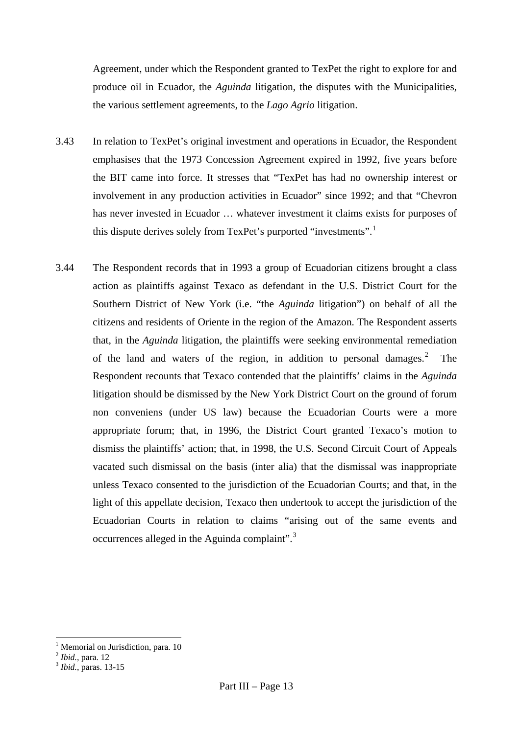Agreement, under which the Respondent granted to TexPet the right to explore for and produce oil in Ecuador, the *Aguinda* litigation, the disputes with the Municipalities, the various settlement agreements, to the *Lago Agrio* litigation.

3.43 In relation to TexPet's original investment and operations in Ecuador, the Respondent emphasises that the 1973 Concession Agreement expired in 1992, five years before the BIT came into force. It stresses that "TexPet has had no ownership interest or involvement in any production activities in Ecuador" since 1992; and that "Chevron has never invested in Ecuador … whatever investment it claims exists for purposes of this dispute derives solely from TexPet's purported "investments".[1]

3.44 The Respondent records that in 1993 a group of Ecuadorian citizens brought a class action as plaintiffs against Texaco as defendant in the U.S. District Court for the Southern District of New York (i.e. "the *Aguinda* litigation") on behalf of all the citizens and residents of Oriente in the region of the Amazon. The Respondent asserts that, in the *Aguinda* litigation, the plaintiffs were seeking environmental remediation of the land and waters of the region, in addition to personal damages.[2] The Respondent recounts that Texaco contended that the plaintiffs' claims in the *Aguinda* litigation should be dismissed by the New York District Court on the ground of forum non conveniens (under US law) because the Ecuadorian Courts were a more appropriate forum; that, in 1996, the District Court granted Texaco's motion to dismiss the plaintiffs' action; that, in 1998, the U.S. Second Circuit Court of Appeals vacated such dismissal on the basis (inter alia) that the dismissal was inappropriate unless Texaco consented to the jurisdiction of the Ecuadorian Courts; and that, in the light of this appellate decision, Texaco then undertook to accept the jurisdiction of the Ecuadorian Courts in relation to claims "arising out of the same events and occurrences alleged in the Aguinda complaint".[3]

---

[1] Memorial on Jurisdiction, para. 10

[2] *Ibid.*, para. 12

[3] *Ibid.*, paras. 13-15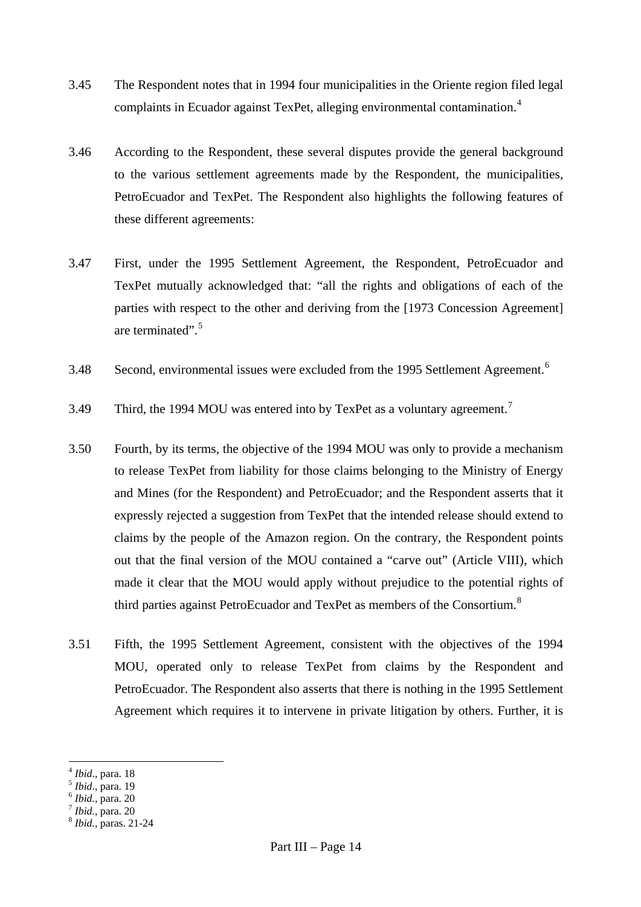3.45 The Respondent notes that in 1994 four municipalities in the Oriente region filed legal complaints in Ecuador against TexPet, alleging environmental contamination.[4]

3.46 According to the Respondent, these several disputes provide the general background to the various settlement agreements made by the Respondent, the municipalities, PetroEcuador and TexPet. The Respondent also highlights the following features of these different agreements:

3.47 First, under the 1995 Settlement Agreement, the Respondent, PetroEcuador and TexPet mutually acknowledged that: "all the rights and obligations of each of the parties with respect to the other and deriving from the [1973 Concession Agreement] are terminated".[5]

3.48 Second, environmental issues were excluded from the 1995 Settlement Agreement.[6]

3.49 Third, the 1994 MOU was entered into by TexPet as a voluntary agreement.[7]

3.50 Fourth, by its terms, the objective of the 1994 MOU was only to provide a mechanism to release TexPet from liability for those claims belonging to the Ministry of Energy and Mines (for the Respondent) and PetroEcuador; and the Respondent asserts that it expressly rejected a suggestion from TexPet that the intended release should extend to claims by the people of the Amazon region. On the contrary, the Respondent points out that the final version of the MOU contained a "carve out" (Article VIII), which made it clear that the MOU would apply without prejudice to the potential rights of third parties against PetroEcuador and TexPet as members of the Consortium.[8]

3.51 Fifth, the 1995 Settlement Agreement, consistent with the objectives of the 1994 MOU, operated only to release TexPet from claims by the Respondent and PetroEcuador. The Respondent also asserts that there is nothing in the 1995 Settlement Agreement which requires it to intervene in private litigation by others. Further, it is

---

[4] *Ibid*., para. 18
[5] *Ibid*., para. 19
[6] *Ibid.*, para. 20
[7] *Ibid.*, para. 20
[8] *Ibid.*, paras. 21-24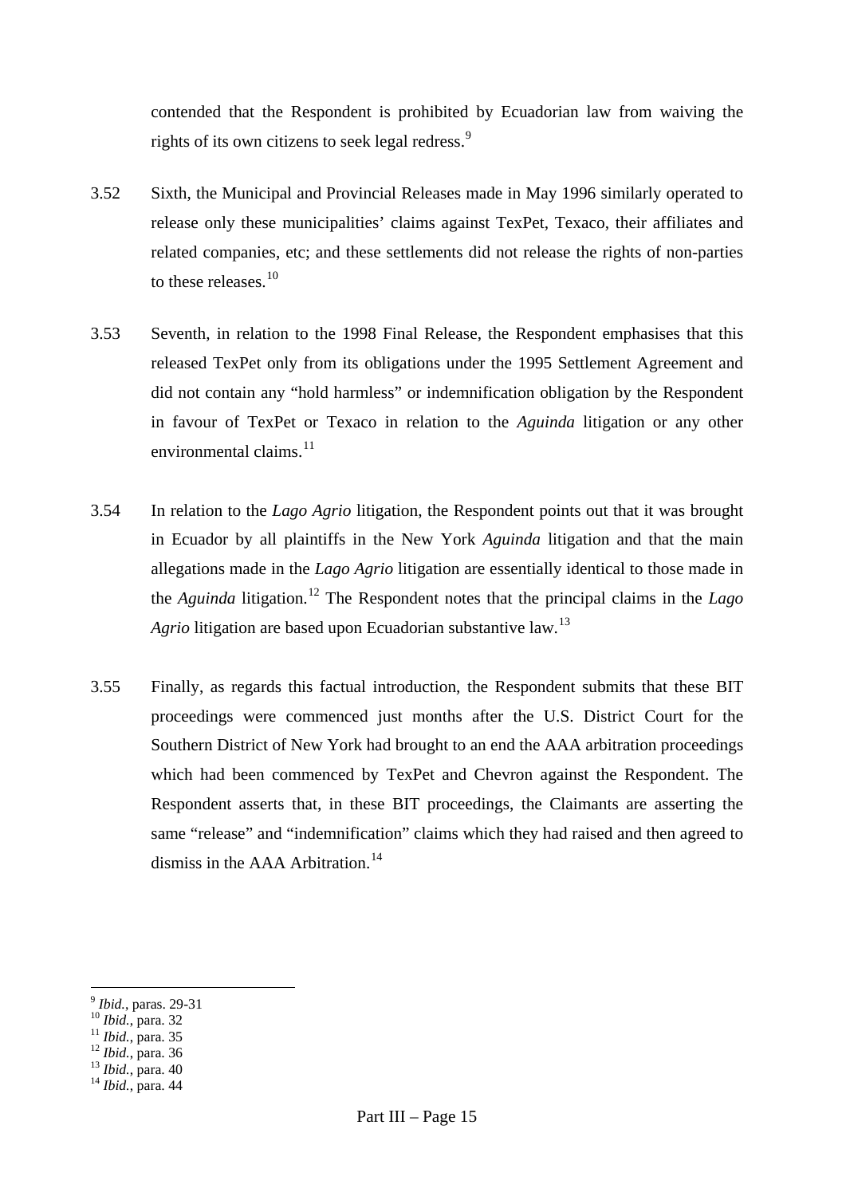contended that the Respondent is prohibited by Ecuadorian law from waiving the rights of its own citizens to seek legal redress.[9]

3.52 Sixth, the Municipal and Provincial Releases made in May 1996 similarly operated to release only these municipalities' claims against TexPet, Texaco, their affiliates and related companies, etc; and these settlements did not release the rights of non-parties to these releases.[10]

3.53 Seventh, in relation to the 1998 Final Release, the Respondent emphasises that this released TexPet only from its obligations under the 1995 Settlement Agreement and did not contain any "hold harmless" or indemnification obligation by the Respondent in favour of TexPet or Texaco in relation to the *Aguinda* litigation or any other environmental claims.[11]

3.54 In relation to the *Lago Agrio* litigation, the Respondent points out that it was brought in Ecuador by all plaintiffs in the New York *Aguinda* litigation and that the main allegations made in the *Lago Agrio* litigation are essentially identical to those made in the *Aguinda* litigation.[12] The Respondent notes that the principal claims in the *Lago Agrio* litigation are based upon Ecuadorian substantive law.[13]

3.55 Finally, as regards this factual introduction, the Respondent submits that these BIT proceedings were commenced just months after the U.S. District Court for the Southern District of New York had brought to an end the AAA arbitration proceedings which had been commenced by TexPet and Chevron against the Respondent. The Respondent asserts that, in these BIT proceedings, the Claimants are asserting the same "release" and "indemnification" claims which they had raised and then agreed to dismiss in the AAA Arbitration.[14]

---

[9] *Ibid.*, paras. 29-31
[10] *Ibid.*, para. 32
[11] *Ibid.*, para. 35
[12] *Ibid.*, para. 36
[13] *Ibid.*, para. 40
[14] *Ibid.*, para. 44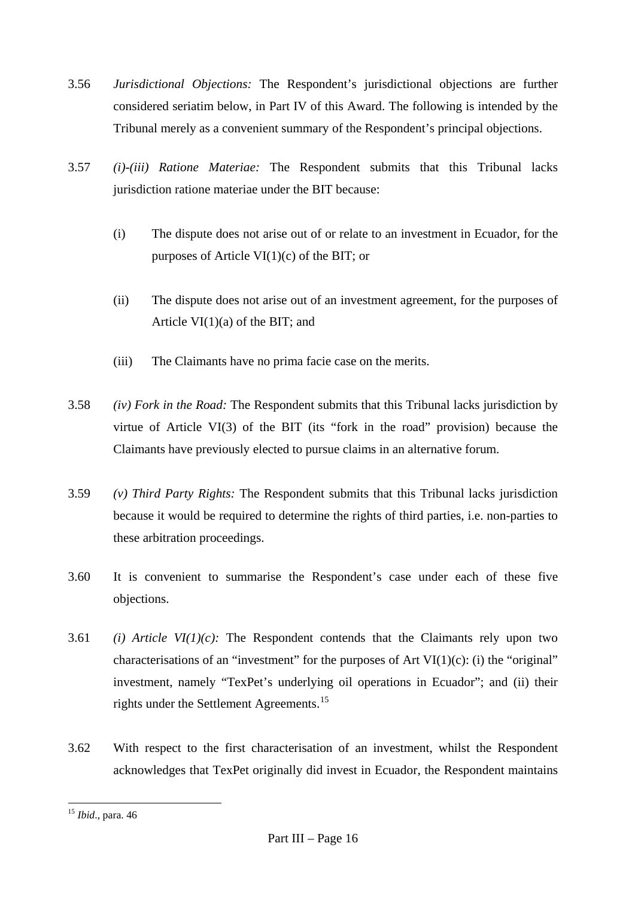3.56 *Jurisdictional Objections:* The Respondent's jurisdictional objections are further considered seriatim below, in Part IV of this Award. The following is intended by the Tribunal merely as a convenient summary of the Respondent's principal objections.

3.57 *(i)-(iii) Ratione Materiae:* The Respondent submits that this Tribunal lacks jurisdiction ratione materiae under the BIT because:

(i) The dispute does not arise out of or relate to an investment in Ecuador, for the purposes of Article VI(1)(c) of the BIT; or

(ii) The dispute does not arise out of an investment agreement, for the purposes of Article VI(1)(a) of the BIT; and

(iii) The Claimants have no prima facie case on the merits.

3.58 *(iv) Fork in the Road:* The Respondent submits that this Tribunal lacks jurisdiction by virtue of Article VI(3) of the BIT (its "fork in the road" provision) because the Claimants have previously elected to pursue claims in an alternative forum.

3.59 *(v) Third Party Rights:* The Respondent submits that this Tribunal lacks jurisdiction because it would be required to determine the rights of third parties, i.e. non-parties to these arbitration proceedings.

3.60 It is convenient to summarise the Respondent's case under each of these five objections.

3.61 *(i) Article VI(1)(c):* The Respondent contends that the Claimants rely upon two characterisations of an "investment" for the purposes of Art VI(1)(c): (i) the "original" investment, namely "TexPet's underlying oil operations in Ecuador"; and (ii) their rights under the Settlement Agreements.[15]

3.62 With respect to the first characterisation of an investment, whilst the Respondent acknowledges that TexPet originally did invest in Ecuador, the Respondent maintains

---

[15] *Ibid.*, para. 46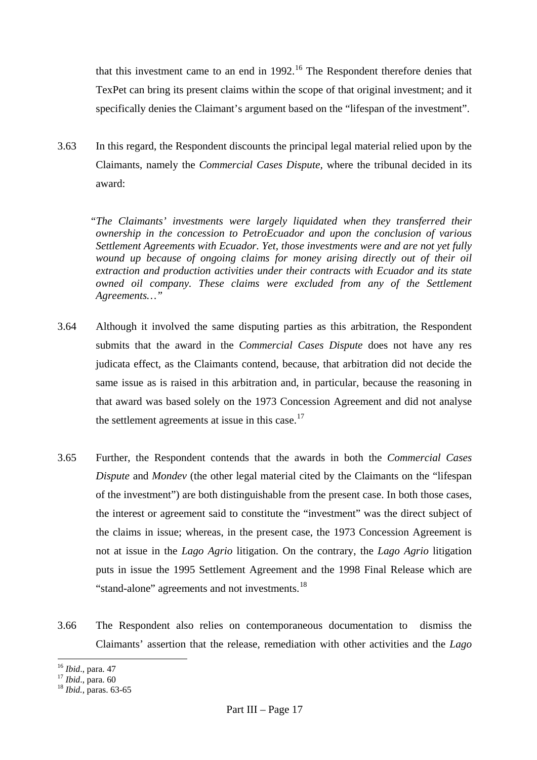that this investment came to an end in 1992.[16] The Respondent therefore denies that TexPet can bring its present claims within the scope of that original investment; and it specifically denies the Claimant's argument based on the "lifespan of the investment".

3.63 In this regard, the Respondent discounts the principal legal material relied upon by the Claimants, namely the *Commercial Cases Dispute*, where the tribunal decided in its award:

> "*The Claimants' investments were largely liquidated when they transferred their ownership in the concession to PetroEcuador and upon the conclusion of various Settlement Agreements with Ecuador. Yet, those investments were and are not yet fully wound up because of ongoing claims for money arising directly out of their oil extraction and production activities under their contracts with Ecuador and its state owned oil company. These claims were excluded from any of the Settlement Agreements…*"

3.64 Although it involved the same disputing parties as this arbitration, the Respondent submits that the award in the *Commercial Cases Dispute* does not have any res judicata effect, as the Claimants contend, because, that arbitration did not decide the same issue as is raised in this arbitration and, in particular, because the reasoning in that award was based solely on the 1973 Concession Agreement and did not analyse the settlement agreements at issue in this case.[17]

3.65 Further, the Respondent contends that the awards in both the *Commercial Cases Dispute* and *Mondev* (the other legal material cited by the Claimants on the "lifespan of the investment") are both distinguishable from the present case. In both those cases, the interest or agreement said to constitute the "investment" was the direct subject of the claims in issue; whereas, in the present case, the 1973 Concession Agreement is not at issue in the *Lago Agrio* litigation. On the contrary, the *Lago Agrio* litigation puts in issue the 1995 Settlement Agreement and the 1998 Final Release which are "stand-alone" agreements and not investments.[18]

3.66 The Respondent also relies on contemporaneous documentation to dismiss the Claimants' assertion that the release, remediation with other activities and the *Lago*

[16] *Ibid*., para. 47
[17] *Ibid*., para. 60
[18] *Ibid.*, paras. 63-65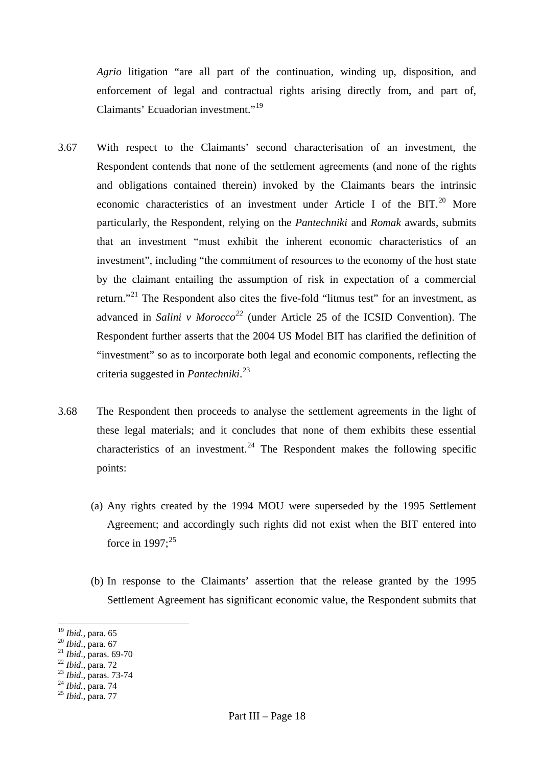*Agrio* litigation "are all part of the continuation, winding up, disposition, and enforcement of legal and contractual rights arising directly from, and part of, Claimants' Ecuadorian investment."[19]

3.67 With respect to the Claimants' second characterisation of an investment, the Respondent contends that none of the settlement agreements (and none of the rights and obligations contained therein) invoked by the Claimants bears the intrinsic economic characteristics of an investment under Article I of the BIT.[20] More particularly, the Respondent, relying on the *Pantechniki* and *Romak* awards, submits that an investment "must exhibit the inherent economic characteristics of an investment", including "the commitment of resources to the economy of the host state by the claimant entailing the assumption of risk in expectation of a commercial return."[21] The Respondent also cites the five-fold "litmus test" for an investment, as advanced in *Salini v Morocco*[22] (under Article 25 of the ICSID Convention). The Respondent further asserts that the 2004 US Model BIT has clarified the definition of "investment" so as to incorporate both legal and economic components, reflecting the criteria suggested in *Pantechniki*.[23]

3.68 The Respondent then proceeds to analyse the settlement agreements in the light of these legal materials; and it concludes that none of them exhibits these essential characteristics of an investment.[24] The Respondent makes the following specific points:

(a) Any rights created by the 1994 MOU were superseded by the 1995 Settlement Agreement; and accordingly such rights did not exist when the BIT entered into force in 1997;[25]

(b) In response to the Claimants' assertion that the release granted by the 1995 Settlement Agreement has significant economic value, the Respondent submits that

---

[19] *Ibid.*, para. 65
[20] *Ibid.*, para. 67
[21] *Ibid.*, paras. 69-70
[22] *Ibid.*, para. 72
[23] *Ibid.*, paras. 73-74
[24] *Ibid.*, para. 74
[25] *Ibid.*, para. 77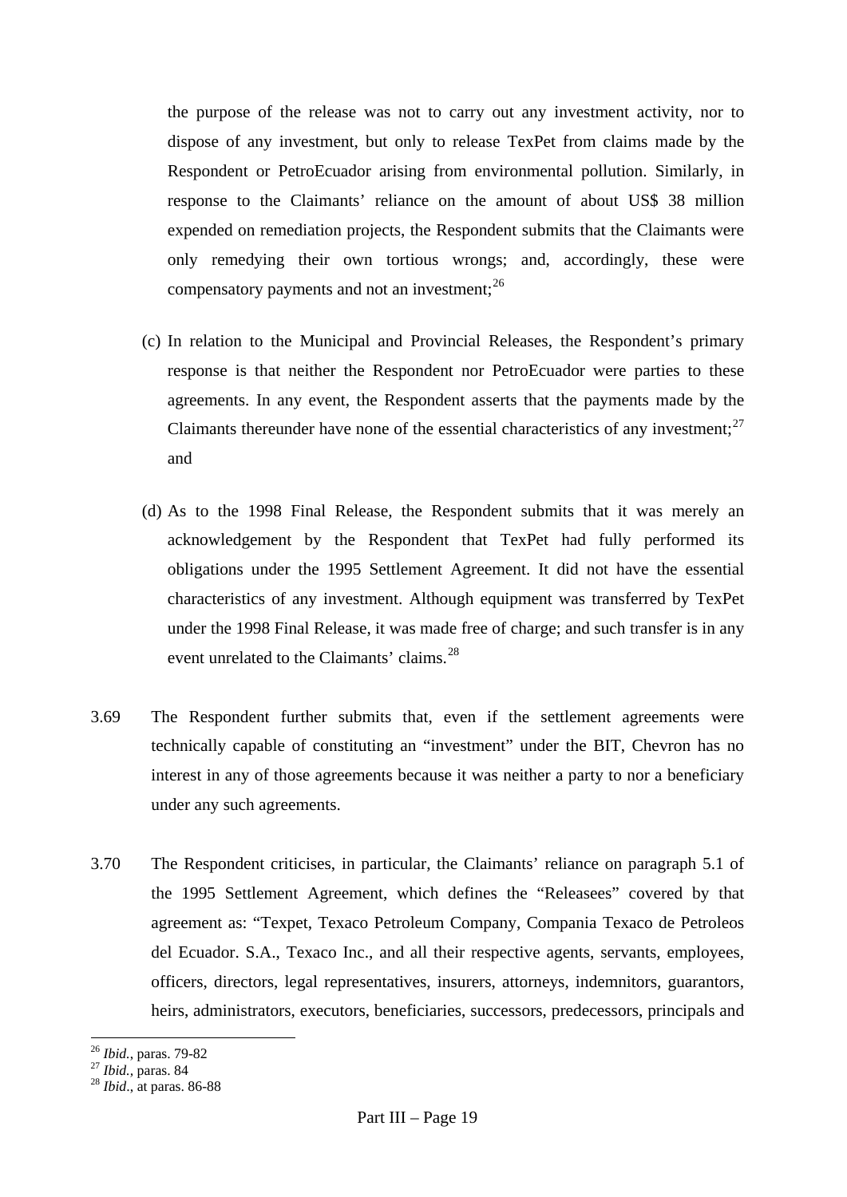the purpose of the release was not to carry out any investment activity, nor to dispose of any investment, but only to release TexPet from claims made by the Respondent or PetroEcuador arising from environmental pollution. Similarly, in response to the Claimants' reliance on the amount of about US$ 38 million expended on remediation projects, the Respondent submits that the Claimants were only remedying their own tortious wrongs; and, accordingly, these were compensatory payments and not an investment;[26]

(c) In relation to the Municipal and Provincial Releases, the Respondent's primary response is that neither the Respondent nor PetroEcuador were parties to these agreements. In any event, the Respondent asserts that the payments made by the Claimants thereunder have none of the essential characteristics of any investment;[27] and

(d) As to the 1998 Final Release, the Respondent submits that it was merely an acknowledgement by the Respondent that TexPet had fully performed its obligations under the 1995 Settlement Agreement. It did not have the essential characteristics of any investment. Although equipment was transferred by TexPet under the 1998 Final Release, it was made free of charge; and such transfer is in any event unrelated to the Claimants' claims.[28]

3.69 The Respondent further submits that, even if the settlement agreements were technically capable of constituting an "investment" under the BIT, Chevron has no interest in any of those agreements because it was neither a party to nor a beneficiary under any such agreements.

3.70 The Respondent criticises, in particular, the Claimants' reliance on paragraph 5.1 of the 1995 Settlement Agreement, which defines the "Releasees" covered by that agreement as: "Texpet, Texaco Petroleum Company, Compania Texaco de Petroleos del Ecuador. S.A., Texaco Inc., and all their respective agents, servants, employees, officers, directors, legal representatives, insurers, attorneys, indemnitors, guarantors, heirs, administrators, executors, beneficiaries, successors, predecessors, principals and

---

[26] *Ibid.*, paras. 79-82
[27] *Ibid.*, paras. 84
[28] *Ibid.*, at paras. 86-88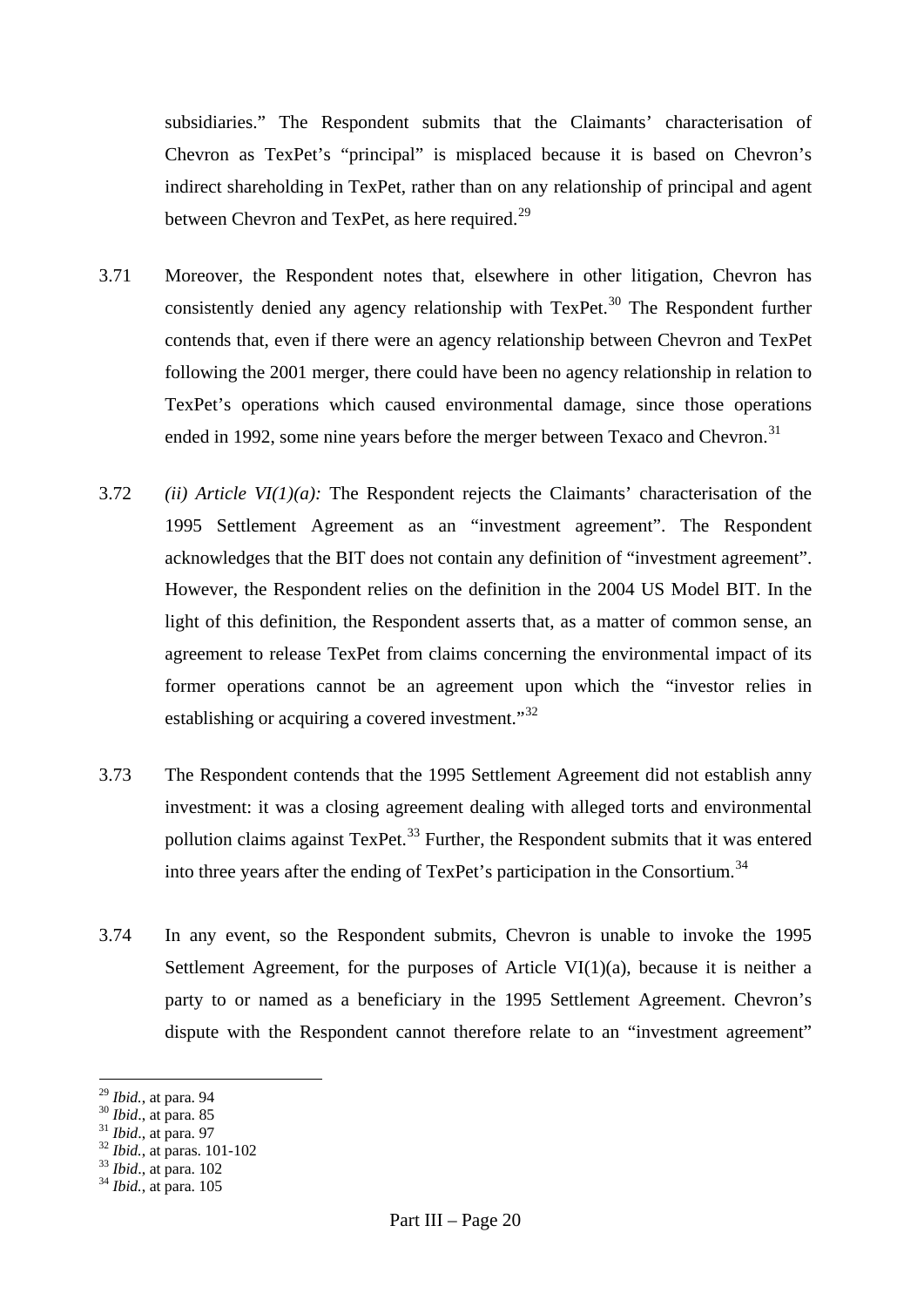subsidiaries." The Respondent submits that the Claimants' characterisation of Chevron as TexPet's "principal" is misplaced because it is based on Chevron's indirect shareholding in TexPet, rather than on any relationship of principal and agent between Chevron and TexPet, as here required.[29]

3.71 Moreover, the Respondent notes that, elsewhere in other litigation, Chevron has consistently denied any agency relationship with TexPet.[30] The Respondent further contends that, even if there were an agency relationship between Chevron and TexPet following the 2001 merger, there could have been no agency relationship in relation to TexPet's operations which caused environmental damage, since those operations ended in 1992, some nine years before the merger between Texaco and Chevron.[31]

3.72 *(ii) Article VI(1)(a):* The Respondent rejects the Claimants' characterisation of the 1995 Settlement Agreement as an "investment agreement". The Respondent acknowledges that the BIT does not contain any definition of "investment agreement". However, the Respondent relies on the definition in the 2004 US Model BIT. In the light of this definition, the Respondent asserts that, as a matter of common sense, an agreement to release TexPet from claims concerning the environmental impact of its former operations cannot be an agreement upon which the "investor relies in establishing or acquiring a covered investment."[32]

3.73 The Respondent contends that the 1995 Settlement Agreement did not establish anny investment: it was a closing agreement dealing with alleged torts and environmental pollution claims against TexPet.[33] Further, the Respondent submits that it was entered into three years after the ending of TexPet's participation in the Consortium.[34]

3.74 In any event, so the Respondent submits, Chevron is unable to invoke the 1995 Settlement Agreement, for the purposes of Article VI(1)(a), because it is neither a party to or named as a beneficiary in the 1995 Settlement Agreement. Chevron's dispute with the Respondent cannot therefore relate to an "investment agreement"

---

[29] *Ibid.*, at para. 94
[30] *Ibid.*, at para. 85
[31] *Ibid.*, at para. 97
[32] *Ibid.*, at paras. 101-102
[33] *Ibid.*, at para. 102
[34] *Ibid.*, at para. 105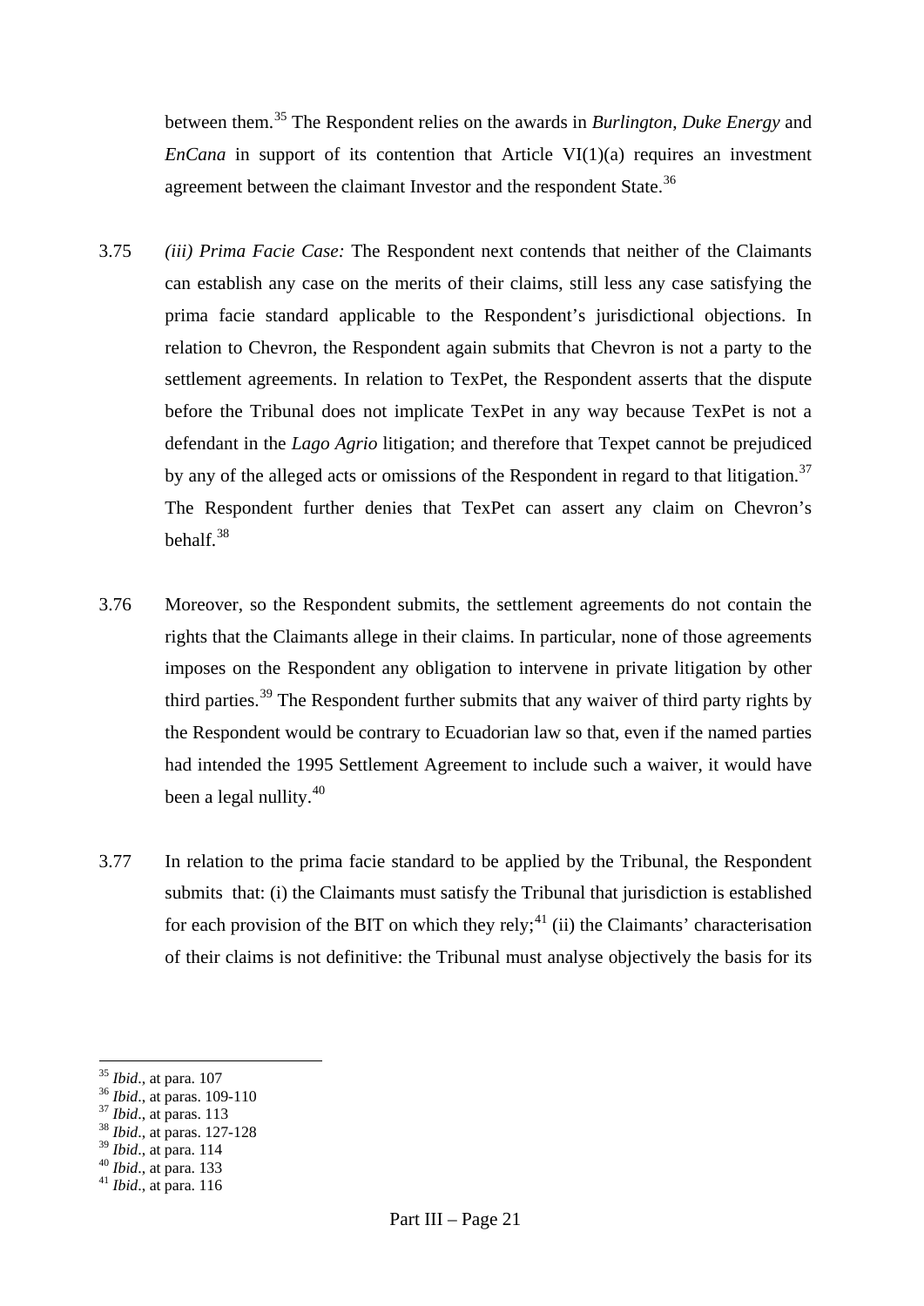between them.[35] The Respondent relies on the awards in *Burlington*, *Duke Energy* and *EnCana* in support of its contention that Article VI(1)(a) requires an investment agreement between the claimant Investor and the respondent State.[36]

3.75 *(iii) Prima Facie Case:* The Respondent next contends that neither of the Claimants can establish any case on the merits of their claims, still less any case satisfying the prima facie standard applicable to the Respondent's jurisdictional objections. In relation to Chevron, the Respondent again submits that Chevron is not a party to the settlement agreements. In relation to TexPet, the Respondent asserts that the dispute before the Tribunal does not implicate TexPet in any way because TexPet is not a defendant in the *Lago Agrio* litigation; and therefore that Texpet cannot be prejudiced by any of the alleged acts or omissions of the Respondent in regard to that litigation.[37] The Respondent further denies that TexPet can assert any claim on Chevron's behalf.[38]

3.76 Moreover, so the Respondent submits, the settlement agreements do not contain the rights that the Claimants allege in their claims. In particular, none of those agreements imposes on the Respondent any obligation to intervene in private litigation by other third parties.[39] The Respondent further submits that any waiver of third party rights by the Respondent would be contrary to Ecuadorian law so that, even if the named parties had intended the 1995 Settlement Agreement to include such a waiver, it would have been a legal nullity.[40]

3.77 In relation to the prima facie standard to be applied by the Tribunal, the Respondent submits that: (i) the Claimants must satisfy the Tribunal that jurisdiction is established for each provision of the BIT on which they rely;[41] (ii) the Claimants' characterisation of their claims is not definitive: the Tribunal must analyse objectively the basis for its

---

[35] *Ibid.*, at para. 107
[36] *Ibid.*, at paras. 109-110
[37] *Ibid.*, at paras. 113
[38] *Ibid.*, at paras. 127-128
[39] *Ibid.*, at para. 114
[40] *Ibid.*, at para. 133
[41] *Ibid.*, at para. 116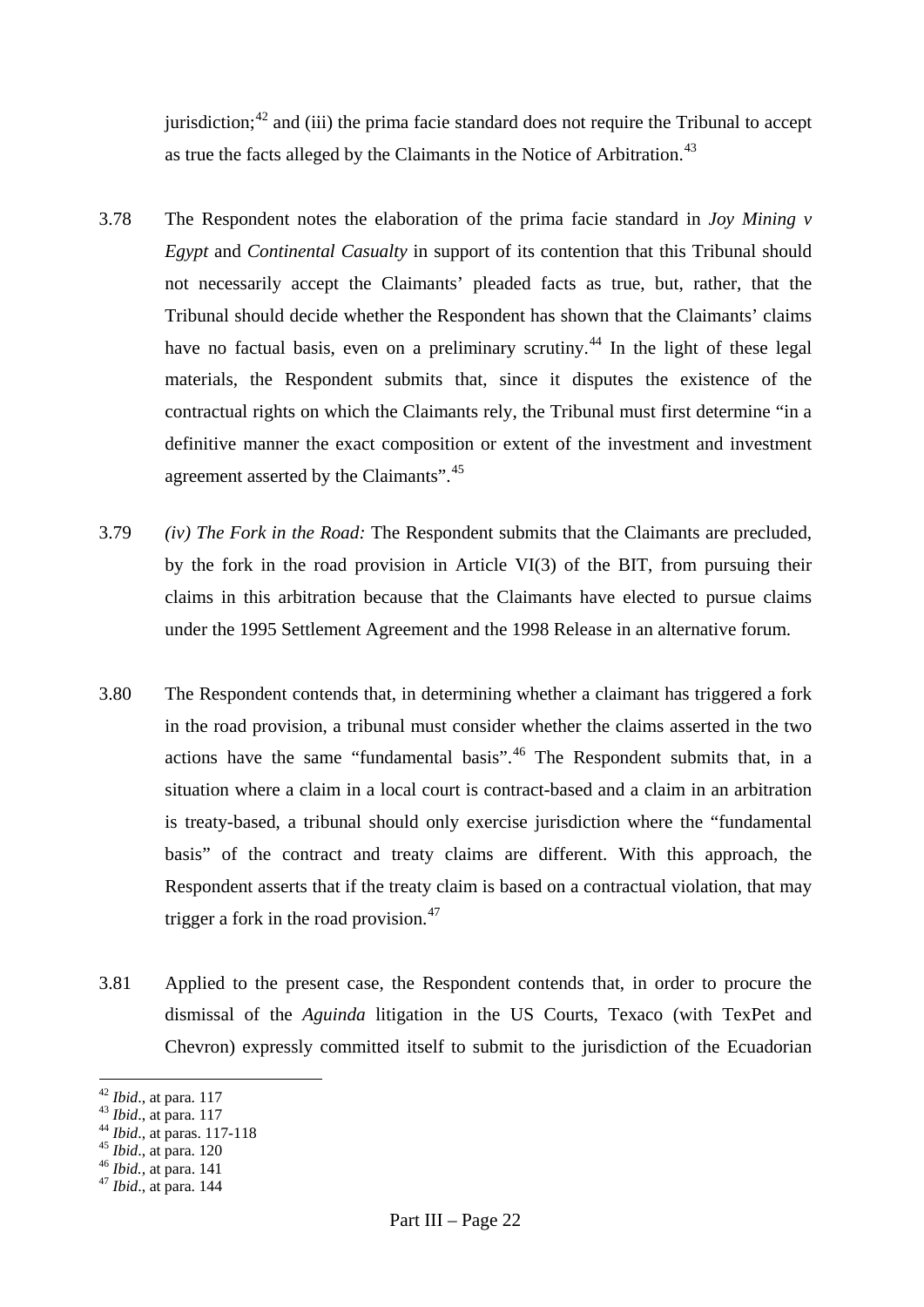jurisdiction;[42] and (iii) the prima facie standard does not require the Tribunal to accept as true the facts alleged by the Claimants in the Notice of Arbitration.[43]

3.78 The Respondent notes the elaboration of the prima facie standard in *Joy Mining v Egypt* and *Continental Casualty* in support of its contention that this Tribunal should not necessarily accept the Claimants' pleaded facts as true, but, rather, that the Tribunal should decide whether the Respondent has shown that the Claimants' claims have no factual basis, even on a preliminary scrutiny.[44] In the light of these legal materials, the Respondent submits that, since it disputes the existence of the contractual rights on which the Claimants rely, the Tribunal must first determine "in a definitive manner the exact composition or extent of the investment and investment agreement asserted by the Claimants".[45]

3.79 *(iv) The Fork in the Road:* The Respondent submits that the Claimants are precluded, by the fork in the road provision in Article VI(3) of the BIT, from pursuing their claims in this arbitration because that the Claimants have elected to pursue claims under the 1995 Settlement Agreement and the 1998 Release in an alternative forum.

3.80 The Respondent contends that, in determining whether a claimant has triggered a fork in the road provision, a tribunal must consider whether the claims asserted in the two actions have the same "fundamental basis".[46] The Respondent submits that, in a situation where a claim in a local court is contract-based and a claim in an arbitration is treaty-based, a tribunal should only exercise jurisdiction where the "fundamental basis" of the contract and treaty claims are different. With this approach, the Respondent asserts that if the treaty claim is based on a contractual violation, that may trigger a fork in the road provision.[47]

3.81 Applied to the present case, the Respondent contends that, in order to procure the dismissal of the *Aguinda* litigation in the US Courts, Texaco (with TexPet and Chevron) expressly committed itself to submit to the jurisdiction of the Ecuadorian

---

[42] *Ibid*., at para. 117
[43] *Ibid*., at para. 117
[44] *Ibid*., at paras. 117-118
[45] *Ibid*., at para. 120
[46] *Ibid.*, at para. 141
[47] *Ibid*., at para. 144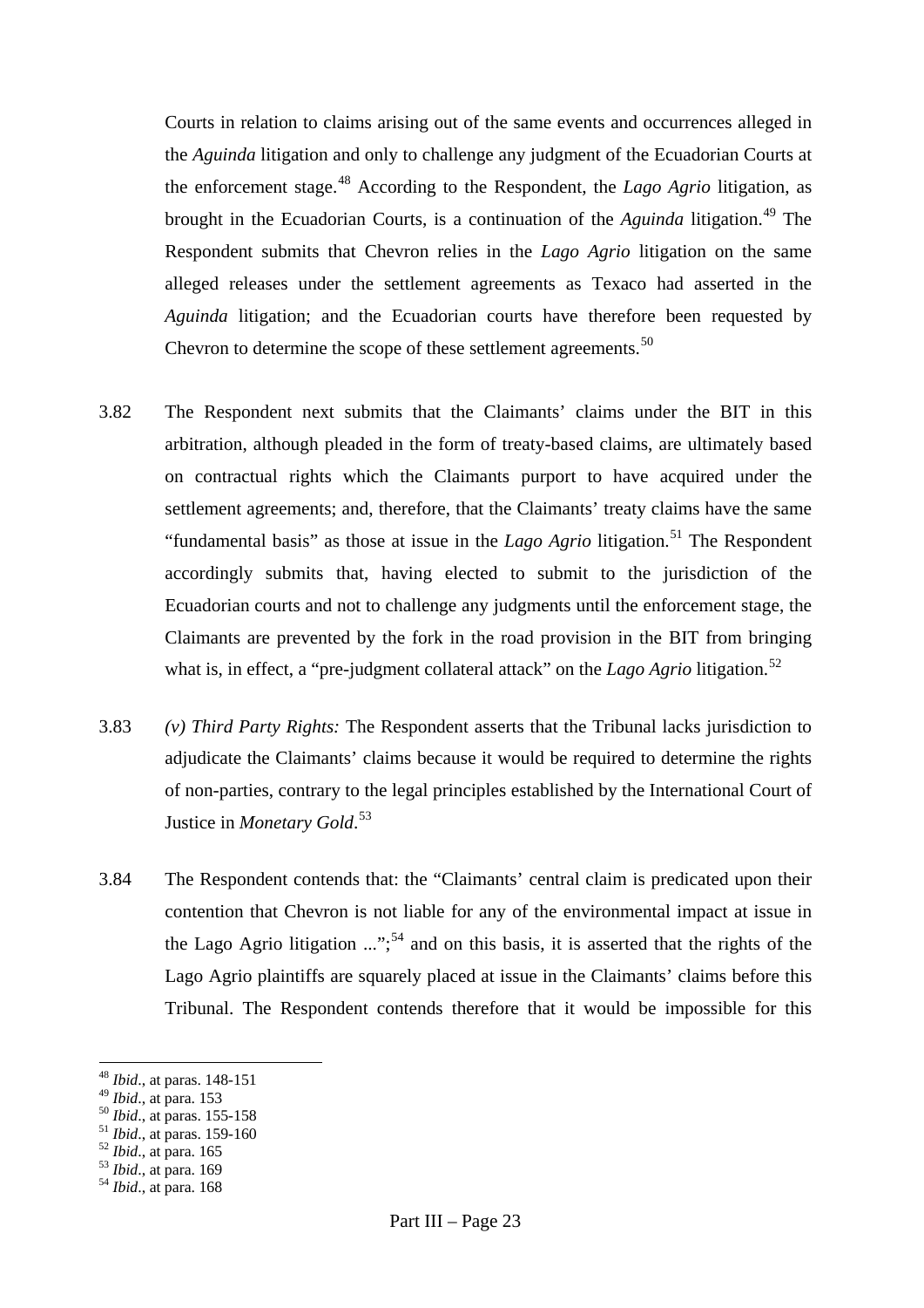Courts in relation to claims arising out of the same events and occurrences alleged in the *Aguinda* litigation and only to challenge any judgment of the Ecuadorian Courts at the enforcement stage.[48] According to the Respondent, the *Lago Agrio* litigation, as brought in the Ecuadorian Courts, is a continuation of the *Aguinda* litigation.[49] The Respondent submits that Chevron relies in the *Lago Agrio* litigation on the same alleged releases under the settlement agreements as Texaco had asserted in the *Aguinda* litigation; and the Ecuadorian courts have therefore been requested by Chevron to determine the scope of these settlement agreements.[50]

3.82 The Respondent next submits that the Claimants' claims under the BIT in this arbitration, although pleaded in the form of treaty-based claims, are ultimately based on contractual rights which the Claimants purport to have acquired under the settlement agreements; and, therefore, that the Claimants' treaty claims have the same "fundamental basis" as those at issue in the *Lago Agrio* litigation.[51] The Respondent accordingly submits that, having elected to submit to the jurisdiction of the Ecuadorian courts and not to challenge any judgments until the enforcement stage, the Claimants are prevented by the fork in the road provision in the BIT from bringing what is, in effect, a "pre-judgment collateral attack" on the *Lago Agrio* litigation.[52]

3.83 *(v) Third Party Rights:* The Respondent asserts that the Tribunal lacks jurisdiction to adjudicate the Claimants' claims because it would be required to determine the rights of non-parties, contrary to the legal principles established by the International Court of Justice in *Monetary Gold*.[53]

3.84 The Respondent contends that: the "Claimants' central claim is predicated upon their contention that Chevron is not liable for any of the environmental impact at issue in the Lago Agrio litigation ...";[54] and on this basis, it is asserted that the rights of the Lago Agrio plaintiffs are squarely placed at issue in the Claimants' claims before this Tribunal. The Respondent contends therefore that it would be impossible for this

---

[48] *Ibid.*, at paras. 148-151
[49] *Ibid.*, at para. 153
[50] *Ibid.*, at paras. 155-158
[51] *Ibid.*, at paras. 159-160
[52] *Ibid.*, at para. 165
[53] *Ibid.*, at para. 169
[54] *Ibid.*, at para. 168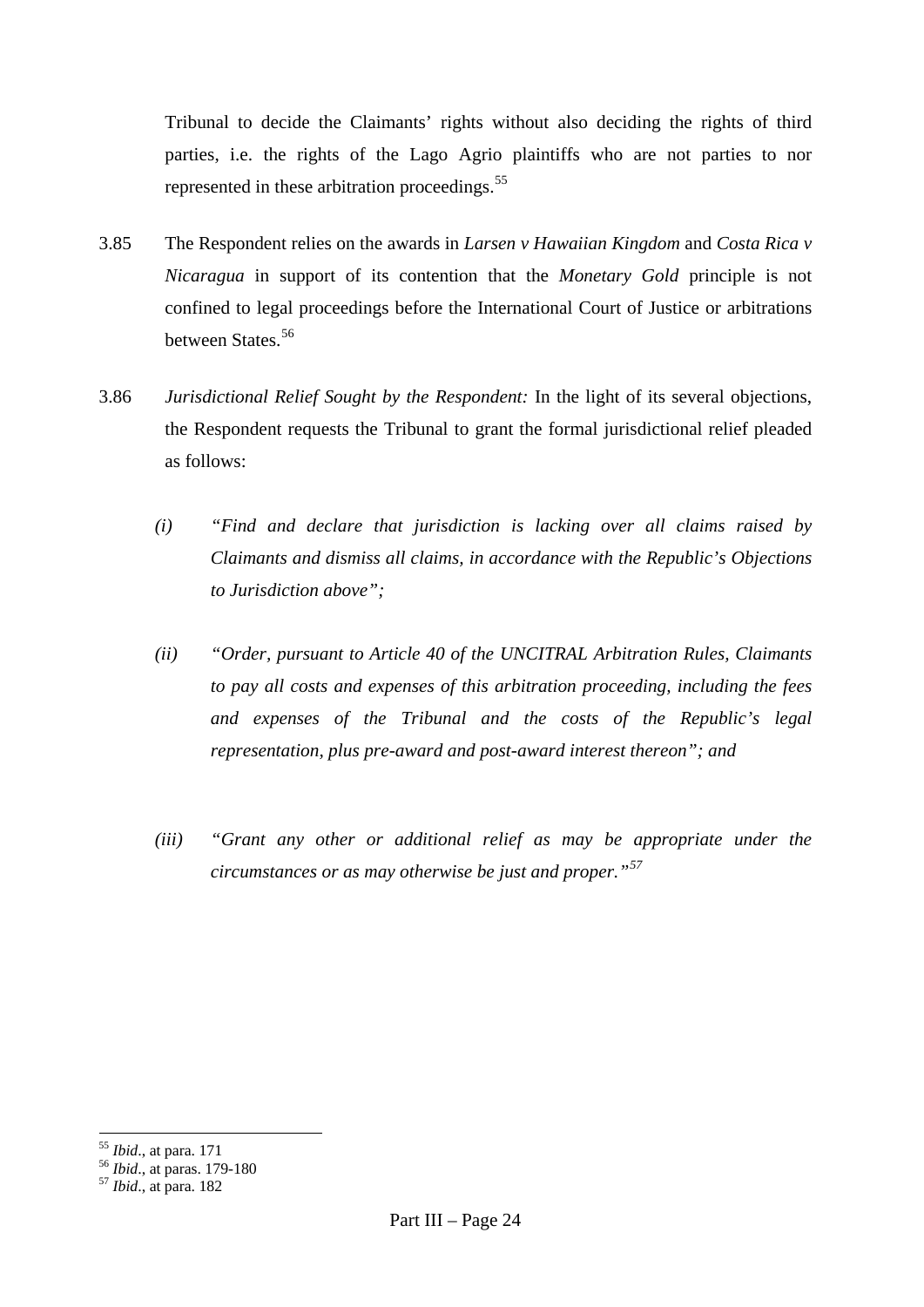Tribunal to decide the Claimants' rights without also deciding the rights of third parties, i.e. the rights of the Lago Agrio plaintiffs who are not parties to nor represented in these arbitration proceedings.[55]

3.85 The Respondent relies on the awards in *Larsen v Hawaiian Kingdom* and *Costa Rica v Nicaragua* in support of its contention that the *Monetary Gold* principle is not confined to legal proceedings before the International Court of Justice or arbitrations between States.[56]

3.86 *Jurisdictional Relief Sought by the Respondent:* In the light of its several objections, the Respondent requests the Tribunal to grant the formal jurisdictional relief pleaded as follows:

*(i)* *"Find and declare that jurisdiction is lacking over all claims raised by Claimants and dismiss all claims, in accordance with the Republic's Objections to Jurisdiction above";*

*(ii)* *"Order, pursuant to Article 40 of the UNCITRAL Arbitration Rules, Claimants to pay all costs and expenses of this arbitration proceeding, including the fees and expenses of the Tribunal and the costs of the Republic's legal representation, plus pre-award and post-award interest thereon"; and*

*(iii)* *"Grant any other or additional relief as may be appropriate under the circumstances or as may otherwise be just and proper."*[57]

---

[55] *Ibid*., at para. 171

[56] *Ibid*., at paras. 179-180

[57] *Ibid*., at para. 182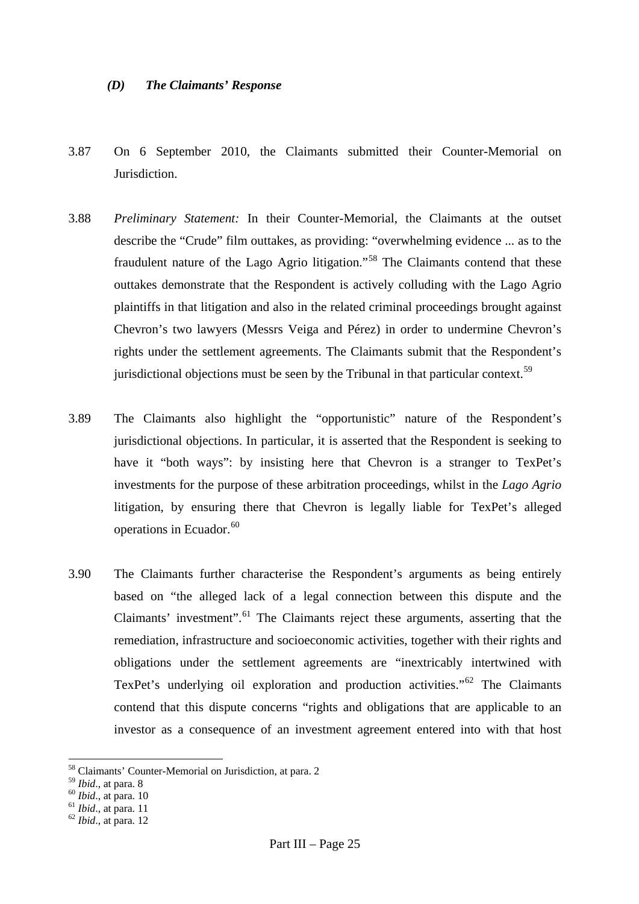### *(D) The Claimants' Response*

3.87 On 6 September 2010, the Claimants submitted their Counter-Memorial on Jurisdiction.

3.88 *Preliminary Statement:* In their Counter-Memorial, the Claimants at the outset describe the "Crude" film outtakes, as providing: "overwhelming evidence ... as to the fraudulent nature of the Lago Agrio litigation."[58] The Claimants contend that these outtakes demonstrate that the Respondent is actively colluding with the Lago Agrio plaintiffs in that litigation and also in the related criminal proceedings brought against Chevron's two lawyers (Messrs Veiga and Pérez) in order to undermine Chevron's rights under the settlement agreements. The Claimants submit that the Respondent's jurisdictional objections must be seen by the Tribunal in that particular context.[59]

3.89 The Claimants also highlight the "opportunistic" nature of the Respondent's jurisdictional objections. In particular, it is asserted that the Respondent is seeking to have it "both ways": by insisting here that Chevron is a stranger to TexPet's investments for the purpose of these arbitration proceedings, whilst in the *Lago Agrio* litigation, by ensuring there that Chevron is legally liable for TexPet's alleged operations in Ecuador.[60]

3.90 The Claimants further characterise the Respondent's arguments as being entirely based on "the alleged lack of a legal connection between this dispute and the Claimants' investment".[61] The Claimants reject these arguments, asserting that the remediation, infrastructure and socioeconomic activities, together with their rights and obligations under the settlement agreements are "inextricably intertwined with TexPet's underlying oil exploration and production activities."[62] The Claimants contend that this dispute concerns "rights and obligations that are applicable to an investor as a consequence of an investment agreement entered into with that host

---

[58] Claimants' Counter-Memorial on Jurisdiction, at para. 2

[59] *Ibid*., at para. 8

[60] *Ibid*., at para. 10

[61] *Ibid*., at para. 11

[62] *Ibid*., at para. 12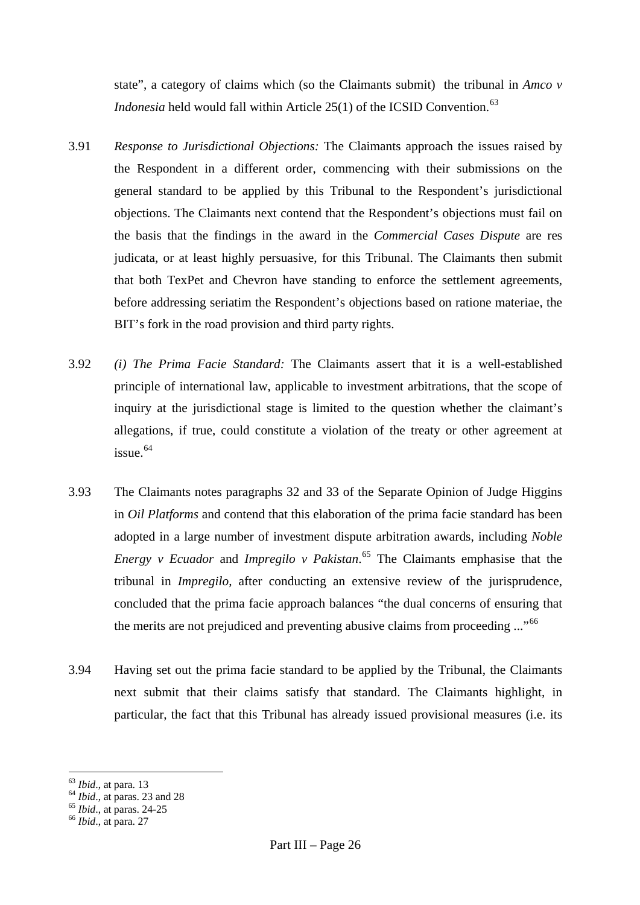state", a category of claims which (so the Claimants submit) the tribunal in *Amco v Indonesia* held would fall within Article 25(1) of the ICSID Convention.[63]

3.91 *Response to Jurisdictional Objections:* The Claimants approach the issues raised by the Respondent in a different order, commencing with their submissions on the general standard to be applied by this Tribunal to the Respondent's jurisdictional objections. The Claimants next contend that the Respondent's objections must fail on the basis that the findings in the award in the *Commercial Cases Dispute* are res judicata, or at least highly persuasive, for this Tribunal. The Claimants then submit that both TexPet and Chevron have standing to enforce the settlement agreements, before addressing seriatim the Respondent's objections based on ratione materiae, the BIT's fork in the road provision and third party rights.

3.92 *(i) The Prima Facie Standard:* The Claimants assert that it is a well-established principle of international law, applicable to investment arbitrations, that the scope of inquiry at the jurisdictional stage is limited to the question whether the claimant's allegations, if true, could constitute a violation of the treaty or other agreement at issue.[64]

3.93 The Claimants notes paragraphs 32 and 33 of the Separate Opinion of Judge Higgins in *Oil Platforms* and contend that this elaboration of the prima facie standard has been adopted in a large number of investment dispute arbitration awards, including *Noble Energy v Ecuador* and *Impregilo v Pakistan*.[65] The Claimants emphasise that the tribunal in *Impregilo*, after conducting an extensive review of the jurisprudence, concluded that the prima facie approach balances "the dual concerns of ensuring that the merits are not prejudiced and preventing abusive claims from proceeding ..."[66]

3.94 Having set out the prima facie standard to be applied by the Tribunal, the Claimants next submit that their claims satisfy that standard. The Claimants highlight, in particular, the fact that this Tribunal has already issued provisional measures (i.e. its

---

[63] *Ibid*., at para. 13
[64] *Ibid*., at paras. 23 and 28
[65] *Ibid*., at paras. 24-25
[66] *Ibid*., at para. 27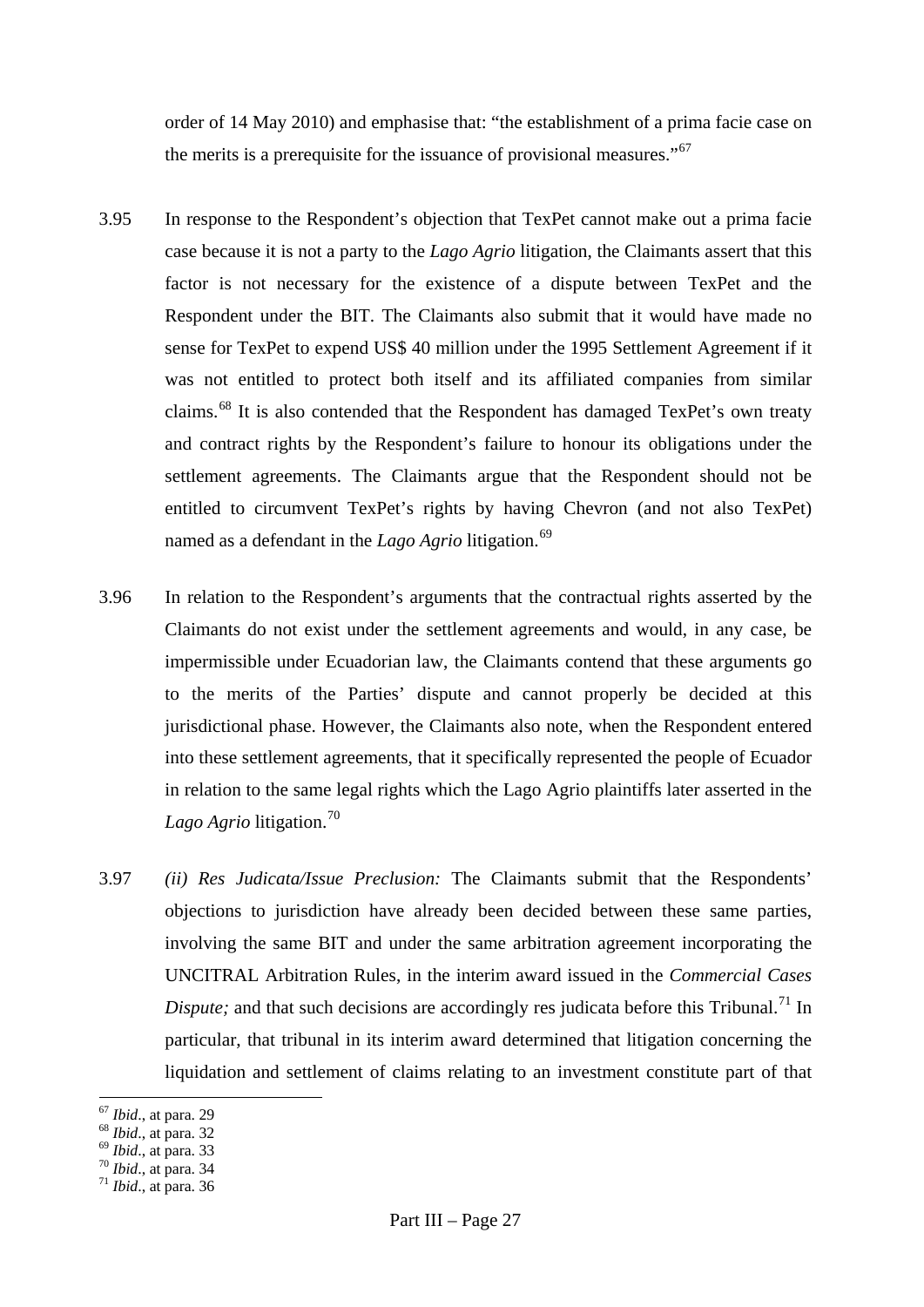order of 14 May 2010) and emphasise that: "the establishment of a prima facie case on the merits is a prerequisite for the issuance of provisional measures."[67]

3.95 In response to the Respondent's objection that TexPet cannot make out a prima facie case because it is not a party to the *Lago Agrio* litigation, the Claimants assert that this factor is not necessary for the existence of a dispute between TexPet and the Respondent under the BIT. The Claimants also submit that it would have made no sense for TexPet to expend US$ 40 million under the 1995 Settlement Agreement if it was not entitled to protect both itself and its affiliated companies from similar claims.[68] It is also contended that the Respondent has damaged TexPet's own treaty and contract rights by the Respondent's failure to honour its obligations under the settlement agreements. The Claimants argue that the Respondent should not be entitled to circumvent TexPet's rights by having Chevron (and not also TexPet) named as a defendant in the *Lago Agrio* litigation.[69]

3.96 In relation to the Respondent's arguments that the contractual rights asserted by the Claimants do not exist under the settlement agreements and would, in any case, be impermissible under Ecuadorian law, the Claimants contend that these arguments go to the merits of the Parties' dispute and cannot properly be decided at this jurisdictional phase. However, the Claimants also note, when the Respondent entered into these settlement agreements, that it specifically represented the people of Ecuador in relation to the same legal rights which the Lago Agrio plaintiffs later asserted in the *Lago Agrio* litigation.[70]

3.97 *(ii) Res Judicata/Issue Preclusion:* The Claimants submit that the Respondents' objections to jurisdiction have already been decided between these same parties, involving the same BIT and under the same arbitration agreement incorporating the UNCITRAL Arbitration Rules, in the interim award issued in the *Commercial Cases Dispute;* and that such decisions are accordingly res judicata before this Tribunal.[71] In particular, that tribunal in its interim award determined that litigation concerning the liquidation and settlement of claims relating to an investment constitute part of that

---

[67] *Ibid*., at para. 29
[68] *Ibid*., at para. 32
[69] *Ibid*., at para. 33
[70] *Ibid*., at para. 34
[71] *Ibid*., at para. 36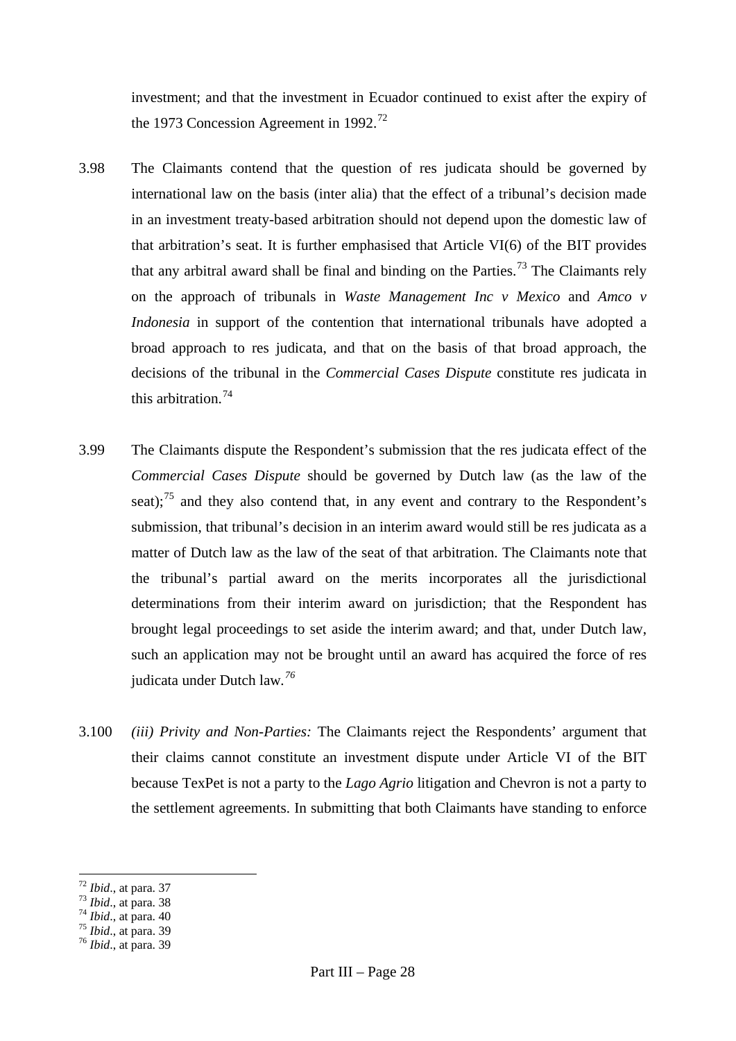investment; and that the investment in Ecuador continued to exist after the expiry of the 1973 Concession Agreement in 1992.[72]

3.98 The Claimants contend that the question of res judicata should be governed by international law on the basis (inter alia) that the effect of a tribunal's decision made in an investment treaty-based arbitration should not depend upon the domestic law of that arbitration's seat. It is further emphasised that Article VI(6) of the BIT provides that any arbitral award shall be final and binding on the Parties.[73] The Claimants rely on the approach of tribunals in *Waste Management Inc v Mexico* and *Amco v Indonesia* in support of the contention that international tribunals have adopted a broad approach to res judicata, and that on the basis of that broad approach, the decisions of the tribunal in the *Commercial Cases Dispute* constitute res judicata in this arbitration.[74]

3.99 The Claimants dispute the Respondent's submission that the res judicata effect of the *Commercial Cases Dispute* should be governed by Dutch law (as the law of the seat);[75] and they also contend that, in any event and contrary to the Respondent's submission, that tribunal's decision in an interim award would still be res judicata as a matter of Dutch law as the law of the seat of that arbitration. The Claimants note that the tribunal's partial award on the merits incorporates all the jurisdictional determinations from their interim award on jurisdiction; that the Respondent has brought legal proceedings to set aside the interim award; and that, under Dutch law, such an application may not be brought until an award has acquired the force of res judicata under Dutch law.[76]

3.100 *(iii) Privity and Non-Parties:* The Claimants reject the Respondents' argument that their claims cannot constitute an investment dispute under Article VI of the BIT because TexPet is not a party to the *Lago Agrio* litigation and Chevron is not a party to the settlement agreements. In submitting that both Claimants have standing to enforce

---

[72] *Ibid*., at para. 37
[73] *Ibid*., at para. 38
[74] *Ibid*., at para. 40
[75] *Ibid*., at para. 39
[76] *Ibid*., at para. 39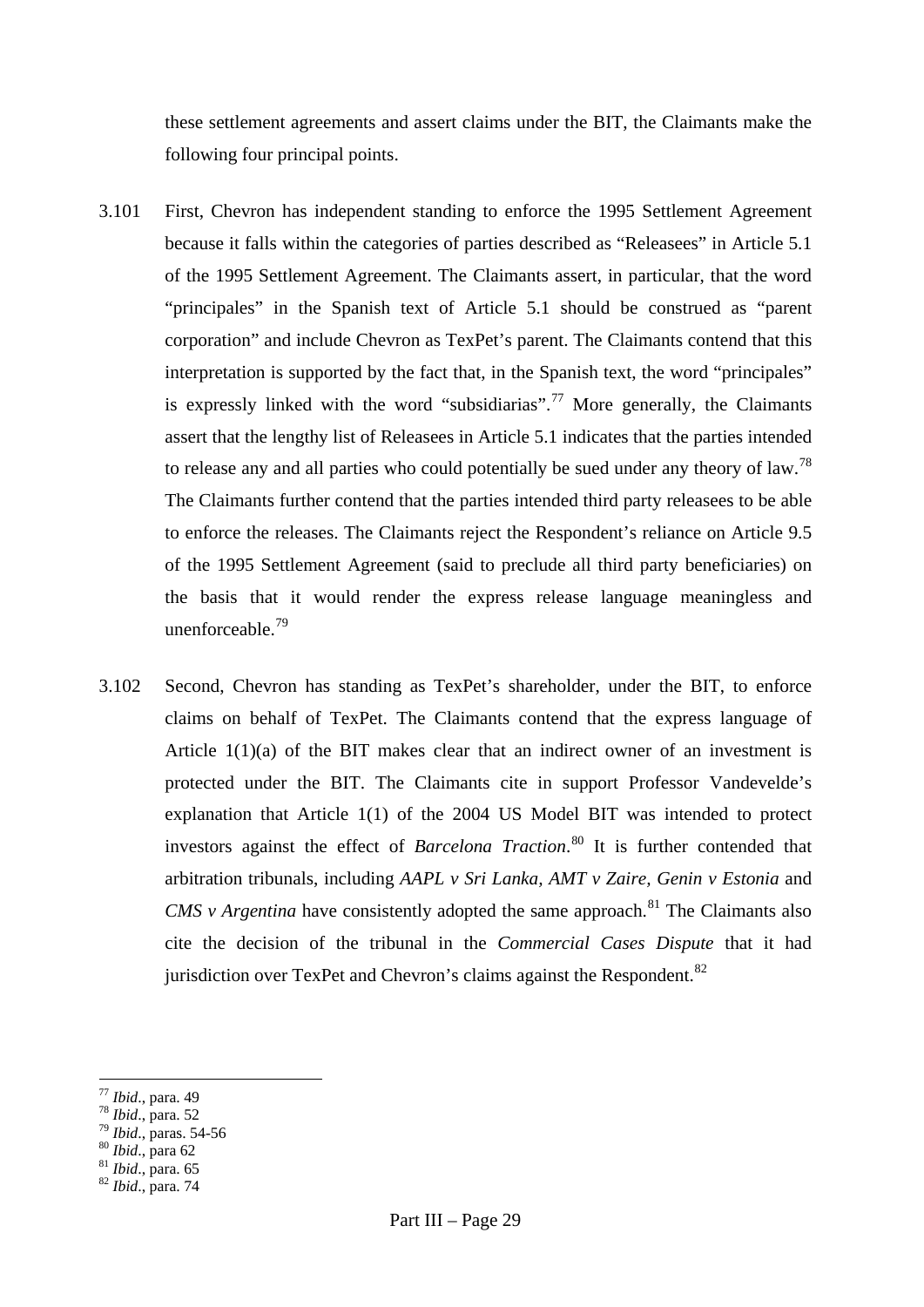these settlement agreements and assert claims under the BIT, the Claimants make the following four principal points.

3.101 First, Chevron has independent standing to enforce the 1995 Settlement Agreement because it falls within the categories of parties described as "Releasees" in Article 5.1 of the 1995 Settlement Agreement. The Claimants assert, in particular, that the word "principales" in the Spanish text of Article 5.1 should be construed as "parent corporation" and include Chevron as TexPet's parent. The Claimants contend that this interpretation is supported by the fact that, in the Spanish text, the word "principales" is expressly linked with the word "subsidiarias".[77] More generally, the Claimants assert that the lengthy list of Releasees in Article 5.1 indicates that the parties intended to release any and all parties who could potentially be sued under any theory of law.[78] The Claimants further contend that the parties intended third party releasees to be able to enforce the releases. The Claimants reject the Respondent's reliance on Article 9.5 of the 1995 Settlement Agreement (said to preclude all third party beneficiaries) on the basis that it would render the express release language meaningless and unenforceable.[79]

3.102 Second, Chevron has standing as TexPet's shareholder, under the BIT, to enforce claims on behalf of TexPet. The Claimants contend that the express language of Article 1(1)(a) of the BIT makes clear that an indirect owner of an investment is protected under the BIT. The Claimants cite in support Professor Vandevelde's explanation that Article 1(1) of the 2004 US Model BIT was intended to protect investors against the effect of *Barcelona Traction*.[80] It is further contended that arbitration tribunals, including *AAPL v Sri Lanka, AMT v Zaire, Genin v Estonia* and *CMS v Argentina* have consistently adopted the same approach.[81] The Claimants also cite the decision of the tribunal in the *Commercial Cases Dispute* that it had jurisdiction over TexPet and Chevron's claims against the Respondent.[82]

---

[77] *Ibid*., para. 49
[78] *Ibid*., para. 52
[79] *Ibid*., paras. 54-56
[80] *Ibid*., para 62
[81] *Ibid*., para. 65
[82] *Ibid*., para. 74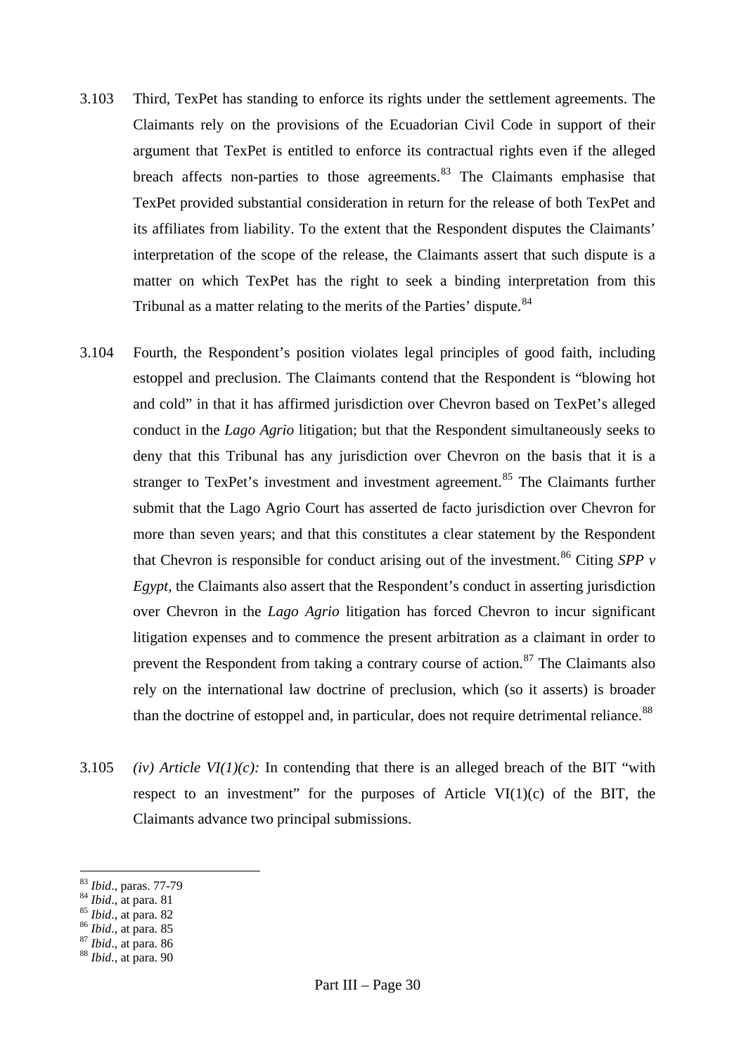3.103 Third, TexPet has standing to enforce its rights under the settlement agreements. The Claimants rely on the provisions of the Ecuadorian Civil Code in support of their argument that TexPet is entitled to enforce its contractual rights even if the alleged breach affects non-parties to those agreements.[83] The Claimants emphasise that TexPet provided substantial consideration in return for the release of both TexPet and its affiliates from liability. To the extent that the Respondent disputes the Claimants' interpretation of the scope of the release, the Claimants assert that such dispute is a matter on which TexPet has the right to seek a binding interpretation from this Tribunal as a matter relating to the merits of the Parties' dispute.[84]

3.104 Fourth, the Respondent's position violates legal principles of good faith, including estoppel and preclusion. The Claimants contend that the Respondent is "blowing hot and cold" in that it has affirmed jurisdiction over Chevron based on TexPet's alleged conduct in the *Lago Agrio* litigation; but that the Respondent simultaneously seeks to deny that this Tribunal has any jurisdiction over Chevron on the basis that it is a stranger to TexPet's investment and investment agreement.[85] The Claimants further submit that the Lago Agrio Court has asserted de facto jurisdiction over Chevron for more than seven years; and that this constitutes a clear statement by the Respondent that Chevron is responsible for conduct arising out of the investment.[86] Citing *SPP v Egypt*, the Claimants also assert that the Respondent's conduct in asserting jurisdiction over Chevron in the *Lago Agrio* litigation has forced Chevron to incur significant litigation expenses and to commence the present arbitration as a claimant in order to prevent the Respondent from taking a contrary course of action.[87] The Claimants also rely on the international law doctrine of preclusion, which (so it asserts) is broader than the doctrine of estoppel and, in particular, does not require detrimental reliance.[88]

3.105 *(iv) Article VI(1)(c):* In contending that there is an alleged breach of the BIT "with respect to an investment" for the purposes of Article VI(1)(c) of the BIT, the Claimants advance two principal submissions.

---

[83] *Ibid*., paras. 77-79
[84] *Ibid*., at para. 81
[85] *Ibid*., at para. 82
[86] *Ibid*., at para. 85
[87] *Ibid*., at para. 86
[88] *Ibid.*, at para. 90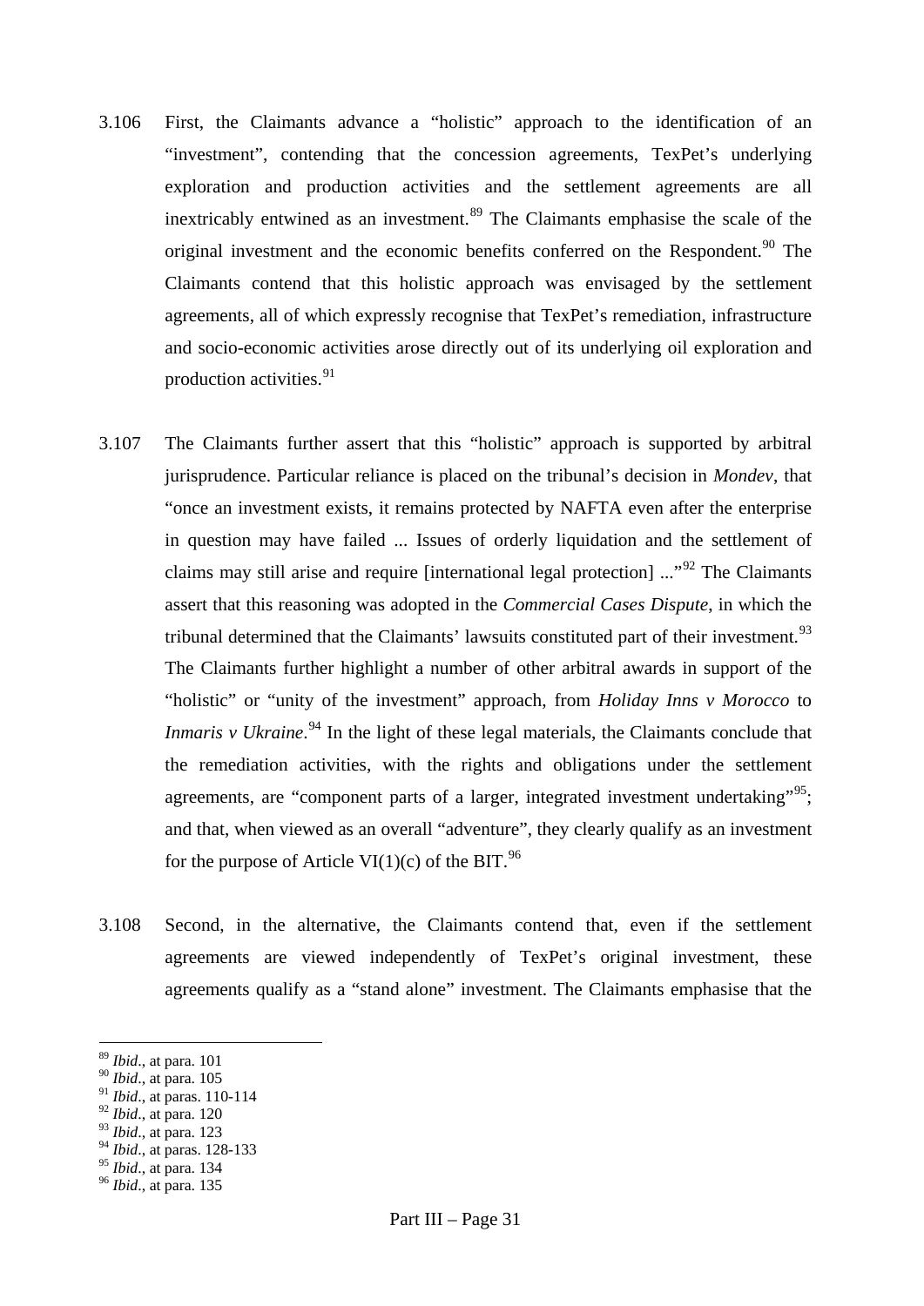3.106 First, the Claimants advance a "holistic" approach to the identification of an "investment", contending that the concession agreements, TexPet's underlying exploration and production activities and the settlement agreements are all inextricably entwined as an investment.[89] The Claimants emphasise the scale of the original investment and the economic benefits conferred on the Respondent.[90] The Claimants contend that this holistic approach was envisaged by the settlement agreements, all of which expressly recognise that TexPet's remediation, infrastructure and socio-economic activities arose directly out of its underlying oil exploration and production activities.[91]

3.107 The Claimants further assert that this "holistic" approach is supported by arbitral jurisprudence. Particular reliance is placed on the tribunal's decision in *Mondev*, that "once an investment exists, it remains protected by NAFTA even after the enterprise in question may have failed ... Issues of orderly liquidation and the settlement of claims may still arise and require [international legal protection] ..."[92] The Claimants assert that this reasoning was adopted in the *Commercial Cases Dispute*, in which the tribunal determined that the Claimants' lawsuits constituted part of their investment.[93] The Claimants further highlight a number of other arbitral awards in support of the "holistic" or "unity of the investment" approach, from *Holiday Inns v Morocco* to *Inmaris v Ukraine*.[94] In the light of these legal materials, the Claimants conclude that the remediation activities, with the rights and obligations under the settlement agreements, are "component parts of a larger, integrated investment undertaking"[95]; and that, when viewed as an overall "adventure", they clearly qualify as an investment for the purpose of Article VI(1)(c) of the BIT.[96]

3.108 Second, in the alternative, the Claimants contend that, even if the settlement agreements are viewed independently of TexPet's original investment, these agreements qualify as a "stand alone" investment. The Claimants emphasise that the

---

[89] *Ibid.*, at para. 101
[90] *Ibid.*, at para. 105
[91] *Ibid.*, at paras. 110-114
[92] *Ibid.*, at para. 120
[93] *Ibid.*, at para. 123
[94] *Ibid.*, at paras. 128-133
[95] *Ibid.*, at para. 134
[96] *Ibid.*, at para. 135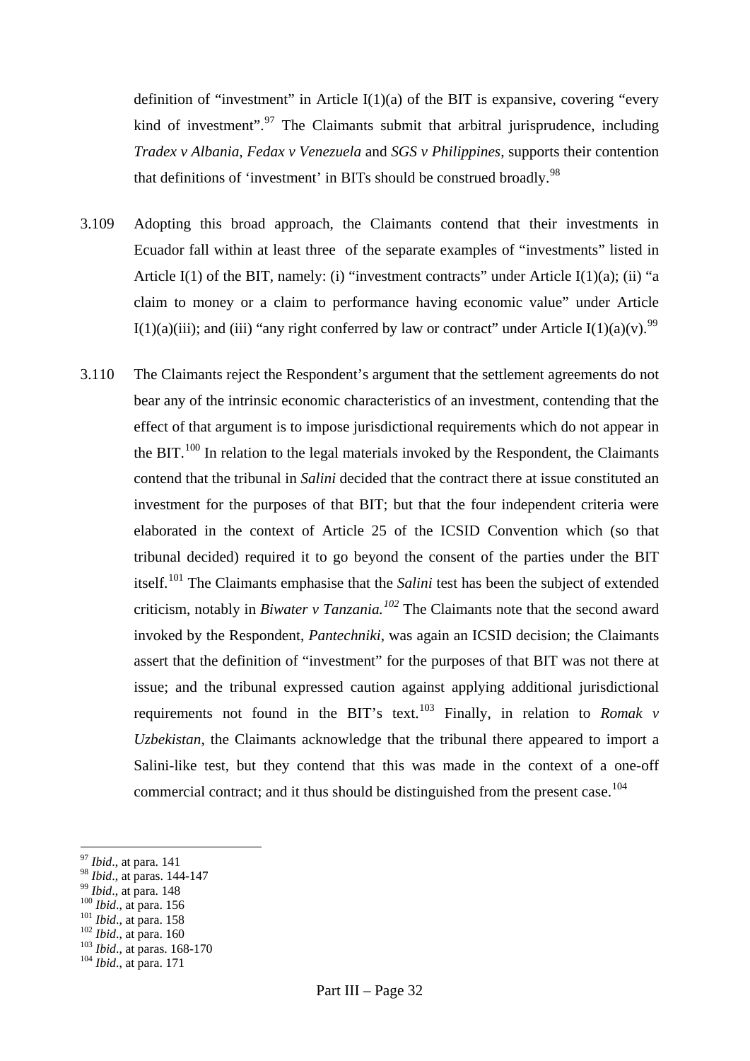definition of "investment" in Article I(1)(a) of the BIT is expansive, covering "every kind of investment".[97] The Claimants submit that arbitral jurisprudence, including *Tradex v Albania*, *Fedax v Venezuela* and *SGS v Philippines*, supports their contention that definitions of 'investment' in BITs should be construed broadly.[98]

3.109 Adopting this broad approach, the Claimants contend that their investments in Ecuador fall within at least three of the separate examples of "investments" listed in Article I(1) of the BIT, namely: (i) "investment contracts" under Article I(1)(a); (ii) "a claim to money or a claim to performance having economic value" under Article I(1)(a)(iii); and (iii) "any right conferred by law or contract" under Article I(1)(a)(v).[99]

3.110 The Claimants reject the Respondent's argument that the settlement agreements do not bear any of the intrinsic economic characteristics of an investment, contending that the effect of that argument is to impose jurisdictional requirements which do not appear in the BIT.[100] In relation to the legal materials invoked by the Respondent, the Claimants contend that the tribunal in *Salini* decided that the contract there at issue constituted an investment for the purposes of that BIT; but that the four independent criteria were elaborated in the context of Article 25 of the ICSID Convention which (so that tribunal decided) required it to go beyond the consent of the parties under the BIT itself.[101] The Claimants emphasise that the *Salini* test has been the subject of extended criticism, notably in *Biwater v Tanzania.*[102] The Claimants note that the second award invoked by the Respondent, *Pantechniki*, was again an ICSID decision; the Claimants assert that the definition of "investment" for the purposes of that BIT was not there at issue; and the tribunal expressed caution against applying additional jurisdictional requirements not found in the BIT's text.[103] Finally, in relation to *Romak v Uzbekistan*, the Claimants acknowledge that the tribunal there appeared to import a Salini-like test, but they contend that this was made in the context of a one-off commercial contract; and it thus should be distinguished from the present case.[104]

---

[97] *Ibid*., at para. 141
[98] *Ibid*., at paras. 144-147
[99] *Ibid*., at para. 148
[100] *Ibid*., at para. 156
[101] *Ibid*., at para. 158
[102] *Ibid*., at para. 160
[103] *Ibid*., at paras. 168-170
[104] *Ibid*., at para. 171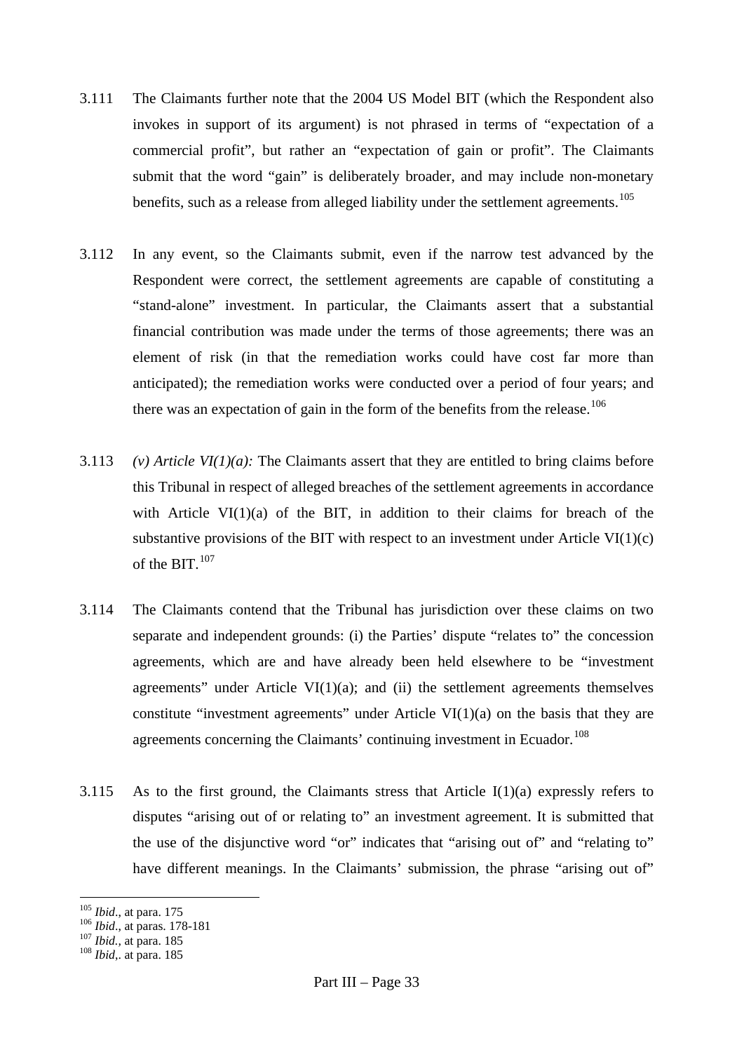3.111 The Claimants further note that the 2004 US Model BIT (which the Respondent also invokes in support of its argument) is not phrased in terms of "expectation of a commercial profit", but rather an "expectation of gain or profit". The Claimants submit that the word "gain" is deliberately broader, and may include non-monetary benefits, such as a release from alleged liability under the settlement agreements.[105]

3.112 In any event, so the Claimants submit, even if the narrow test advanced by the Respondent were correct, the settlement agreements are capable of constituting a "stand-alone" investment. In particular, the Claimants assert that a substantial financial contribution was made under the terms of those agreements; there was an element of risk (in that the remediation works could have cost far more than anticipated); the remediation works were conducted over a period of four years; and there was an expectation of gain in the form of the benefits from the release.[106]

3.113 *(v) Article VI(1)(a):* The Claimants assert that they are entitled to bring claims before this Tribunal in respect of alleged breaches of the settlement agreements in accordance with Article VI(1)(a) of the BIT, in addition to their claims for breach of the substantive provisions of the BIT with respect to an investment under Article VI(1)(c) of the BIT.[107]

3.114 The Claimants contend that the Tribunal has jurisdiction over these claims on two separate and independent grounds: (i) the Parties' dispute "relates to" the concession agreements, which are and have already been held elsewhere to be "investment agreements" under Article VI(1)(a); and (ii) the settlement agreements themselves constitute "investment agreements" under Article VI(1)(a) on the basis that they are agreements concerning the Claimants' continuing investment in Ecuador.[108]

3.115 As to the first ground, the Claimants stress that Article I(1)(a) expressly refers to disputes "arising out of or relating to" an investment agreement. It is submitted that the use of the disjunctive word "or" indicates that "arising out of" and "relating to" have different meanings. In the Claimants' submission, the phrase "arising out of"

---

[105] *Ibid.*, at para. 175

[106] *Ibid.*, at paras. 178-181

[107] *Ibid.*, at para. 185

[108] *Ibid*,. at para. 185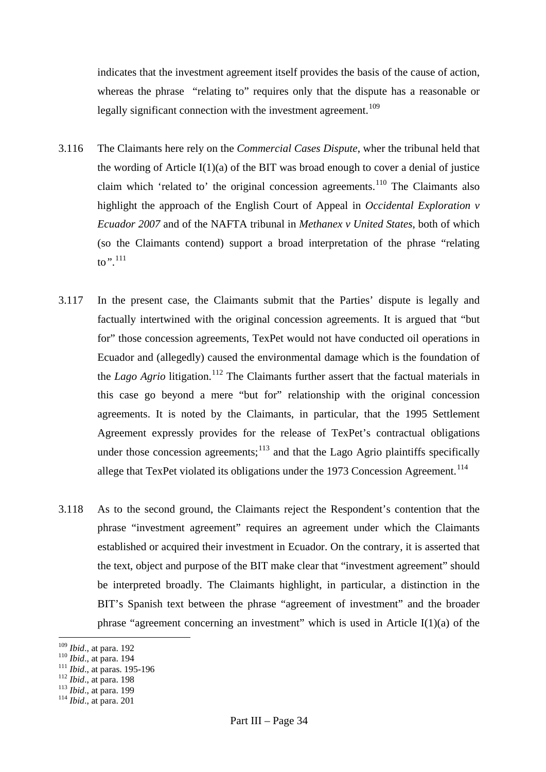indicates that the investment agreement itself provides the basis of the cause of action, whereas the phrase "relating to" requires only that the dispute has a reasonable or legally significant connection with the investment agreement.[109]

3.116 The Claimants here rely on the *Commercial Cases Dispute*, wher the tribunal held that the wording of Article I(1)(a) of the BIT was broad enough to cover a denial of justice claim which 'related to' the original concession agreements.[110] The Claimants also highlight the approach of the English Court of Appeal in *Occidental Exploration v Ecuador 2007* and of the NAFTA tribunal in *Methanex v United States*, both of which (so the Claimants contend) support a broad interpretation of the phrase "relating to".[111]

3.117 In the present case, the Claimants submit that the Parties' dispute is legally and factually intertwined with the original concession agreements. It is argued that "but for" those concession agreements, TexPet would not have conducted oil operations in Ecuador and (allegedly) caused the environmental damage which is the foundation of the *Lago Agrio* litigation.[112] The Claimants further assert that the factual materials in this case go beyond a mere "but for" relationship with the original concession agreements. It is noted by the Claimants, in particular, that the 1995 Settlement Agreement expressly provides for the release of TexPet's contractual obligations under those concession agreements;[113] and that the Lago Agrio plaintiffs specifically allege that TexPet violated its obligations under the 1973 Concession Agreement.[114]

3.118 As to the second ground, the Claimants reject the Respondent's contention that the phrase "investment agreement" requires an agreement under which the Claimants established or acquired their investment in Ecuador. On the contrary, it is asserted that the text, object and purpose of the BIT make clear that "investment agreement" should be interpreted broadly. The Claimants highlight, in particular, a distinction in the BIT's Spanish text between the phrase "agreement of investment" and the broader phrase "agreement concerning an investment" which is used in Article I(1)(a) of the

---

[109] *Ibid*., at para. 192
[110] *Ibid*., at para. 194
[111] *Ibid*., at paras. 195-196
[112] *Ibid*., at para. 198
[113] *Ibid*., at para. 199
[114] *Ibid*., at para. 201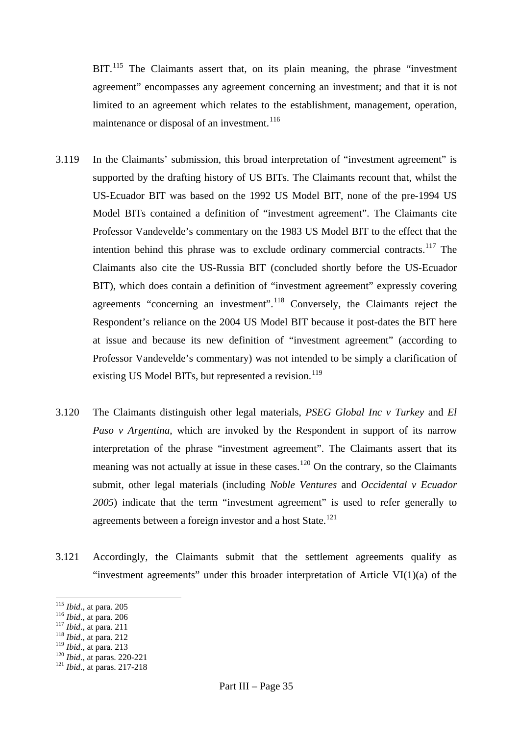BIT.[115] The Claimants assert that, on its plain meaning, the phrase "investment agreement" encompasses any agreement concerning an investment; and that it is not limited to an agreement which relates to the establishment, management, operation, maintenance or disposal of an investment.[116]

3.119 In the Claimants' submission, this broad interpretation of "investment agreement" is supported by the drafting history of US BITs. The Claimants recount that, whilst the US-Ecuador BIT was based on the 1992 US Model BIT, none of the pre-1994 US Model BITs contained a definition of "investment agreement". The Claimants cite Professor Vandevelde's commentary on the 1983 US Model BIT to the effect that the intention behind this phrase was to exclude ordinary commercial contracts.[117] The Claimants also cite the US-Russia BIT (concluded shortly before the US-Ecuador BIT), which does contain a definition of "investment agreement" expressly covering agreements "concerning an investment".[118] Conversely, the Claimants reject the Respondent's reliance on the 2004 US Model BIT because it post-dates the BIT here at issue and because its new definition of "investment agreement" (according to Professor Vandevelde's commentary) was not intended to be simply a clarification of existing US Model BITs, but represented a revision.[119]

3.120 The Claimants distinguish other legal materials, *PSEG Global Inc v Turkey* and *El Paso v Argentina*, which are invoked by the Respondent in support of its narrow interpretation of the phrase "investment agreement". The Claimants assert that its meaning was not actually at issue in these cases.[120] On the contrary, so the Claimants submit, other legal materials (including *Noble Ventures* and *Occidental v Ecuador 2005*) indicate that the term "investment agreement" is used to refer generally to agreements between a foreign investor and a host State.[121]

3.121 Accordingly, the Claimants submit that the settlement agreements qualify as "investment agreements" under this broader interpretation of Article VI(1)(a) of the

---

[115] *Ibid*., at para. 205
[116] *Ibid*., at para. 206
[117] *Ibid*., at para. 211
[118] *Ibid*., at para. 212
[119] *Ibid*., at para. 213
[120] *Ibid*., at paras. 220-221
[121] *Ibid*., at paras. 217-218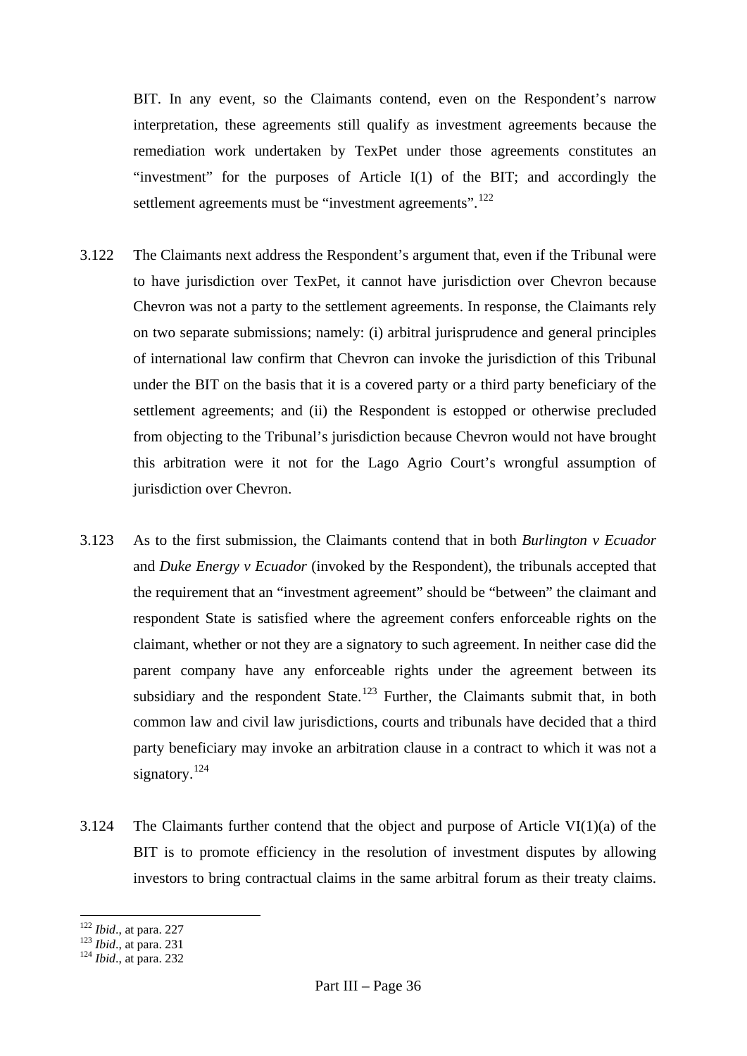BIT. In any event, so the Claimants contend, even on the Respondent's narrow interpretation, these agreements still qualify as investment agreements because the remediation work undertaken by TexPet under those agreements constitutes an "investment" for the purposes of Article I(1) of the BIT; and accordingly the settlement agreements must be "investment agreements".[122]

3.122 The Claimants next address the Respondent's argument that, even if the Tribunal were to have jurisdiction over TexPet, it cannot have jurisdiction over Chevron because Chevron was not a party to the settlement agreements. In response, the Claimants rely on two separate submissions; namely: (i) arbitral jurisprudence and general principles of international law confirm that Chevron can invoke the jurisdiction of this Tribunal under the BIT on the basis that it is a covered party or a third party beneficiary of the settlement agreements; and (ii) the Respondent is estopped or otherwise precluded from objecting to the Tribunal's jurisdiction because Chevron would not have brought this arbitration were it not for the Lago Agrio Court's wrongful assumption of jurisdiction over Chevron.

3.123 As to the first submission, the Claimants contend that in both *Burlington v Ecuador* and *Duke Energy v Ecuador* (invoked by the Respondent), the tribunals accepted that the requirement that an "investment agreement" should be "between" the claimant and respondent State is satisfied where the agreement confers enforceable rights on the claimant, whether or not they are a signatory to such agreement. In neither case did the parent company have any enforceable rights under the agreement between its subsidiary and the respondent State.[123] Further, the Claimants submit that, in both common law and civil law jurisdictions, courts and tribunals have decided that a third party beneficiary may invoke an arbitration clause in a contract to which it was not a signatory.[124]

3.124 The Claimants further contend that the object and purpose of Article VI(1)(a) of the BIT is to promote efficiency in the resolution of investment disputes by allowing investors to bring contractual claims in the same arbitral forum as their treaty claims.

---

[122] *Ibid*., at para. 227

[123] *Ibid*., at para. 231

[124] *Ibid*., at para. 232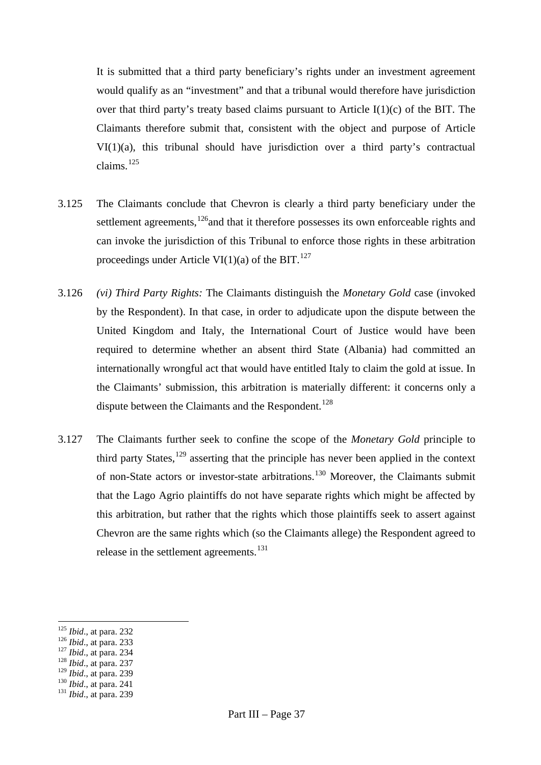It is submitted that a third party beneficiary's rights under an investment agreement would qualify as an "investment" and that a tribunal would therefore have jurisdiction over that third party's treaty based claims pursuant to Article I(1)(c) of the BIT. The Claimants therefore submit that, consistent with the object and purpose of Article VI(1)(a), this tribunal should have jurisdiction over a third party's contractual claims.[125]

3.125 The Claimants conclude that Chevron is clearly a third party beneficiary under the settlement agreements,[126] and that it therefore possesses its own enforceable rights and can invoke the jurisdiction of this Tribunal to enforce those rights in these arbitration proceedings under Article VI(1)(a) of the BIT.[127]

3.126 *(vi) Third Party Rights:* The Claimants distinguish the *Monetary Gold* case (invoked by the Respondent). In that case, in order to adjudicate upon the dispute between the United Kingdom and Italy, the International Court of Justice would have been required to determine whether an absent third State (Albania) had committed an internationally wrongful act that would have entitled Italy to claim the gold at issue. In the Claimants' submission, this arbitration is materially different: it concerns only a dispute between the Claimants and the Respondent.[128]

3.127 The Claimants further seek to confine the scope of the *Monetary Gold* principle to third party States,[129] asserting that the principle has never been applied in the context of non-State actors or investor-state arbitrations.[130] Moreover, the Claimants submit that the Lago Agrio plaintiffs do not have separate rights which might be affected by this arbitration, but rather that the rights which those plaintiffs seek to assert against Chevron are the same rights which (so the Claimants allege) the Respondent agreed to release in the settlement agreements.[131]

---

[125] *Ibid.*, at para. 232
[126] *Ibid.*, at para. 233
[127] *Ibid.*, at para. 234
[128] *Ibid.*, at para. 237
[129] *Ibid.*, at para. 239
[130] *Ibid.*, at para. 241
[131] *Ibid.*, at para. 239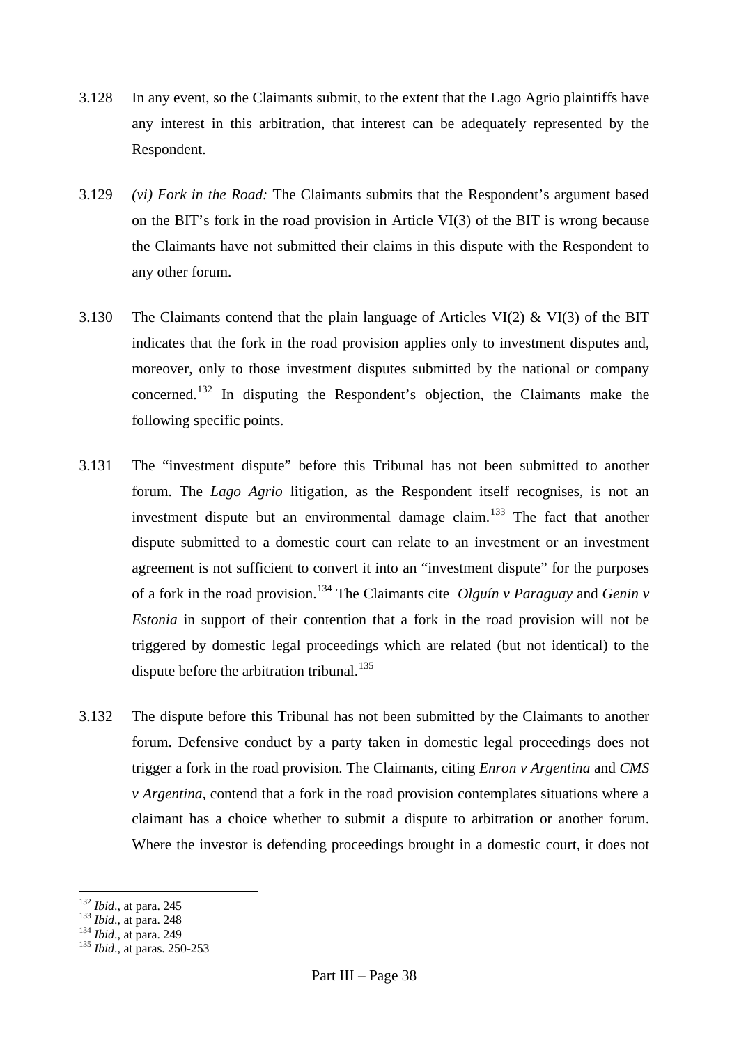3.128 In any event, so the Claimants submit, to the extent that the Lago Agrio plaintiffs have any interest in this arbitration, that interest can be adequately represented by the Respondent.

3.129 *(vi) Fork in the Road:* The Claimants submits that the Respondent's argument based on the BIT's fork in the road provision in Article VI(3) of the BIT is wrong because the Claimants have not submitted their claims in this dispute with the Respondent to any other forum.

3.130 The Claimants contend that the plain language of Articles VI(2) & VI(3) of the BIT indicates that the fork in the road provision applies only to investment disputes and, moreover, only to those investment disputes submitted by the national or company concerned.[132] In disputing the Respondent's objection, the Claimants make the following specific points.

3.131 The "investment dispute" before this Tribunal has not been submitted to another forum. The *Lago Agrio* litigation, as the Respondent itself recognises, is not an investment dispute but an environmental damage claim.[133] The fact that another dispute submitted to a domestic court can relate to an investment or an investment agreement is not sufficient to convert it into an "investment dispute" for the purposes of a fork in the road provision.[134] The Claimants cite *Olguín v Paraguay* and *Genin v Estonia* in support of their contention that a fork in the road provision will not be triggered by domestic legal proceedings which are related (but not identical) to the dispute before the arbitration tribunal.[135]

3.132 The dispute before this Tribunal has not been submitted by the Claimants to another forum. Defensive conduct by a party taken in domestic legal proceedings does not trigger a fork in the road provision. The Claimants, citing *Enron v Argentina* and *CMS v Argentina*, contend that a fork in the road provision contemplates situations where a claimant has a choice whether to submit a dispute to arbitration or another forum. Where the investor is defending proceedings brought in a domestic court, it does not

---

[132] *Ibid*., at para. 245
[133] *Ibid*., at para. 248
[134] *Ibid*., at para. 249
[135] *Ibid*., at paras. 250-253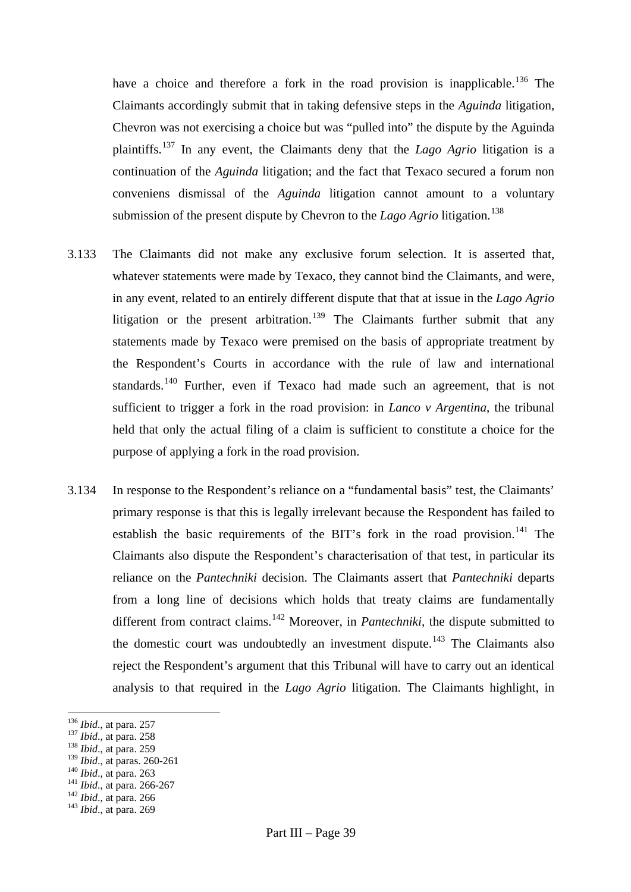have a choice and therefore a fork in the road provision is inapplicable.[136] The Claimants accordingly submit that in taking defensive steps in the *Aguinda* litigation, Chevron was not exercising a choice but was "pulled into" the dispute by the Aguinda plaintiffs.[137] In any event, the Claimants deny that the *Lago Agrio* litigation is a continuation of the *Aguinda* litigation; and the fact that Texaco secured a forum non conveniens dismissal of the *Aguinda* litigation cannot amount to a voluntary submission of the present dispute by Chevron to the *Lago Agrio* litigation.[138]

3.133 The Claimants did not make any exclusive forum selection. It is asserted that, whatever statements were made by Texaco, they cannot bind the Claimants, and were, in any event, related to an entirely different dispute that that at issue in the *Lago Agrio* litigation or the present arbitration.[139] The Claimants further submit that any statements made by Texaco were premised on the basis of appropriate treatment by the Respondent's Courts in accordance with the rule of law and international standards.[140] Further, even if Texaco had made such an agreement, that is not sufficient to trigger a fork in the road provision: in *Lanco v Argentina*, the tribunal held that only the actual filing of a claim is sufficient to constitute a choice for the purpose of applying a fork in the road provision.

3.134 In response to the Respondent's reliance on a "fundamental basis" test, the Claimants' primary response is that this is legally irrelevant because the Respondent has failed to establish the basic requirements of the BIT's fork in the road provision.[141] The Claimants also dispute the Respondent's characterisation of that test, in particular its reliance on the *Pantechniki* decision. The Claimants assert that *Pantechniki* departs from a long line of decisions which holds that treaty claims are fundamentally different from contract claims.[142] Moreover, in *Pantechniki*, the dispute submitted to the domestic court was undoubtedly an investment dispute.[143] The Claimants also reject the Respondent's argument that this Tribunal will have to carry out an identical analysis to that required in the *Lago Agrio* litigation. The Claimants highlight, in

---

[136] *Ibid*., at para. 257
[137] *Ibid*., at para. 258
[138] *Ibid*., at para. 259
[139] *Ibid*., at paras. 260-261
[140] *Ibid*., at para. 263
[141] *Ibid*., at para. 266-267
[142] *Ibid*., at para. 266
[143] *Ibid*., at para. 269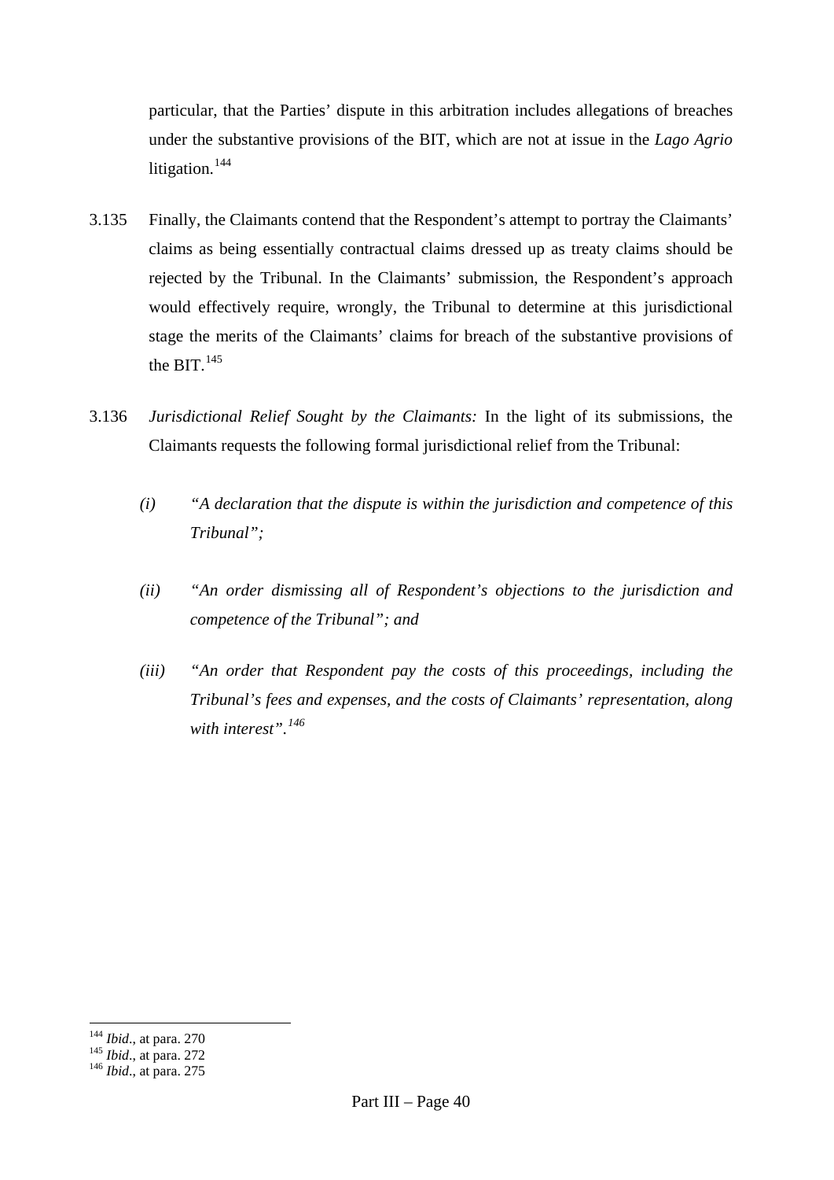particular, that the Parties' dispute in this arbitration includes allegations of breaches under the substantive provisions of the BIT, which are not at issue in the *Lago Agrio* litigation.[144]

3.135 Finally, the Claimants contend that the Respondent's attempt to portray the Claimants' claims as being essentially contractual claims dressed up as treaty claims should be rejected by the Tribunal. In the Claimants' submission, the Respondent's approach would effectively require, wrongly, the Tribunal to determine at this jurisdictional stage the merits of the Claimants' claims for breach of the substantive provisions of the BIT.[145]

3.136 *Jurisdictional Relief Sought by the Claimants:* In the light of its submissions, the Claimants requests the following formal jurisdictional relief from the Tribunal:

*(i) "A declaration that the dispute is within the jurisdiction and competence of this Tribunal";*

*(ii) "An order dismissing all of Respondent's objections to the jurisdiction and competence of the Tribunal"; and*

*(iii) "An order that Respondent pay the costs of this proceedings, including the Tribunal's fees and expenses, and the costs of Claimants' representation, along with interest".*[146]

---

[144] *Ibid*., at para. 270

[145] *Ibid*., at para. 272

[146] *Ibid*., at para. 275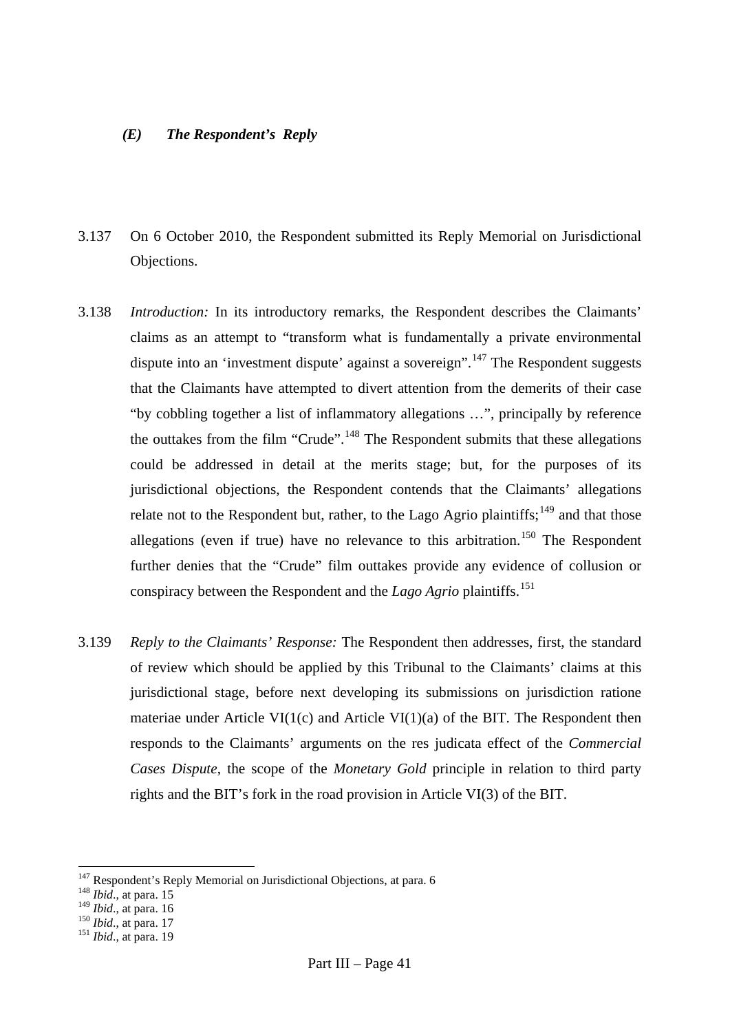### *(E) The Respondent's Reply*

3.137 On 6 October 2010, the Respondent submitted its Reply Memorial on Jurisdictional Objections.

3.138 *Introduction:* In its introductory remarks, the Respondent describes the Claimants' claims as an attempt to "transform what is fundamentally a private environmental dispute into an 'investment dispute' against a sovereign".[147] The Respondent suggests that the Claimants have attempted to divert attention from the demerits of their case "by cobbling together a list of inflammatory allegations …", principally by reference the outtakes from the film "Crude".[148] The Respondent submits that these allegations could be addressed in detail at the merits stage; but, for the purposes of its jurisdictional objections, the Respondent contends that the Claimants' allegations relate not to the Respondent but, rather, to the Lago Agrio plaintiffs;[149] and that those allegations (even if true) have no relevance to this arbitration.[150] The Respondent further denies that the "Crude" film outtakes provide any evidence of collusion or conspiracy between the Respondent and the *Lago Agrio* plaintiffs.[151]

3.139 *Reply to the Claimants' Response:* The Respondent then addresses, first, the standard of review which should be applied by this Tribunal to the Claimants' claims at this jurisdictional stage, before next developing its submissions on jurisdiction ratione materiae under Article VI(1(c) and Article VI(1)(a) of the BIT. The Respondent then responds to the Claimants' arguments on the res judicata effect of the *Commercial Cases Dispute*, the scope of the *Monetary Gold* principle in relation to third party rights and the BIT's fork in the road provision in Article VI(3) of the BIT.

---

[147] Respondent's Reply Memorial on Jurisdictional Objections, at para. 6

[148] *Ibid*., at para. 15

[149] *Ibid*., at para. 16

[150] *Ibid*., at para. 17

[151] *Ibid*., at para. 19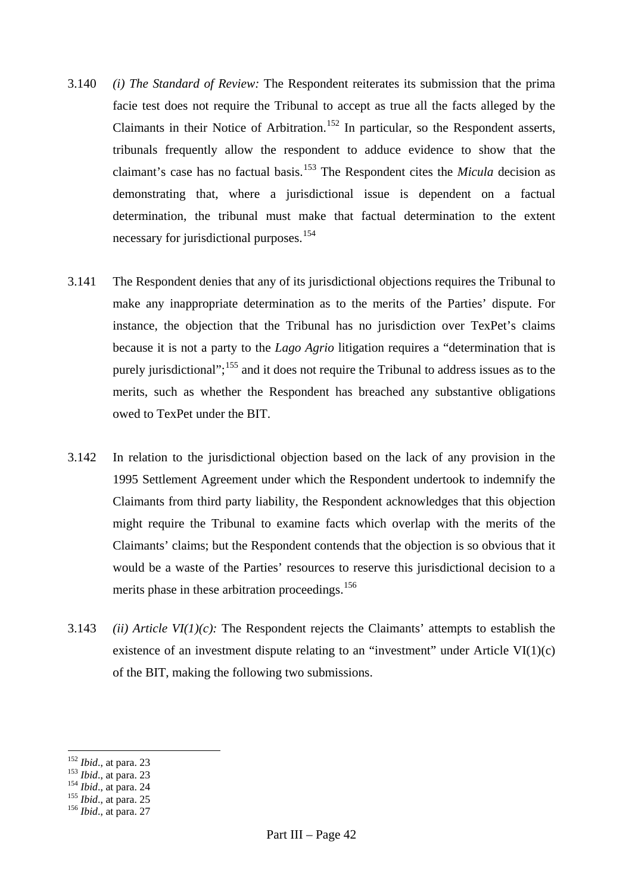3.140 *(i) The Standard of Review:* The Respondent reiterates its submission that the prima facie test does not require the Tribunal to accept as true all the facts alleged by the Claimants in their Notice of Arbitration.[152] In particular, so the Respondent asserts, tribunals frequently allow the respondent to adduce evidence to show that the claimant's case has no factual basis.[153] The Respondent cites the *Micula* decision as demonstrating that, where a jurisdictional issue is dependent on a factual determination, the tribunal must make that factual determination to the extent necessary for jurisdictional purposes.[154]

3.141 The Respondent denies that any of its jurisdictional objections requires the Tribunal to make any inappropriate determination as to the merits of the Parties' dispute. For instance, the objection that the Tribunal has no jurisdiction over TexPet's claims because it is not a party to the *Lago Agrio* litigation requires a "determination that is purely jurisdictional";[155] and it does not require the Tribunal to address issues as to the merits, such as whether the Respondent has breached any substantive obligations owed to TexPet under the BIT.

3.142 In relation to the jurisdictional objection based on the lack of any provision in the 1995 Settlement Agreement under which the Respondent undertook to indemnify the Claimants from third party liability, the Respondent acknowledges that this objection might require the Tribunal to examine facts which overlap with the merits of the Claimants' claims; but the Respondent contends that the objection is so obvious that it would be a waste of the Parties' resources to reserve this jurisdictional decision to a merits phase in these arbitration proceedings.[156]

3.143 *(ii) Article VI(1)(c):* The Respondent rejects the Claimants' attempts to establish the existence of an investment dispute relating to an "investment" under Article VI(1)(c) of the BIT, making the following two submissions.

---

[152] *Ibid.*, at para. 23
[153] *Ibid.*, at para. 23
[154] *Ibid.*, at para. 24
[155] *Ibid.*, at para. 25
[156] *Ibid.*, at para. 27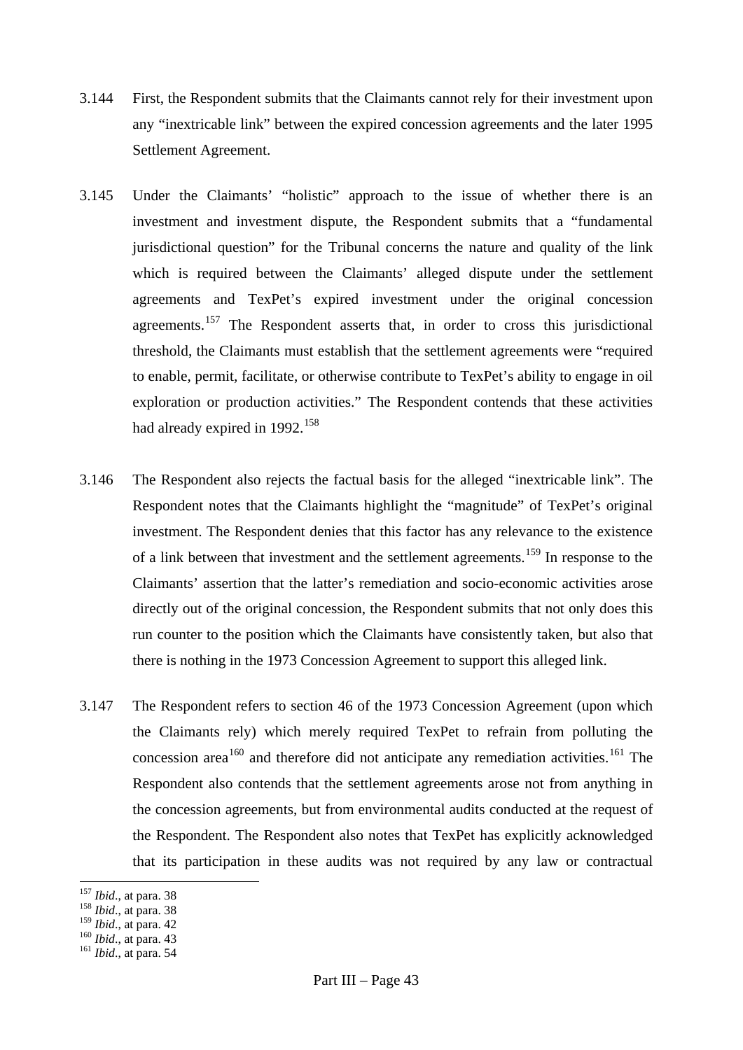3.144 First, the Respondent submits that the Claimants cannot rely for their investment upon any "inextricable link" between the expired concession agreements and the later 1995 Settlement Agreement.

3.145 Under the Claimants' "holistic" approach to the issue of whether there is an investment and investment dispute, the Respondent submits that a "fundamental jurisdictional question" for the Tribunal concerns the nature and quality of the link which is required between the Claimants' alleged dispute under the settlement agreements and TexPet's expired investment under the original concession agreements.[157] The Respondent asserts that, in order to cross this jurisdictional threshold, the Claimants must establish that the settlement agreements were "required to enable, permit, facilitate, or otherwise contribute to TexPet's ability to engage in oil exploration or production activities." The Respondent contends that these activities had already expired in 1992.[158]

3.146 The Respondent also rejects the factual basis for the alleged "inextricable link". The Respondent notes that the Claimants highlight the "magnitude" of TexPet's original investment. The Respondent denies that this factor has any relevance to the existence of a link between that investment and the settlement agreements.[159] In response to the Claimants' assertion that the latter's remediation and socio-economic activities arose directly out of the original concession, the Respondent submits that not only does this run counter to the position which the Claimants have consistently taken, but also that there is nothing in the 1973 Concession Agreement to support this alleged link.

3.147 The Respondent refers to section 46 of the 1973 Concession Agreement (upon which the Claimants rely) which merely required TexPet to refrain from polluting the concession area[160] and therefore did not anticipate any remediation activities.[161] The Respondent also contends that the settlement agreements arose not from anything in the concession agreements, but from environmental audits conducted at the request of the Respondent. The Respondent also notes that TexPet has explicitly acknowledged that its participation in these audits was not required by any law or contractual

[157] *Ibid.*, at para. 38
[158] *Ibid.*, at para. 38
[159] *Ibid.*, at para. 42
[160] *Ibid.*, at para. 43
[161] *Ibid.*, at para. 54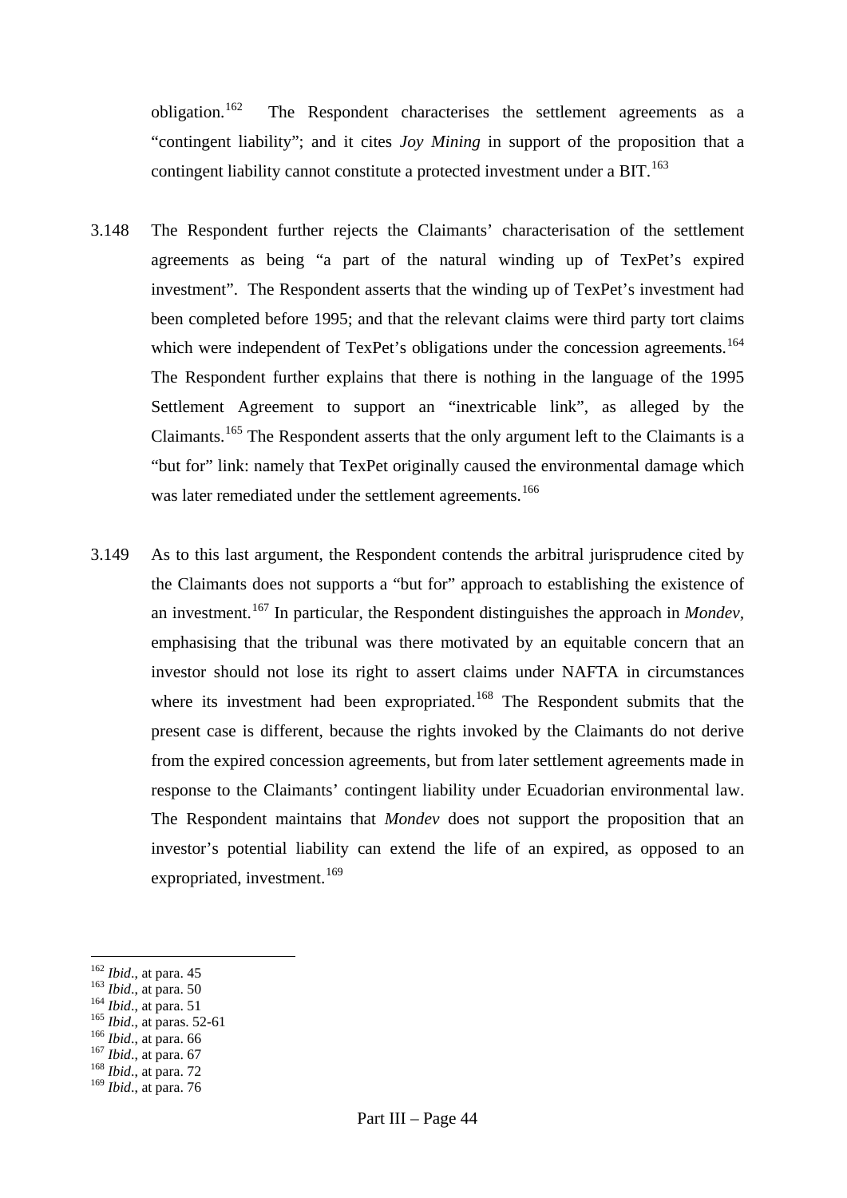obligation.[162] The Respondent characterises the settlement agreements as a "contingent liability"; and it cites *Joy Mining* in support of the proposition that a contingent liability cannot constitute a protected investment under a BIT.[163]

3.148 The Respondent further rejects the Claimants' characterisation of the settlement agreements as being "a part of the natural winding up of TexPet's expired investment". The Respondent asserts that the winding up of TexPet's investment had been completed before 1995; and that the relevant claims were third party tort claims which were independent of TexPet's obligations under the concession agreements.[164] The Respondent further explains that there is nothing in the language of the 1995 Settlement Agreement to support an "inextricable link", as alleged by the Claimants.[165] The Respondent asserts that the only argument left to the Claimants is a "but for" link: namely that TexPet originally caused the environmental damage which was later remediated under the settlement agreements.[166]

3.149 As to this last argument, the Respondent contends the arbitral jurisprudence cited by the Claimants does not supports a "but for" approach to establishing the existence of an investment.[167] In particular, the Respondent distinguishes the approach in *Mondev*, emphasising that the tribunal was there motivated by an equitable concern that an investor should not lose its right to assert claims under NAFTA in circumstances where its investment had been expropriated.[168] The Respondent submits that the present case is different, because the rights invoked by the Claimants do not derive from the expired concession agreements, but from later settlement agreements made in response to the Claimants' contingent liability under Ecuadorian environmental law. The Respondent maintains that *Mondev* does not support the proposition that an investor's potential liability can extend the life of an expired, as opposed to an expropriated, investment.[169]

---

[162] *Ibid.*, at para. 45
[163] *Ibid.*, at para. 50
[164] *Ibid.*, at para. 51
[165] *Ibid.*, at paras. 52-61
[166] *Ibid.*, at para. 66
[167] *Ibid.*, at para. 67
[168] *Ibid.*, at para. 72
[169] *Ibid.*, at para. 76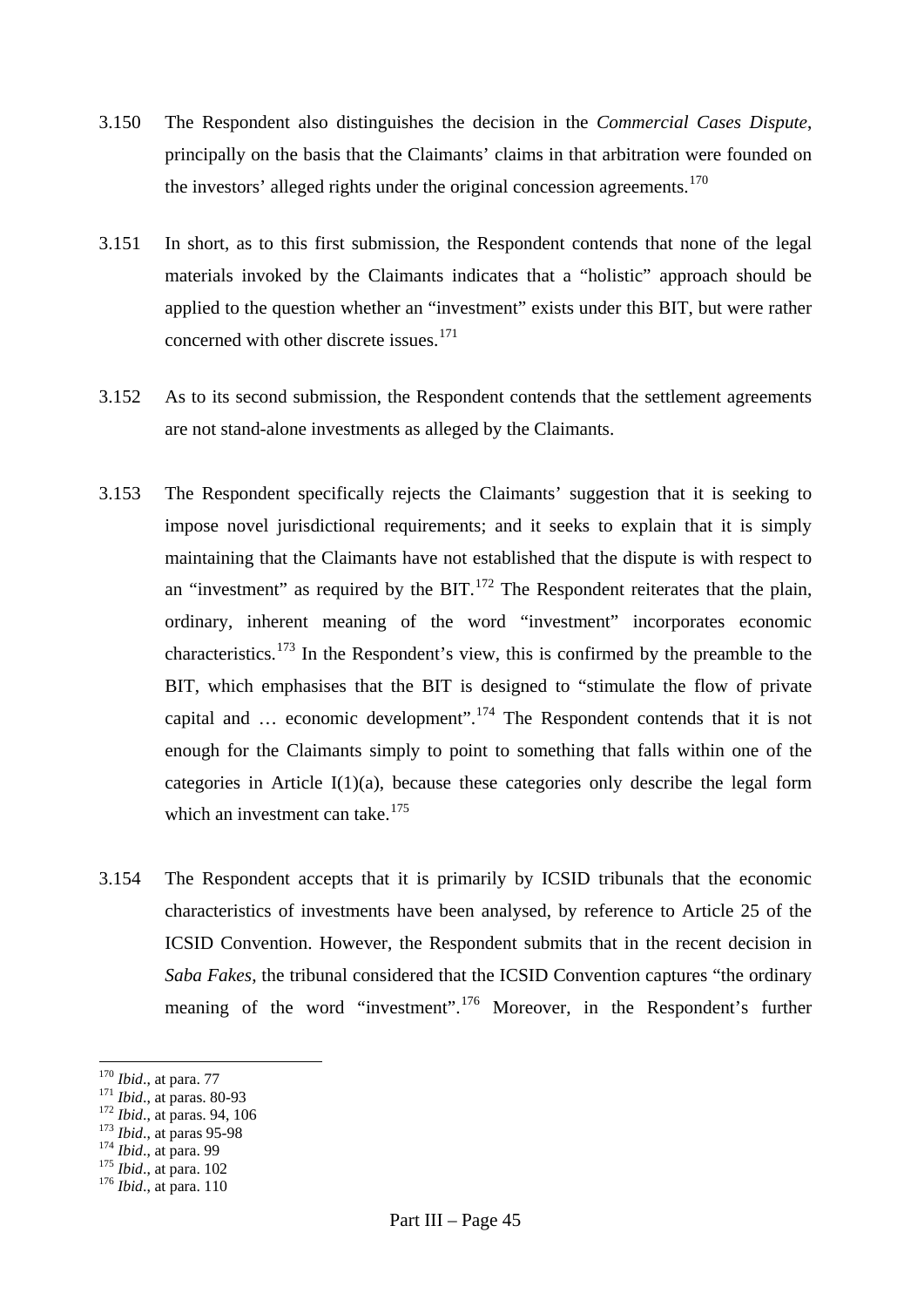3.150 The Respondent also distinguishes the decision in the *Commercial Cases Dispute*, principally on the basis that the Claimants' claims in that arbitration were founded on the investors' alleged rights under the original concession agreements.[170]

3.151 In short, as to this first submission, the Respondent contends that none of the legal materials invoked by the Claimants indicates that a "holistic" approach should be applied to the question whether an "investment" exists under this BIT, but were rather concerned with other discrete issues.[171]

3.152 As to its second submission, the Respondent contends that the settlement agreements are not stand-alone investments as alleged by the Claimants.

3.153 The Respondent specifically rejects the Claimants' suggestion that it is seeking to impose novel jurisdictional requirements; and it seeks to explain that it is simply maintaining that the Claimants have not established that the dispute is with respect to an "investment" as required by the BIT.[172] The Respondent reiterates that the plain, ordinary, inherent meaning of the word "investment" incorporates economic characteristics.[173] In the Respondent's view, this is confirmed by the preamble to the BIT, which emphasises that the BIT is designed to "stimulate the flow of private capital and … economic development".[174] The Respondent contends that it is not enough for the Claimants simply to point to something that falls within one of the categories in Article I(1)(a), because these categories only describe the legal form which an investment can take.[175]

3.154 The Respondent accepts that it is primarily by ICSID tribunals that the economic characteristics of investments have been analysed, by reference to Article 25 of the ICSID Convention. However, the Respondent submits that in the recent decision in *Saba Fakes*, the tribunal considered that the ICSID Convention captures "the ordinary meaning of the word "investment".[176] Moreover, in the Respondent's further

---

[170] *Ibid.*, at para. 77
[171] *Ibid.*, at paras. 80-93
[172] *Ibid.*, at paras. 94, 106
[173] *Ibid.*, at paras 95-98
[174] *Ibid.*, at para. 99
[175] *Ibid.*, at para. 102
[176] *Ibid.*, at para. 110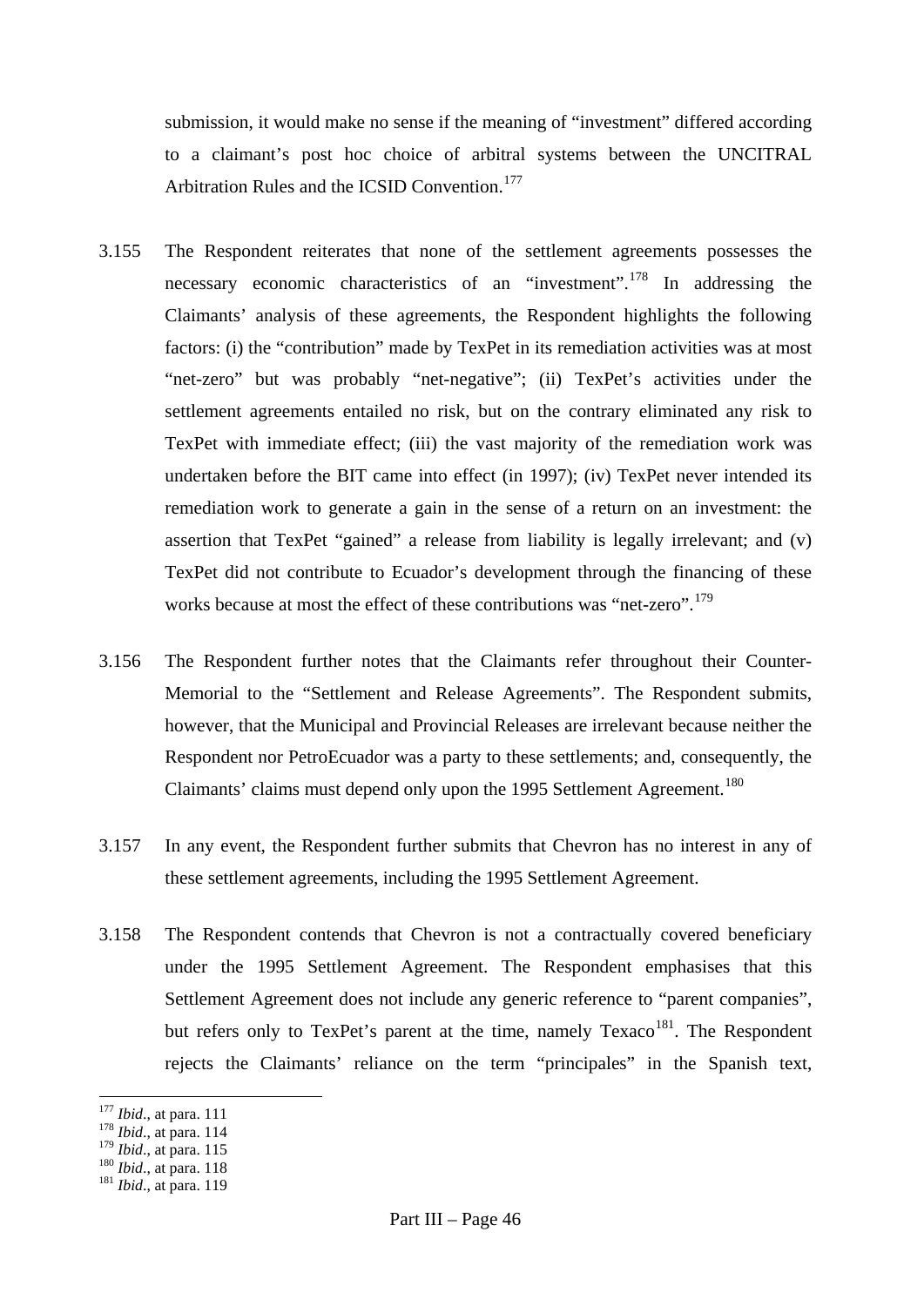submission, it would make no sense if the meaning of "investment" differed according to a claimant's post hoc choice of arbitral systems between the UNCITRAL Arbitration Rules and the ICSID Convention.[177]

3.155 The Respondent reiterates that none of the settlement agreements possesses the necessary economic characteristics of an "investment".[178] In addressing the Claimants' analysis of these agreements, the Respondent highlights the following factors: (i) the "contribution" made by TexPet in its remediation activities was at most "net-zero" but was probably "net-negative"; (ii) TexPet's activities under the settlement agreements entailed no risk, but on the contrary eliminated any risk to TexPet with immediate effect; (iii) the vast majority of the remediation work was undertaken before the BIT came into effect (in 1997); (iv) TexPet never intended its remediation work to generate a gain in the sense of a return on an investment: the assertion that TexPet "gained" a release from liability is legally irrelevant; and (v) TexPet did not contribute to Ecuador's development through the financing of these works because at most the effect of these contributions was "net-zero".[179]

3.156 The Respondent further notes that the Claimants refer throughout their Counter-Memorial to the "Settlement and Release Agreements". The Respondent submits, however, that the Municipal and Provincial Releases are irrelevant because neither the Respondent nor PetroEcuador was a party to these settlements; and, consequently, the Claimants' claims must depend only upon the 1995 Settlement Agreement.[180]

3.157 In any event, the Respondent further submits that Chevron has no interest in any of these settlement agreements, including the 1995 Settlement Agreement.

3.158 The Respondent contends that Chevron is not a contractually covered beneficiary under the 1995 Settlement Agreement. The Respondent emphasises that this Settlement Agreement does not include any generic reference to "parent companies", but refers only to TexPet's parent at the time, namely Texaco[181]. The Respondent rejects the Claimants' reliance on the term "principales" in the Spanish text,

---

[177] *Ibid.*, at para. 111
[178] *Ibid.*, at para. 114
[179] *Ibid.*, at para. 115
[180] *Ibid.*, at para. 118
[181] *Ibid.*, at para. 119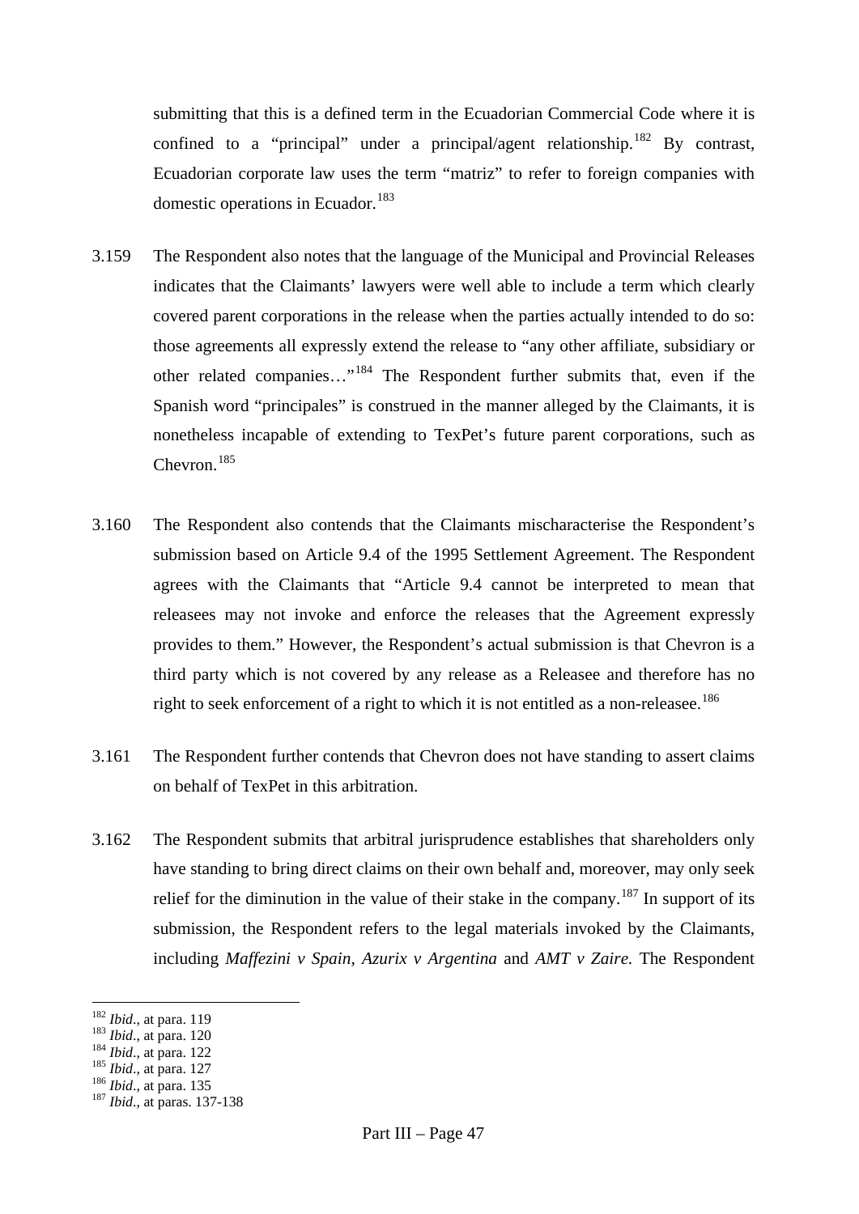submitting that this is a defined term in the Ecuadorian Commercial Code where it is confined to a "principal" under a principal/agent relationship.[182] By contrast, Ecuadorian corporate law uses the term "matriz" to refer to foreign companies with domestic operations in Ecuador.[183]

3.159 The Respondent also notes that the language of the Municipal and Provincial Releases indicates that the Claimants' lawyers were well able to include a term which clearly covered parent corporations in the release when the parties actually intended to do so: those agreements all expressly extend the release to "any other affiliate, subsidiary or other related companies…"[184] The Respondent further submits that, even if the Spanish word "principales" is construed in the manner alleged by the Claimants, it is nonetheless incapable of extending to TexPet's future parent corporations, such as Chevron.[185]

3.160 The Respondent also contends that the Claimants mischaracterise the Respondent's submission based on Article 9.4 of the 1995 Settlement Agreement. The Respondent agrees with the Claimants that "Article 9.4 cannot be interpreted to mean that releasees may not invoke and enforce the releases that the Agreement expressly provides to them." However, the Respondent's actual submission is that Chevron is a third party which is not covered by any release as a Releasee and therefore has no right to seek enforcement of a right to which it is not entitled as a non-releasee.[186]

3.161 The Respondent further contends that Chevron does not have standing to assert claims on behalf of TexPet in this arbitration.

3.162 The Respondent submits that arbitral jurisprudence establishes that shareholders only have standing to bring direct claims on their own behalf and, moreover, may only seek relief for the diminution in the value of their stake in the company.[187] In support of its submission, the Respondent refers to the legal materials invoked by the Claimants, including *Maffezini v Spain*, *Azurix v Argentina* and *AMT v Zaire*. The Respondent

---

[182] *Ibid*., at para. 119
[183] *Ibid*., at para. 120
[184] *Ibid*., at para. 122
[185] *Ibid*., at para. 127
[186] *Ibid*., at para. 135
[187] *Ibid*., at paras. 137-138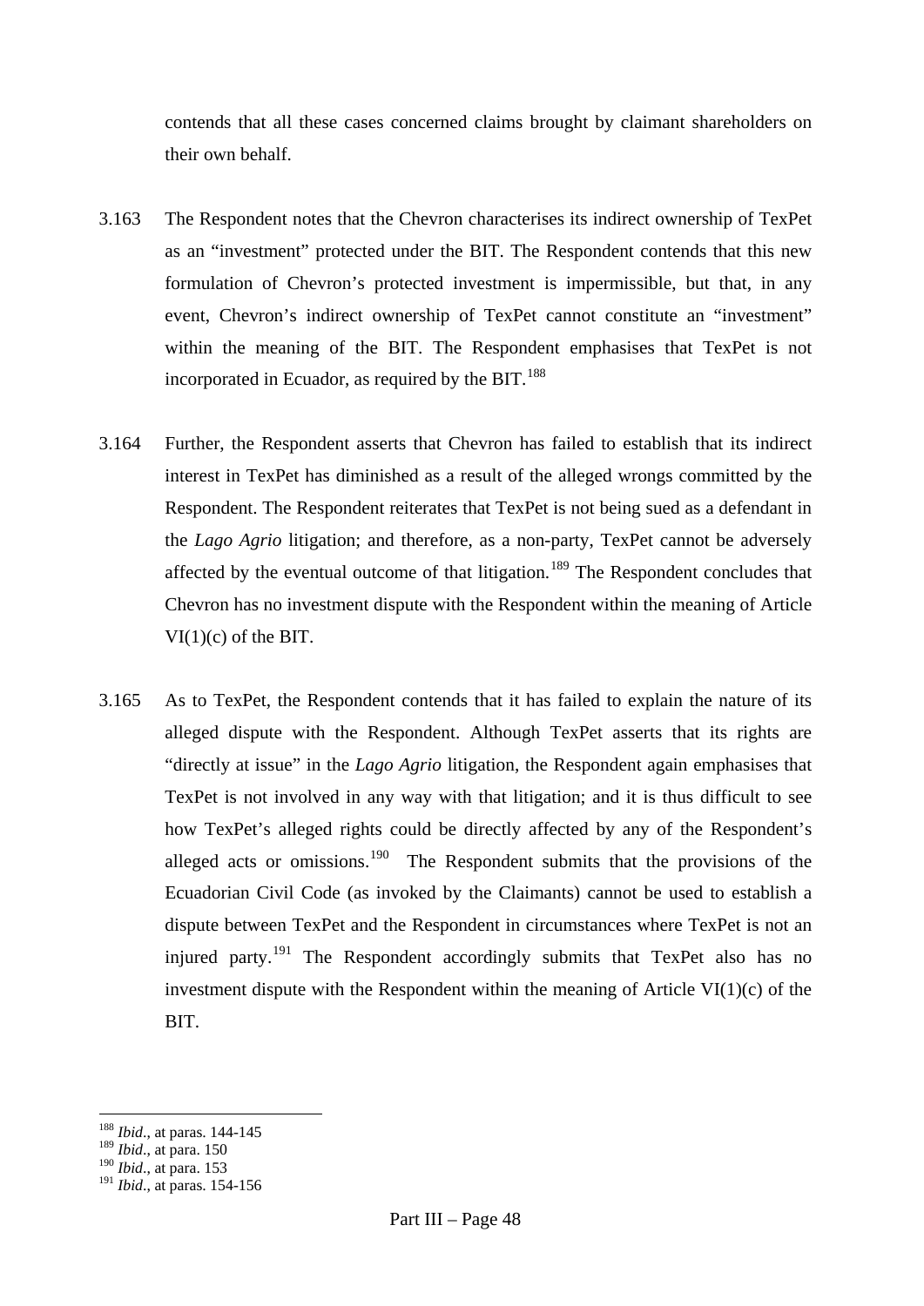contends that all these cases concerned claims brought by claimant shareholders on their own behalf.

3.163 The Respondent notes that the Chevron characterises its indirect ownership of TexPet as an "investment" protected under the BIT. The Respondent contends that this new formulation of Chevron's protected investment is impermissible, but that, in any event, Chevron's indirect ownership of TexPet cannot constitute an "investment" within the meaning of the BIT. The Respondent emphasises that TexPet is not incorporated in Ecuador, as required by the BIT.[188]

3.164 Further, the Respondent asserts that Chevron has failed to establish that its indirect interest in TexPet has diminished as a result of the alleged wrongs committed by the Respondent. The Respondent reiterates that TexPet is not being sued as a defendant in the *Lago Agrio* litigation; and therefore, as a non-party, TexPet cannot be adversely affected by the eventual outcome of that litigation.[189] The Respondent concludes that Chevron has no investment dispute with the Respondent within the meaning of Article VI(1)(c) of the BIT.

3.165 As to TexPet, the Respondent contends that it has failed to explain the nature of its alleged dispute with the Respondent. Although TexPet asserts that its rights are "directly at issue" in the *Lago Agrio* litigation, the Respondent again emphasises that TexPet is not involved in any way with that litigation; and it is thus difficult to see how TexPet's alleged rights could be directly affected by any of the Respondent's alleged acts or omissions.[190] The Respondent submits that the provisions of the Ecuadorian Civil Code (as invoked by the Claimants) cannot be used to establish a dispute between TexPet and the Respondent in circumstances where TexPet is not an injured party.[191] The Respondent accordingly submits that TexPet also has no investment dispute with the Respondent within the meaning of Article VI(1)(c) of the BIT.

---

[188] *Ibid*., at paras. 144-145
[189] *Ibid*., at para. 150
[190] *Ibid*., at para. 153
[191] *Ibid*., at paras. 154-156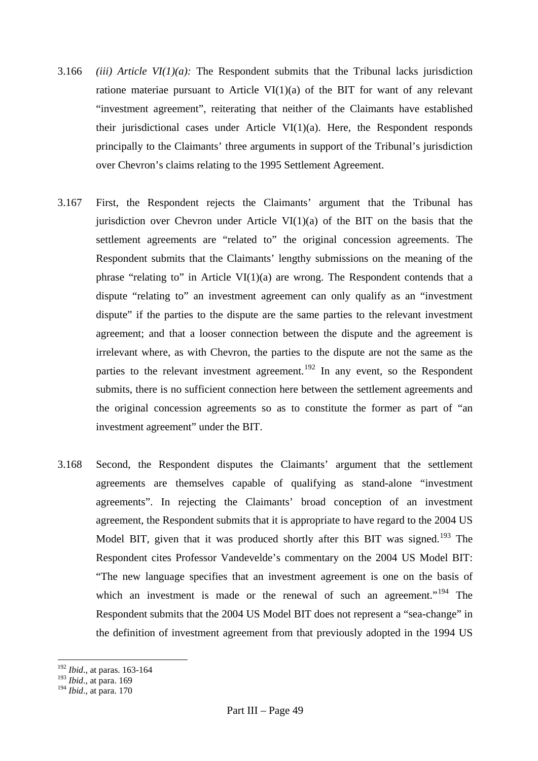3.166 *(iii) Article VI(1)(a):* The Respondent submits that the Tribunal lacks jurisdiction ratione materiae pursuant to Article VI(1)(a) of the BIT for want of any relevant "investment agreement", reiterating that neither of the Claimants have established their jurisdictional cases under Article VI(1)(a). Here, the Respondent responds principally to the Claimants' three arguments in support of the Tribunal's jurisdiction over Chevron's claims relating to the 1995 Settlement Agreement.

3.167 First, the Respondent rejects the Claimants' argument that the Tribunal has jurisdiction over Chevron under Article VI(1)(a) of the BIT on the basis that the settlement agreements are "related to" the original concession agreements. The Respondent submits that the Claimants' lengthy submissions on the meaning of the phrase "relating to" in Article VI(1)(a) are wrong. The Respondent contends that a dispute "relating to" an investment agreement can only qualify as an "investment dispute" if the parties to the dispute are the same parties to the relevant investment agreement; and that a looser connection between the dispute and the agreement is irrelevant where, as with Chevron, the parties to the dispute are not the same as the parties to the relevant investment agreement.[192] In any event, so the Respondent submits, there is no sufficient connection here between the settlement agreements and the original concession agreements so as to constitute the former as part of "an investment agreement" under the BIT.

3.168 Second, the Respondent disputes the Claimants' argument that the settlement agreements are themselves capable of qualifying as stand-alone "investment agreements". In rejecting the Claimants' broad conception of an investment agreement, the Respondent submits that it is appropriate to have regard to the 2004 US Model BIT, given that it was produced shortly after this BIT was signed.[193] The Respondent cites Professor Vandevelde's commentary on the 2004 US Model BIT: "The new language specifies that an investment agreement is one on the basis of which an investment is made or the renewal of such an agreement."[194] The Respondent submits that the 2004 US Model BIT does not represent a "sea-change" in the definition of investment agreement from that previously adopted in the 1994 US

---

[192] *Ibid*., at paras. 163-164
[193] *Ibid*., at para. 169
[194] *Ibid*., at para. 170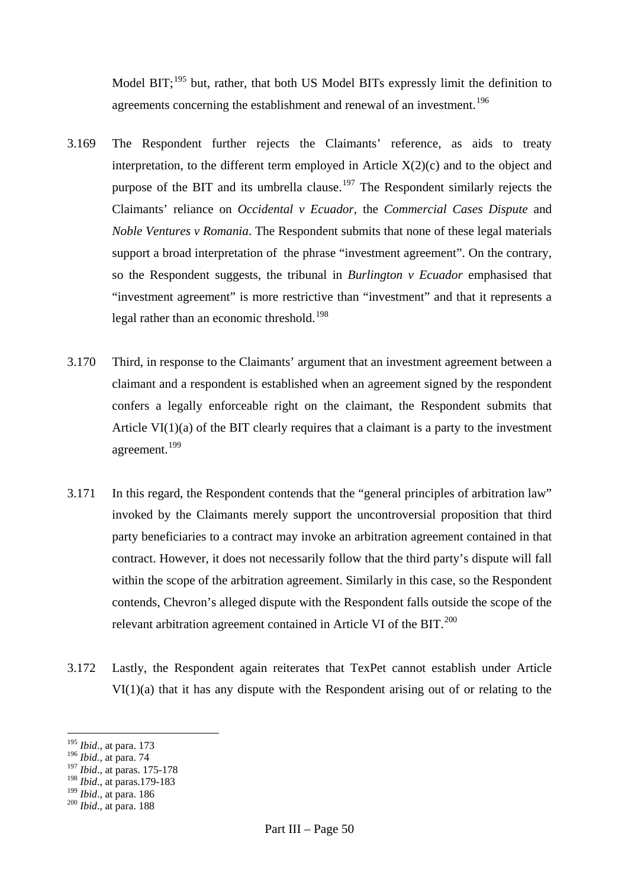Model BIT;[195] but, rather, that both US Model BITs expressly limit the definition to agreements concerning the establishment and renewal of an investment.[196]

3.169 The Respondent further rejects the Claimants' reference, as aids to treaty interpretation, to the different term employed in Article X(2)(c) and to the object and purpose of the BIT and its umbrella clause.[197] The Respondent similarly rejects the Claimants' reliance on *Occidental v Ecuador*, the *Commercial Cases Dispute* and *Noble Ventures v Romania*. The Respondent submits that none of these legal materials support a broad interpretation of the phrase "investment agreement". On the contrary, so the Respondent suggests, the tribunal in *Burlington v Ecuador* emphasised that "investment agreement" is more restrictive than "investment" and that it represents a legal rather than an economic threshold.[198]

3.170 Third, in response to the Claimants' argument that an investment agreement between a claimant and a respondent is established when an agreement signed by the respondent confers a legally enforceable right on the claimant, the Respondent submits that Article VI(1)(a) of the BIT clearly requires that a claimant is a party to the investment agreement.[199]

3.171 In this regard, the Respondent contends that the "general principles of arbitration law" invoked by the Claimants merely support the uncontroversial proposition that third party beneficiaries to a contract may invoke an arbitration agreement contained in that contract. However, it does not necessarily follow that the third party's dispute will fall within the scope of the arbitration agreement. Similarly in this case, so the Respondent contends, Chevron's alleged dispute with the Respondent falls outside the scope of the relevant arbitration agreement contained in Article VI of the BIT.[200]

3.172 Lastly, the Respondent again reiterates that TexPet cannot establish under Article VI(1)(a) that it has any dispute with the Respondent arising out of or relating to the

---

[195] *Ibid*., at para. 173
[196] *Ibid.*, at para. 74
[197] *Ibid*., at paras. 175-178
[198] *Ibid*., at paras.179-183
[199] *Ibid*., at para. 186
[200] *Ibid*., at para. 188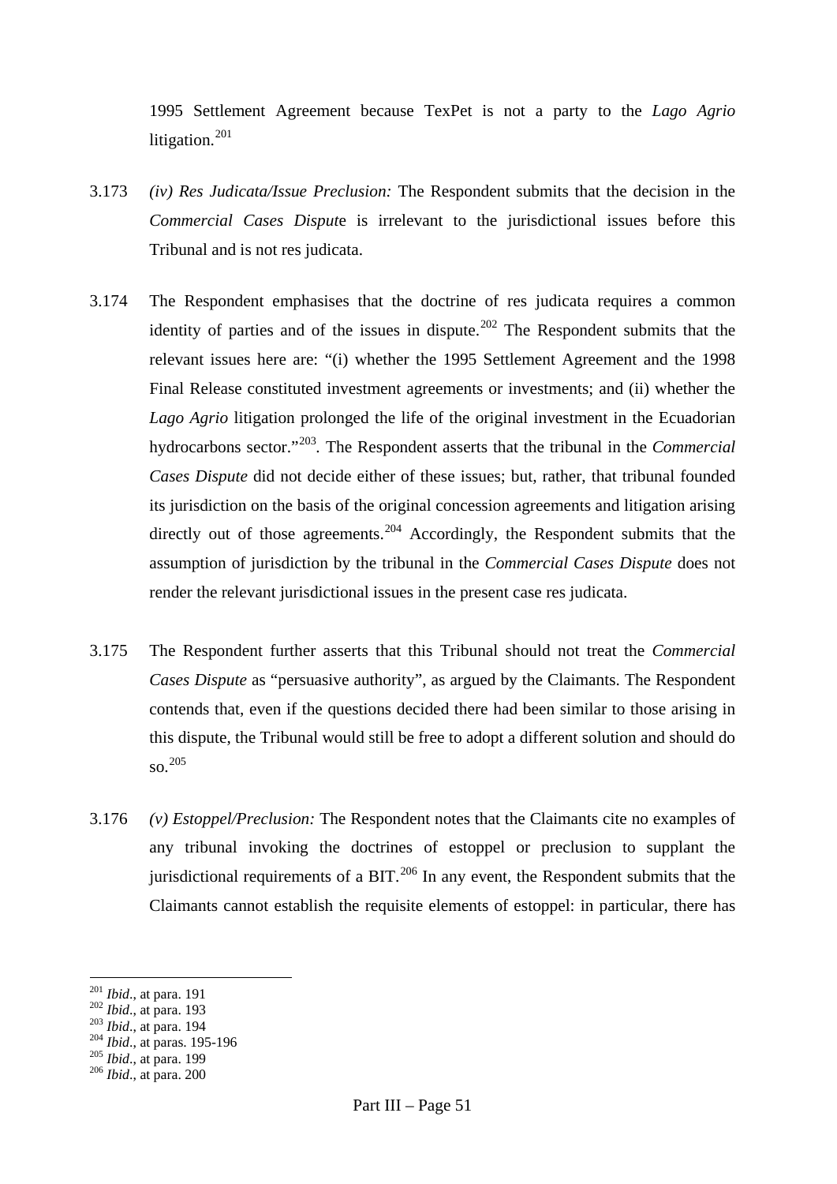1995 Settlement Agreement because TexPet is not a party to the *Lago Agrio* litigation.[201]

3.173 *(iv) Res Judicata/Issue Preclusion:* The Respondent submits that the decision in the *Commercial Cases Dispute* is irrelevant to the jurisdictional issues before this Tribunal and is not res judicata.

3.174 The Respondent emphasises that the doctrine of res judicata requires a common identity of parties and of the issues in dispute.[202] The Respondent submits that the relevant issues here are: "(i) whether the 1995 Settlement Agreement and the 1998 Final Release constituted investment agreements or investments; and (ii) whether the *Lago Agrio* litigation prolonged the life of the original investment in the Ecuadorian hydrocarbons sector."[203]. The Respondent asserts that the tribunal in the *Commercial Cases Dispute* did not decide either of these issues; but, rather, that tribunal founded its jurisdiction on the basis of the original concession agreements and litigation arising directly out of those agreements.[204] Accordingly, the Respondent submits that the assumption of jurisdiction by the tribunal in the *Commercial Cases Dispute* does not render the relevant jurisdictional issues in the present case res judicata.

3.175 The Respondent further asserts that this Tribunal should not treat the *Commercial Cases Dispute* as "persuasive authority", as argued by the Claimants. The Respondent contends that, even if the questions decided there had been similar to those arising in this dispute, the Tribunal would still be free to adopt a different solution and should do so.[205]

3.176 *(v) Estoppel/Preclusion:* The Respondent notes that the Claimants cite no examples of any tribunal invoking the doctrines of estoppel or preclusion to supplant the jurisdictional requirements of a BIT.[206] In any event, the Respondent submits that the Claimants cannot establish the requisite elements of estoppel: in particular, there has

---

[201] *Ibid.*, at para. 191
[202] *Ibid.*, at para. 193
[203] *Ibid.*, at para. 194
[204] *Ibid.*, at paras. 195-196
[205] *Ibid.*, at para. 199
[206] *Ibid.*, at para. 200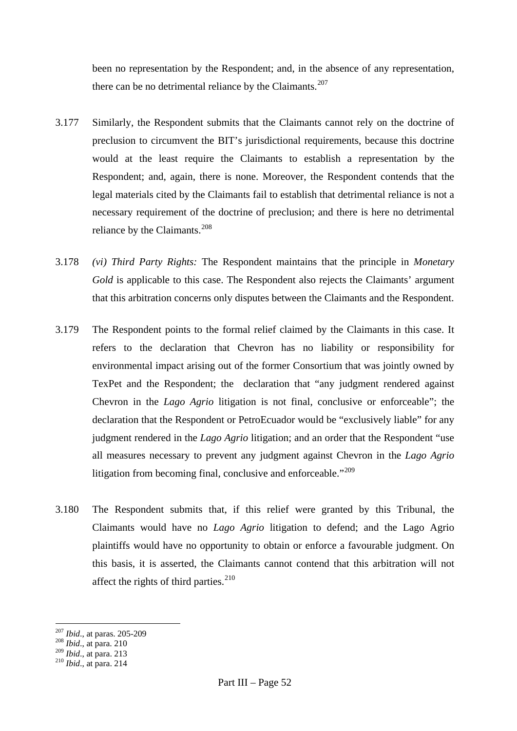been no representation by the Respondent; and, in the absence of any representation, there can be no detrimental reliance by the Claimants.[207]

3.177 Similarly, the Respondent submits that the Claimants cannot rely on the doctrine of preclusion to circumvent the BIT's jurisdictional requirements, because this doctrine would at the least require the Claimants to establish a representation by the Respondent; and, again, there is none. Moreover, the Respondent contends that the legal materials cited by the Claimants fail to establish that detrimental reliance is not a necessary requirement of the doctrine of preclusion; and there is here no detrimental reliance by the Claimants.[208]

3.178 *(vi) Third Party Rights:* The Respondent maintains that the principle in *Monetary Gold* is applicable to this case. The Respondent also rejects the Claimants' argument that this arbitration concerns only disputes between the Claimants and the Respondent.

3.179 The Respondent points to the formal relief claimed by the Claimants in this case. It refers to the declaration that Chevron has no liability or responsibility for environmental impact arising out of the former Consortium that was jointly owned by TexPet and the Respondent; the declaration that "any judgment rendered against Chevron in the *Lago Agrio* litigation is not final, conclusive or enforceable"; the declaration that the Respondent or PetroEcuador would be "exclusively liable" for any judgment rendered in the *Lago Agrio* litigation; and an order that the Respondent "use all measures necessary to prevent any judgment against Chevron in the *Lago Agrio* litigation from becoming final, conclusive and enforceable."[209]

3.180 The Respondent submits that, if this relief were granted by this Tribunal, the Claimants would have no *Lago Agrio* litigation to defend; and the Lago Agrio plaintiffs would have no opportunity to obtain or enforce a favourable judgment. On this basis, it is asserted, the Claimants cannot contend that this arbitration will not affect the rights of third parties.[210]

---

[207] *Ibid*., at paras. 205-209
[208] *Ibid*., at para. 210
[209] *Ibid*., at para. 213
[210] *Ibid*., at para. 214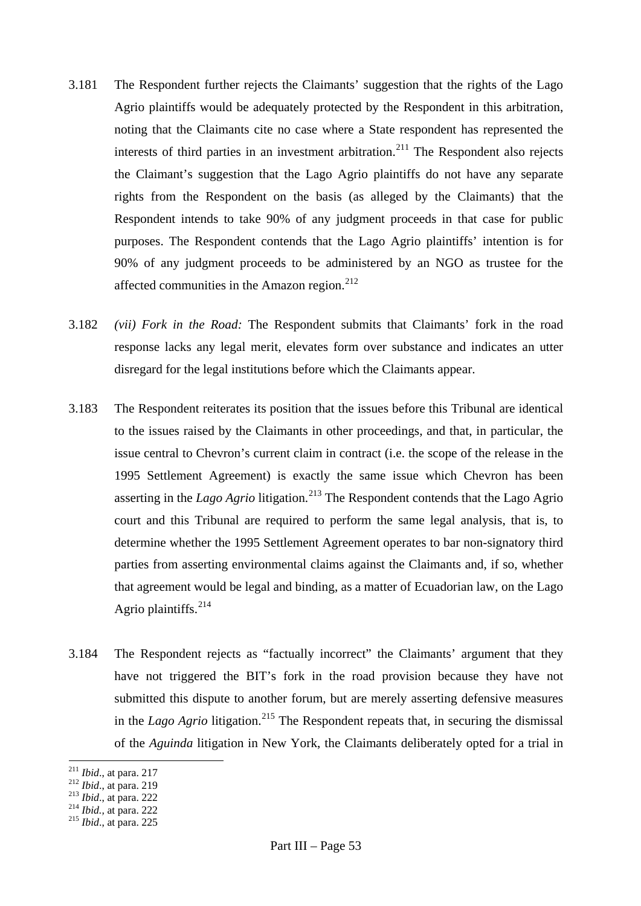3.181 The Respondent further rejects the Claimants' suggestion that the rights of the Lago Agrio plaintiffs would be adequately protected by the Respondent in this arbitration, noting that the Claimants cite no case where a State respondent has represented the interests of third parties in an investment arbitration.[211] The Respondent also rejects the Claimant's suggestion that the Lago Agrio plaintiffs do not have any separate rights from the Respondent on the basis (as alleged by the Claimants) that the Respondent intends to take 90% of any judgment proceeds in that case for public purposes. The Respondent contends that the Lago Agrio plaintiffs' intention is for 90% of any judgment proceeds to be administered by an NGO as trustee for the affected communities in the Amazon region.[212]

3.182 *(vii) Fork in the Road:* The Respondent submits that Claimants' fork in the road response lacks any legal merit, elevates form over substance and indicates an utter disregard for the legal institutions before which the Claimants appear.

3.183 The Respondent reiterates its position that the issues before this Tribunal are identical to the issues raised by the Claimants in other proceedings, and that, in particular, the issue central to Chevron's current claim in contract (i.e. the scope of the release in the 1995 Settlement Agreement) is exactly the same issue which Chevron has been asserting in the *Lago Agrio* litigation.[213] The Respondent contends that the Lago Agrio court and this Tribunal are required to perform the same legal analysis, that is, to determine whether the 1995 Settlement Agreement operates to bar non-signatory third parties from asserting environmental claims against the Claimants and, if so, whether that agreement would be legal and binding, as a matter of Ecuadorian law, on the Lago Agrio plaintiffs.[214]

3.184 The Respondent rejects as "factually incorrect" the Claimants' argument that they have not triggered the BIT's fork in the road provision because they have not submitted this dispute to another forum, but are merely asserting defensive measures in the *Lago Agrio* litigation.[215] The Respondent repeats that, in securing the dismissal of the *Aguinda* litigation in New York, the Claimants deliberately opted for a trial in

---

[211] *Ibid*., at para. 217
[212] *Ibid*., at para. 219
[213] *Ibid*., at para. 222
[214] *Ibid.*, at para. 222
[215] *Ibid*., at para. 225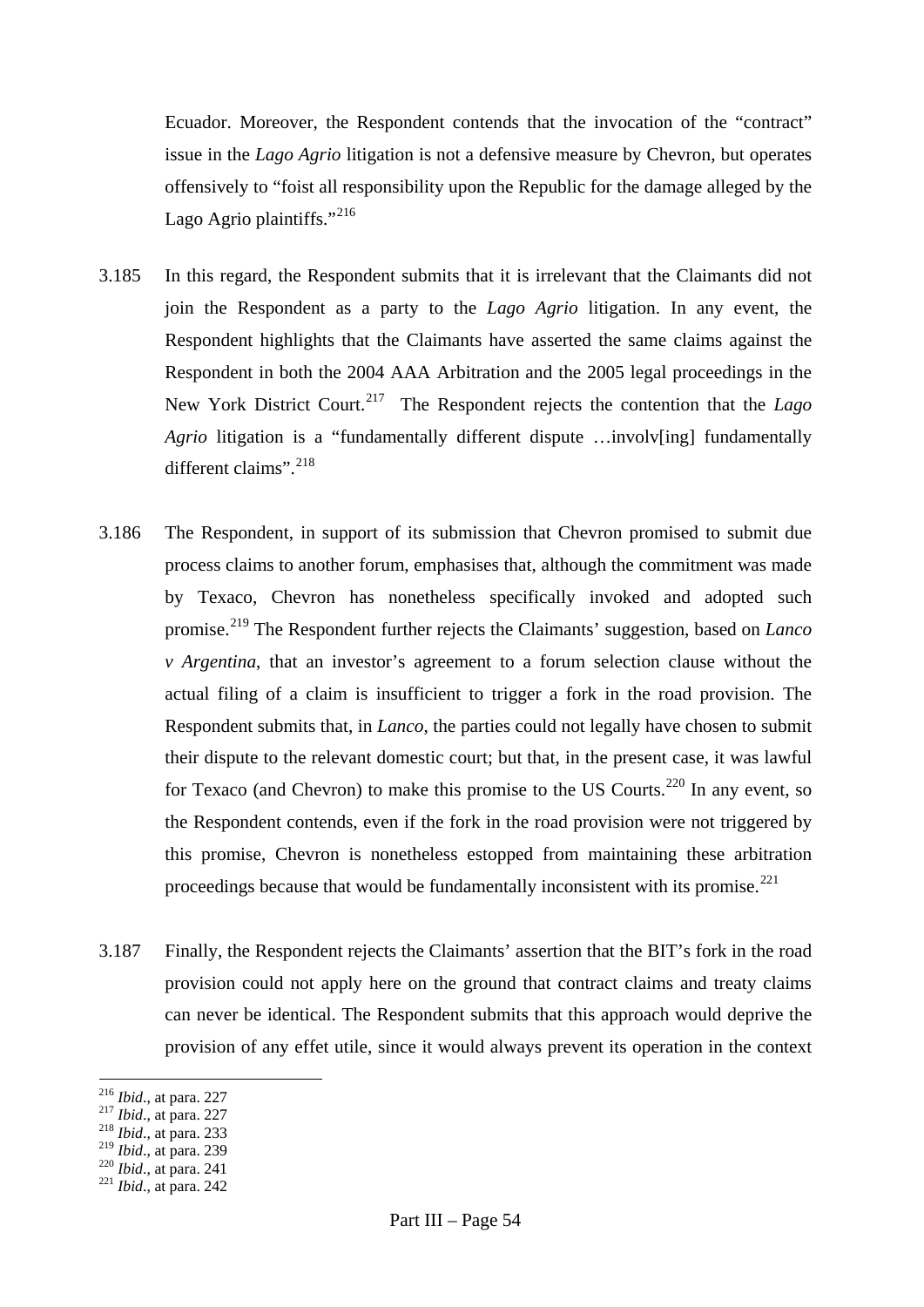Ecuador. Moreover, the Respondent contends that the invocation of the "contract" issue in the *Lago Agrio* litigation is not a defensive measure by Chevron, but operates offensively to "foist all responsibility upon the Republic for the damage alleged by the Lago Agrio plaintiffs."[216]

3.185 In this regard, the Respondent submits that it is irrelevant that the Claimants did not join the Respondent as a party to the *Lago Agrio* litigation. In any event, the Respondent highlights that the Claimants have asserted the same claims against the Respondent in both the 2004 AAA Arbitration and the 2005 legal proceedings in the New York District Court.[217] The Respondent rejects the contention that the *Lago Agrio* litigation is a "fundamentally different dispute …involv[ing] fundamentally different claims".[218]

3.186 The Respondent, in support of its submission that Chevron promised to submit due process claims to another forum, emphasises that, although the commitment was made by Texaco, Chevron has nonetheless specifically invoked and adopted such promise.[219] The Respondent further rejects the Claimants' suggestion, based on *Lanco v Argentina*, that an investor's agreement to a forum selection clause without the actual filing of a claim is insufficient to trigger a fork in the road provision. The Respondent submits that, in *Lanco*, the parties could not legally have chosen to submit their dispute to the relevant domestic court; but that, in the present case, it was lawful for Texaco (and Chevron) to make this promise to the US Courts.[220] In any event, so the Respondent contends, even if the fork in the road provision were not triggered by this promise, Chevron is nonetheless estopped from maintaining these arbitration proceedings because that would be fundamentally inconsistent with its promise.[221]

3.187 Finally, the Respondent rejects the Claimants' assertion that the BIT's fork in the road provision could not apply here on the ground that contract claims and treaty claims can never be identical. The Respondent submits that this approach would deprive the provision of any effet utile, since it would always prevent its operation in the context

[216] *Ibid*., at para. 227
[217] *Ibid*., at para. 227
[218] *Ibid*., at para. 233
[219] *Ibid*., at para. 239
[220] *Ibid*., at para. 241
[221] *Ibid*., at para. 242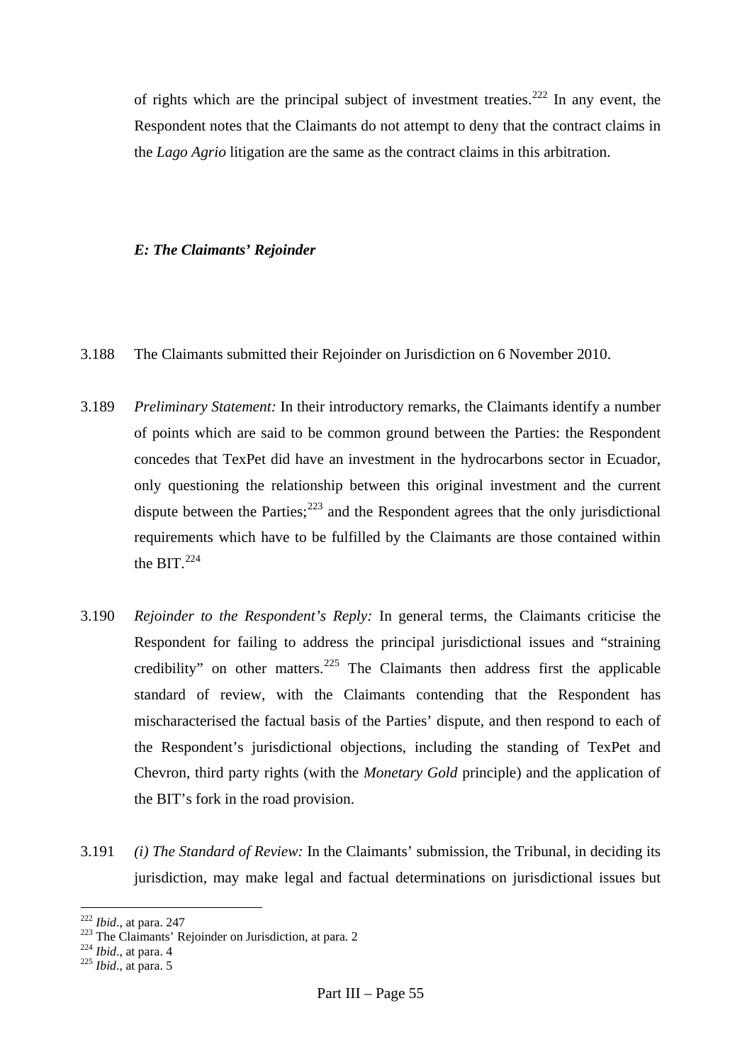of rights which are the principal subject of investment treaties.[222] In any event, the Respondent notes that the Claimants do not attempt to deny that the contract claims in the *Lago Agrio* litigation are the same as the contract claims in this arbitration.

***E: The Claimants' Rejoinder***

3.188 The Claimants submitted their Rejoinder on Jurisdiction on 6 November 2010.

3.189 *Preliminary Statement:* In their introductory remarks, the Claimants identify a number of points which are said to be common ground between the Parties: the Respondent concedes that TexPet did have an investment in the hydrocarbons sector in Ecuador, only questioning the relationship between this original investment and the current dispute between the Parties;[223] and the Respondent agrees that the only jurisdictional requirements which have to be fulfilled by the Claimants are those contained within the BIT.[224]

3.190 *Rejoinder to the Respondent's Reply:* In general terms, the Claimants criticise the Respondent for failing to address the principal jurisdictional issues and "straining credibility" on other matters.[225] The Claimants then address first the applicable standard of review, with the Claimants contending that the Respondent has mischaracterised the factual basis of the Parties' dispute, and then respond to each of the Respondent's jurisdictional objections, including the standing of TexPet and Chevron, third party rights (with the *Monetary Gold* principle) and the application of the BIT's fork in the road provision.

3.191 *(i) The Standard of Review:* In the Claimants' submission, the Tribunal, in deciding its jurisdiction, may make legal and factual determinations on jurisdictional issues but

---

[222] *Ibid*., at para. 247
[223] The Claimants' Rejoinder on Jurisdiction, at para. 2
[224] *Ibid*., at para. 4
[225] *Ibid*., at para. 5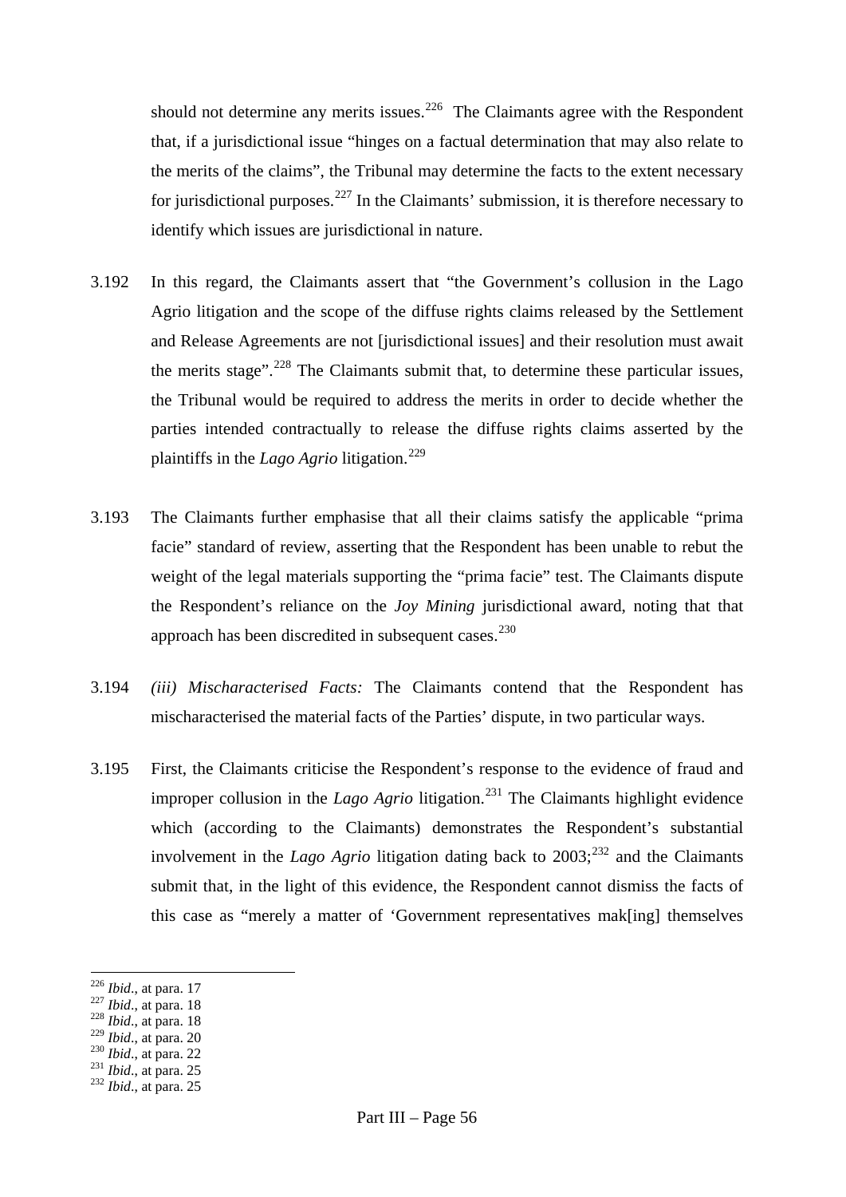should not determine any merits issues.[226] The Claimants agree with the Respondent that, if a jurisdictional issue "hinges on a factual determination that may also relate to the merits of the claims", the Tribunal may determine the facts to the extent necessary for jurisdictional purposes.[227] In the Claimants' submission, it is therefore necessary to identify which issues are jurisdictional in nature.

3.192 In this regard, the Claimants assert that "the Government's collusion in the Lago Agrio litigation and the scope of the diffuse rights claims released by the Settlement and Release Agreements are not [jurisdictional issues] and their resolution must await the merits stage".[228] The Claimants submit that, to determine these particular issues, the Tribunal would be required to address the merits in order to decide whether the parties intended contractually to release the diffuse rights claims asserted by the plaintiffs in the *Lago Agrio* litigation.[229]

3.193 The Claimants further emphasise that all their claims satisfy the applicable "prima facie" standard of review, asserting that the Respondent has been unable to rebut the weight of the legal materials supporting the "prima facie" test. The Claimants dispute the Respondent's reliance on the *Joy Mining* jurisdictional award, noting that that approach has been discredited in subsequent cases.[230]

3.194 *(iii) Mischaracterised Facts:* The Claimants contend that the Respondent has mischaracterised the material facts of the Parties' dispute, in two particular ways.

3.195 First, the Claimants criticise the Respondent's response to the evidence of fraud and improper collusion in the *Lago Agrio* litigation.[231] The Claimants highlight evidence which (according to the Claimants) demonstrates the Respondent's substantial involvement in the *Lago Agrio* litigation dating back to 2003;[232] and the Claimants submit that, in the light of this evidence, the Respondent cannot dismiss the facts of this case as "merely a matter of 'Government representatives mak[ing] themselves

---

[226] *Ibid*., at para. 17
[227] *Ibid*., at para. 18
[228] *Ibid*., at para. 18
[229] *Ibid*., at para. 20
[230] *Ibid*., at para. 22
[231] *Ibid*., at para. 25
[232] *Ibid*., at para. 25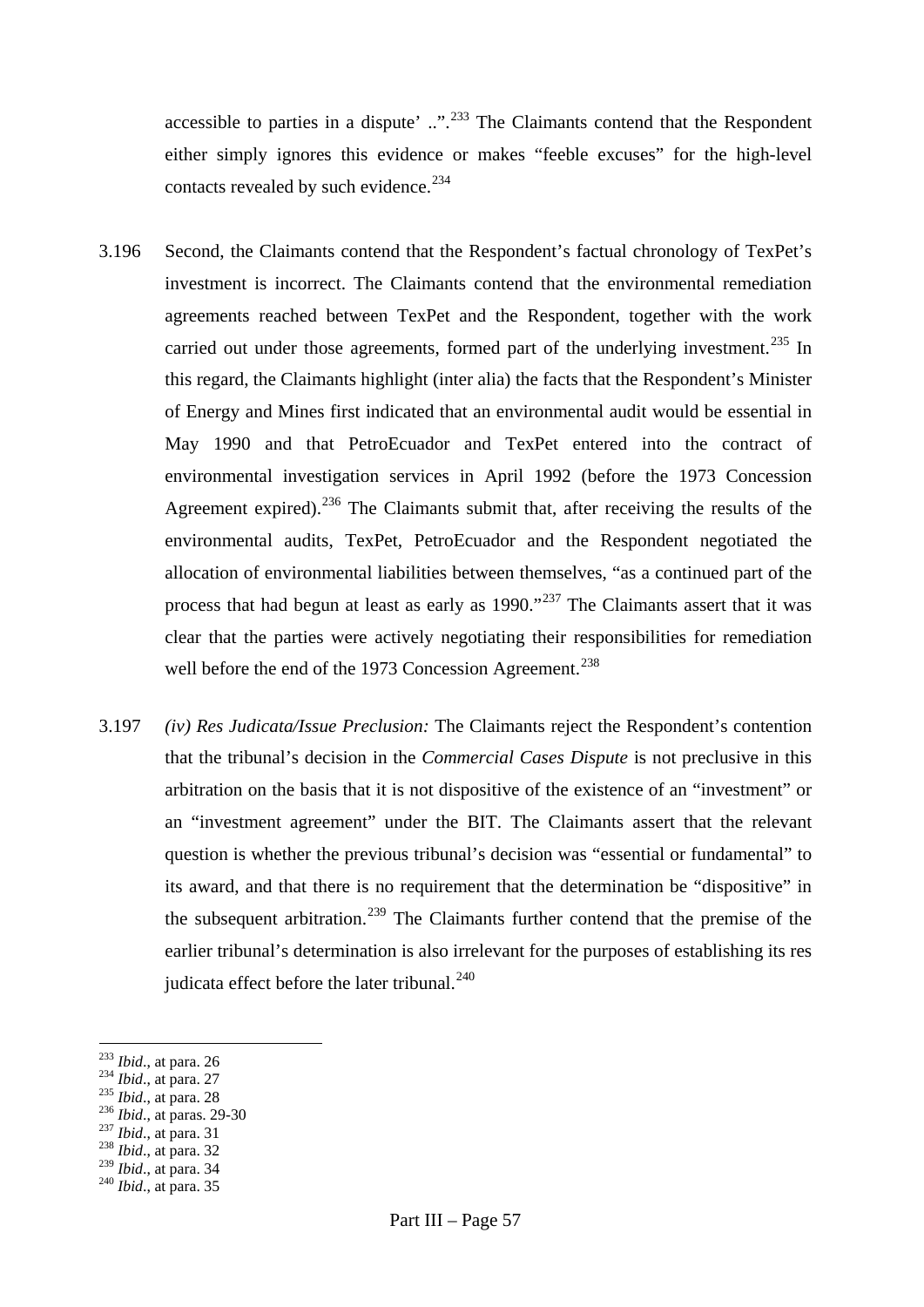accessible to parties in a dispute' ..".[233] The Claimants contend that the Respondent either simply ignores this evidence or makes "feeble excuses" for the high-level contacts revealed by such evidence.[234]

3.196 Second, the Claimants contend that the Respondent's factual chronology of TexPet's investment is incorrect. The Claimants contend that the environmental remediation agreements reached between TexPet and the Respondent, together with the work carried out under those agreements, formed part of the underlying investment.[235] In this regard, the Claimants highlight (inter alia) the facts that the Respondent's Minister of Energy and Mines first indicated that an environmental audit would be essential in May 1990 and that PetroEcuador and TexPet entered into the contract of environmental investigation services in April 1992 (before the 1973 Concession Agreement expired).[236] The Claimants submit that, after receiving the results of the environmental audits, TexPet, PetroEcuador and the Respondent negotiated the allocation of environmental liabilities between themselves, "as a continued part of the process that had begun at least as early as 1990."[237] The Claimants assert that it was clear that the parties were actively negotiating their responsibilities for remediation well before the end of the 1973 Concession Agreement.[238]

3.197 *(iv) Res Judicata/Issue Preclusion:* The Claimants reject the Respondent's contention that the tribunal's decision in the *Commercial Cases Dispute* is not preclusive in this arbitration on the basis that it is not dispositive of the existence of an "investment" or an "investment agreement" under the BIT. The Claimants assert that the relevant question is whether the previous tribunal's decision was "essential or fundamental" to its award, and that there is no requirement that the determination be "dispositive" in the subsequent arbitration.[239] The Claimants further contend that the premise of the earlier tribunal's determination is also irrelevant for the purposes of establishing its res judicata effect before the later tribunal.[240]

---

[233] *Ibid*., at para. 26
[234] *Ibid*., at para. 27
[235] *Ibid*., at para. 28
[236] *Ibid*., at paras. 29-30
[237] *Ibid*., at para. 31
[238] *Ibid*., at para. 32
[239] *Ibid*., at para. 34
[240] *Ibid*., at para. 35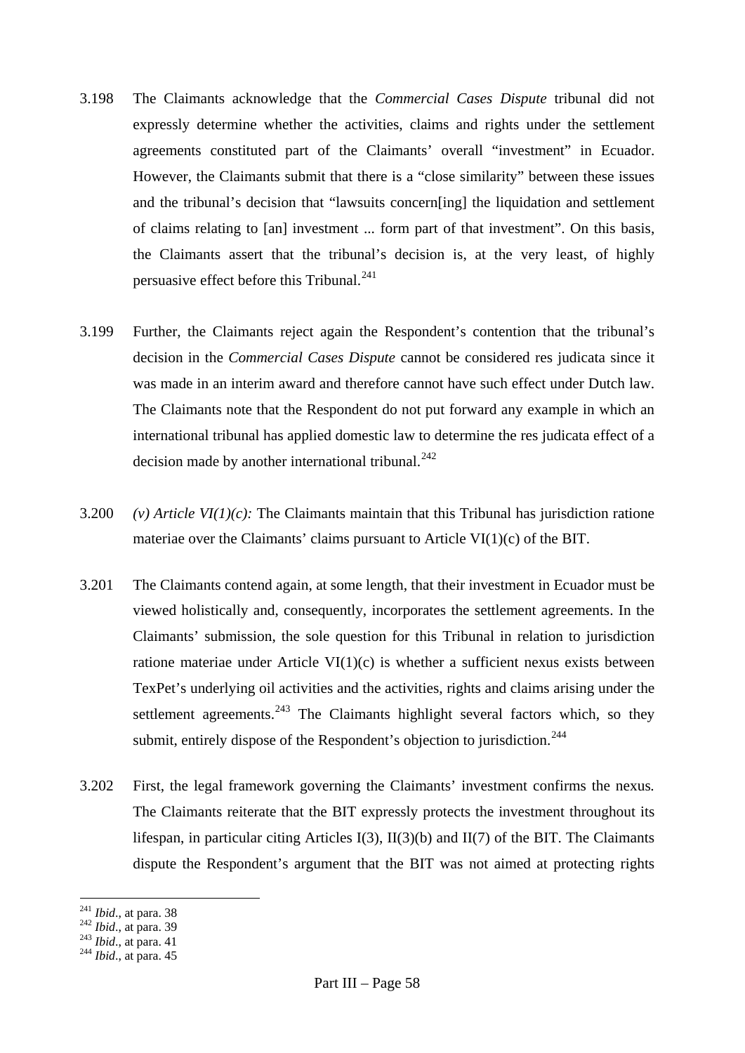3.198 The Claimants acknowledge that the *Commercial Cases Dispute* tribunal did not expressly determine whether the activities, claims and rights under the settlement agreements constituted part of the Claimants' overall "investment" in Ecuador. However, the Claimants submit that there is a "close similarity" between these issues and the tribunal's decision that "lawsuits concern[ing] the liquidation and settlement of claims relating to [an] investment ... form part of that investment". On this basis, the Claimants assert that the tribunal's decision is, at the very least, of highly persuasive effect before this Tribunal.[241]

3.199 Further, the Claimants reject again the Respondent's contention that the tribunal's decision in the *Commercial Cases Dispute* cannot be considered res judicata since it was made in an interim award and therefore cannot have such effect under Dutch law. The Claimants note that the Respondent do not put forward any example in which an international tribunal has applied domestic law to determine the res judicata effect of a decision made by another international tribunal.[242]

3.200 *(v) Article VI(1)(c):* The Claimants maintain that this Tribunal has jurisdiction ratione materiae over the Claimants' claims pursuant to Article VI(1)(c) of the BIT.

3.201 The Claimants contend again, at some length, that their investment in Ecuador must be viewed holistically and, consequently, incorporates the settlement agreements. In the Claimants' submission, the sole question for this Tribunal in relation to jurisdiction ratione materiae under Article VI(1)(c) is whether a sufficient nexus exists between TexPet's underlying oil activities and the activities, rights and claims arising under the settlement agreements.[243] The Claimants highlight several factors which, so they submit, entirely dispose of the Respondent's objection to jurisdiction.[244]

3.202 First, the legal framework governing the Claimants' investment confirms the nexus. The Claimants reiterate that the BIT expressly protects the investment throughout its lifespan, in particular citing Articles I(3), II(3)(b) and II(7) of the BIT. The Claimants dispute the Respondent's argument that the BIT was not aimed at protecting rights

---

[241] *Ibid.*, at para. 38
[242] *Ibid.*, at para. 39
[243] *Ibid.*, at para. 41
[244] *Ibid.*, at para. 45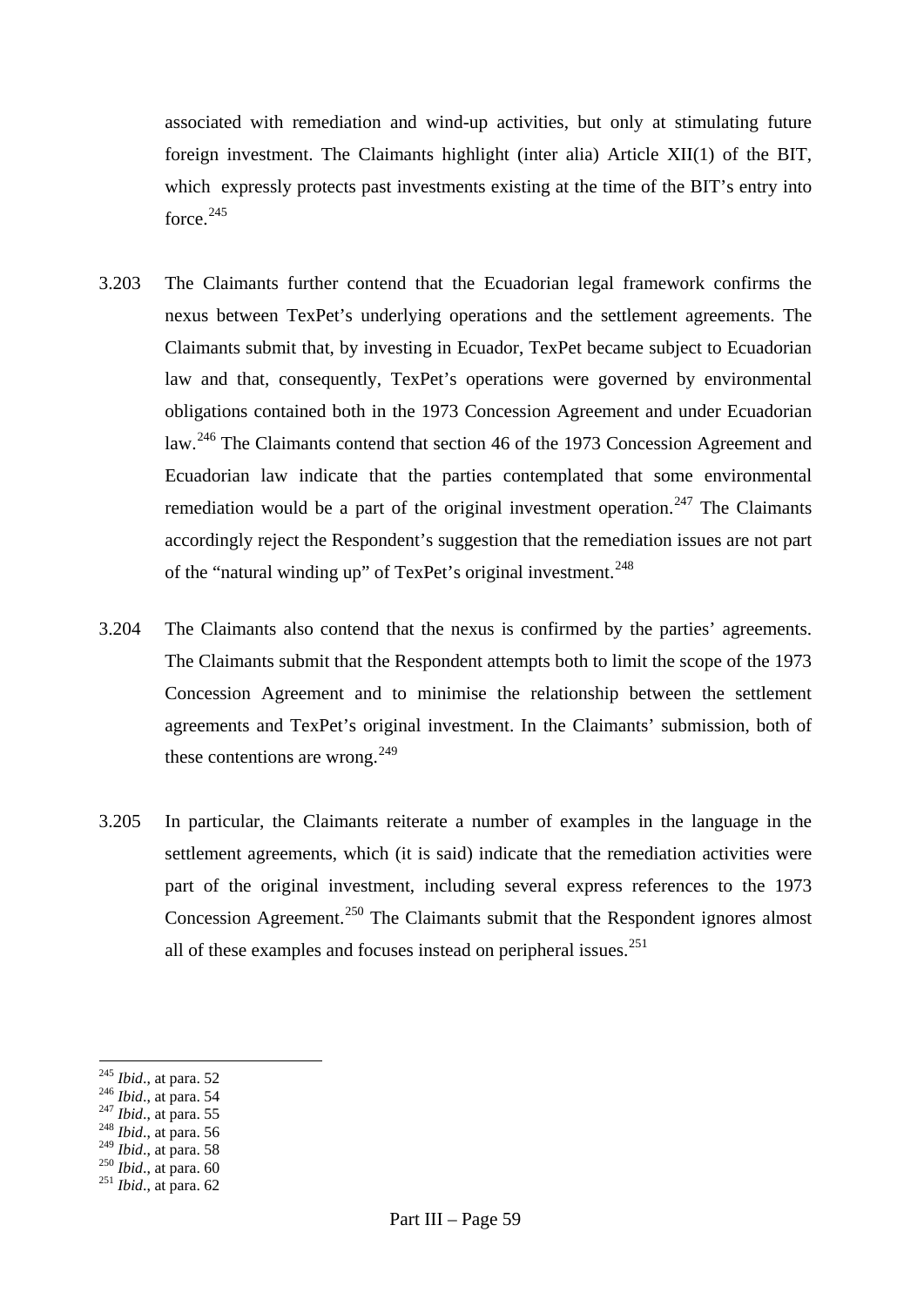associated with remediation and wind-up activities, but only at stimulating future foreign investment. The Claimants highlight (inter alia) Article XII(1) of the BIT, which expressly protects past investments existing at the time of the BIT's entry into force.[245]

3.203 The Claimants further contend that the Ecuadorian legal framework confirms the nexus between TexPet's underlying operations and the settlement agreements. The Claimants submit that, by investing in Ecuador, TexPet became subject to Ecuadorian law and that, consequently, TexPet's operations were governed by environmental obligations contained both in the 1973 Concession Agreement and under Ecuadorian law.[246] The Claimants contend that section 46 of the 1973 Concession Agreement and Ecuadorian law indicate that the parties contemplated that some environmental remediation would be a part of the original investment operation.[247] The Claimants accordingly reject the Respondent's suggestion that the remediation issues are not part of the "natural winding up" of TexPet's original investment.[248]

3.204 The Claimants also contend that the nexus is confirmed by the parties' agreements. The Claimants submit that the Respondent attempts both to limit the scope of the 1973 Concession Agreement and to minimise the relationship between the settlement agreements and TexPet's original investment. In the Claimants' submission, both of these contentions are wrong.[249]

3.205 In particular, the Claimants reiterate a number of examples in the language in the settlement agreements, which (it is said) indicate that the remediation activities were part of the original investment, including several express references to the 1973 Concession Agreement.[250] The Claimants submit that the Respondent ignores almost all of these examples and focuses instead on peripheral issues.[251]

---

[245] *Ibid*., at para. 52
[246] *Ibid*., at para. 54
[247] *Ibid*., at para. 55
[248] *Ibid*., at para. 56
[249] *Ibid*., at para. 58
[250] *Ibid*., at para. 60
[251] *Ibid*., at para. 62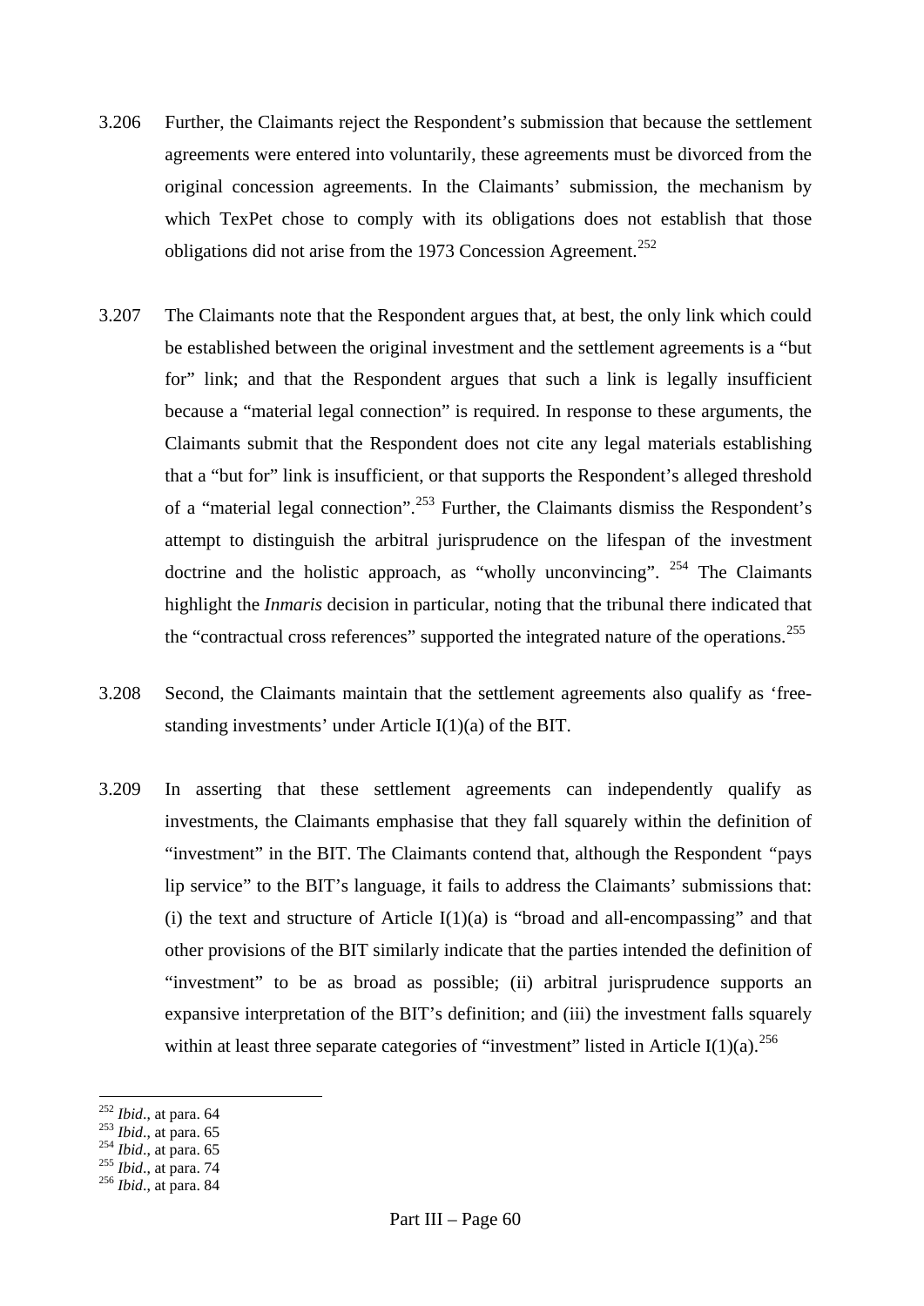3.206 Further, the Claimants reject the Respondent's submission that because the settlement agreements were entered into voluntarily, these agreements must be divorced from the original concession agreements. In the Claimants' submission, the mechanism by which TexPet chose to comply with its obligations does not establish that those obligations did not arise from the 1973 Concession Agreement.[252]

3.207 The Claimants note that the Respondent argues that, at best, the only link which could be established between the original investment and the settlement agreements is a "but for" link; and that the Respondent argues that such a link is legally insufficient because a "material legal connection" is required. In response to these arguments, the Claimants submit that the Respondent does not cite any legal materials establishing that a "but for" link is insufficient, or that supports the Respondent's alleged threshold of a "material legal connection".[253] Further, the Claimants dismiss the Respondent's attempt to distinguish the arbitral jurisprudence on the lifespan of the investment doctrine and the holistic approach, as "wholly unconvincing".[254] The Claimants highlight the *Inmaris* decision in particular, noting that the tribunal there indicated that the "contractual cross references" supported the integrated nature of the operations.[255]

3.208 Second, the Claimants maintain that the settlement agreements also qualify as 'free-standing investments' under Article I(1)(a) of the BIT.

3.209 In asserting that these settlement agreements can independently qualify as investments, the Claimants emphasise that they fall squarely within the definition of "investment" in the BIT. The Claimants contend that, although the Respondent "pays lip service" to the BIT's language, it fails to address the Claimants' submissions that: (i) the text and structure of Article I(1)(a) is "broad and all-encompassing" and that other provisions of the BIT similarly indicate that the parties intended the definition of "investment" to be as broad as possible; (ii) arbitral jurisprudence supports an expansive interpretation of the BIT's definition; and (iii) the investment falls squarely within at least three separate categories of "investment" listed in Article I(1)(a).[256]

---

[252] *Ibid.*, at para. 64

[253] *Ibid.*, at para. 65

[254] *Ibid.*, at para. 65

[255] *Ibid.*, at para. 74

[256] *Ibid.*, at para. 84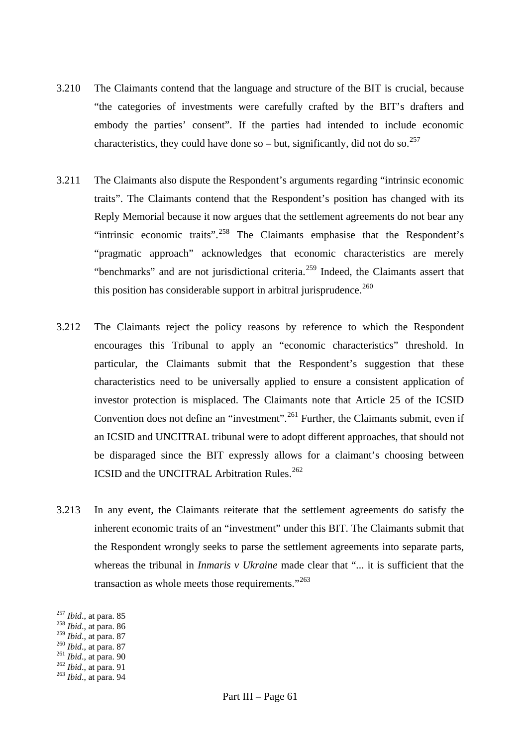3.210 The Claimants contend that the language and structure of the BIT is crucial, because "the categories of investments were carefully crafted by the BIT's drafters and embody the parties' consent". If the parties had intended to include economic characteristics, they could have done so – but, significantly, did not do so.[257]

3.211 The Claimants also dispute the Respondent's arguments regarding "intrinsic economic traits". The Claimants contend that the Respondent's position has changed with its Reply Memorial because it now argues that the settlement agreements do not bear any "intrinsic economic traits".[258] The Claimants emphasise that the Respondent's "pragmatic approach" acknowledges that economic characteristics are merely "benchmarks" and are not jurisdictional criteria.[259] Indeed, the Claimants assert that this position has considerable support in arbitral jurisprudence.[260]

3.212 The Claimants reject the policy reasons by reference to which the Respondent encourages this Tribunal to apply an "economic characteristics" threshold. In particular, the Claimants submit that the Respondent's suggestion that these characteristics need to be universally applied to ensure a consistent application of investor protection is misplaced. The Claimants note that Article 25 of the ICSID Convention does not define an "investment".[261] Further, the Claimants submit, even if an ICSID and UNCITRAL tribunal were to adopt different approaches, that should not be disparaged since the BIT expressly allows for a claimant's choosing between ICSID and the UNCITRAL Arbitration Rules.[262]

3.213 In any event, the Claimants reiterate that the settlement agreements do satisfy the inherent economic traits of an "investment" under this BIT. The Claimants submit that the Respondent wrongly seeks to parse the settlement agreements into separate parts, whereas the tribunal in *Inmaris v Ukraine* made clear that "... it is sufficient that the transaction as whole meets those requirements."[263]

---

[257] *Ibid*., at para. 85
[258] *Ibid*., at para. 86
[259] *Ibid*., at para. 87
[260] *Ibid*., at para. 87
[261] *Ibid*., at para. 90
[262] *Ibid*., at para. 91
[263] *Ibid*., at para. 94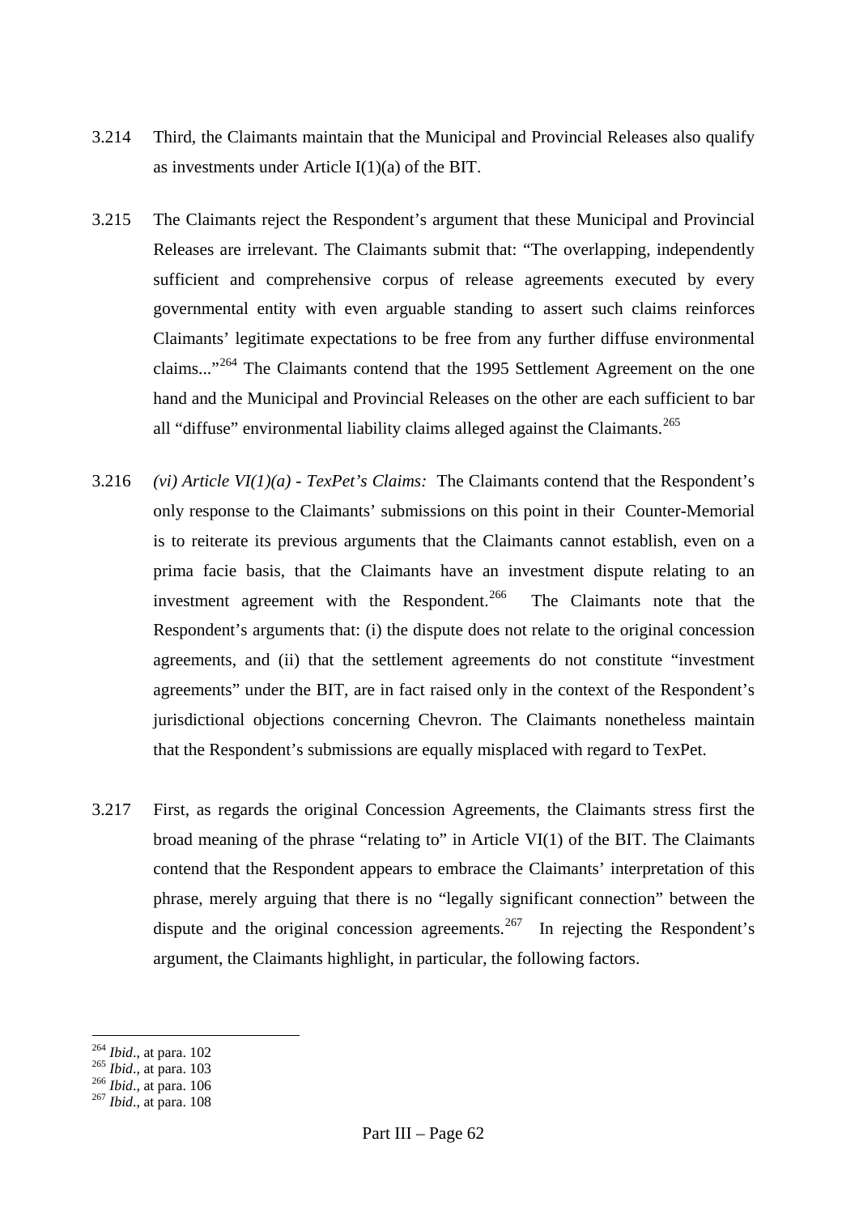3.214 Third, the Claimants maintain that the Municipal and Provincial Releases also qualify as investments under Article I(1)(a) of the BIT.

3.215 The Claimants reject the Respondent's argument that these Municipal and Provincial Releases are irrelevant. The Claimants submit that: "The overlapping, independently sufficient and comprehensive corpus of release agreements executed by every governmental entity with even arguable standing to assert such claims reinforces Claimants' legitimate expectations to be free from any further diffuse environmental claims..."[264] The Claimants contend that the 1995 Settlement Agreement on the one hand and the Municipal and Provincial Releases on the other are each sufficient to bar all "diffuse" environmental liability claims alleged against the Claimants.[265]

3.216 *(vi) Article VI(1)(a) - TexPet's Claims:* The Claimants contend that the Respondent's only response to the Claimants' submissions on this point in their Counter-Memorial is to reiterate its previous arguments that the Claimants cannot establish, even on a prima facie basis, that the Claimants have an investment dispute relating to an investment agreement with the Respondent.[266] The Claimants note that the Respondent's arguments that: (i) the dispute does not relate to the original concession agreements, and (ii) that the settlement agreements do not constitute "investment agreements" under the BIT, are in fact raised only in the context of the Respondent's jurisdictional objections concerning Chevron. The Claimants nonetheless maintain that the Respondent's submissions are equally misplaced with regard to TexPet.

3.217 First, as regards the original Concession Agreements, the Claimants stress first the broad meaning of the phrase "relating to" in Article VI(1) of the BIT. The Claimants contend that the Respondent appears to embrace the Claimants' interpretation of this phrase, merely arguing that there is no "legally significant connection" between the dispute and the original concession agreements.[267] In rejecting the Respondent's argument, the Claimants highlight, in particular, the following factors.

---

[264] *Ibid.*, at para. 102

[265] *Ibid.*, at para. 103

[266] *Ibid.*, at para. 106

[267] *Ibid.*, at para. 108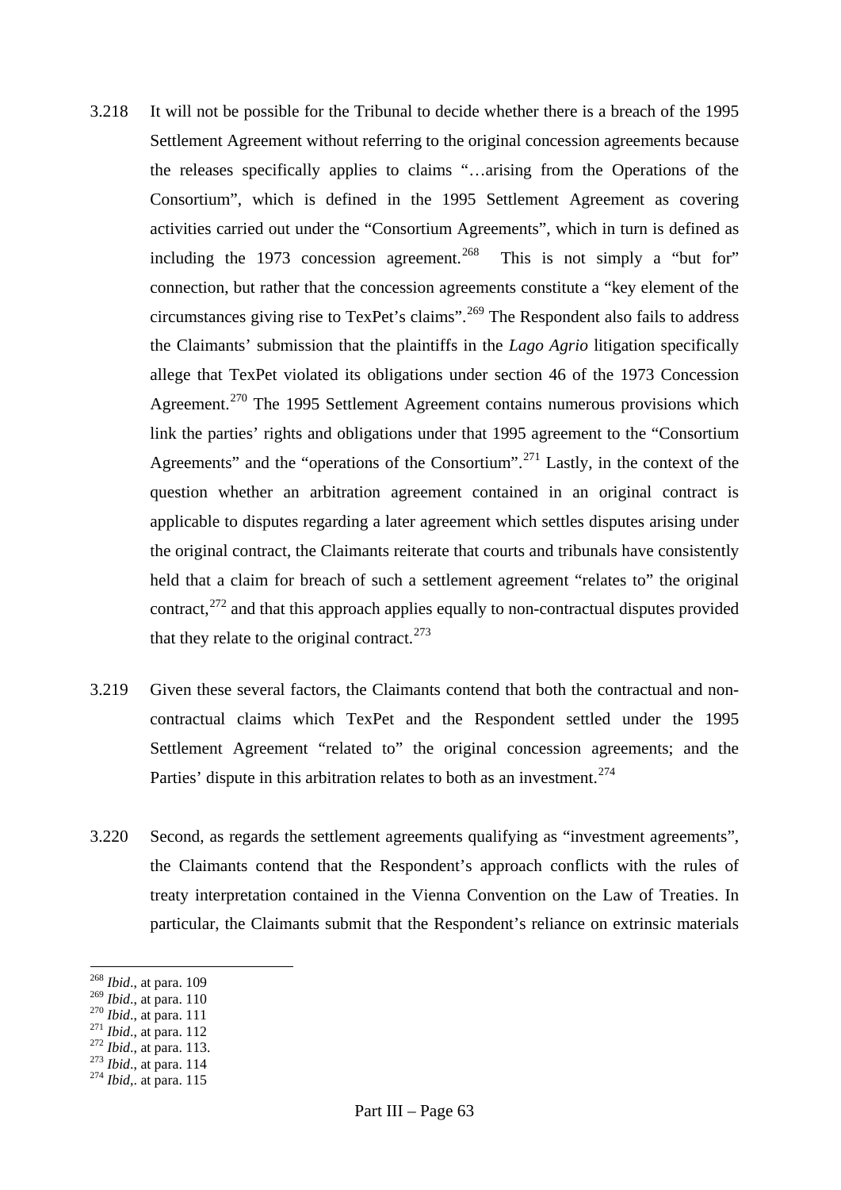3.218 It will not be possible for the Tribunal to decide whether there is a breach of the 1995 Settlement Agreement without referring to the original concession agreements because the releases specifically applies to claims "…arising from the Operations of the Consortium", which is defined in the 1995 Settlement Agreement as covering activities carried out under the "Consortium Agreements", which in turn is defined as including the 1973 concession agreement.[268] This is not simply a "but for" connection, but rather that the concession agreements constitute a "key element of the circumstances giving rise to TexPet's claims".[269] The Respondent also fails to address the Claimants' submission that the plaintiffs in the *Lago Agrio* litigation specifically allege that TexPet violated its obligations under section 46 of the 1973 Concession Agreement.[270] The 1995 Settlement Agreement contains numerous provisions which link the parties' rights and obligations under that 1995 agreement to the "Consortium Agreements" and the "operations of the Consortium".[271] Lastly, in the context of the question whether an arbitration agreement contained in an original contract is applicable to disputes regarding a later agreement which settles disputes arising under the original contract, the Claimants reiterate that courts and tribunals have consistently held that a claim for breach of such a settlement agreement "relates to" the original contract,[272] and that this approach applies equally to non-contractual disputes provided that they relate to the original contract.[273]

3.219 Given these several factors, the Claimants contend that both the contractual and non-contractual claims which TexPet and the Respondent settled under the 1995 Settlement Agreement "related to" the original concession agreements; and the Parties' dispute in this arbitration relates to both as an investment.[274]

3.220 Second, as regards the settlement agreements qualifying as "investment agreements", the Claimants contend that the Respondent's approach conflicts with the rules of treaty interpretation contained in the Vienna Convention on the Law of Treaties. In particular, the Claimants submit that the Respondent's reliance on extrinsic materials

---

[268] *Ibid*., at para. 109
[269] *Ibid*., at para. 110
[270] *Ibid*., at para. 111
[271] *Ibid*., at para. 112
[272] *Ibid*., at para. 113.
[273] *Ibid*., at para. 114
[274] *Ibid*,. at para. 115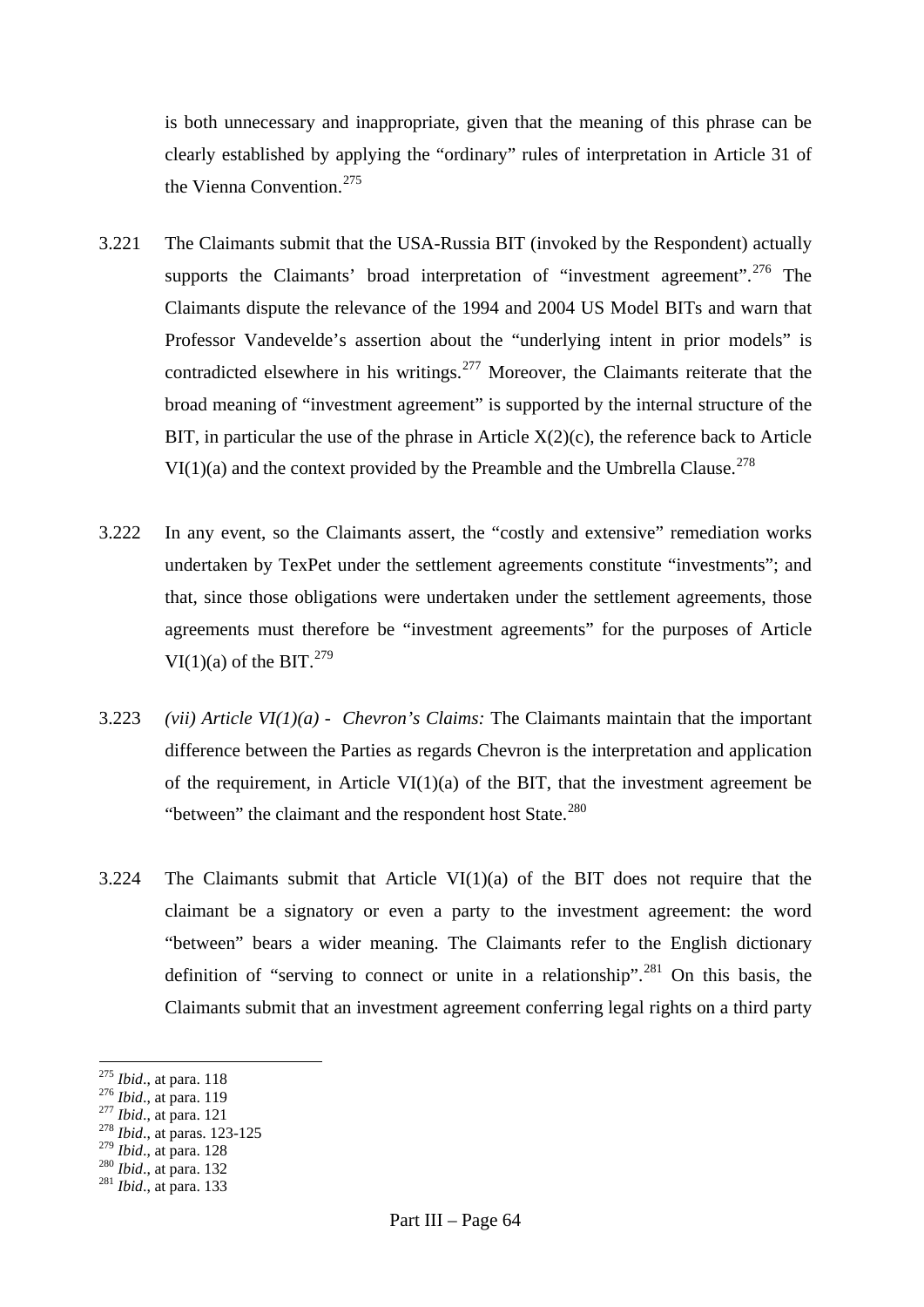is both unnecessary and inappropriate, given that the meaning of this phrase can be clearly established by applying the "ordinary" rules of interpretation in Article 31 of the Vienna Convention.[275]

3.221 The Claimants submit that the USA-Russia BIT (invoked by the Respondent) actually supports the Claimants' broad interpretation of "investment agreement".[276] The Claimants dispute the relevance of the 1994 and 2004 US Model BITs and warn that Professor Vandevelde's assertion about the "underlying intent in prior models" is contradicted elsewhere in his writings.[277] Moreover, the Claimants reiterate that the broad meaning of "investment agreement" is supported by the internal structure of the BIT, in particular the use of the phrase in Article X(2)(c), the reference back to Article VI(1)(a) and the context provided by the Preamble and the Umbrella Clause.[278]

3.222 In any event, so the Claimants assert, the "costly and extensive" remediation works undertaken by TexPet under the settlement agreements constitute "investments"; and that, since those obligations were undertaken under the settlement agreements, those agreements must therefore be "investment agreements" for the purposes of Article VI(1)(a) of the BIT.[279]

3.223 *(vii) Article VI(1)(a) - Chevron's Claims:* The Claimants maintain that the important difference between the Parties as regards Chevron is the interpretation and application of the requirement, in Article VI(1)(a) of the BIT, that the investment agreement be "between" the claimant and the respondent host State.[280]

3.224 The Claimants submit that Article VI(1)(a) of the BIT does not require that the claimant be a signatory or even a party to the investment agreement: the word "between" bears a wider meaning. The Claimants refer to the English dictionary definition of "serving to connect or unite in a relationship".[281] On this basis, the Claimants submit that an investment agreement conferring legal rights on a third party

---

[275] *Ibid*., at para. 118
[276] *Ibid*., at para. 119
[277] *Ibid*., at para. 121
[278] *Ibid*., at paras. 123-125
[279] *Ibid*., at para. 128
[280] *Ibid*., at para. 132
[281] *Ibid*., at para. 133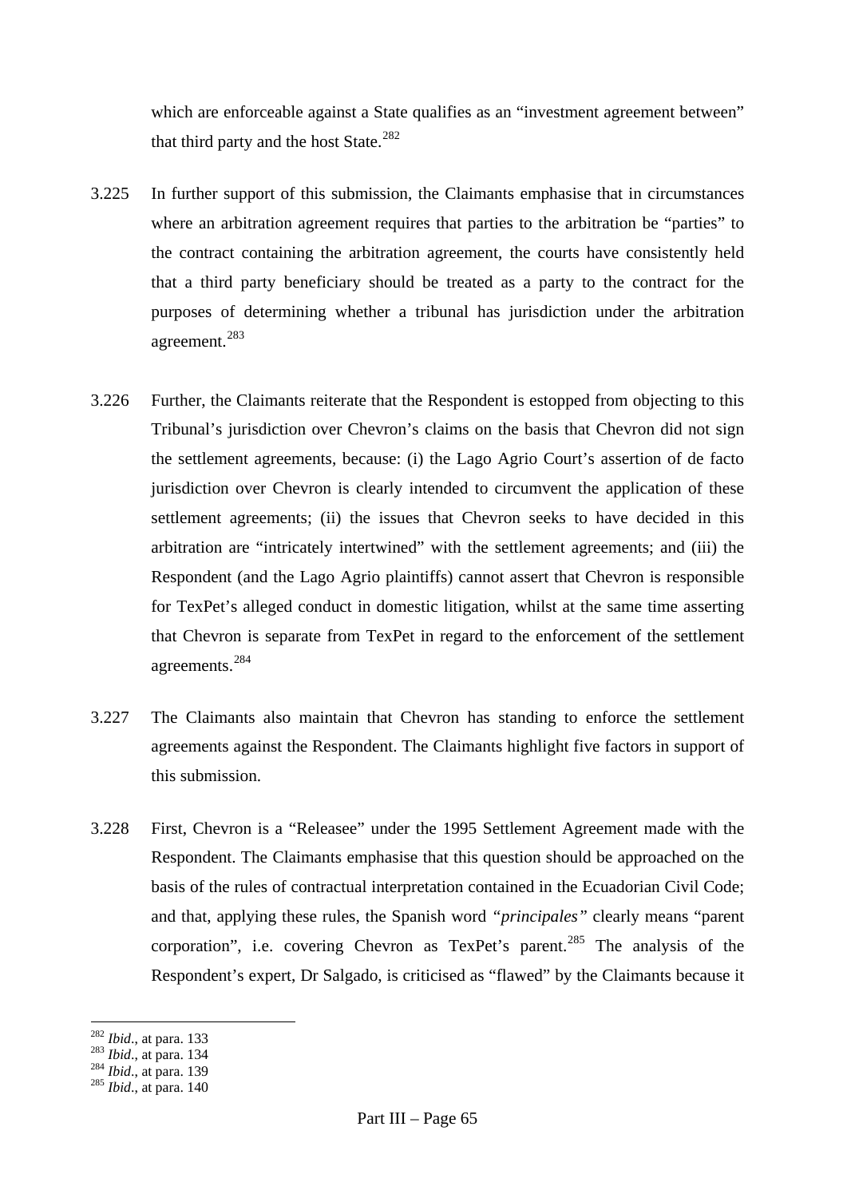which are enforceable against a State qualifies as an "investment agreement between" that third party and the host State.[282]

3.225 In further support of this submission, the Claimants emphasise that in circumstances where an arbitration agreement requires that parties to the arbitration be "parties" to the contract containing the arbitration agreement, the courts have consistently held that a third party beneficiary should be treated as a party to the contract for the purposes of determining whether a tribunal has jurisdiction under the arbitration agreement.[283]

3.226 Further, the Claimants reiterate that the Respondent is estopped from objecting to this Tribunal's jurisdiction over Chevron's claims on the basis that Chevron did not sign the settlement agreements, because: (i) the Lago Agrio Court's assertion of de facto jurisdiction over Chevron is clearly intended to circumvent the application of these settlement agreements; (ii) the issues that Chevron seeks to have decided in this arbitration are "intricately intertwined" with the settlement agreements; and (iii) the Respondent (and the Lago Agrio plaintiffs) cannot assert that Chevron is responsible for TexPet's alleged conduct in domestic litigation, whilst at the same time asserting that Chevron is separate from TexPet in regard to the enforcement of the settlement agreements.[284]

3.227 The Claimants also maintain that Chevron has standing to enforce the settlement agreements against the Respondent. The Claimants highlight five factors in support of this submission.

3.228 First, Chevron is a "Releasee" under the 1995 Settlement Agreement made with the Respondent. The Claimants emphasise that this question should be approached on the basis of the rules of contractual interpretation contained in the Ecuadorian Civil Code; and that, applying these rules, the Spanish word *"principales"* clearly means "parent corporation", i.e. covering Chevron as TexPet's parent.[285] The analysis of the Respondent's expert, Dr Salgado, is criticised as "flawed" by the Claimants because it

---

[282] *Ibid*., at para. 133
[283] *Ibid*., at para. 134
[284] *Ibid*., at para. 139
[285] *Ibid*., at para. 140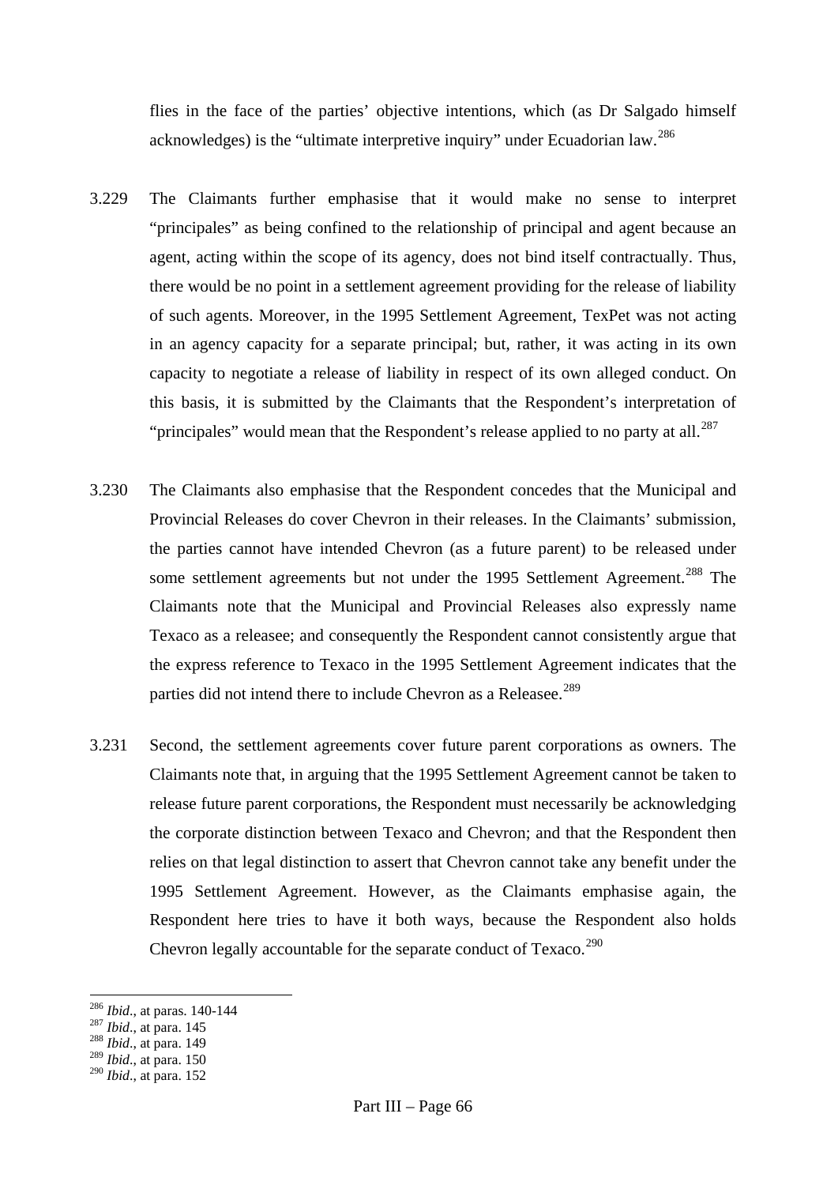flies in the face of the parties' objective intentions, which (as Dr Salgado himself acknowledges) is the "ultimate interpretive inquiry" under Ecuadorian law.[286]

3.229 The Claimants further emphasise that it would make no sense to interpret "principales" as being confined to the relationship of principal and agent because an agent, acting within the scope of its agency, does not bind itself contractually. Thus, there would be no point in a settlement agreement providing for the release of liability of such agents. Moreover, in the 1995 Settlement Agreement, TexPet was not acting in an agency capacity for a separate principal; but, rather, it was acting in its own capacity to negotiate a release of liability in respect of its own alleged conduct. On this basis, it is submitted by the Claimants that the Respondent's interpretation of "principales" would mean that the Respondent's release applied to no party at all.[287]

3.230 The Claimants also emphasise that the Respondent concedes that the Municipal and Provincial Releases do cover Chevron in their releases. In the Claimants' submission, the parties cannot have intended Chevron (as a future parent) to be released under some settlement agreements but not under the 1995 Settlement Agreement.[288] The Claimants note that the Municipal and Provincial Releases also expressly name Texaco as a releasee; and consequently the Respondent cannot consistently argue that the express reference to Texaco in the 1995 Settlement Agreement indicates that the parties did not intend there to include Chevron as a Releasee.[289]

3.231 Second, the settlement agreements cover future parent corporations as owners. The Claimants note that, in arguing that the 1995 Settlement Agreement cannot be taken to release future parent corporations, the Respondent must necessarily be acknowledging the corporate distinction between Texaco and Chevron; and that the Respondent then relies on that legal distinction to assert that Chevron cannot take any benefit under the 1995 Settlement Agreement. However, as the Claimants emphasise again, the Respondent here tries to have it both ways, because the Respondent also holds Chevron legally accountable for the separate conduct of Texaco.[290]

---

[286] *Ibid.*, at paras. 140-144
[287] *Ibid.*, at para. 145
[288] *Ibid.*, at para. 149
[289] *Ibid.*, at para. 150
[290] *Ibid.*, at para. 152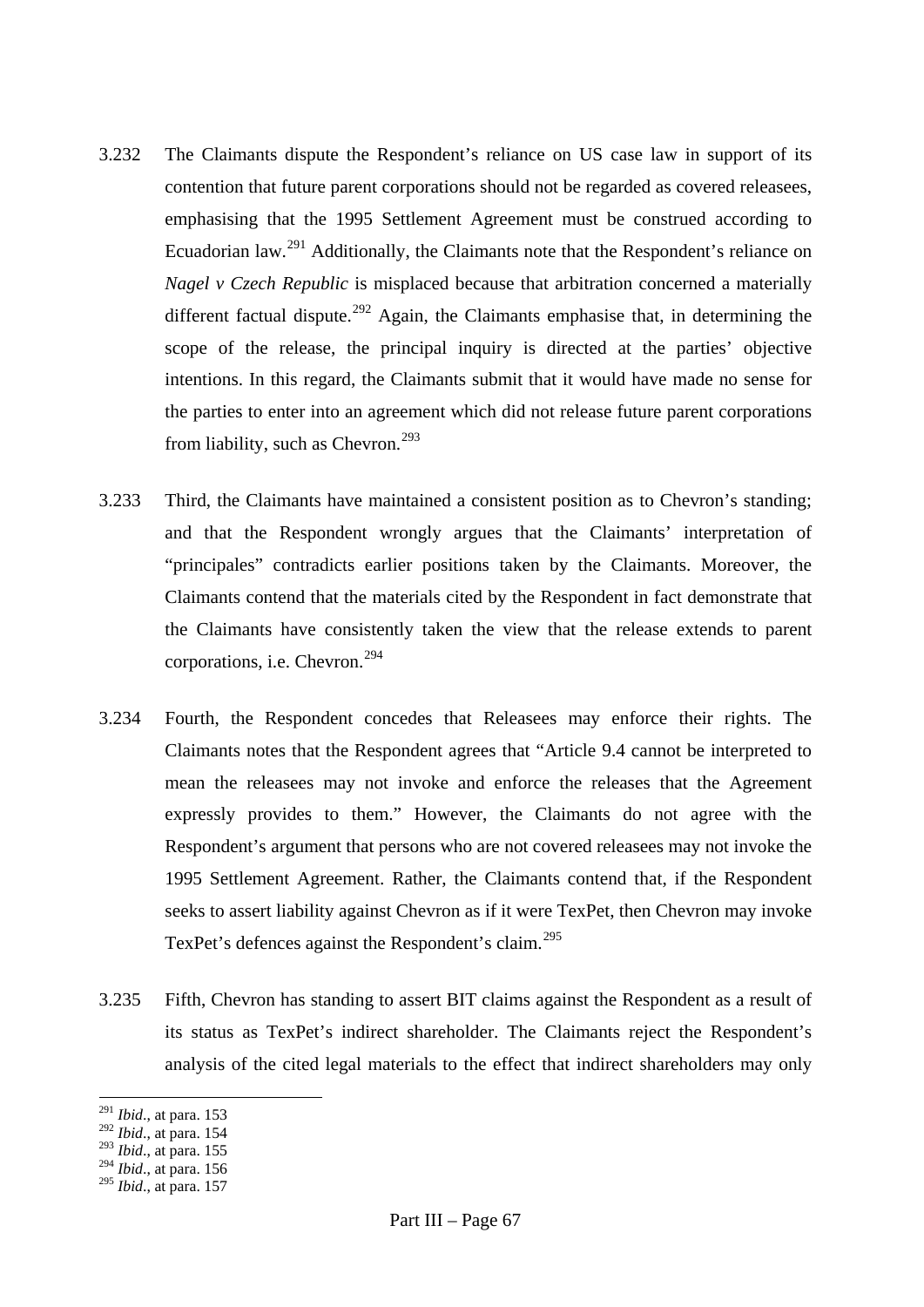3.232 The Claimants dispute the Respondent's reliance on US case law in support of its contention that future parent corporations should not be regarded as covered releasees, emphasising that the 1995 Settlement Agreement must be construed according to Ecuadorian law.[291] Additionally, the Claimants note that the Respondent's reliance on *Nagel v Czech Republic* is misplaced because that arbitration concerned a materially different factual dispute.[292] Again, the Claimants emphasise that, in determining the scope of the release, the principal inquiry is directed at the parties' objective intentions. In this regard, the Claimants submit that it would have made no sense for the parties to enter into an agreement which did not release future parent corporations from liability, such as Chevron.[293]

3.233 Third, the Claimants have maintained a consistent position as to Chevron's standing; and that the Respondent wrongly argues that the Claimants' interpretation of "principales" contradicts earlier positions taken by the Claimants. Moreover, the Claimants contend that the materials cited by the Respondent in fact demonstrate that the Claimants have consistently taken the view that the release extends to parent corporations, i.e. Chevron.[294]

3.234 Fourth, the Respondent concedes that Releasees may enforce their rights. The Claimants notes that the Respondent agrees that "Article 9.4 cannot be interpreted to mean the releasees may not invoke and enforce the releases that the Agreement expressly provides to them." However, the Claimants do not agree with the Respondent's argument that persons who are not covered releasees may not invoke the 1995 Settlement Agreement. Rather, the Claimants contend that, if the Respondent seeks to assert liability against Chevron as if it were TexPet, then Chevron may invoke TexPet's defences against the Respondent's claim.[295]

3.235 Fifth, Chevron has standing to assert BIT claims against the Respondent as a result of its status as TexPet's indirect shareholder. The Claimants reject the Respondent's analysis of the cited legal materials to the effect that indirect shareholders may only

---

[291] *Ibid*., at para. 153

[292] *Ibid*., at para. 154

[293] *Ibid*., at para. 155

[294] *Ibid*., at para. 156

[295] *Ibid*., at para. 157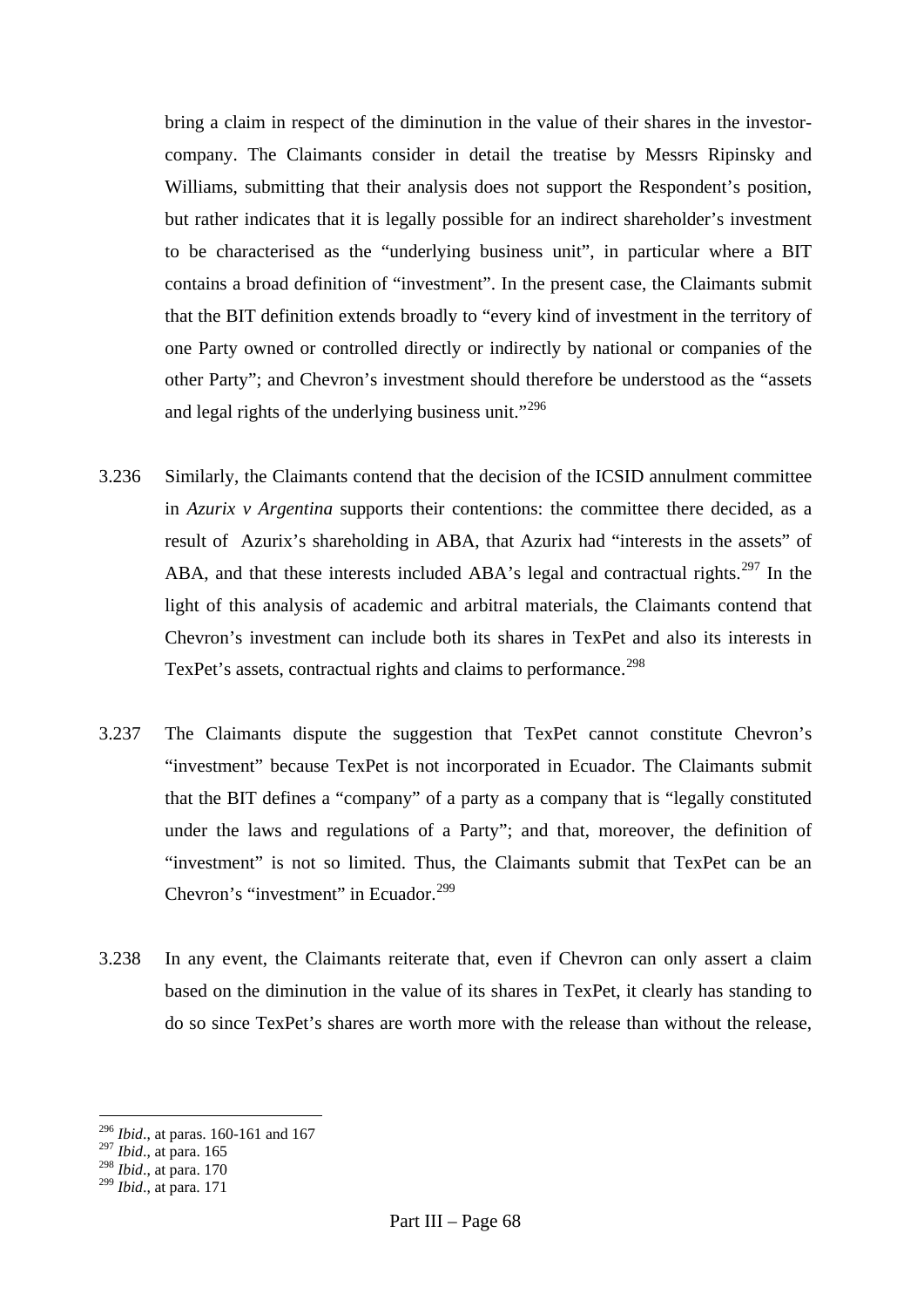bring a claim in respect of the diminution in the value of their shares in the investor-company. The Claimants consider in detail the treatise by Messrs Ripinsky and Williams, submitting that their analysis does not support the Respondent's position, but rather indicates that it is legally possible for an indirect shareholder's investment to be characterised as the "underlying business unit", in particular where a BIT contains a broad definition of "investment". In the present case, the Claimants submit that the BIT definition extends broadly to "every kind of investment in the territory of one Party owned or controlled directly or indirectly by national or companies of the other Party"; and Chevron's investment should therefore be understood as the "assets and legal rights of the underlying business unit."[296]

3.236 Similarly, the Claimants contend that the decision of the ICSID annulment committee in *Azurix v Argentina* supports their contentions: the committee there decided, as a result of Azurix's shareholding in ABA, that Azurix had "interests in the assets" of ABA, and that these interests included ABA's legal and contractual rights.[297] In the light of this analysis of academic and arbitral materials, the Claimants contend that Chevron's investment can include both its shares in TexPet and also its interests in TexPet's assets, contractual rights and claims to performance.[298]

3.237 The Claimants dispute the suggestion that TexPet cannot constitute Chevron's "investment" because TexPet is not incorporated in Ecuador. The Claimants submit that the BIT defines a "company" of a party as a company that is "legally constituted under the laws and regulations of a Party"; and that, moreover, the definition of "investment" is not so limited. Thus, the Claimants submit that TexPet can be an Chevron's "investment" in Ecuador.[299]

3.238 In any event, the Claimants reiterate that, even if Chevron can only assert a claim based on the diminution in the value of its shares in TexPet, it clearly has standing to do so since TexPet's shares are worth more with the release than without the release,

---

[296] *Ibid.*, at paras. 160-161 and 167

[297] *Ibid.*, at para. 165

[298] *Ibid.*, at para. 170

[299] *Ibid.*, at para. 171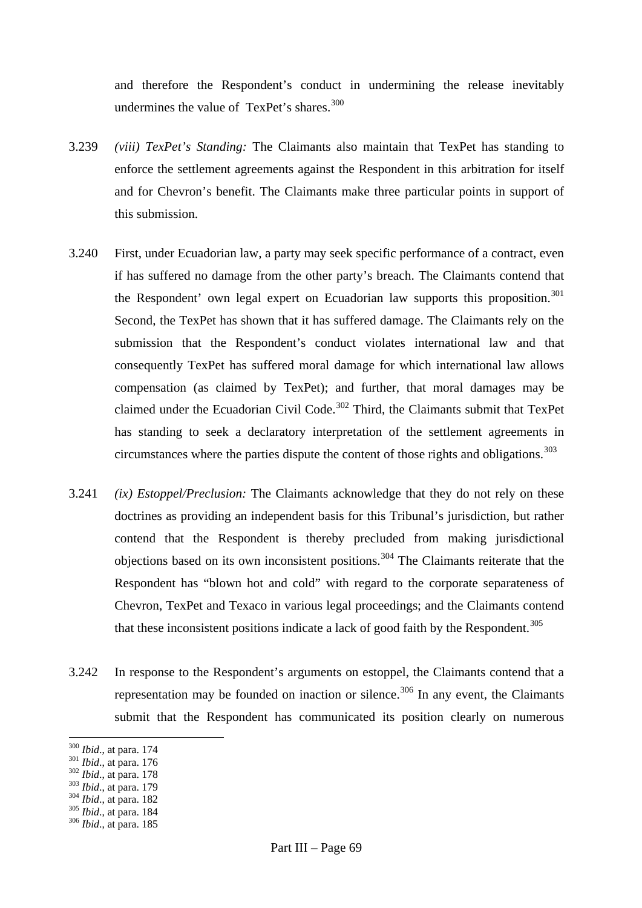and therefore the Respondent's conduct in undermining the release inevitably undermines the value of TexPet's shares.[300]

3.239 *(viii) TexPet's Standing:* The Claimants also maintain that TexPet has standing to enforce the settlement agreements against the Respondent in this arbitration for itself and for Chevron's benefit. The Claimants make three particular points in support of this submission.

3.240 First, under Ecuadorian law, a party may seek specific performance of a contract, even if has suffered no damage from the other party's breach. The Claimants contend that the Respondent' own legal expert on Ecuadorian law supports this proposition.[301] Second, the TexPet has shown that it has suffered damage. The Claimants rely on the submission that the Respondent's conduct violates international law and that consequently TexPet has suffered moral damage for which international law allows compensation (as claimed by TexPet); and further, that moral damages may be claimed under the Ecuadorian Civil Code.[302] Third, the Claimants submit that TexPet has standing to seek a declaratory interpretation of the settlement agreements in circumstances where the parties dispute the content of those rights and obligations.[303]

3.241 *(ix) Estoppel/Preclusion:* The Claimants acknowledge that they do not rely on these doctrines as providing an independent basis for this Tribunal's jurisdiction, but rather contend that the Respondent is thereby precluded from making jurisdictional objections based on its own inconsistent positions.[304] The Claimants reiterate that the Respondent has "blown hot and cold" with regard to the corporate separateness of Chevron, TexPet and Texaco in various legal proceedings; and the Claimants contend that these inconsistent positions indicate a lack of good faith by the Respondent.[305]

3.242 In response to the Respondent's arguments on estoppel, the Claimants contend that a representation may be founded on inaction or silence.[306] In any event, the Claimants submit that the Respondent has communicated its position clearly on numerous

---

[300] *Ibid*., at para. 174
[301] *Ibid*., at para. 176
[302] *Ibid*., at para. 178
[303] *Ibid*., at para. 179
[304] *Ibid*., at para. 182
[305] *Ibid*., at para. 184
[306] *Ibid*., at para. 185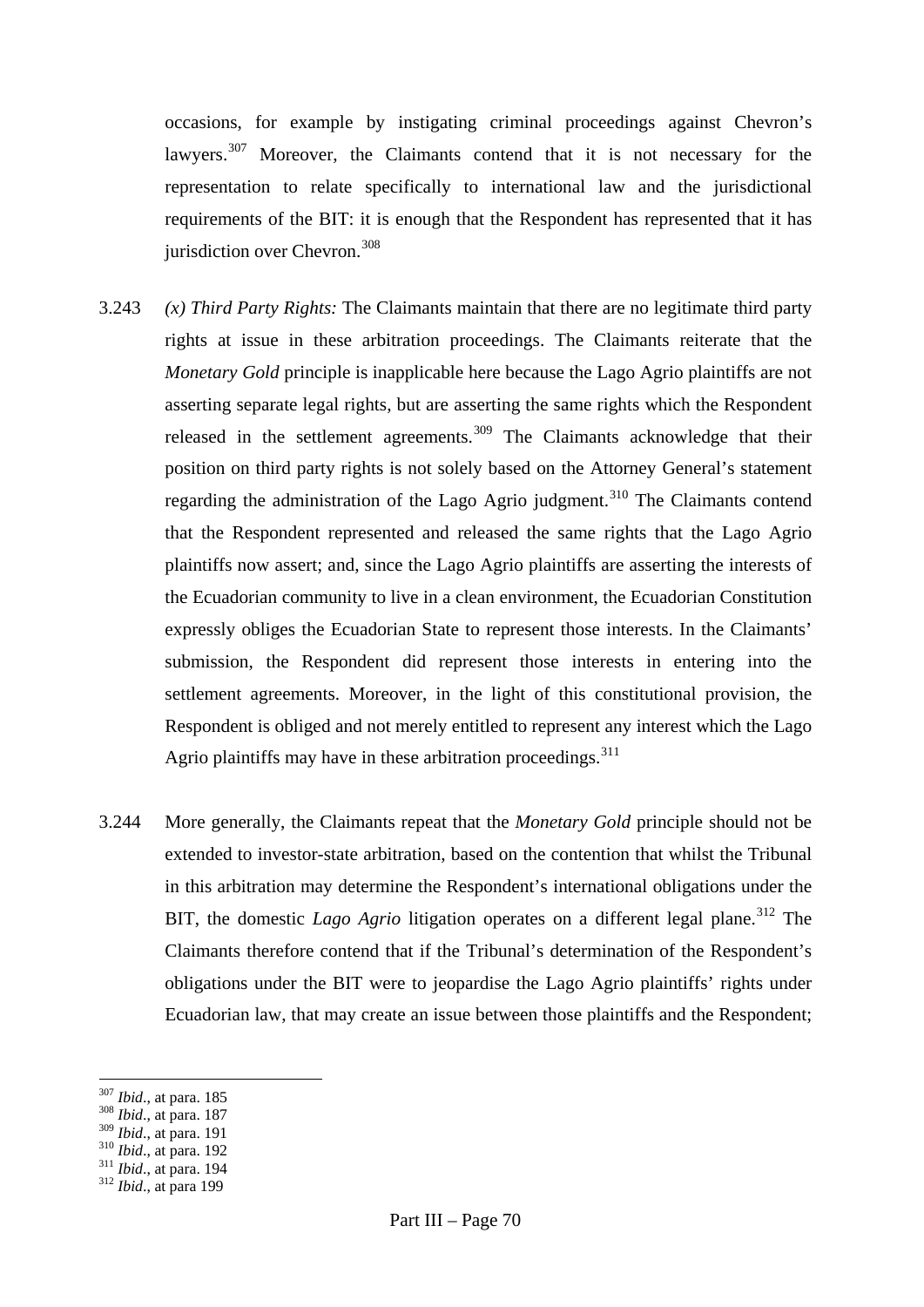occasions, for example by instigating criminal proceedings against Chevron's lawyers.[307] Moreover, the Claimants contend that it is not necessary for the representation to relate specifically to international law and the jurisdictional requirements of the BIT: it is enough that the Respondent has represented that it has jurisdiction over Chevron.[308]

3.243 *(x) Third Party Rights:* The Claimants maintain that there are no legitimate third party rights at issue in these arbitration proceedings. The Claimants reiterate that the *Monetary Gold* principle is inapplicable here because the Lago Agrio plaintiffs are not asserting separate legal rights, but are asserting the same rights which the Respondent released in the settlement agreements.[309] The Claimants acknowledge that their position on third party rights is not solely based on the Attorney General's statement regarding the administration of the Lago Agrio judgment.[310] The Claimants contend that the Respondent represented and released the same rights that the Lago Agrio plaintiffs now assert; and, since the Lago Agrio plaintiffs are asserting the interests of the Ecuadorian community to live in a clean environment, the Ecuadorian Constitution expressly obliges the Ecuadorian State to represent those interests. In the Claimants' submission, the Respondent did represent those interests in entering into the settlement agreements. Moreover, in the light of this constitutional provision, the Respondent is obliged and not merely entitled to represent any interest which the Lago Agrio plaintiffs may have in these arbitration proceedings.[311]

3.244 More generally, the Claimants repeat that the *Monetary Gold* principle should not be extended to investor-state arbitration, based on the contention that whilst the Tribunal in this arbitration may determine the Respondent's international obligations under the BIT, the domestic *Lago Agrio* litigation operates on a different legal plane.[312] The Claimants therefore contend that if the Tribunal's determination of the Respondent's obligations under the BIT were to jeopardise the Lago Agrio plaintiffs' rights under Ecuadorian law, that may create an issue between those plaintiffs and the Respondent;

---

[307] *Ibid.*, at para. 185

[308] *Ibid.*, at para. 187

[309] *Ibid.*, at para. 191

[310] *Ibid.*, at para. 192

[311] *Ibid.*, at para. 194

[312] *Ibid.*, at para 199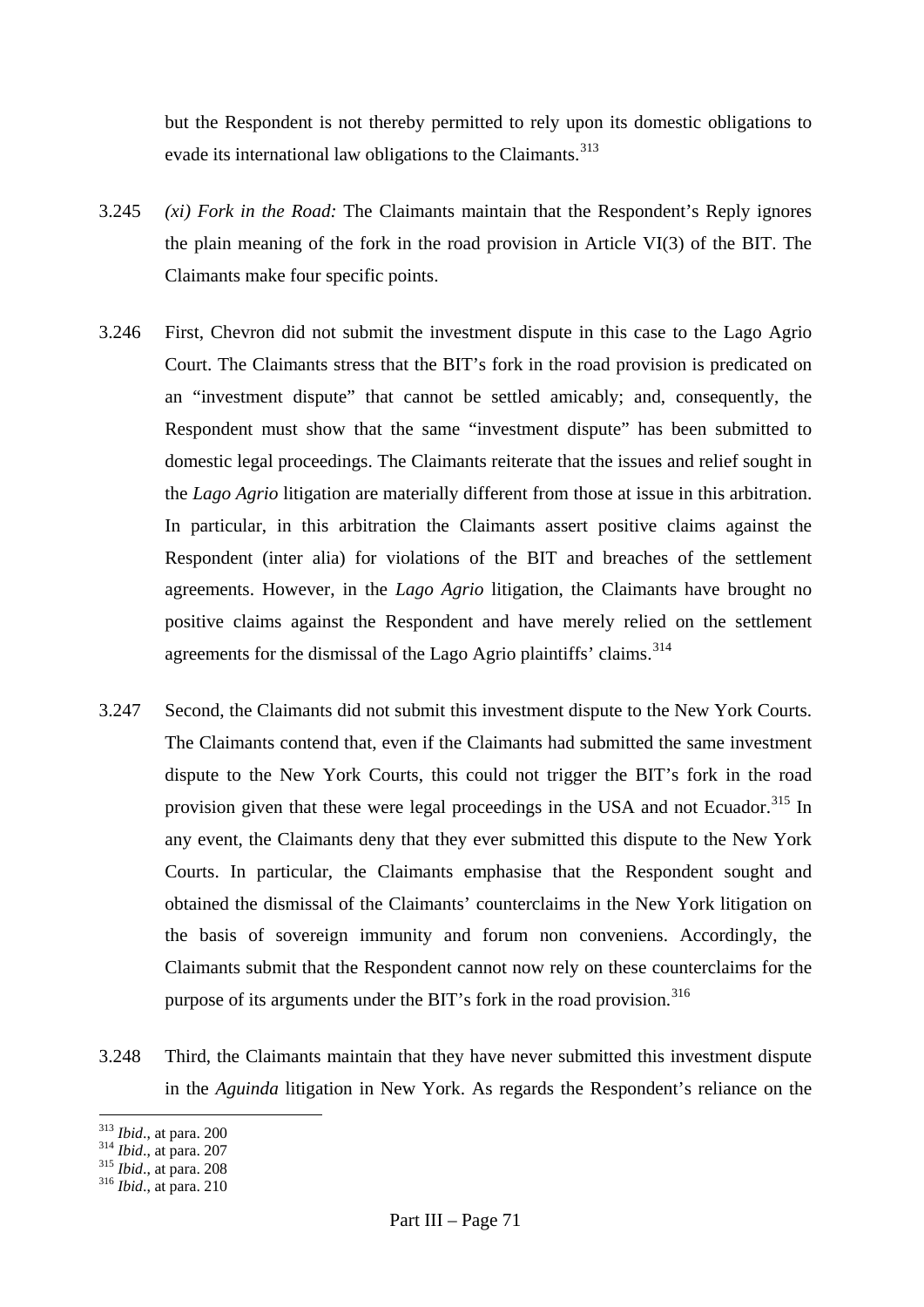but the Respondent is not thereby permitted to rely upon its domestic obligations to evade its international law obligations to the Claimants.[313]

3.245 *(xi) Fork in the Road:* The Claimants maintain that the Respondent's Reply ignores the plain meaning of the fork in the road provision in Article VI(3) of the BIT. The Claimants make four specific points.

3.246 First, Chevron did not submit the investment dispute in this case to the Lago Agrio Court. The Claimants stress that the BIT's fork in the road provision is predicated on an "investment dispute" that cannot be settled amicably; and, consequently, the Respondent must show that the same "investment dispute" has been submitted to domestic legal proceedings. The Claimants reiterate that the issues and relief sought in the *Lago Agrio* litigation are materially different from those at issue in this arbitration. In particular, in this arbitration the Claimants assert positive claims against the Respondent (inter alia) for violations of the BIT and breaches of the settlement agreements. However, in the *Lago Agrio* litigation, the Claimants have brought no positive claims against the Respondent and have merely relied on the settlement agreements for the dismissal of the Lago Agrio plaintiffs' claims.[314]

3.247 Second, the Claimants did not submit this investment dispute to the New York Courts. The Claimants contend that, even if the Claimants had submitted the same investment dispute to the New York Courts, this could not trigger the BIT's fork in the road provision given that these were legal proceedings in the USA and not Ecuador.[315] In any event, the Claimants deny that they ever submitted this dispute to the New York Courts. In particular, the Claimants emphasise that the Respondent sought and obtained the dismissal of the Claimants' counterclaims in the New York litigation on the basis of sovereign immunity and forum non conveniens. Accordingly, the Claimants submit that the Respondent cannot now rely on these counterclaims for the purpose of its arguments under the BIT's fork in the road provision.[316]

3.248 Third, the Claimants maintain that they have never submitted this investment dispute in the *Aguinda* litigation in New York. As regards the Respondent's reliance on the

---

[313] *Ibid.*, at para. 200
[314] *Ibid.*, at para. 207
[315] *Ibid.*, at para. 208
[316] *Ibid.*, at para. 210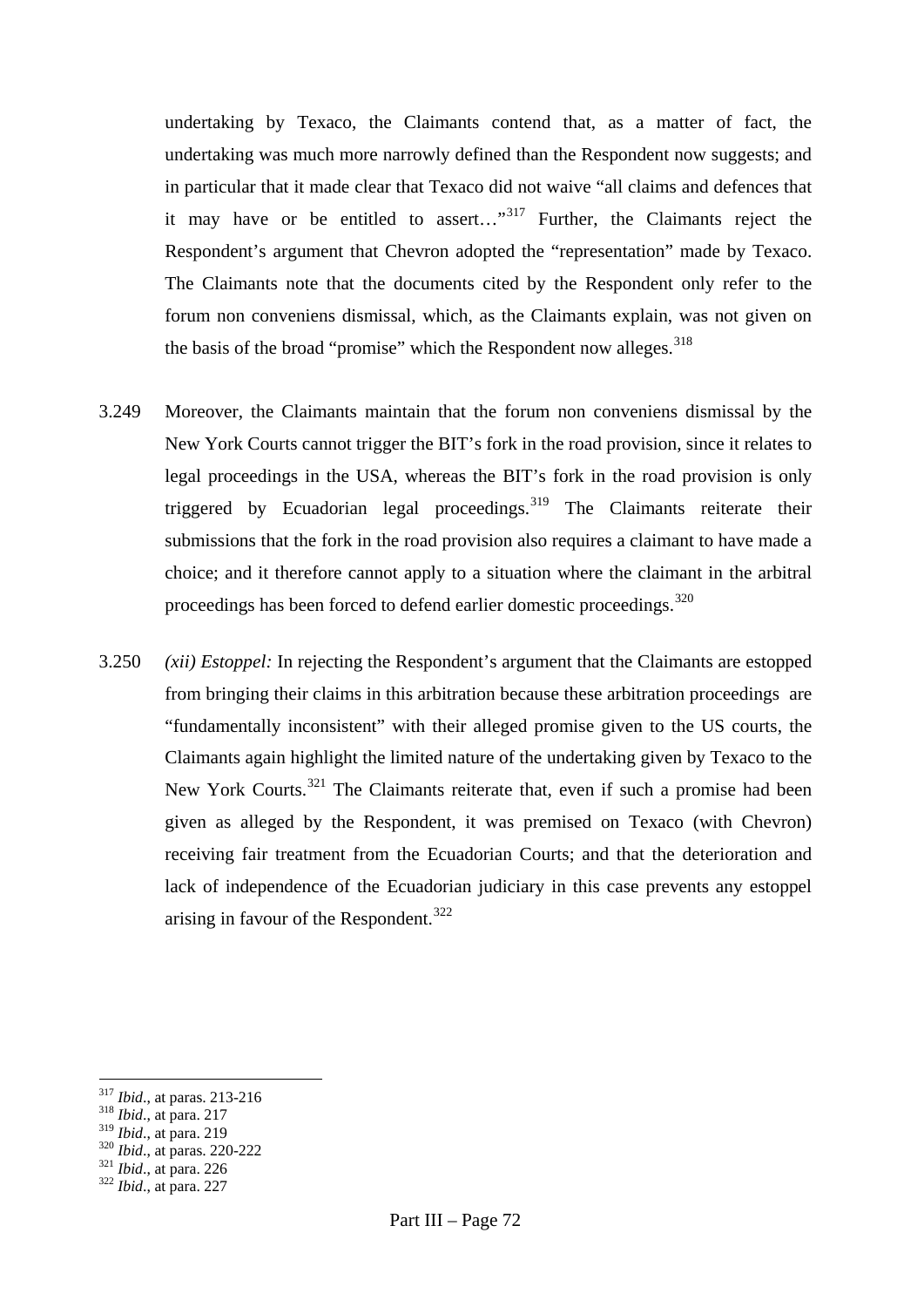undertaking by Texaco, the Claimants contend that, as a matter of fact, the undertaking was much more narrowly defined than the Respondent now suggests; and in particular that it made clear that Texaco did not waive "all claims and defences that it may have or be entitled to assert…"[317] Further, the Claimants reject the Respondent's argument that Chevron adopted the "representation" made by Texaco. The Claimants note that the documents cited by the Respondent only refer to the forum non conveniens dismissal, which, as the Claimants explain, was not given on the basis of the broad "promise" which the Respondent now alleges.[318]

3.249 Moreover, the Claimants maintain that the forum non conveniens dismissal by the New York Courts cannot trigger the BIT's fork in the road provision, since it relates to legal proceedings in the USA, whereas the BIT's fork in the road provision is only triggered by Ecuadorian legal proceedings.[319] The Claimants reiterate their submissions that the fork in the road provision also requires a claimant to have made a choice; and it therefore cannot apply to a situation where the claimant in the arbitral proceedings has been forced to defend earlier domestic proceedings.[320]

3.250 *(xii) Estoppel:* In rejecting the Respondent's argument that the Claimants are estopped from bringing their claims in this arbitration because these arbitration proceedings are "fundamentally inconsistent" with their alleged promise given to the US courts, the Claimants again highlight the limited nature of the undertaking given by Texaco to the New York Courts.[321] The Claimants reiterate that, even if such a promise had been given as alleged by the Respondent, it was premised on Texaco (with Chevron) receiving fair treatment from the Ecuadorian Courts; and that the deterioration and lack of independence of the Ecuadorian judiciary in this case prevents any estoppel arising in favour of the Respondent.[322]

---

[317] *Ibid*., at paras. 213-216
[318] *Ibid*., at para. 217
[319] *Ibid*., at para. 219
[320] *Ibid*., at paras. 220-222
[321] *Ibid*., at para. 226
[322] *Ibid*., at para. 227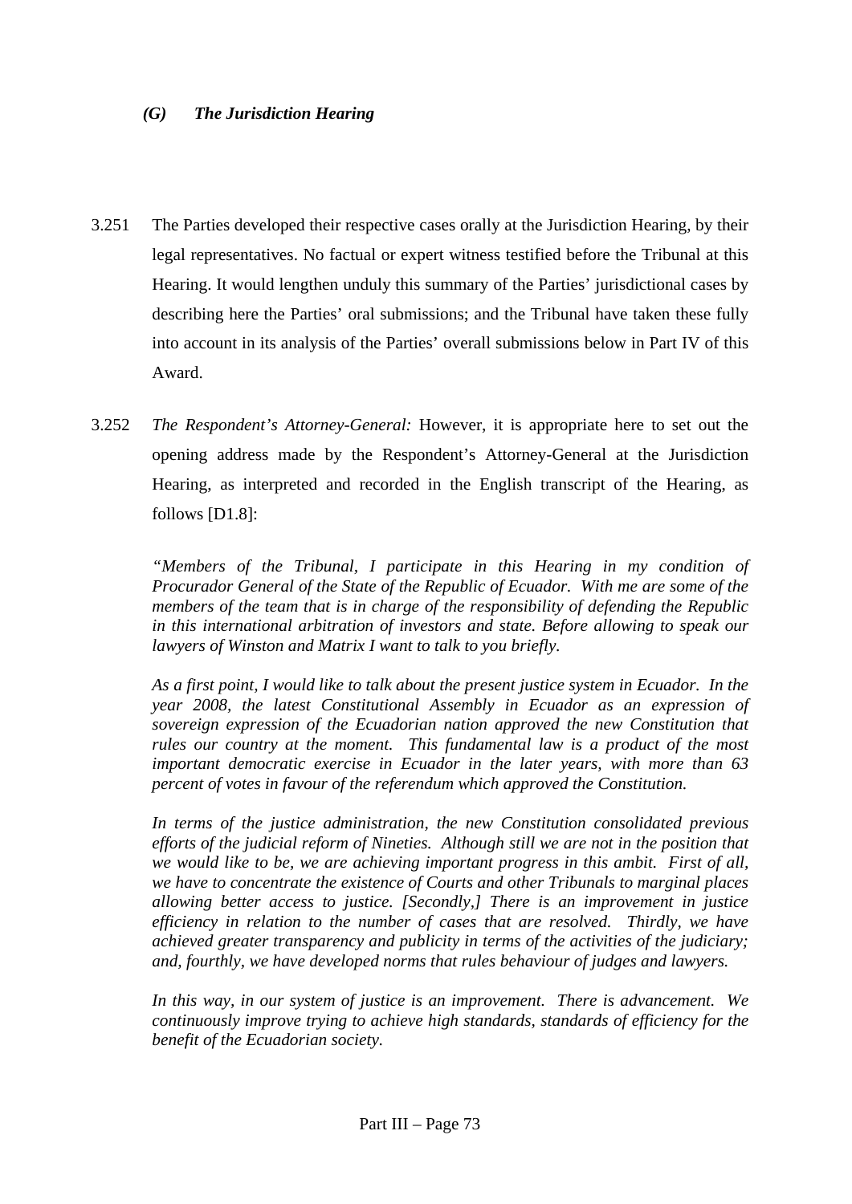### *(G) The Jurisdiction Hearing*

3.251 The Parties developed their respective cases orally at the Jurisdiction Hearing, by their legal representatives. No factual or expert witness testified before the Tribunal at this Hearing. It would lengthen unduly this summary of the Parties' jurisdictional cases by describing here the Parties' oral submissions; and the Tribunal have taken these fully into account in its analysis of the Parties' overall submissions below in Part IV of this Award.

3.252 *The Respondent's Attorney-General:* However, it is appropriate here to set out the opening address made by the Respondent's Attorney-General at the Jurisdiction Hearing, as interpreted and recorded in the English transcript of the Hearing, as follows [D1.8]:

> *"Members of the Tribunal, I participate in this Hearing in my condition of Procurador General of the State of the Republic of Ecuador. With me are some of the members of the team that is in charge of the responsibility of defending the Republic in this international arbitration of investors and state. Before allowing to speak our lawyers of Winston and Matrix I want to talk to you briefly.*
>
> *As a first point, I would like to talk about the present justice system in Ecuador. In the year 2008, the latest Constitutional Assembly in Ecuador as an expression of sovereign expression of the Ecuadorian nation approved the new Constitution that rules our country at the moment. This fundamental law is a product of the most important democratic exercise in Ecuador in the later years, with more than 63 percent of votes in favour of the referendum which approved the Constitution.*
>
> *In terms of the justice administration, the new Constitution consolidated previous efforts of the judicial reform of Nineties. Although still we are not in the position that we would like to be, we are achieving important progress in this ambit. First of all, we have to concentrate the existence of Courts and other Tribunals to marginal places allowing better access to justice. [Secondly,] There is an improvement in justice efficiency in relation to the number of cases that are resolved. Thirdly, we have achieved greater transparency and publicity in terms of the activities of the judiciary; and, fourthly, we have developed norms that rules behaviour of judges and lawyers.*
>
> *In this way, in our system of justice is an improvement. There is advancement. We continuously improve trying to achieve high standards, standards of efficiency for the benefit of the Ecuadorian society.*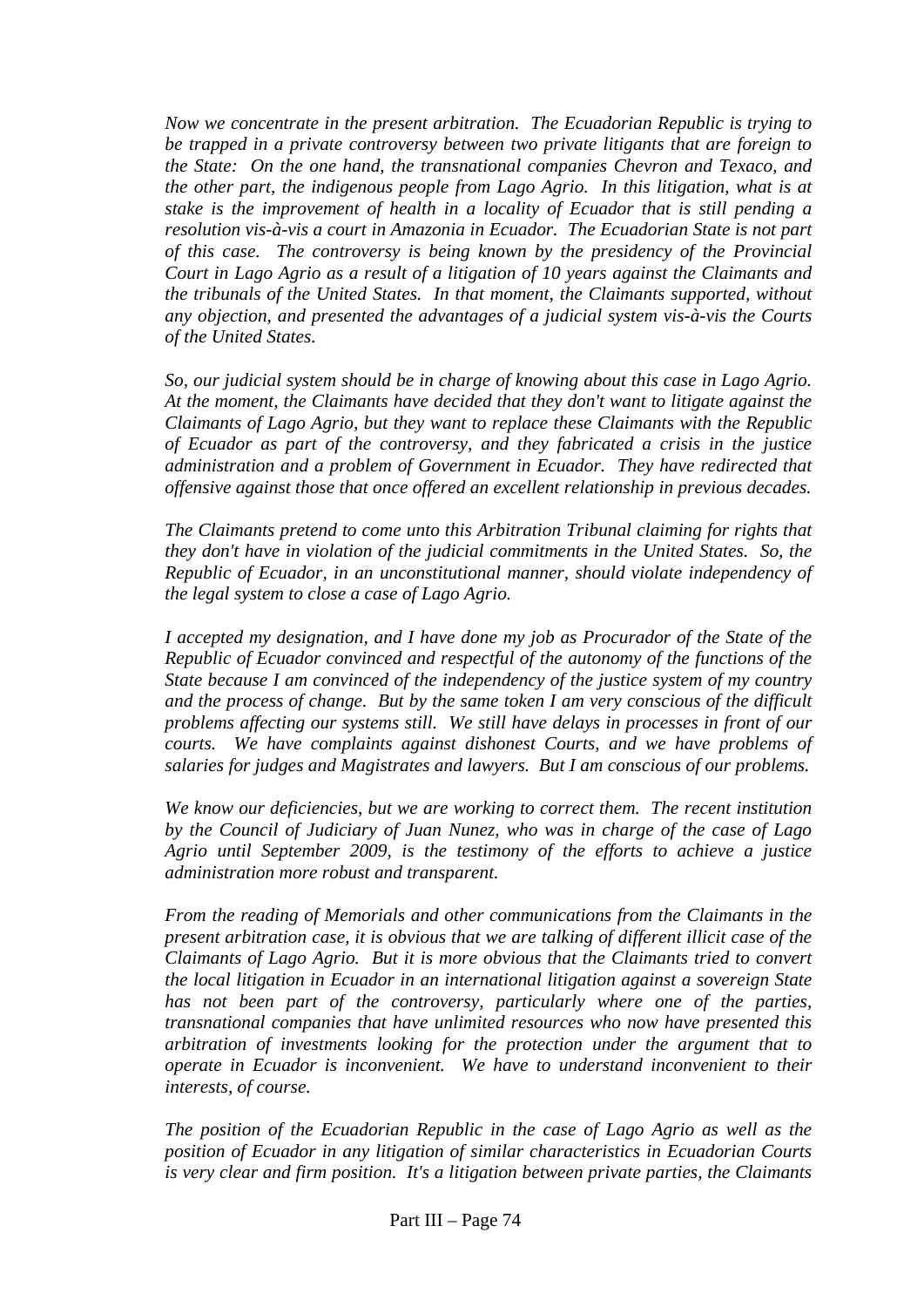*Now we concentrate in the present arbitration. The Ecuadorian Republic is trying to be trapped in a private controversy between two private litigants that are foreign to the State: On the one hand, the transnational companies Chevron and Texaco, and the other part, the indigenous people from Lago Agrio. In this litigation, what is at stake is the improvement of health in a locality of Ecuador that is still pending a resolution vis-à-vis a court in Amazonia in Ecuador. The Ecuadorian State is not part of this case. The controversy is being known by the presidency of the Provincial Court in Lago Agrio as a result of a litigation of 10 years against the Claimants and the tribunals of the United States. In that moment, the Claimants supported, without any objection, and presented the advantages of a judicial system vis-à-vis the Courts of the United States.*

*So, our judicial system should be in charge of knowing about this case in Lago Agrio. At the moment, the Claimants have decided that they don't want to litigate against the Claimants of Lago Agrio, but they want to replace these Claimants with the Republic of Ecuador as part of the controversy, and they fabricated a crisis in the justice administration and a problem of Government in Ecuador. They have redirected that offensive against those that once offered an excellent relationship in previous decades.*

*The Claimants pretend to come unto this Arbitration Tribunal claiming for rights that they don't have in violation of the judicial commitments in the United States. So, the Republic of Ecuador, in an unconstitutional manner, should violate independency of the legal system to close a case of Lago Agrio.*

*I accepted my designation, and I have done my job as Procurador of the State of the Republic of Ecuador convinced and respectful of the autonomy of the functions of the State because I am convinced of the independency of the justice system of my country and the process of change. But by the same token I am very conscious of the difficult problems affecting our systems still. We still have delays in processes in front of our courts. We have complaints against dishonest Courts, and we have problems of salaries for judges and Magistrates and lawyers. But I am conscious of our problems.*

*We know our deficiencies, but we are working to correct them. The recent institution by the Council of Judiciary of Juan Nunez, who was in charge of the case of Lago Agrio until September 2009, is the testimony of the efforts to achieve a justice administration more robust and transparent.*

*From the reading of Memorials and other communications from the Claimants in the present arbitration case, it is obvious that we are talking of different illicit case of the Claimants of Lago Agrio. But it is more obvious that the Claimants tried to convert the local litigation in Ecuador in an international litigation against a sovereign State has not been part of the controversy, particularly where one of the parties, transnational companies that have unlimited resources who now have presented this arbitration of investments looking for the protection under the argument that to operate in Ecuador is inconvenient. We have to understand inconvenient to their interests, of course.*

*The position of the Ecuadorian Republic in the case of Lago Agrio as well as the position of Ecuador in any litigation of similar characteristics in Ecuadorian Courts is very clear and firm position. It's a litigation between private parties, the Claimants*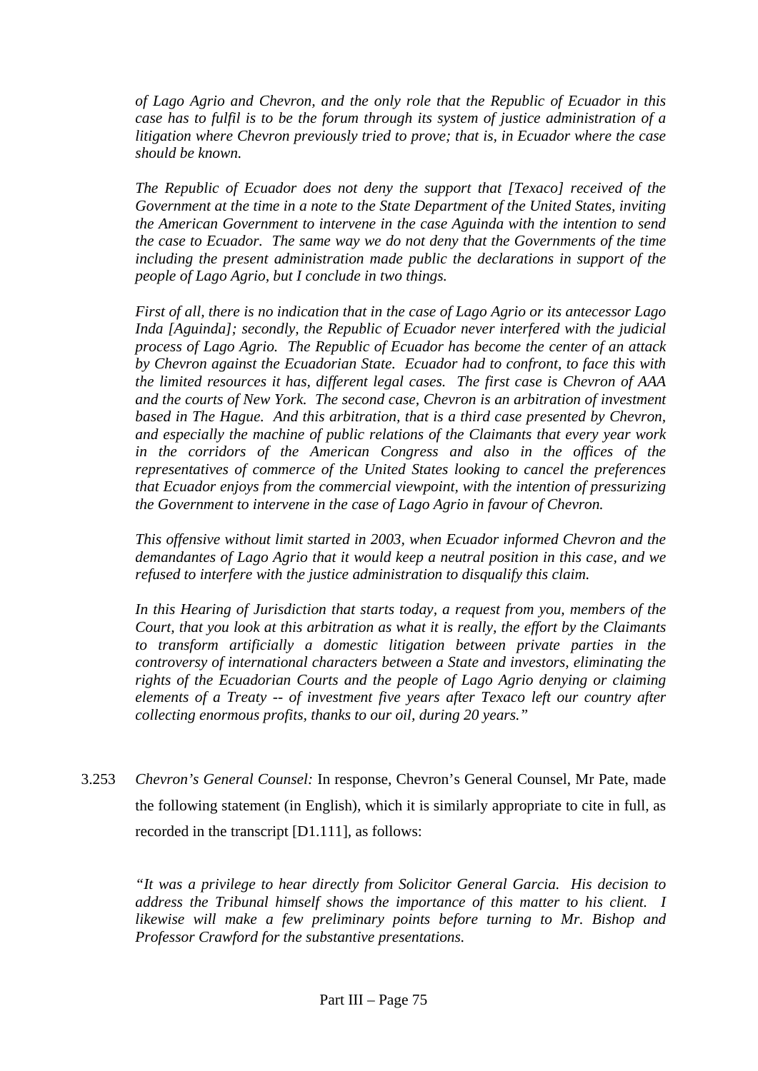*of Lago Agrio and Chevron, and the only role that the Republic of Ecuador in this case has to fulfil is to be the forum through its system of justice administration of a litigation where Chevron previously tried to prove; that is, in Ecuador where the case should be known.*

*The Republic of Ecuador does not deny the support that [Texaco] received of the Government at the time in a note to the State Department of the United States, inviting the American Government to intervene in the case Aguinda with the intention to send the case to Ecuador. The same way we do not deny that the Governments of the time including the present administration made public the declarations in support of the people of Lago Agrio, but I conclude in two things.*

*First of all, there is no indication that in the case of Lago Agrio or its antecessor Lago Inda [Aguinda]; secondly, the Republic of Ecuador never interfered with the judicial process of Lago Agrio. The Republic of Ecuador has become the center of an attack by Chevron against the Ecuadorian State. Ecuador had to confront, to face this with the limited resources it has, different legal cases. The first case is Chevron of AAA and the courts of New York. The second case, Chevron is an arbitration of investment based in The Hague. And this arbitration, that is a third case presented by Chevron, and especially the machine of public relations of the Claimants that every year work in the corridors of the American Congress and also in the offices of the representatives of commerce of the United States looking to cancel the preferences that Ecuador enjoys from the commercial viewpoint, with the intention of pressurizing the Government to intervene in the case of Lago Agrio in favour of Chevron.*

*This offensive without limit started in 2003, when Ecuador informed Chevron and the demandantes of Lago Agrio that it would keep a neutral position in this case, and we refused to interfere with the justice administration to disqualify this claim.*

*In this Hearing of Jurisdiction that starts today, a request from you, members of the Court, that you look at this arbitration as what it is really, the effort by the Claimants to transform artificially a domestic litigation between private parties in the controversy of international characters between a State and investors, eliminating the rights of the Ecuadorian Courts and the people of Lago Agrio denying or claiming elements of a Treaty -- of investment five years after Texaco left our country after collecting enormous profits, thanks to our oil, during 20 years."*

3.253 *Chevron's General Counsel:* In response, Chevron's General Counsel, Mr Pate, made the following statement (in English), which it is similarly appropriate to cite in full, as recorded in the transcript [D1.111], as follows:

*"It was a privilege to hear directly from Solicitor General Garcia. His decision to address the Tribunal himself shows the importance of this matter to his client. I likewise will make a few preliminary points before turning to Mr. Bishop and Professor Crawford for the substantive presentations.*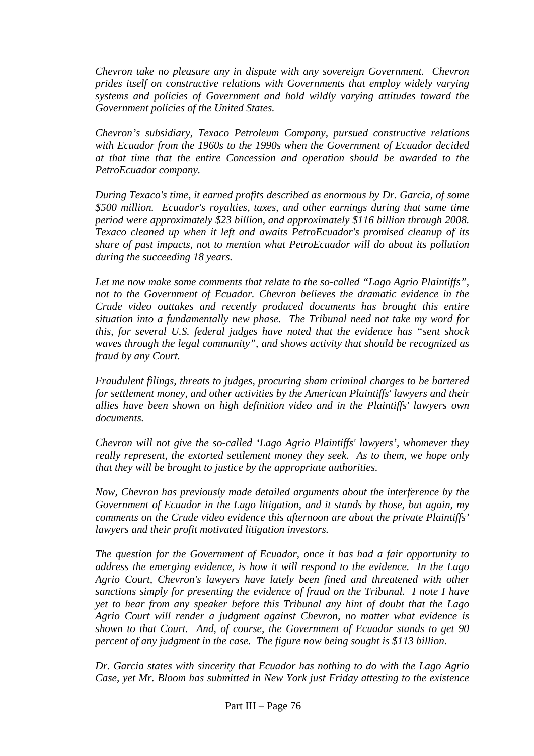*Chevron take no pleasure any in dispute with any sovereign Government. Chevron prides itself on constructive relations with Governments that employ widely varying systems and policies of Government and hold wildly varying attitudes toward the Government policies of the United States.*

*Chevron's subsidiary, Texaco Petroleum Company, pursued constructive relations with Ecuador from the 1960s to the 1990s when the Government of Ecuador decided at that time that the entire Concession and operation should be awarded to the PetroEcuador company.*

*During Texaco's time, it earned profits described as enormous by Dr. Garcia, of some $500 million. Ecuador's royalties, taxes, and other earnings during that same time period were approximately $23 billion, and approximately $116 billion through 2008. Texaco cleaned up when it left and awaits PetroEcuador's promised cleanup of its share of past impacts, not to mention what PetroEcuador will do about its pollution during the succeeding 18 years.*

*Let me now make some comments that relate to the so-called "Lago Agrio Plaintiffs", not to the Government of Ecuador. Chevron believes the dramatic evidence in the Crude video outtakes and recently produced documents has brought this entire situation into a fundamentally new phase. The Tribunal need not take my word for this, for several U.S. federal judges have noted that the evidence has "sent shock waves through the legal community", and shows activity that should be recognized as fraud by any Court.*

*Fraudulent filings, threats to judges, procuring sham criminal charges to be bartered for settlement money, and other activities by the American Plaintiffs' lawyers and their allies have been shown on high definition video and in the Plaintiffs' lawyers own documents.*

*Chevron will not give the so-called 'Lago Agrio Plaintiffs' lawyers', whomever they really represent, the extorted settlement money they seek. As to them, we hope only that they will be brought to justice by the appropriate authorities.*

*Now, Chevron has previously made detailed arguments about the interference by the Government of Ecuador in the Lago litigation, and it stands by those, but again, my comments on the Crude video evidence this afternoon are about the private Plaintiffs' lawyers and their profit motivated litigation investors.*

*The question for the Government of Ecuador, once it has had a fair opportunity to address the emerging evidence, is how it will respond to the evidence. In the Lago Agrio Court, Chevron's lawyers have lately been fined and threatened with other sanctions simply for presenting the evidence of fraud on the Tribunal. I note I have yet to hear from any speaker before this Tribunal any hint of doubt that the Lago Agrio Court will render a judgment against Chevron, no matter what evidence is shown to that Court. And, of course, the Government of Ecuador stands to get 90 percent of any judgment in the case. The figure now being sought is $113 billion.*

*Dr. Garcia states with sincerity that Ecuador has nothing to do with the Lago Agrio Case, yet Mr. Bloom has submitted in New York just Friday attesting to the existence*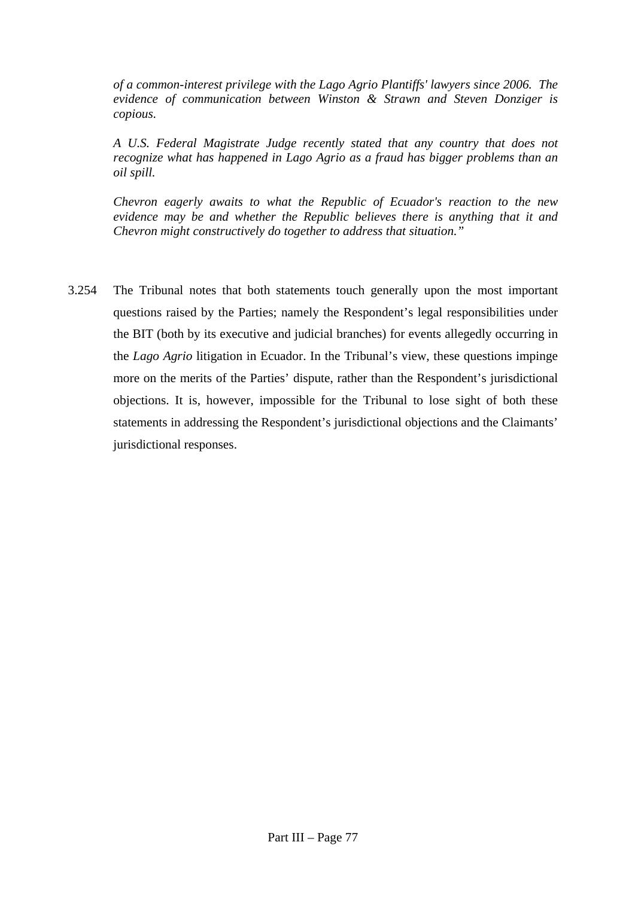*of a common-interest privilege with the Lago Agrio Plantiffs' lawyers since 2006. The evidence of communication between Winston & Strawn and Steven Donziger is copious.*

*A U.S. Federal Magistrate Judge recently stated that any country that does not recognize what has happened in Lago Agrio as a fraud has bigger problems than an oil spill.*

*Chevron eagerly awaits to what the Republic of Ecuador's reaction to the new evidence may be and whether the Republic believes there is anything that it and Chevron might constructively do together to address that situation."*

3.254 The Tribunal notes that both statements touch generally upon the most important questions raised by the Parties; namely the Respondent's legal responsibilities under the BIT (both by its executive and judicial branches) for events allegedly occurring in the *Lago Agrio* litigation in Ecuador. In the Tribunal's view, these questions impinge more on the merits of the Parties' dispute, rather than the Respondent's jurisdictional objections. It is, however, impossible for the Tribunal to lose sight of both these statements in addressing the Respondent's jurisdictional objections and the Claimants' jurisdictional responses.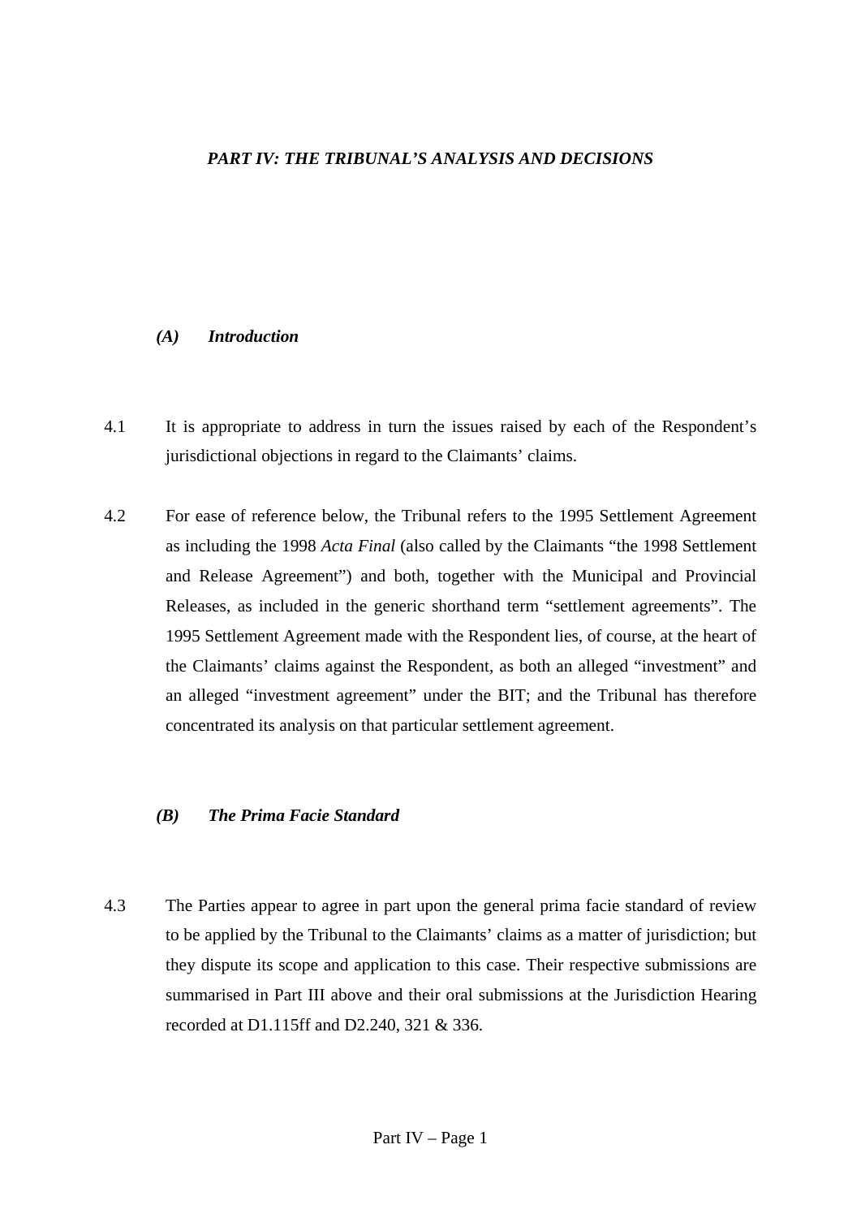## *PART IV: THE TRIBUNAL'S ANALYSIS AND DECISIONS*

### *(A) Introduction*

4.1 It is appropriate to address in turn the issues raised by each of the Respondent's jurisdictional objections in regard to the Claimants' claims.

4.2 For ease of reference below, the Tribunal refers to the 1995 Settlement Agreement as including the 1998 *Acta Final* (also called by the Claimants "the 1998 Settlement and Release Agreement") and both, together with the Municipal and Provincial Releases, as included in the generic shorthand term "settlement agreements". The 1995 Settlement Agreement made with the Respondent lies, of course, at the heart of the Claimants' claims against the Respondent, as both an alleged "investment" and an alleged "investment agreement" under the BIT; and the Tribunal has therefore concentrated its analysis on that particular settlement agreement.

### *(B) The Prima Facie Standard*

4.3 The Parties appear to agree in part upon the general prima facie standard of review to be applied by the Tribunal to the Claimants' claims as a matter of jurisdiction; but they dispute its scope and application to this case. Their respective submissions are summarised in Part III above and their oral submissions at the Jurisdiction Hearing recorded at D1.115ff and D2.240, 321 & 336.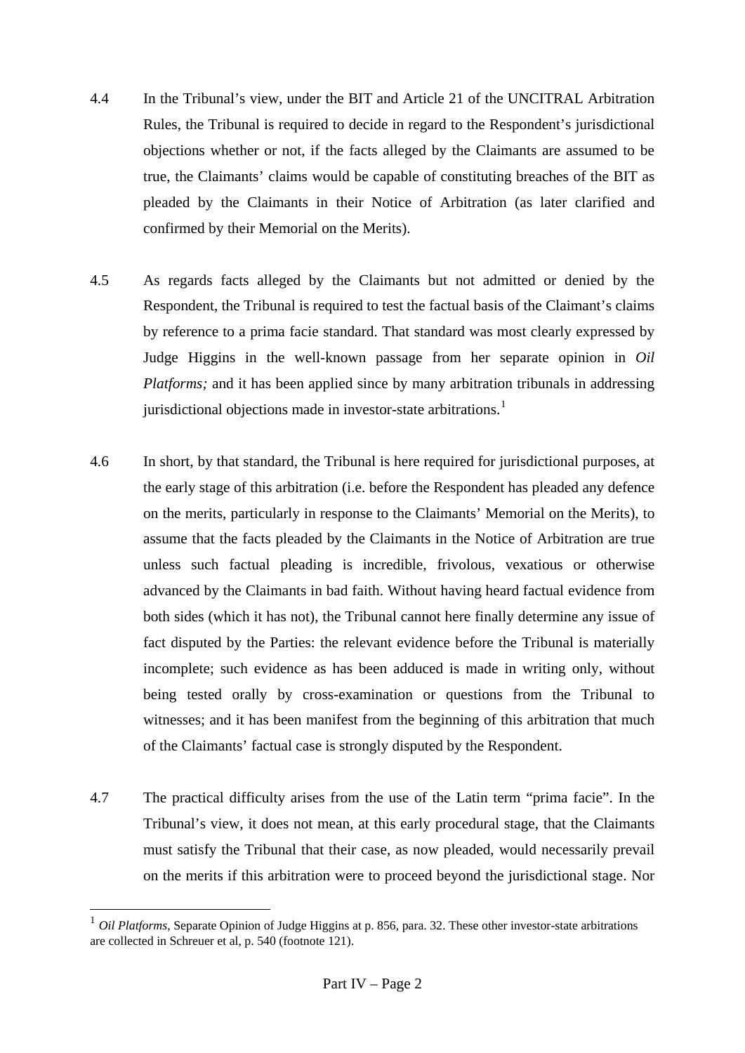4.4 In the Tribunal's view, under the BIT and Article 21 of the UNCITRAL Arbitration Rules, the Tribunal is required to decide in regard to the Respondent's jurisdictional objections whether or not, if the facts alleged by the Claimants are assumed to be true, the Claimants' claims would be capable of constituting breaches of the BIT as pleaded by the Claimants in their Notice of Arbitration (as later clarified and confirmed by their Memorial on the Merits).

4.5 As regards facts alleged by the Claimants but not admitted or denied by the Respondent, the Tribunal is required to test the factual basis of the Claimant's claims by reference to a prima facie standard. That standard was most clearly expressed by Judge Higgins in the well-known passage from her separate opinion in *Oil Platforms;* and it has been applied since by many arbitration tribunals in addressing jurisdictional objections made in investor-state arbitrations.[1]

4.6 In short, by that standard, the Tribunal is here required for jurisdictional purposes, at the early stage of this arbitration (i.e. before the Respondent has pleaded any defence on the merits, particularly in response to the Claimants' Memorial on the Merits), to assume that the facts pleaded by the Claimants in the Notice of Arbitration are true unless such factual pleading is incredible, frivolous, vexatious or otherwise advanced by the Claimants in bad faith. Without having heard factual evidence from both sides (which it has not), the Tribunal cannot here finally determine any issue of fact disputed by the Parties: the relevant evidence before the Tribunal is materially incomplete; such evidence as has been adduced is made in writing only, without being tested orally by cross-examination or questions from the Tribunal to witnesses; and it has been manifest from the beginning of this arbitration that much of the Claimants' factual case is strongly disputed by the Respondent.

4.7 The practical difficulty arises from the use of the Latin term "prima facie". In the Tribunal's view, it does not mean, at this early procedural stage, that the Claimants must satisfy the Tribunal that their case, as now pleaded, would necessarily prevail on the merits if this arbitration were to proceed beyond the jurisdictional stage. Nor

---

[1] *Oil Platforms*, Separate Opinion of Judge Higgins at p. 856, para. 32. These other investor-state arbitrations are collected in Schreuer et al, p. 540 (footnote 121).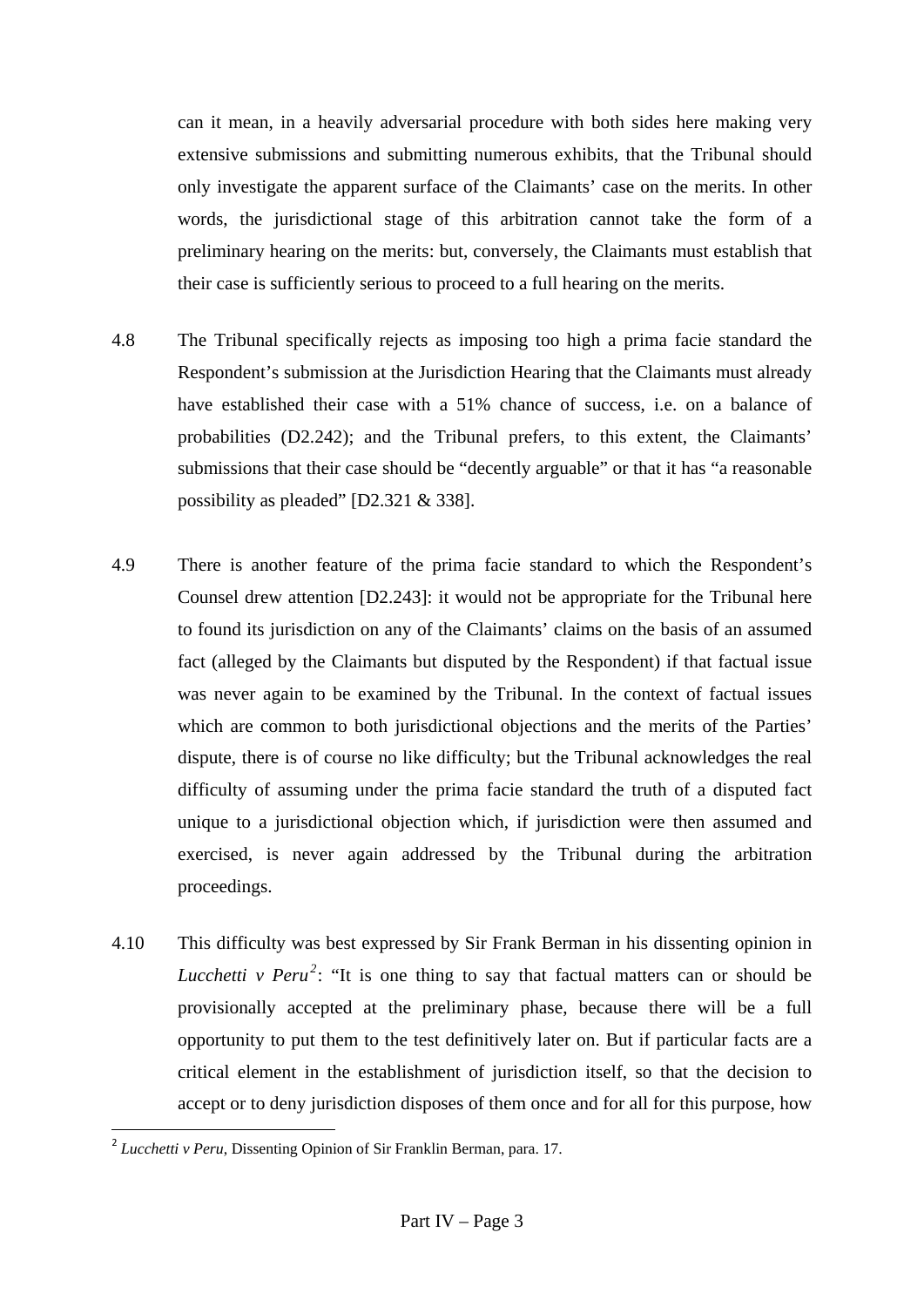can it mean, in a heavily adversarial procedure with both sides here making very extensive submissions and submitting numerous exhibits, that the Tribunal should only investigate the apparent surface of the Claimants' case on the merits. In other words, the jurisdictional stage of this arbitration cannot take the form of a preliminary hearing on the merits: but, conversely, the Claimants must establish that their case is sufficiently serious to proceed to a full hearing on the merits.

4.8 The Tribunal specifically rejects as imposing too high a prima facie standard the Respondent's submission at the Jurisdiction Hearing that the Claimants must already have established their case with a 51% chance of success, i.e. on a balance of probabilities (D2.242); and the Tribunal prefers, to this extent, the Claimants' submissions that their case should be "decently arguable" or that it has "a reasonable possibility as pleaded" [D2.321 & 338].

4.9 There is another feature of the prima facie standard to which the Respondent's Counsel drew attention [D2.243]: it would not be appropriate for the Tribunal here to found its jurisdiction on any of the Claimants' claims on the basis of an assumed fact (alleged by the Claimants but disputed by the Respondent) if that factual issue was never again to be examined by the Tribunal. In the context of factual issues which are common to both jurisdictional objections and the merits of the Parties' dispute, there is of course no like difficulty; but the Tribunal acknowledges the real difficulty of assuming under the prima facie standard the truth of a disputed fact unique to a jurisdictional objection which, if jurisdiction were then assumed and exercised, is never again addressed by the Tribunal during the arbitration proceedings.

4.10 This difficulty was best expressed by Sir Frank Berman in his dissenting opinion in *Lucchetti v Peru*[2]: "It is one thing to say that factual matters can or should be provisionally accepted at the preliminary phase, because there will be a full opportunity to put them to the test definitively later on. But if particular facts are a critical element in the establishment of jurisdiction itself, so that the decision to accept or to deny jurisdiction disposes of them once and for all for this purpose, how

[2] *Lucchetti v Peru*, Dissenting Opinion of Sir Franklin Berman, para. 17.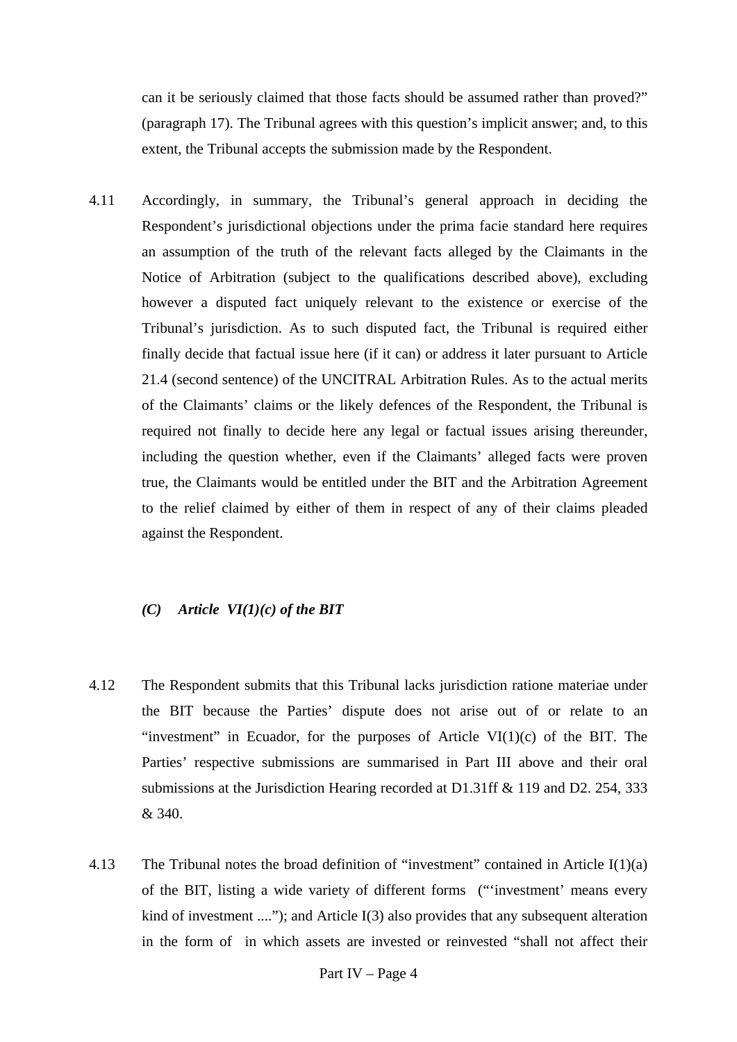can it be seriously claimed that those facts should be assumed rather than proved?" (paragraph 17). The Tribunal agrees with this question's implicit answer; and, to this extent, the Tribunal accepts the submission made by the Respondent.

4.11 Accordingly, in summary, the Tribunal's general approach in deciding the Respondent's jurisdictional objections under the prima facie standard here requires an assumption of the truth of the relevant facts alleged by the Claimants in the Notice of Arbitration (subject to the qualifications described above), excluding however a disputed fact uniquely relevant to the existence or exercise of the Tribunal's jurisdiction. As to such disputed fact, the Tribunal is required either finally decide that factual issue here (if it can) or address it later pursuant to Article 21.4 (second sentence) of the UNCITRAL Arbitration Rules. As to the actual merits of the Claimants' claims or the likely defences of the Respondent, the Tribunal is required not finally to decide here any legal or factual issues arising thereunder, including the question whether, even if the Claimants' alleged facts were proven true, the Claimants would be entitled under the BIT and the Arbitration Agreement to the relief claimed by either of them in respect of any of their claims pleaded against the Respondent.

### *(C) Article VI(1)(c) of the BIT*

4.12 The Respondent submits that this Tribunal lacks jurisdiction ratione materiae under the BIT because the Parties' dispute does not arise out of or relate to an "investment" in Ecuador, for the purposes of Article VI(1)(c) of the BIT. The Parties' respective submissions are summarised in Part III above and their oral submissions at the Jurisdiction Hearing recorded at D1.31ff & 119 and D2. 254, 333 & 340.

4.13 The Tribunal notes the broad definition of "investment" contained in Article I(1)(a) of the BIT, listing a wide variety of different forms ("'investment' means every kind of investment ...."); and Article I(3) also provides that any subsequent alteration in the form of in which assets are invested or reinvested "shall not affect their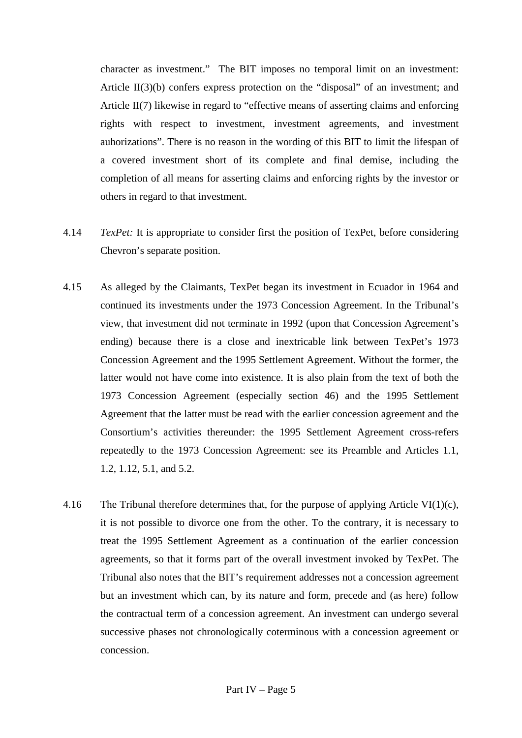character as investment." The BIT imposes no temporal limit on an investment: Article II(3)(b) confers express protection on the "disposal" of an investment; and Article II(7) likewise in regard to "effective means of asserting claims and enforcing rights with respect to investment, investment agreements, and investment auhorizations". There is no reason in the wording of this BIT to limit the lifespan of a covered investment short of its complete and final demise, including the completion of all means for asserting claims and enforcing rights by the investor or others in regard to that investment.

4.14 *TexPet:* It is appropriate to consider first the position of TexPet, before considering Chevron's separate position.

4.15 As alleged by the Claimants, TexPet began its investment in Ecuador in 1964 and continued its investments under the 1973 Concession Agreement. In the Tribunal's view, that investment did not terminate in 1992 (upon that Concession Agreement's ending) because there is a close and inextricable link between TexPet's 1973 Concession Agreement and the 1995 Settlement Agreement. Without the former, the latter would not have come into existence. It is also plain from the text of both the 1973 Concession Agreement (especially section 46) and the 1995 Settlement Agreement that the latter must be read with the earlier concession agreement and the Consortium's activities thereunder: the 1995 Settlement Agreement cross-refers repeatedly to the 1973 Concession Agreement: see its Preamble and Articles 1.1, 1.2, 1.12, 5.1, and 5.2.

4.16 The Tribunal therefore determines that, for the purpose of applying Article VI(1)(c), it is not possible to divorce one from the other. To the contrary, it is necessary to treat the 1995 Settlement Agreement as a continuation of the earlier concession agreements, so that it forms part of the overall investment invoked by TexPet. The Tribunal also notes that the BIT's requirement addresses not a concession agreement but an investment which can, by its nature and form, precede and (as here) follow the contractual term of a concession agreement. An investment can undergo several successive phases not chronologically coterminous with a concession agreement or concession.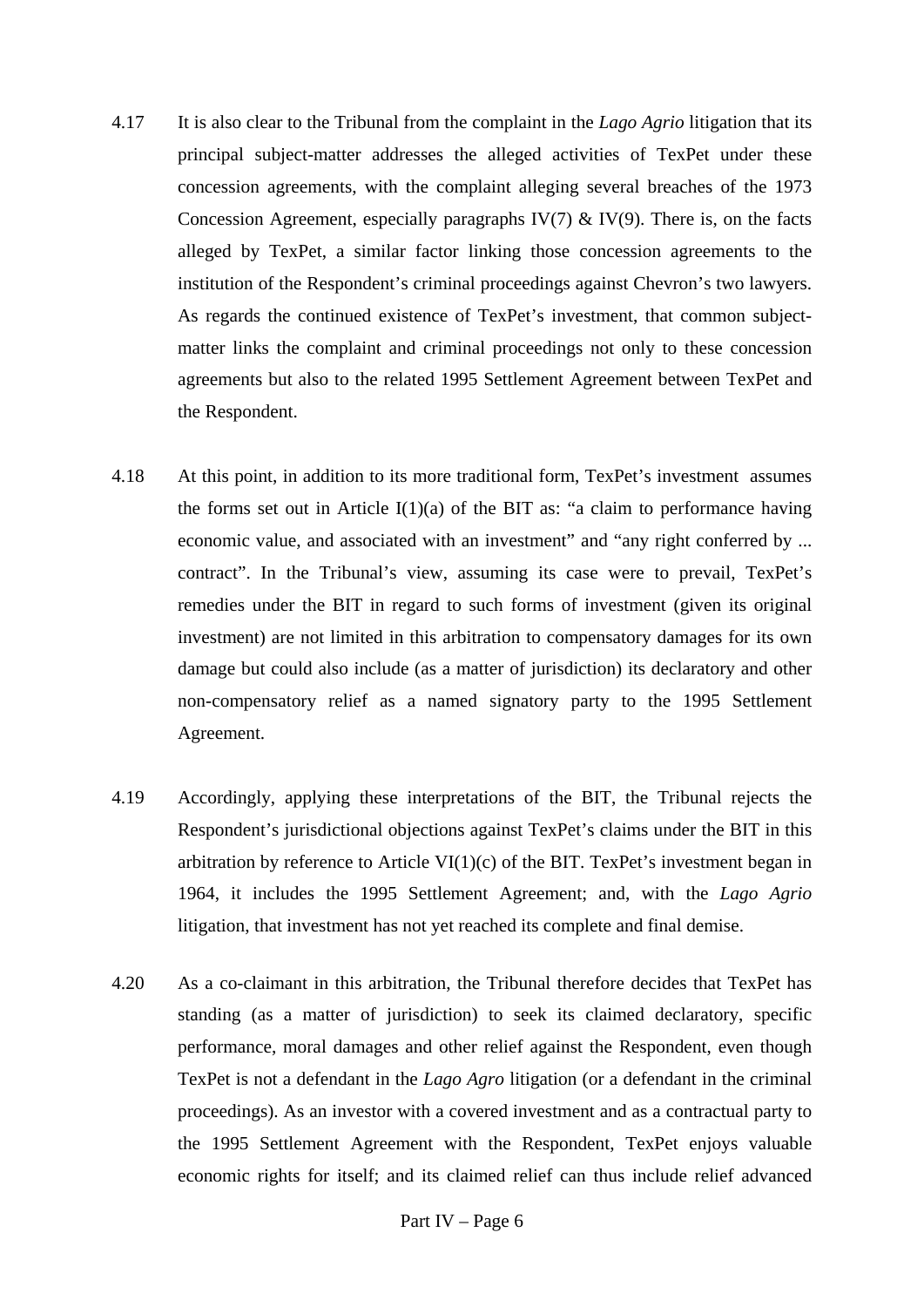4.17 It is also clear to the Tribunal from the complaint in the *Lago Agrio* litigation that its principal subject-matter addresses the alleged activities of TexPet under these concession agreements, with the complaint alleging several breaches of the 1973 Concession Agreement, especially paragraphs IV(7) & IV(9). There is, on the facts alleged by TexPet, a similar factor linking those concession agreements to the institution of the Respondent's criminal proceedings against Chevron's two lawyers. As regards the continued existence of TexPet's investment, that common subject-matter links the complaint and criminal proceedings not only to these concession agreements but also to the related 1995 Settlement Agreement between TexPet and the Respondent.

4.18 At this point, in addition to its more traditional form, TexPet's investment assumes the forms set out in Article I(1)(a) of the BIT as: "a claim to performance having economic value, and associated with an investment" and "any right conferred by ... contract". In the Tribunal's view, assuming its case were to prevail, TexPet's remedies under the BIT in regard to such forms of investment (given its original investment) are not limited in this arbitration to compensatory damages for its own damage but could also include (as a matter of jurisdiction) its declaratory and other non-compensatory relief as a named signatory party to the 1995 Settlement Agreement.

4.19 Accordingly, applying these interpretations of the BIT, the Tribunal rejects the Respondent's jurisdictional objections against TexPet's claims under the BIT in this arbitration by reference to Article VI(1)(c) of the BIT. TexPet's investment began in 1964, it includes the 1995 Settlement Agreement; and, with the *Lago Agrio* litigation, that investment has not yet reached its complete and final demise.

4.20 As a co-claimant in this arbitration, the Tribunal therefore decides that TexPet has standing (as a matter of jurisdiction) to seek its claimed declaratory, specific performance, moral damages and other relief against the Respondent, even though TexPet is not a defendant in the *Lago Agro* litigation (or a defendant in the criminal proceedings). As an investor with a covered investment and as a contractual party to the 1995 Settlement Agreement with the Respondent, TexPet enjoys valuable economic rights for itself; and its claimed relief can thus include relief advanced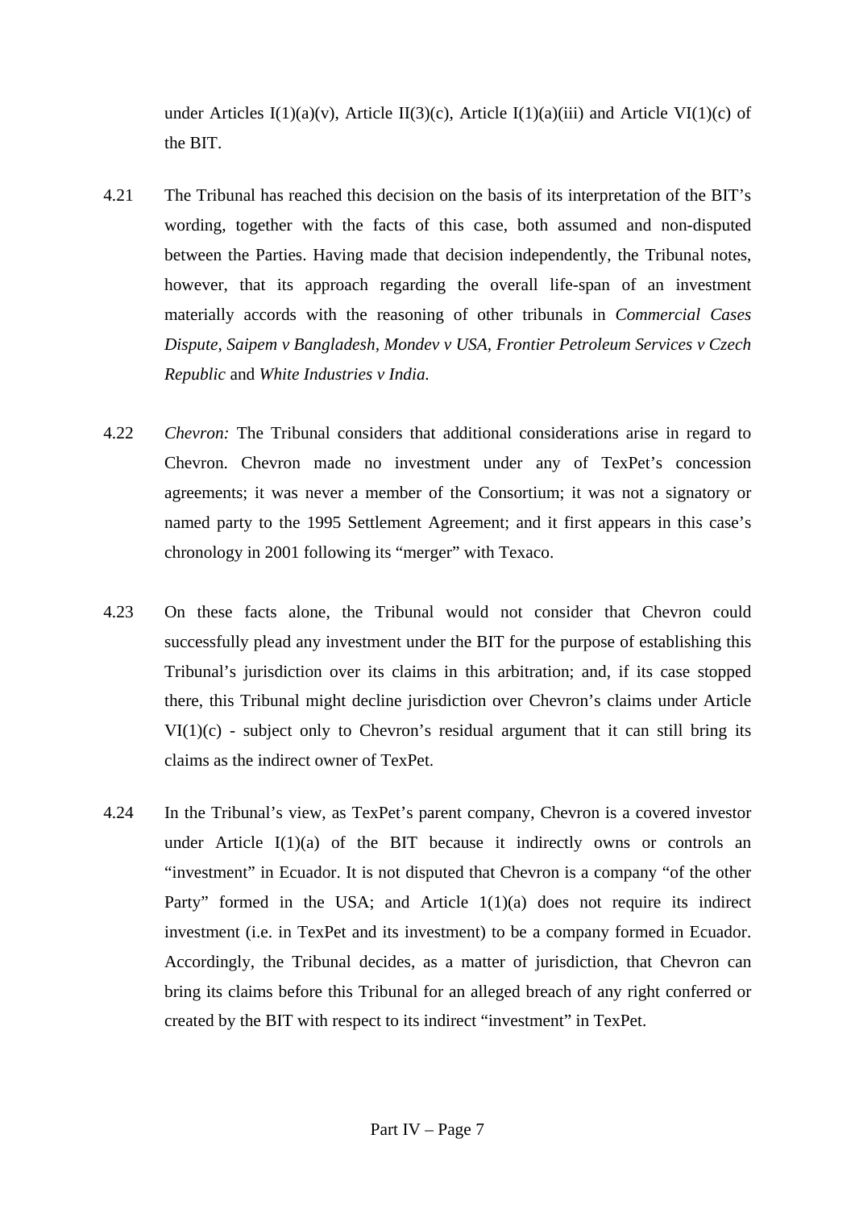under Articles I(1)(a)(v), Article II(3)(c), Article I(1)(a)(iii) and Article VI(1)(c) of the BIT.

4.21 The Tribunal has reached this decision on the basis of its interpretation of the BIT's wording, together with the facts of this case, both assumed and non-disputed between the Parties. Having made that decision independently, the Tribunal notes, however, that its approach regarding the overall life-span of an investment materially accords with the reasoning of other tribunals in *Commercial Cases Dispute*, *Saipem v Bangladesh*, *Mondev v USA*, *Frontier Petroleum Services v Czech Republic* and *White Industries v India*.

4.22 *Chevron:* The Tribunal considers that additional considerations arise in regard to Chevron. Chevron made no investment under any of TexPet's concession agreements; it was never a member of the Consortium; it was not a signatory or named party to the 1995 Settlement Agreement; and it first appears in this case's chronology in 2001 following its "merger" with Texaco.

4.23 On these facts alone, the Tribunal would not consider that Chevron could successfully plead any investment under the BIT for the purpose of establishing this Tribunal's jurisdiction over its claims in this arbitration; and, if its case stopped there, this Tribunal might decline jurisdiction over Chevron's claims under Article VI(1)(c) - subject only to Chevron's residual argument that it can still bring its claims as the indirect owner of TexPet.

4.24 In the Tribunal's view, as TexPet's parent company, Chevron is a covered investor under Article I(1)(a) of the BIT because it indirectly owns or controls an "investment" in Ecuador. It is not disputed that Chevron is a company "of the other Party" formed in the USA; and Article 1(1)(a) does not require its indirect investment (i.e. in TexPet and its investment) to be a company formed in Ecuador. Accordingly, the Tribunal decides, as a matter of jurisdiction, that Chevron can bring its claims before this Tribunal for an alleged breach of any right conferred or created by the BIT with respect to its indirect "investment" in TexPet.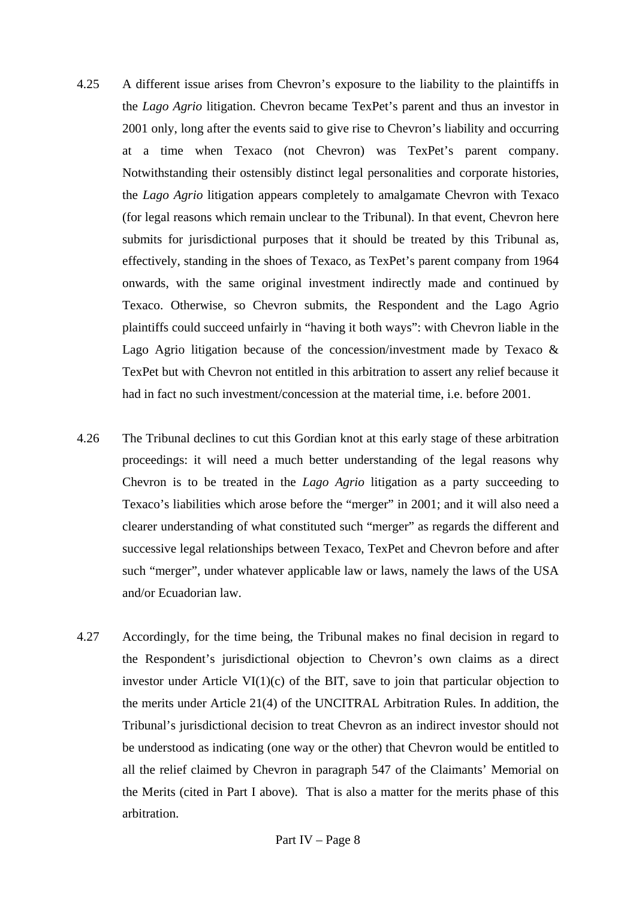4.25 A different issue arises from Chevron's exposure to the liability to the plaintiffs in the *Lago Agrio* litigation. Chevron became TexPet's parent and thus an investor in 2001 only, long after the events said to give rise to Chevron's liability and occurring at a time when Texaco (not Chevron) was TexPet's parent company. Notwithstanding their ostensibly distinct legal personalities and corporate histories, the *Lago Agrio* litigation appears completely to amalgamate Chevron with Texaco (for legal reasons which remain unclear to the Tribunal). In that event, Chevron here submits for jurisdictional purposes that it should be treated by this Tribunal as, effectively, standing in the shoes of Texaco, as TexPet's parent company from 1964 onwards, with the same original investment indirectly made and continued by Texaco. Otherwise, so Chevron submits, the Respondent and the Lago Agrio plaintiffs could succeed unfairly in "having it both ways": with Chevron liable in the Lago Agrio litigation because of the concession/investment made by Texaco & TexPet but with Chevron not entitled in this arbitration to assert any relief because it had in fact no such investment/concession at the material time, i.e. before 2001.

4.26 The Tribunal declines to cut this Gordian knot at this early stage of these arbitration proceedings: it will need a much better understanding of the legal reasons why Chevron is to be treated in the *Lago Agrio* litigation as a party succeeding to Texaco's liabilities which arose before the "merger" in 2001; and it will also need a clearer understanding of what constituted such "merger" as regards the different and successive legal relationships between Texaco, TexPet and Chevron before and after such "merger", under whatever applicable law or laws, namely the laws of the USA and/or Ecuadorian law.

4.27 Accordingly, for the time being, the Tribunal makes no final decision in regard to the Respondent's jurisdictional objection to Chevron's own claims as a direct investor under Article VI(1)(c) of the BIT, save to join that particular objection to the merits under Article 21(4) of the UNCITRAL Arbitration Rules. In addition, the Tribunal's jurisdictional decision to treat Chevron as an indirect investor should not be understood as indicating (one way or the other) that Chevron would be entitled to all the relief claimed by Chevron in paragraph 547 of the Claimants' Memorial on the Merits (cited in Part I above). That is also a matter for the merits phase of this arbitration.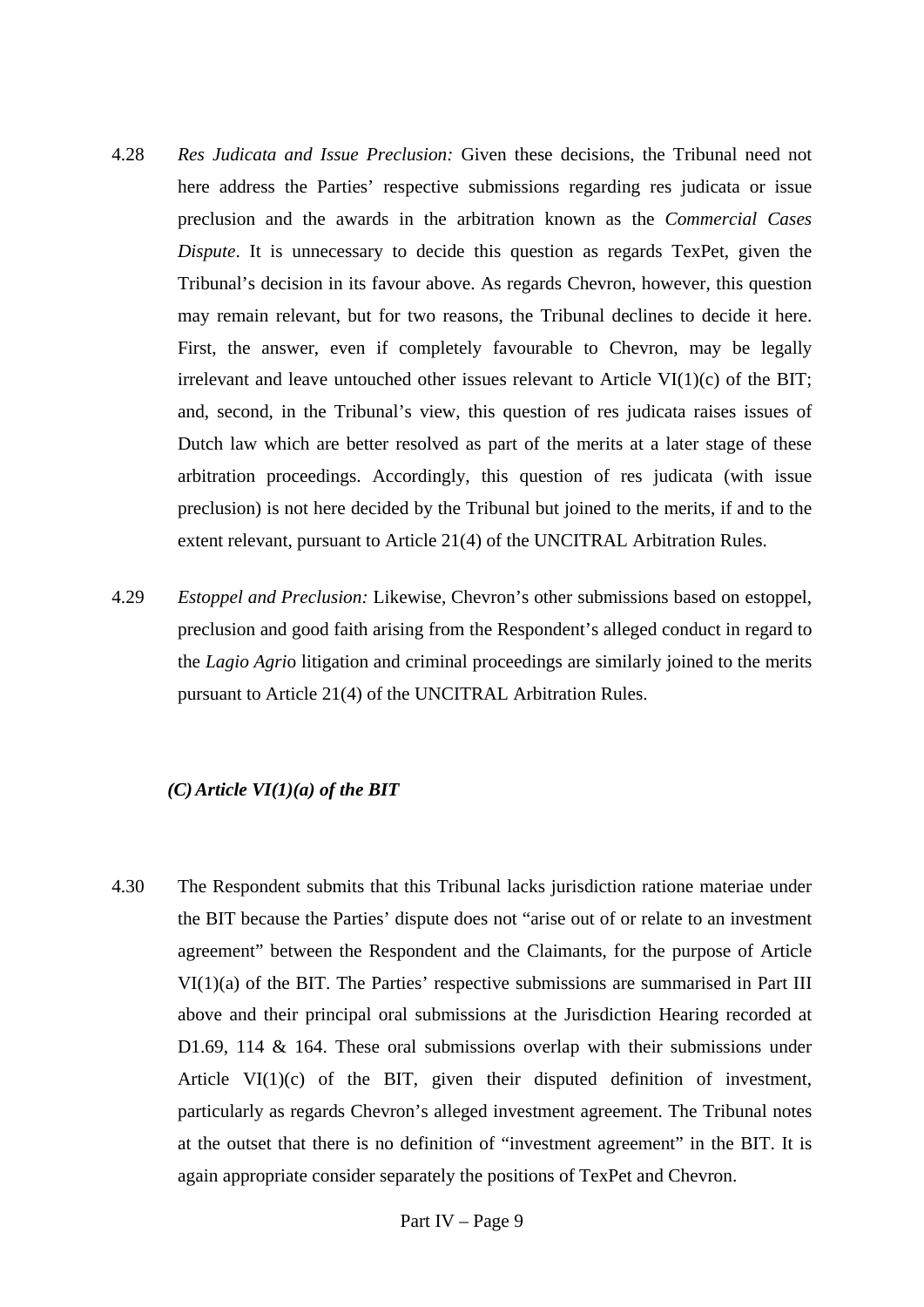4.28 *Res Judicata and Issue Preclusion:* Given these decisions, the Tribunal need not here address the Parties' respective submissions regarding res judicata or issue preclusion and the awards in the arbitration known as the *Commercial Cases Dispute*. It is unnecessary to decide this question as regards TexPet, given the Tribunal's decision in its favour above. As regards Chevron, however, this question may remain relevant, but for two reasons, the Tribunal declines to decide it here. First, the answer, even if completely favourable to Chevron, may be legally irrelevant and leave untouched other issues relevant to Article VI(1)(c) of the BIT; and, second, in the Tribunal's view, this question of res judicata raises issues of Dutch law which are better resolved as part of the merits at a later stage of these arbitration proceedings. Accordingly, this question of res judicata (with issue preclusion) is not here decided by the Tribunal but joined to the merits, if and to the extent relevant, pursuant to Article 21(4) of the UNCITRAL Arbitration Rules.

4.29 *Estoppel and Preclusion:* Likewise, Chevron's other submissions based on estoppel, preclusion and good faith arising from the Respondent's alleged conduct in regard to the *Lagio Agrio* litigation and criminal proceedings are similarly joined to the merits pursuant to Article 21(4) of the UNCITRAL Arbitration Rules.

### *(C) Article VI(1)(a) of the BIT*

4.30 The Respondent submits that this Tribunal lacks jurisdiction ratione materiae under the BIT because the Parties' dispute does not "arise out of or relate to an investment agreement" between the Respondent and the Claimants, for the purpose of Article VI(1)(a) of the BIT. The Parties' respective submissions are summarised in Part III above and their principal oral submissions at the Jurisdiction Hearing recorded at D1.69, 114 & 164. These oral submissions overlap with their submissions under Article VI(1)(c) of the BIT, given their disputed definition of investment, particularly as regards Chevron's alleged investment agreement. The Tribunal notes at the outset that there is no definition of "investment agreement" in the BIT. It is again appropriate consider separately the positions of TexPet and Chevron.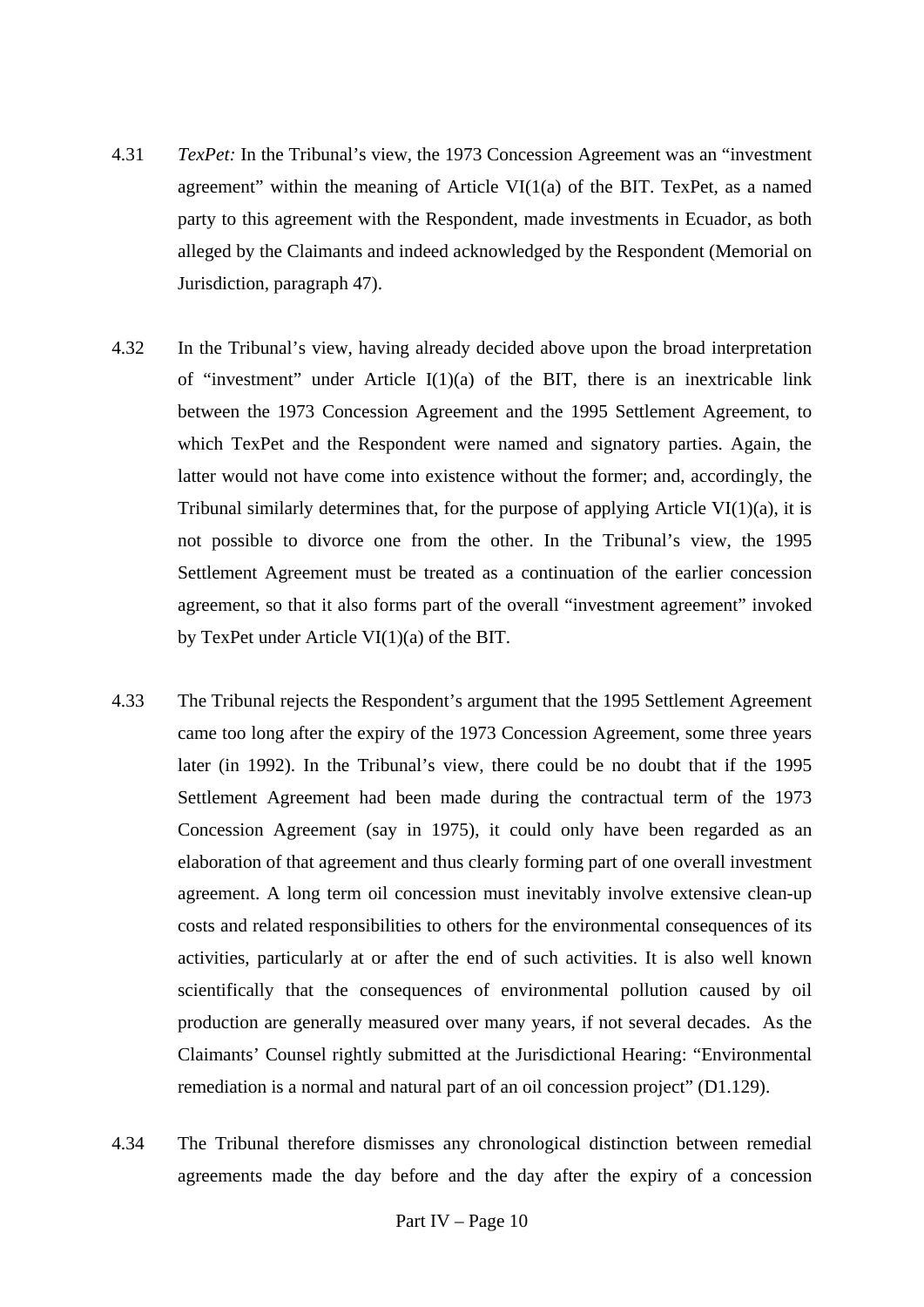4.31 *TexPet:* In the Tribunal's view, the 1973 Concession Agreement was an "investment agreement" within the meaning of Article VI(1(a) of the BIT. TexPet, as a named party to this agreement with the Respondent, made investments in Ecuador, as both alleged by the Claimants and indeed acknowledged by the Respondent (Memorial on Jurisdiction, paragraph 47).

4.32 In the Tribunal's view, having already decided above upon the broad interpretation of "investment" under Article I(1)(a) of the BIT, there is an inextricable link between the 1973 Concession Agreement and the 1995 Settlement Agreement, to which TexPet and the Respondent were named and signatory parties. Again, the latter would not have come into existence without the former; and, accordingly, the Tribunal similarly determines that, for the purpose of applying Article VI(1)(a), it is not possible to divorce one from the other. In the Tribunal's view, the 1995 Settlement Agreement must be treated as a continuation of the earlier concession agreement, so that it also forms part of the overall "investment agreement" invoked by TexPet under Article VI(1)(a) of the BIT.

4.33 The Tribunal rejects the Respondent's argument that the 1995 Settlement Agreement came too long after the expiry of the 1973 Concession Agreement, some three years later (in 1992). In the Tribunal's view, there could be no doubt that if the 1995 Settlement Agreement had been made during the contractual term of the 1973 Concession Agreement (say in 1975), it could only have been regarded as an elaboration of that agreement and thus clearly forming part of one overall investment agreement. A long term oil concession must inevitably involve extensive clean-up costs and related responsibilities to others for the environmental consequences of its activities, particularly at or after the end of such activities. It is also well known scientifically that the consequences of environmental pollution caused by oil production are generally measured over many years, if not several decades. As the Claimants' Counsel rightly submitted at the Jurisdictional Hearing: "Environmental remediation is a normal and natural part of an oil concession project" (D1.129).

4.34 The Tribunal therefore dismisses any chronological distinction between remedial agreements made the day before and the day after the expiry of a concession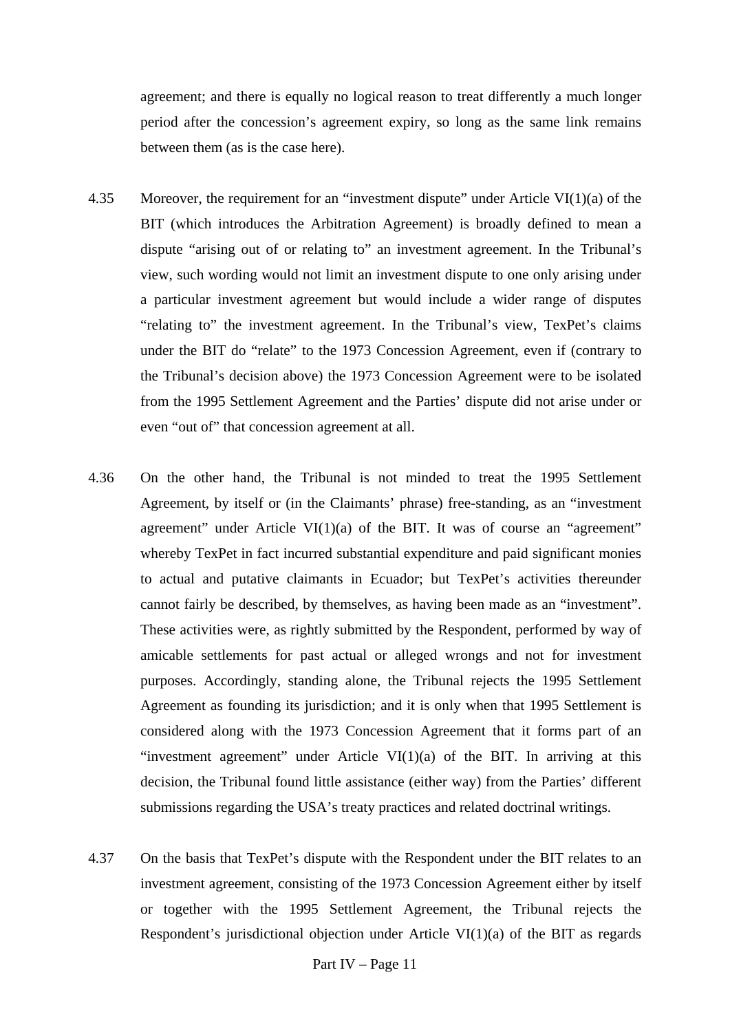agreement; and there is equally no logical reason to treat differently a much longer period after the concession's agreement expiry, so long as the same link remains between them (as is the case here).

4.35 Moreover, the requirement for an "investment dispute" under Article VI(1)(a) of the BIT (which introduces the Arbitration Agreement) is broadly defined to mean a dispute "arising out of or relating to" an investment agreement. In the Tribunal's view, such wording would not limit an investment dispute to one only arising under a particular investment agreement but would include a wider range of disputes "relating to" the investment agreement. In the Tribunal's view, TexPet's claims under the BIT do "relate" to the 1973 Concession Agreement, even if (contrary to the Tribunal's decision above) the 1973 Concession Agreement were to be isolated from the 1995 Settlement Agreement and the Parties' dispute did not arise under or even "out of" that concession agreement at all.

4.36 On the other hand, the Tribunal is not minded to treat the 1995 Settlement Agreement, by itself or (in the Claimants' phrase) free-standing, as an "investment agreement" under Article VI(1)(a) of the BIT. It was of course an "agreement" whereby TexPet in fact incurred substantial expenditure and paid significant monies to actual and putative claimants in Ecuador; but TexPet's activities thereunder cannot fairly be described, by themselves, as having been made as an "investment". These activities were, as rightly submitted by the Respondent, performed by way of amicable settlements for past actual or alleged wrongs and not for investment purposes. Accordingly, standing alone, the Tribunal rejects the 1995 Settlement Agreement as founding its jurisdiction; and it is only when that 1995 Settlement is considered along with the 1973 Concession Agreement that it forms part of an "investment agreement" under Article VI(1)(a) of the BIT. In arriving at this decision, the Tribunal found little assistance (either way) from the Parties' different submissions regarding the USA's treaty practices and related doctrinal writings.

4.37 On the basis that TexPet's dispute with the Respondent under the BIT relates to an investment agreement, consisting of the 1973 Concession Agreement either by itself or together with the 1995 Settlement Agreement, the Tribunal rejects the Respondent's jurisdictional objection under Article VI(1)(a) of the BIT as regards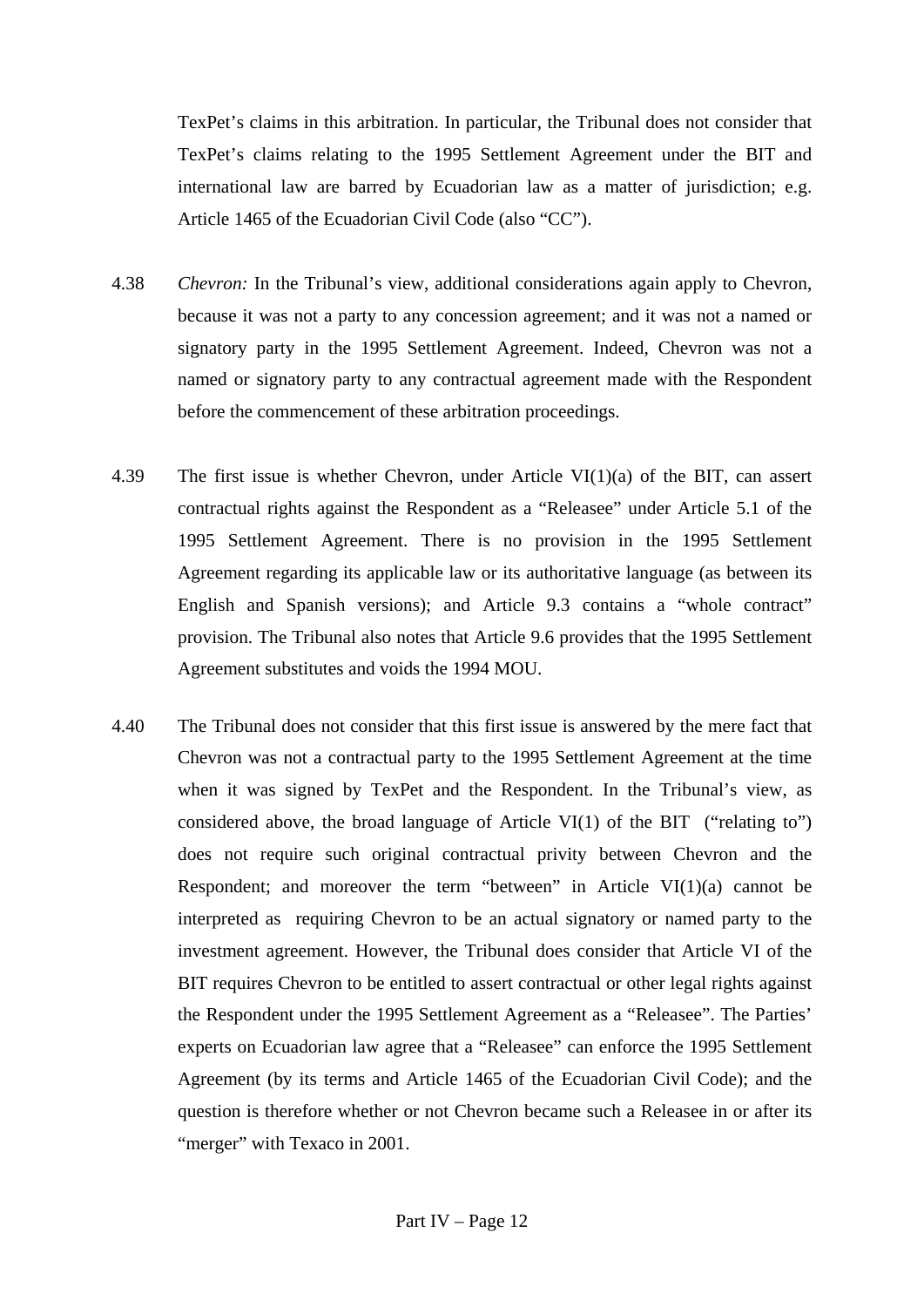TexPet's claims in this arbitration. In particular, the Tribunal does not consider that TexPet's claims relating to the 1995 Settlement Agreement under the BIT and international law are barred by Ecuadorian law as a matter of jurisdiction; e.g. Article 1465 of the Ecuadorian Civil Code (also "CC").

4.38 *Chevron:* In the Tribunal's view, additional considerations again apply to Chevron, because it was not a party to any concession agreement; and it was not a named or signatory party in the 1995 Settlement Agreement. Indeed, Chevron was not a named or signatory party to any contractual agreement made with the Respondent before the commencement of these arbitration proceedings.

4.39 The first issue is whether Chevron, under Article VI(1)(a) of the BIT, can assert contractual rights against the Respondent as a "Releasee" under Article 5.1 of the 1995 Settlement Agreement. There is no provision in the 1995 Settlement Agreement regarding its applicable law or its authoritative language (as between its English and Spanish versions); and Article 9.3 contains a "whole contract" provision. The Tribunal also notes that Article 9.6 provides that the 1995 Settlement Agreement substitutes and voids the 1994 MOU.

4.40 The Tribunal does not consider that this first issue is answered by the mere fact that Chevron was not a contractual party to the 1995 Settlement Agreement at the time when it was signed by TexPet and the Respondent. In the Tribunal's view, as considered above, the broad language of Article VI(1) of the BIT ("relating to") does not require such original contractual privity between Chevron and the Respondent; and moreover the term "between" in Article VI(1)(a) cannot be interpreted as requiring Chevron to be an actual signatory or named party to the investment agreement. However, the Tribunal does consider that Article VI of the BIT requires Chevron to be entitled to assert contractual or other legal rights against the Respondent under the 1995 Settlement Agreement as a "Releasee". The Parties' experts on Ecuadorian law agree that a "Releasee" can enforce the 1995 Settlement Agreement (by its terms and Article 1465 of the Ecuadorian Civil Code); and the question is therefore whether or not Chevron became such a Releasee in or after its "merger" with Texaco in 2001.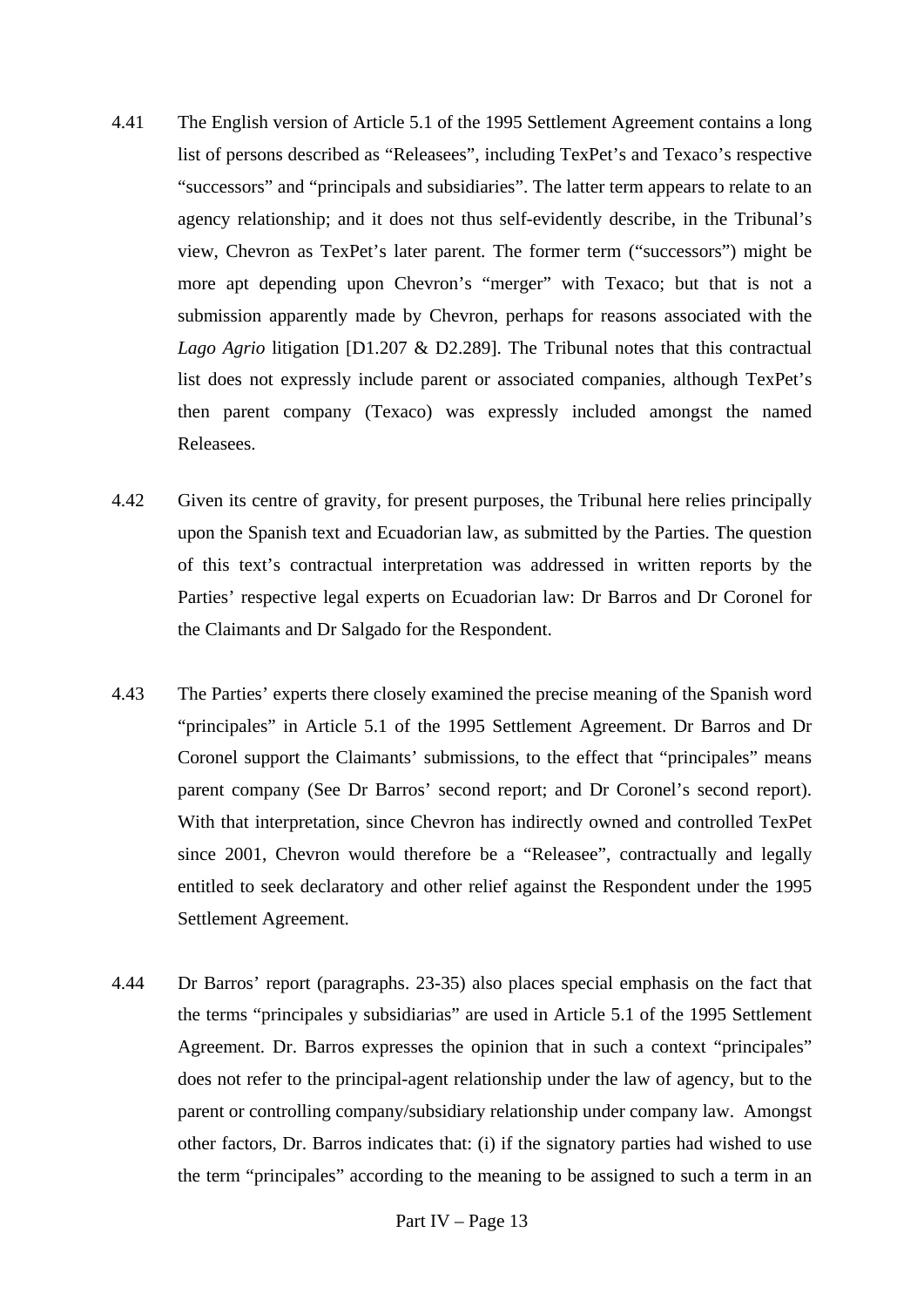4.41 The English version of Article 5.1 of the 1995 Settlement Agreement contains a long list of persons described as "Releasees", including TexPet's and Texaco's respective "successors" and "principals and subsidiaries". The latter term appears to relate to an agency relationship; and it does not thus self-evidently describe, in the Tribunal's view, Chevron as TexPet's later parent. The former term ("successors") might be more apt depending upon Chevron's "merger" with Texaco; but that is not a submission apparently made by Chevron, perhaps for reasons associated with the *Lago Agrio* litigation [D1.207 & D2.289]. The Tribunal notes that this contractual list does not expressly include parent or associated companies, although TexPet's then parent company (Texaco) was expressly included amongst the named Releasees.

4.42 Given its centre of gravity, for present purposes, the Tribunal here relies principally upon the Spanish text and Ecuadorian law, as submitted by the Parties. The question of this text's contractual interpretation was addressed in written reports by the Parties' respective legal experts on Ecuadorian law: Dr Barros and Dr Coronel for the Claimants and Dr Salgado for the Respondent.

4.43 The Parties' experts there closely examined the precise meaning of the Spanish word "principales" in Article 5.1 of the 1995 Settlement Agreement. Dr Barros and Dr Coronel support the Claimants' submissions, to the effect that "principales" means parent company (See Dr Barros' second report; and Dr Coronel's second report). With that interpretation, since Chevron has indirectly owned and controlled TexPet since 2001, Chevron would therefore be a "Releasee", contractually and legally entitled to seek declaratory and other relief against the Respondent under the 1995 Settlement Agreement.

4.44 Dr Barros' report (paragraphs. 23-35) also places special emphasis on the fact that the terms "principales y subsidiarias" are used in Article 5.1 of the 1995 Settlement Agreement. Dr. Barros expresses the opinion that in such a context "principales" does not refer to the principal-agent relationship under the law of agency, but to the parent or controlling company/subsidiary relationship under company law. Amongst other factors, Dr. Barros indicates that: (i) if the signatory parties had wished to use the term "principales" according to the meaning to be assigned to such a term in an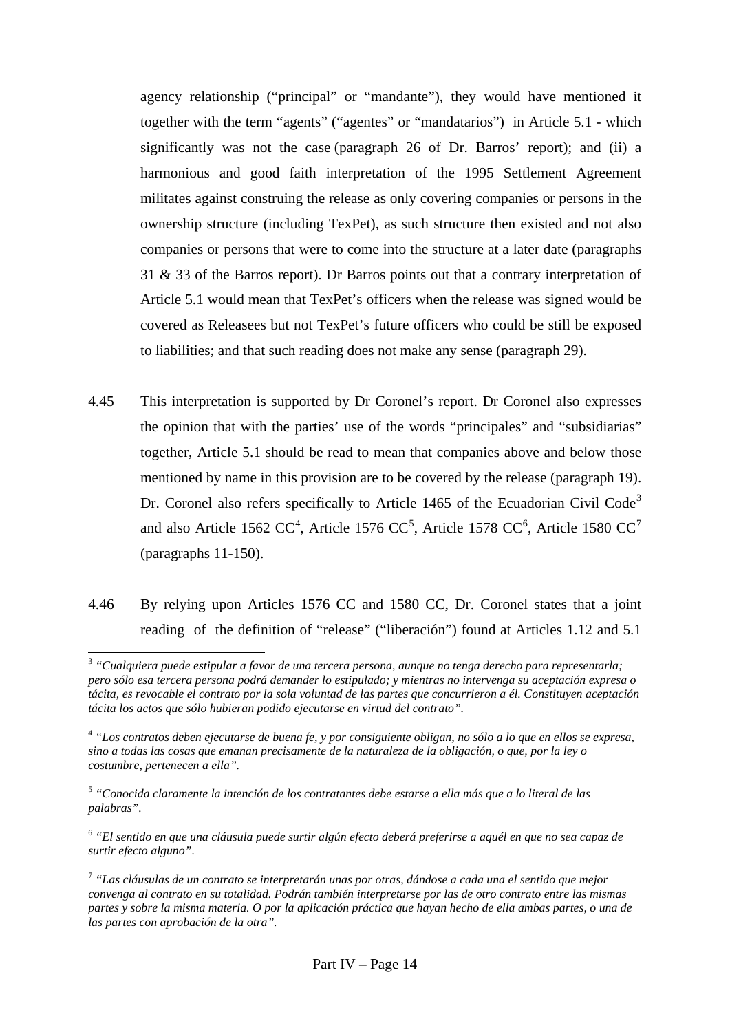agency relationship ("principal" or "mandante"), they would have mentioned it together with the term "agents" ("agentes" or "mandatarios") in Article 5.1 - which significantly was not the case (paragraph 26 of Dr. Barros' report); and (ii) a harmonious and good faith interpretation of the 1995 Settlement Agreement militates against construing the release as only covering companies or persons in the ownership structure (including TexPet), as such structure then existed and not also companies or persons that were to come into the structure at a later date (paragraphs 31 & 33 of the Barros report). Dr Barros points out that a contrary interpretation of Article 5.1 would mean that TexPet's officers when the release was signed would be covered as Releasees but not TexPet's future officers who could be still be exposed to liabilities; and that such reading does not make any sense (paragraph 29).

4.45 This interpretation is supported by Dr Coronel's report. Dr Coronel also expresses the opinion that with the parties' use of the words "principales" and "subsidiarias" together, Article 5.1 should be read to mean that companies above and below those mentioned by name in this provision are to be covered by the release (paragraph 19). Dr. Coronel also refers specifically to Article 1465 of the Ecuadorian Civil Code[3] and also Article 1562 CC[4], Article 1576 CC[5], Article 1578 CC[6], Article 1580 CC[7] (paragraphs 11-150).

4.46 By relying upon Articles 1576 CC and 1580 CC, Dr. Coronel states that a joint reading of the definition of "release" ("liberación") found at Articles 1.12 and 5.1

---

[3] *"Cualquiera puede estipular a favor de una tercera persona, aunque no tenga derecho para representarla; pero sólo esa tercera persona podrá demander lo estipulado; y mientras no intervenga su aceptación expresa o tácita, es revocable el contrato por la sola voluntad de las partes que concurrieron a él. Constituyen aceptación tácita los actos que sólo hubieran podido ejecutarse en virtud del contrato".*

[4] *"Los contratos deben ejecutarse de buena fe, y por consiguiente obligan, no sólo a lo que en ellos se expresa, sino a todas las cosas que emanan precisamente de la naturaleza de la obligación, o que, por la ley o costumbre, pertenecen a ella".*

[5] *"Conocida claramente la intención de los contratantes debe estarse a ella más que a lo literal de las palabras".*

[6] *"El sentido en que una cláusula puede surtir algún efecto deberá preferirse a aquél en que no sea capaz de surtir efecto alguno".*

[7] *"Las cláusulas de un contrato se interpretarán unas por otras, dándose a cada una el sentido que mejor convenga al contrato en su totalidad. Podrán también interpretarse por las de otro contrato entre las mismas partes y sobre la misma materia. O por la aplicación práctica que hayan hecho de ella ambas partes, o una de las partes con aprobación de la otra".*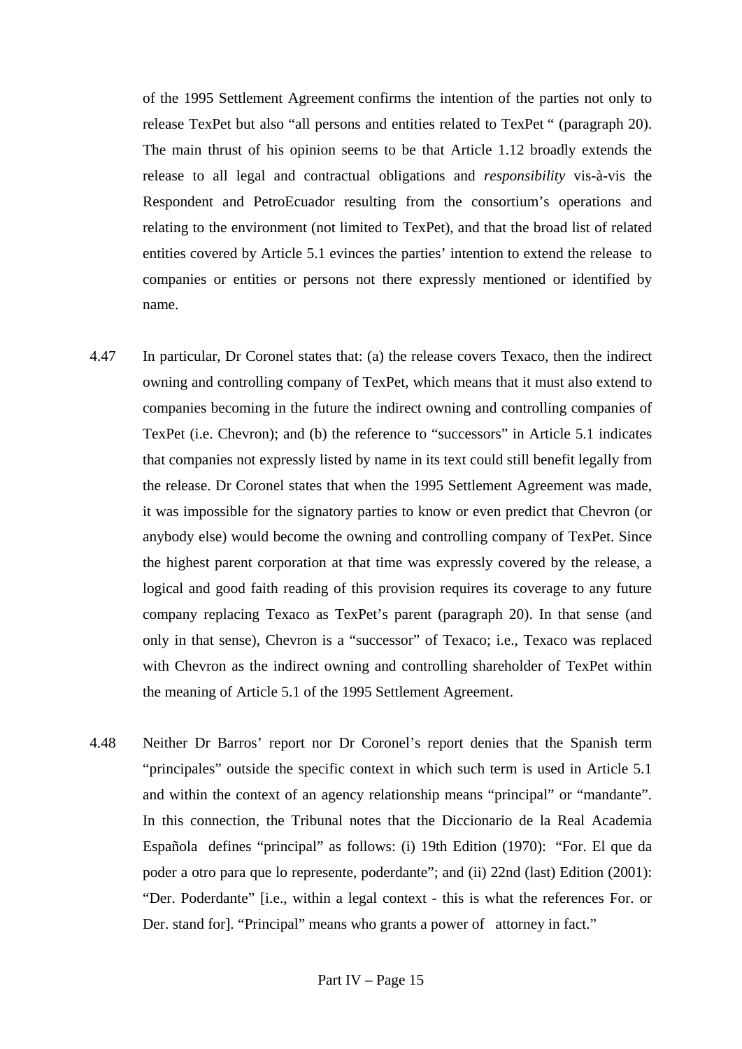of the 1995 Settlement Agreement confirms the intention of the parties not only to release TexPet but also "all persons and entities related to TexPet " (paragraph 20). The main thrust of his opinion seems to be that Article 1.12 broadly extends the release to all legal and contractual obligations and *responsibility* vis-à-vis the Respondent and PetroEcuador resulting from the consortium's operations and relating to the environment (not limited to TexPet), and that the broad list of related entities covered by Article 5.1 evinces the parties' intention to extend the release to companies or entities or persons not there expressly mentioned or identified by name.

4.47 In particular, Dr Coronel states that: (a) the release covers Texaco, then the indirect owning and controlling company of TexPet, which means that it must also extend to companies becoming in the future the indirect owning and controlling companies of TexPet (i.e. Chevron); and (b) the reference to "successors" in Article 5.1 indicates that companies not expressly listed by name in its text could still benefit legally from the release. Dr Coronel states that when the 1995 Settlement Agreement was made, it was impossible for the signatory parties to know or even predict that Chevron (or anybody else) would become the owning and controlling company of TexPet. Since the highest parent corporation at that time was expressly covered by the release, a logical and good faith reading of this provision requires its coverage to any future company replacing Texaco as TexPet's parent (paragraph 20). In that sense (and only in that sense), Chevron is a "successor" of Texaco; i.e., Texaco was replaced with Chevron as the indirect owning and controlling shareholder of TexPet within the meaning of Article 5.1 of the 1995 Settlement Agreement.

4.48 Neither Dr Barros' report nor Dr Coronel's report denies that the Spanish term "principales" outside the specific context in which such term is used in Article 5.1 and within the context of an agency relationship means "principal" or "mandante". In this connection, the Tribunal notes that the Diccionario de la Real Academia Española defines "principal" as follows: (i) 19th Edition (1970): "For. El que da poder a otro para que lo represente, poderdante"; and (ii) 22nd (last) Edition (2001): "Der. Poderdante" [i.e., within a legal context - this is what the references For. or Der. stand for]. "Principal" means who grants a power of attorney in fact."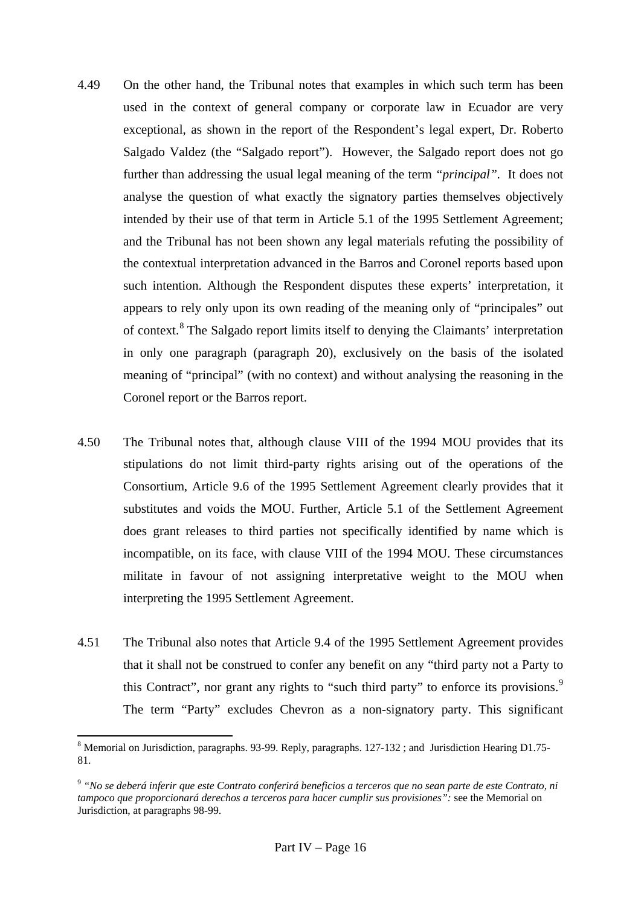4.49 On the other hand, the Tribunal notes that examples in which such term has been used in the context of general company or corporate law in Ecuador are very exceptional, as shown in the report of the Respondent's legal expert, Dr. Roberto Salgado Valdez (the "Salgado report"). However, the Salgado report does not go further than addressing the usual legal meaning of the term *"principal"*. It does not analyse the question of what exactly the signatory parties themselves objectively intended by their use of that term in Article 5.1 of the 1995 Settlement Agreement; and the Tribunal has not been shown any legal materials refuting the possibility of the contextual interpretation advanced in the Barros and Coronel reports based upon such intention. Although the Respondent disputes these experts' interpretation, it appears to rely only upon its own reading of the meaning only of "principales" out of context.[8] The Salgado report limits itself to denying the Claimants' interpretation in only one paragraph (paragraph 20), exclusively on the basis of the isolated meaning of "principal" (with no context) and without analysing the reasoning in the Coronel report or the Barros report.

4.50 The Tribunal notes that, although clause VIII of the 1994 MOU provides that its stipulations do not limit third-party rights arising out of the operations of the Consortium, Article 9.6 of the 1995 Settlement Agreement clearly provides that it substitutes and voids the MOU. Further, Article 5.1 of the Settlement Agreement does grant releases to third parties not specifically identified by name which is incompatible, on its face, with clause VIII of the 1994 MOU. These circumstances militate in favour of not assigning interpretative weight to the MOU when interpreting the 1995 Settlement Agreement.

4.51 The Tribunal also notes that Article 9.4 of the 1995 Settlement Agreement provides that it shall not be construed to confer any benefit on any "third party not a Party to this Contract", nor grant any rights to "such third party" to enforce its provisions.[9] The term "Party" excludes Chevron as a non-signatory party. This significant

---

[8] Memorial on Jurisdiction, paragraphs. 93-99. Reply, paragraphs. 127-132 ; and Jurisdiction Hearing D1.75-81.

[9] *"No se deberá inferir que este Contrato conferirá beneficios a terceros que no sean parte de este Contrato, ni tampoco que proporcionará derechos a terceros para hacer cumplir sus provisiones":* see the Memorial on Jurisdiction, at paragraphs 98-99.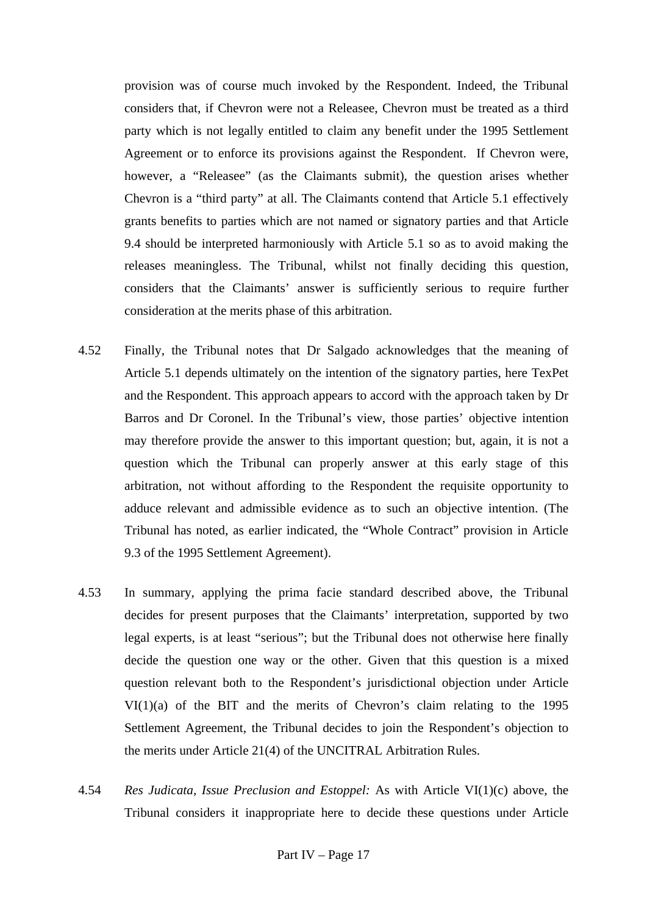provision was of course much invoked by the Respondent. Indeed, the Tribunal considers that, if Chevron were not a Releasee, Chevron must be treated as a third party which is not legally entitled to claim any benefit under the 1995 Settlement Agreement or to enforce its provisions against the Respondent. If Chevron were, however, a "Releasee" (as the Claimants submit), the question arises whether Chevron is a "third party" at all. The Claimants contend that Article 5.1 effectively grants benefits to parties which are not named or signatory parties and that Article 9.4 should be interpreted harmoniously with Article 5.1 so as to avoid making the releases meaningless. The Tribunal, whilst not finally deciding this question, considers that the Claimants' answer is sufficiently serious to require further consideration at the merits phase of this arbitration.

4.52 Finally, the Tribunal notes that Dr Salgado acknowledges that the meaning of Article 5.1 depends ultimately on the intention of the signatory parties, here TexPet and the Respondent. This approach appears to accord with the approach taken by Dr Barros and Dr Coronel. In the Tribunal's view, those parties' objective intention may therefore provide the answer to this important question; but, again, it is not a question which the Tribunal can properly answer at this early stage of this arbitration, not without affording to the Respondent the requisite opportunity to adduce relevant and admissible evidence as to such an objective intention. (The Tribunal has noted, as earlier indicated, the "Whole Contract" provision in Article 9.3 of the 1995 Settlement Agreement).

4.53 In summary, applying the prima facie standard described above, the Tribunal decides for present purposes that the Claimants' interpretation, supported by two legal experts, is at least "serious"; but the Tribunal does not otherwise here finally decide the question one way or the other. Given that this question is a mixed question relevant both to the Respondent's jurisdictional objection under Article VI(1)(a) of the BIT and the merits of Chevron's claim relating to the 1995 Settlement Agreement, the Tribunal decides to join the Respondent's objection to the merits under Article 21(4) of the UNCITRAL Arbitration Rules.

4.54 *Res Judicata, Issue Preclusion and Estoppel:* As with Article VI(1)(c) above, the Tribunal considers it inappropriate here to decide these questions under Article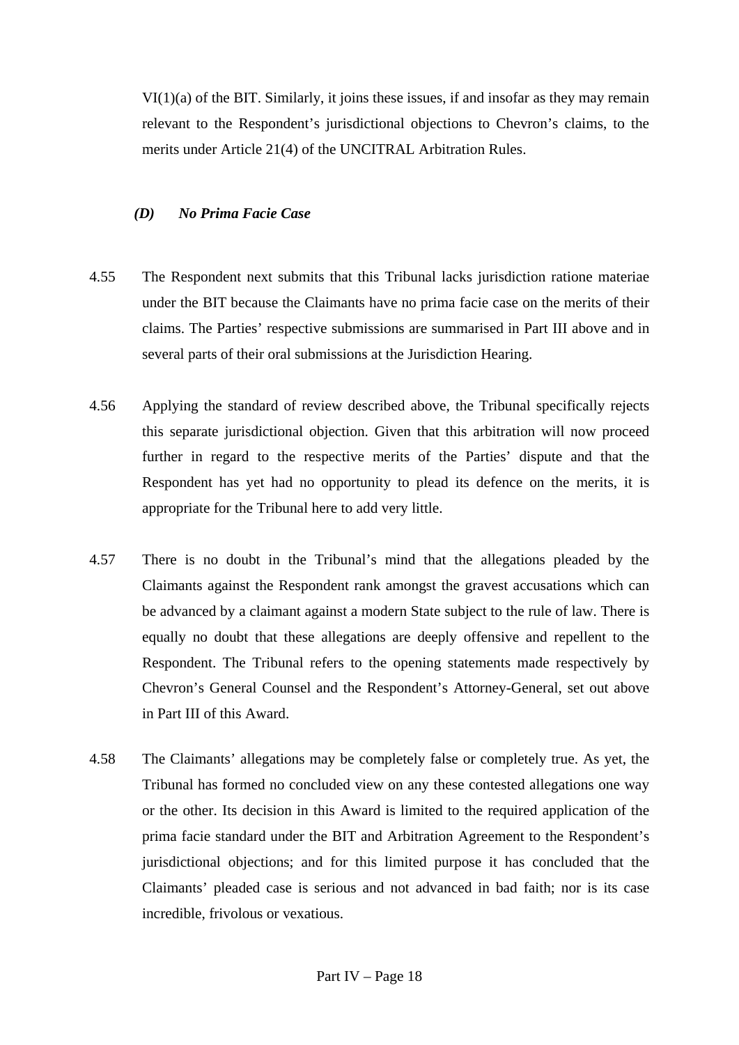VI(1)(a) of the BIT. Similarly, it joins these issues, if and insofar as they may remain relevant to the Respondent's jurisdictional objections to Chevron's claims, to the merits under Article 21(4) of the UNCITRAL Arbitration Rules.

### *(D) No Prima Facie Case*

4.55 The Respondent next submits that this Tribunal lacks jurisdiction ratione materiae under the BIT because the Claimants have no prima facie case on the merits of their claims. The Parties' respective submissions are summarised in Part III above and in several parts of their oral submissions at the Jurisdiction Hearing.

4.56 Applying the standard of review described above, the Tribunal specifically rejects this separate jurisdictional objection. Given that this arbitration will now proceed further in regard to the respective merits of the Parties' dispute and that the Respondent has yet had no opportunity to plead its defence on the merits, it is appropriate for the Tribunal here to add very little.

4.57 There is no doubt in the Tribunal's mind that the allegations pleaded by the Claimants against the Respondent rank amongst the gravest accusations which can be advanced by a claimant against a modern State subject to the rule of law. There is equally no doubt that these allegations are deeply offensive and repellent to the Respondent. The Tribunal refers to the opening statements made respectively by Chevron's General Counsel and the Respondent's Attorney-General, set out above in Part III of this Award.

4.58 The Claimants' allegations may be completely false or completely true. As yet, the Tribunal has formed no concluded view on any these contested allegations one way or the other. Its decision in this Award is limited to the required application of the prima facie standard under the BIT and Arbitration Agreement to the Respondent's jurisdictional objections; and for this limited purpose it has concluded that the Claimants' pleaded case is serious and not advanced in bad faith; nor is its case incredible, frivolous or vexatious.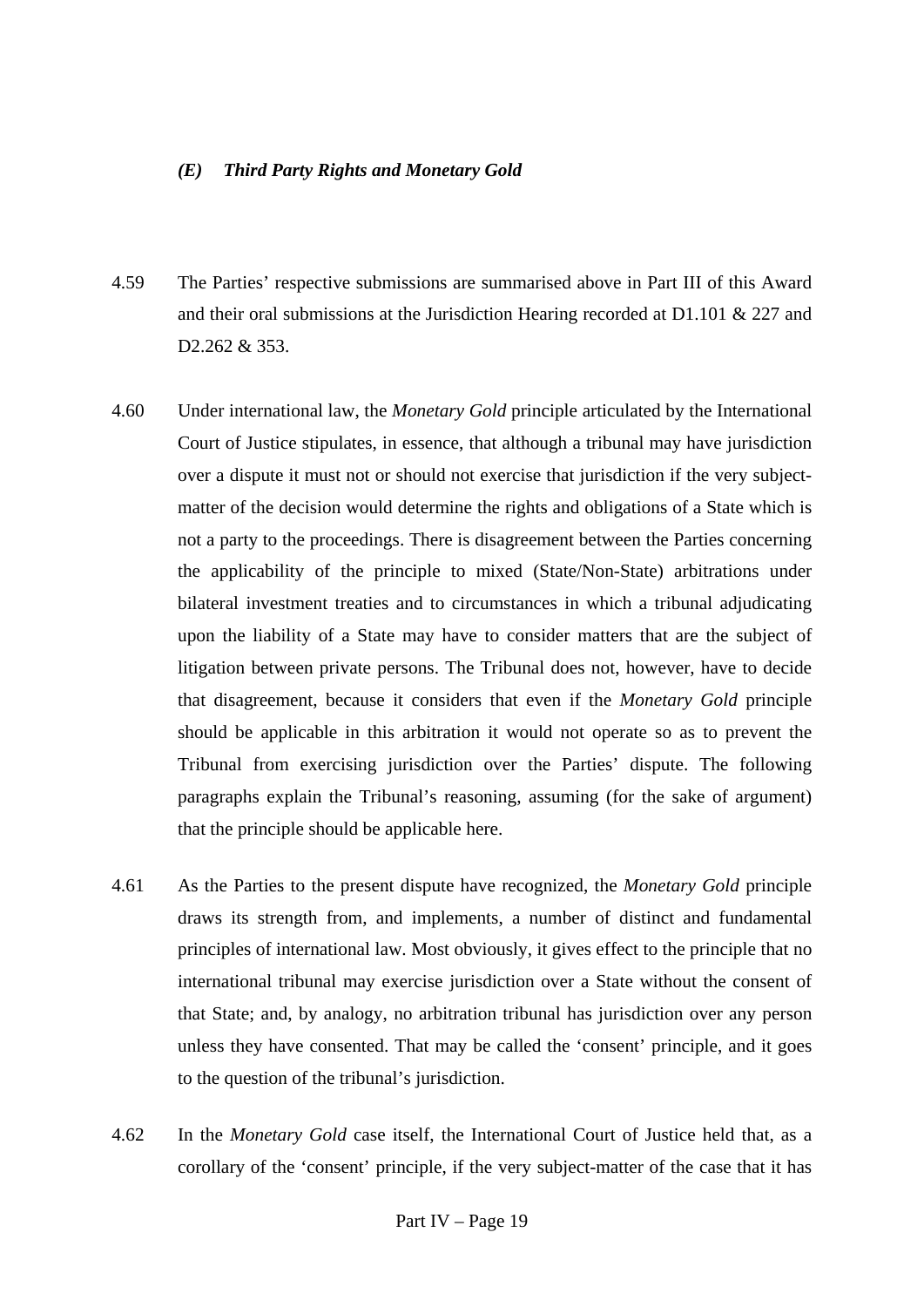### *(E) Third Party Rights and Monetary Gold*

4.59 The Parties' respective submissions are summarised above in Part III of this Award and their oral submissions at the Jurisdiction Hearing recorded at D1.101 & 227 and D2.262 & 353.

4.60 Under international law, the *Monetary Gold* principle articulated by the International Court of Justice stipulates, in essence, that although a tribunal may have jurisdiction over a dispute it must not or should not exercise that jurisdiction if the very subject-matter of the decision would determine the rights and obligations of a State which is not a party to the proceedings. There is disagreement between the Parties concerning the applicability of the principle to mixed (State/Non-State) arbitrations under bilateral investment treaties and to circumstances in which a tribunal adjudicating upon the liability of a State may have to consider matters that are the subject of litigation between private persons. The Tribunal does not, however, have to decide that disagreement, because it considers that even if the *Monetary Gold* principle should be applicable in this arbitration it would not operate so as to prevent the Tribunal from exercising jurisdiction over the Parties' dispute. The following paragraphs explain the Tribunal's reasoning, assuming (for the sake of argument) that the principle should be applicable here.

4.61 As the Parties to the present dispute have recognized, the *Monetary Gold* principle draws its strength from, and implements, a number of distinct and fundamental principles of international law. Most obviously, it gives effect to the principle that no international tribunal may exercise jurisdiction over a State without the consent of that State; and, by analogy, no arbitration tribunal has jurisdiction over any person unless they have consented. That may be called the 'consent' principle, and it goes to the question of the tribunal's jurisdiction.

4.62 In the *Monetary Gold* case itself, the International Court of Justice held that, as a corollary of the 'consent' principle, if the very subject-matter of the case that it has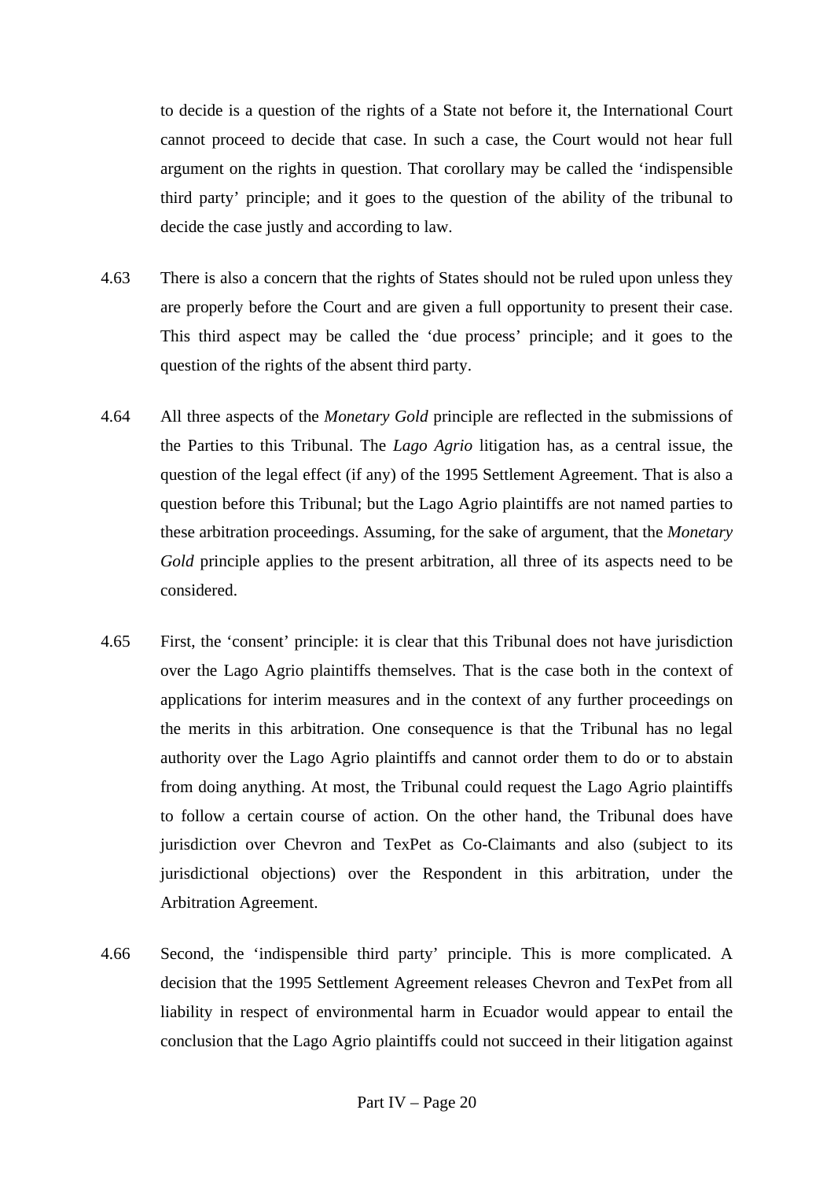to decide is a question of the rights of a State not before it, the International Court cannot proceed to decide that case. In such a case, the Court would not hear full argument on the rights in question. That corollary may be called the 'indispensible third party' principle; and it goes to the question of the ability of the tribunal to decide the case justly and according to law.

4.63 There is also a concern that the rights of States should not be ruled upon unless they are properly before the Court and are given a full opportunity to present their case. This third aspect may be called the 'due process' principle; and it goes to the question of the rights of the absent third party.

4.64 All three aspects of the *Monetary Gold* principle are reflected in the submissions of the Parties to this Tribunal. The *Lago Agrio* litigation has, as a central issue, the question of the legal effect (if any) of the 1995 Settlement Agreement. That is also a question before this Tribunal; but the Lago Agrio plaintiffs are not named parties to these arbitration proceedings. Assuming, for the sake of argument, that the *Monetary Gold* principle applies to the present arbitration, all three of its aspects need to be considered.

4.65 First, the 'consent' principle: it is clear that this Tribunal does not have jurisdiction over the Lago Agrio plaintiffs themselves. That is the case both in the context of applications for interim measures and in the context of any further proceedings on the merits in this arbitration. One consequence is that the Tribunal has no legal authority over the Lago Agrio plaintiffs and cannot order them to do or to abstain from doing anything. At most, the Tribunal could request the Lago Agrio plaintiffs to follow a certain course of action. On the other hand, the Tribunal does have jurisdiction over Chevron and TexPet as Co-Claimants and also (subject to its jurisdictional objections) over the Respondent in this arbitration, under the Arbitration Agreement.

4.66 Second, the 'indispensible third party' principle. This is more complicated. A decision that the 1995 Settlement Agreement releases Chevron and TexPet from all liability in respect of environmental harm in Ecuador would appear to entail the conclusion that the Lago Agrio plaintiffs could not succeed in their litigation against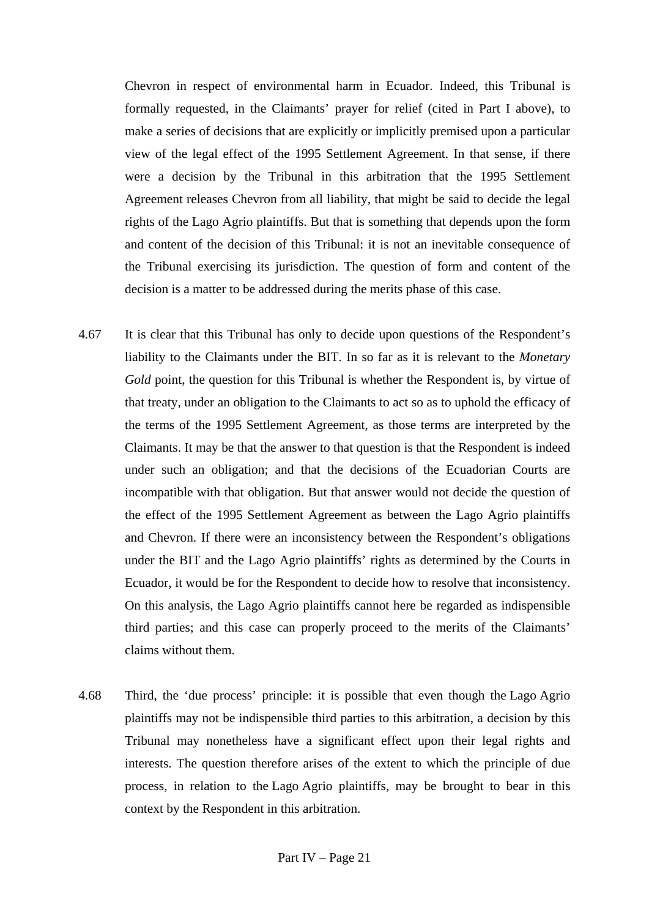Chevron in respect of environmental harm in Ecuador. Indeed, this Tribunal is formally requested, in the Claimants' prayer for relief (cited in Part I above), to make a series of decisions that are explicitly or implicitly premised upon a particular view of the legal effect of the 1995 Settlement Agreement. In that sense, if there were a decision by the Tribunal in this arbitration that the 1995 Settlement Agreement releases Chevron from all liability, that might be said to decide the legal rights of the Lago Agrio plaintiffs. But that is something that depends upon the form and content of the decision of this Tribunal: it is not an inevitable consequence of the Tribunal exercising its jurisdiction. The question of form and content of the decision is a matter to be addressed during the merits phase of this case.

4.67 It is clear that this Tribunal has only to decide upon questions of the Respondent's liability to the Claimants under the BIT. In so far as it is relevant to the *Monetary Gold* point, the question for this Tribunal is whether the Respondent is, by virtue of that treaty, under an obligation to the Claimants to act so as to uphold the efficacy of the terms of the 1995 Settlement Agreement, as those terms are interpreted by the Claimants. It may be that the answer to that question is that the Respondent is indeed under such an obligation; and that the decisions of the Ecuadorian Courts are incompatible with that obligation. But that answer would not decide the question of the effect of the 1995 Settlement Agreement as between the Lago Agrio plaintiffs and Chevron. If there were an inconsistency between the Respondent's obligations under the BIT and the Lago Agrio plaintiffs' rights as determined by the Courts in Ecuador, it would be for the Respondent to decide how to resolve that inconsistency. On this analysis, the Lago Agrio plaintiffs cannot here be regarded as indispensible third parties; and this case can properly proceed to the merits of the Claimants' claims without them.

4.68 Third, the 'due process' principle: it is possible that even though the Lago Agrio plaintiffs may not be indispensible third parties to this arbitration, a decision by this Tribunal may nonetheless have a significant effect upon their legal rights and interests. The question therefore arises of the extent to which the principle of due process, in relation to the Lago Agrio plaintiffs, may be brought to bear in this context by the Respondent in this arbitration.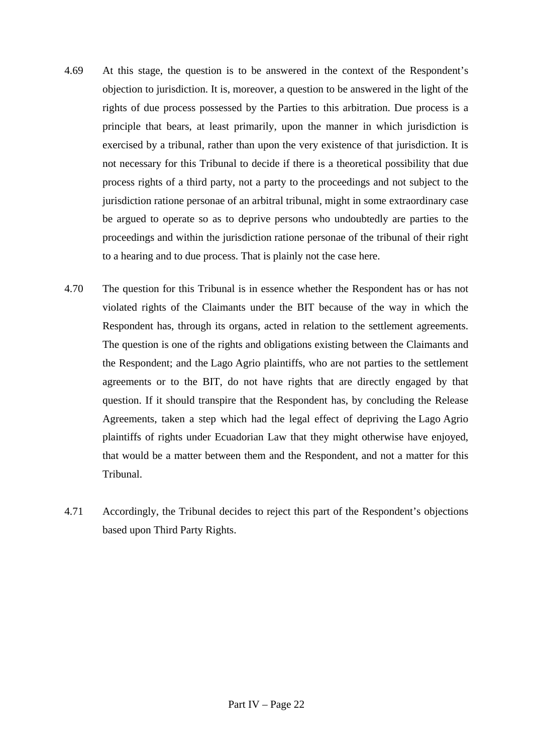4.69 At this stage, the question is to be answered in the context of the Respondent's objection to jurisdiction. It is, moreover, a question to be answered in the light of the rights of due process possessed by the Parties to this arbitration. Due process is a principle that bears, at least primarily, upon the manner in which jurisdiction is exercised by a tribunal, rather than upon the very existence of that jurisdiction. It is not necessary for this Tribunal to decide if there is a theoretical possibility that due process rights of a third party, not a party to the proceedings and not subject to the jurisdiction ratione personae of an arbitral tribunal, might in some extraordinary case be argued to operate so as to deprive persons who undoubtedly are parties to the proceedings and within the jurisdiction ratione personae of the tribunal of their right to a hearing and to due process. That is plainly not the case here.

4.70 The question for this Tribunal is in essence whether the Respondent has or has not violated rights of the Claimants under the BIT because of the way in which the Respondent has, through its organs, acted in relation to the settlement agreements. The question is one of the rights and obligations existing between the Claimants and the Respondent; and the Lago Agrio plaintiffs, who are not parties to the settlement agreements or to the BIT, do not have rights that are directly engaged by that question. If it should transpire that the Respondent has, by concluding the Release Agreements, taken a step which had the legal effect of depriving the Lago Agrio plaintiffs of rights under Ecuadorian Law that they might otherwise have enjoyed, that would be a matter between them and the Respondent, and not a matter for this Tribunal.

4.71 Accordingly, the Tribunal decides to reject this part of the Respondent's objections based upon Third Party Rights.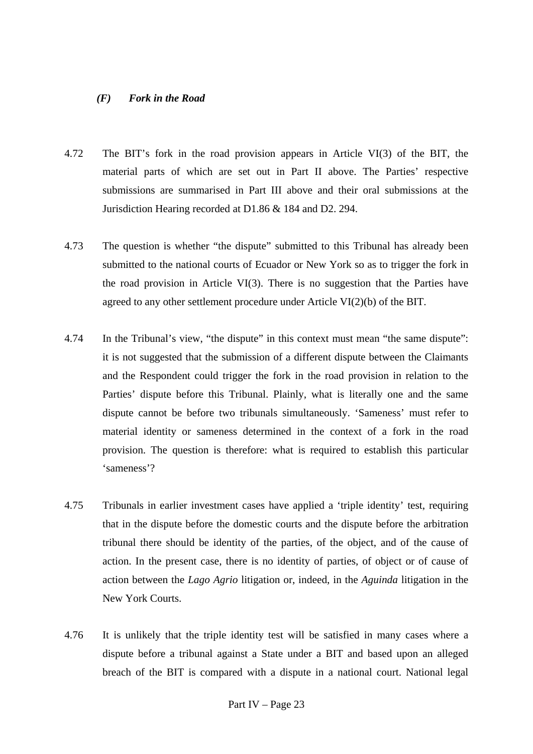### *(F) Fork in the Road*

4.72 The BIT's fork in the road provision appears in Article VI(3) of the BIT, the material parts of which are set out in Part II above. The Parties' respective submissions are summarised in Part III above and their oral submissions at the Jurisdiction Hearing recorded at D1.86 & 184 and D2. 294.

4.73 The question is whether "the dispute" submitted to this Tribunal has already been submitted to the national courts of Ecuador or New York so as to trigger the fork in the road provision in Article VI(3). There is no suggestion that the Parties have agreed to any other settlement procedure under Article VI(2)(b) of the BIT.

4.74 In the Tribunal's view, "the dispute" in this context must mean "the same dispute": it is not suggested that the submission of a different dispute between the Claimants and the Respondent could trigger the fork in the road provision in relation to the Parties' dispute before this Tribunal. Plainly, what is literally one and the same dispute cannot be before two tribunals simultaneously. 'Sameness' must refer to material identity or sameness determined in the context of a fork in the road provision. The question is therefore: what is required to establish this particular 'sameness'?

4.75 Tribunals in earlier investment cases have applied a 'triple identity' test, requiring that in the dispute before the domestic courts and the dispute before the arbitration tribunal there should be identity of the parties, of the object, and of the cause of action. In the present case, there is no identity of parties, of object or of cause of action between the *Lago Agrio* litigation or, indeed, in the *Aguinda* litigation in the New York Courts.

4.76 It is unlikely that the triple identity test will be satisfied in many cases where a dispute before a tribunal against a State under a BIT and based upon an alleged breach of the BIT is compared with a dispute in a national court. National legal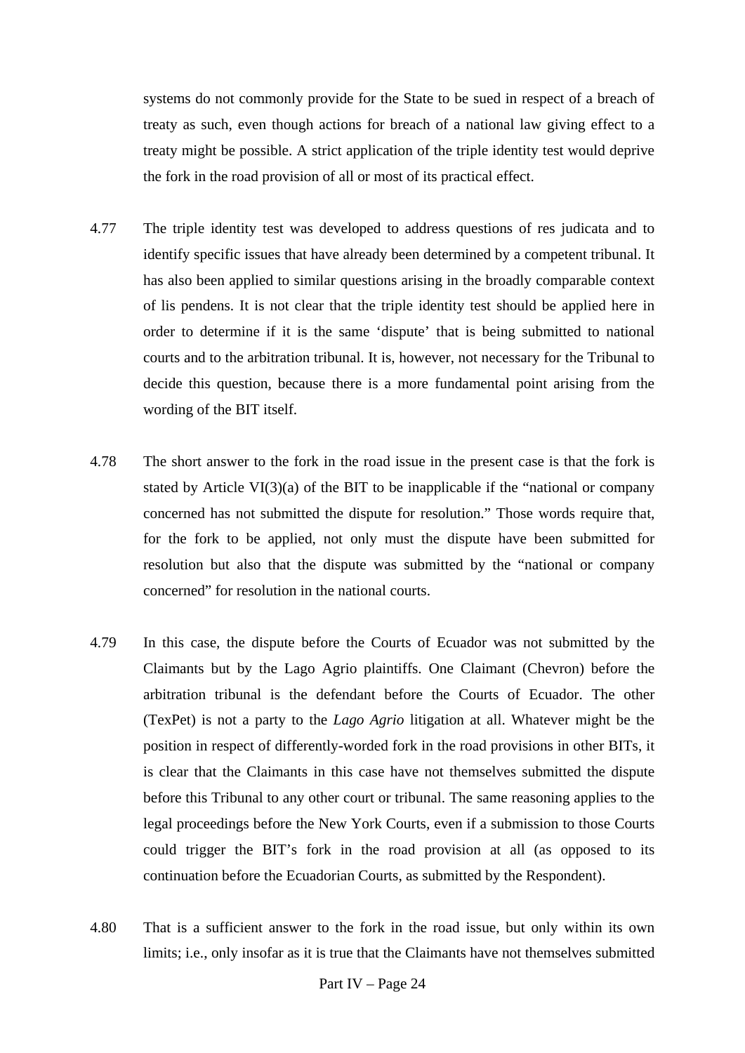systems do not commonly provide for the State to be sued in respect of a breach of treaty as such, even though actions for breach of a national law giving effect to a treaty might be possible. A strict application of the triple identity test would deprive the fork in the road provision of all or most of its practical effect.

4.77 The triple identity test was developed to address questions of res judicata and to identify specific issues that have already been determined by a competent tribunal. It has also been applied to similar questions arising in the broadly comparable context of lis pendens. It is not clear that the triple identity test should be applied here in order to determine if it is the same 'dispute' that is being submitted to national courts and to the arbitration tribunal. It is, however, not necessary for the Tribunal to decide this question, because there is a more fundamental point arising from the wording of the BIT itself.

4.78 The short answer to the fork in the road issue in the present case is that the fork is stated by Article VI(3)(a) of the BIT to be inapplicable if the "national or company concerned has not submitted the dispute for resolution." Those words require that, for the fork to be applied, not only must the dispute have been submitted for resolution but also that the dispute was submitted by the "national or company concerned" for resolution in the national courts.

4.79 In this case, the dispute before the Courts of Ecuador was not submitted by the Claimants but by the Lago Agrio plaintiffs. One Claimant (Chevron) before the arbitration tribunal is the defendant before the Courts of Ecuador. The other (TexPet) is not a party to the *Lago Agrio* litigation at all. Whatever might be the position in respect of differently-worded fork in the road provisions in other BITs, it is clear that the Claimants in this case have not themselves submitted the dispute before this Tribunal to any other court or tribunal. The same reasoning applies to the legal proceedings before the New York Courts, even if a submission to those Courts could trigger the BIT's fork in the road provision at all (as opposed to its continuation before the Ecuadorian Courts, as submitted by the Respondent).

4.80 That is a sufficient answer to the fork in the road issue, but only within its own limits; i.e., only insofar as it is true that the Claimants have not themselves submitted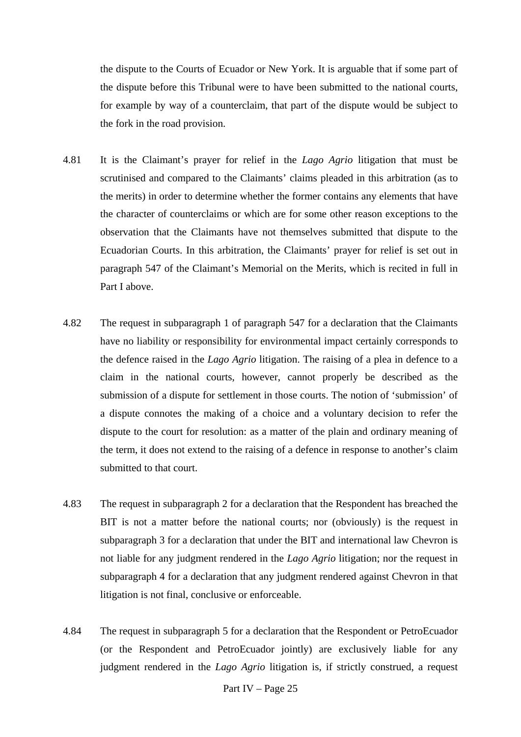the dispute to the Courts of Ecuador or New York. It is arguable that if some part of the dispute before this Tribunal were to have been submitted to the national courts, for example by way of a counterclaim, that part of the dispute would be subject to the fork in the road provision.

4.81 It is the Claimant's prayer for relief in the *Lago Agrio* litigation that must be scrutinised and compared to the Claimants' claims pleaded in this arbitration (as to the merits) in order to determine whether the former contains any elements that have the character of counterclaims or which are for some other reason exceptions to the observation that the Claimants have not themselves submitted that dispute to the Ecuadorian Courts. In this arbitration, the Claimants' prayer for relief is set out in paragraph 547 of the Claimant's Memorial on the Merits, which is recited in full in Part I above.

4.82 The request in subparagraph 1 of paragraph 547 for a declaration that the Claimants have no liability or responsibility for environmental impact certainly corresponds to the defence raised in the *Lago Agrio* litigation. The raising of a plea in defence to a claim in the national courts, however, cannot properly be described as the submission of a dispute for settlement in those courts. The notion of 'submission' of a dispute connotes the making of a choice and a voluntary decision to refer the dispute to the court for resolution: as a matter of the plain and ordinary meaning of the term, it does not extend to the raising of a defence in response to another's claim submitted to that court.

4.83 The request in subparagraph 2 for a declaration that the Respondent has breached the BIT is not a matter before the national courts; nor (obviously) is the request in subparagraph 3 for a declaration that under the BIT and international law Chevron is not liable for any judgment rendered in the *Lago Agrio* litigation; nor the request in subparagraph 4 for a declaration that any judgment rendered against Chevron in that litigation is not final, conclusive or enforceable.

4.84 The request in subparagraph 5 for a declaration that the Respondent or PetroEcuador (or the Respondent and PetroEcuador jointly) are exclusively liable for any judgment rendered in the *Lago Agrio* litigation is, if strictly construed, a request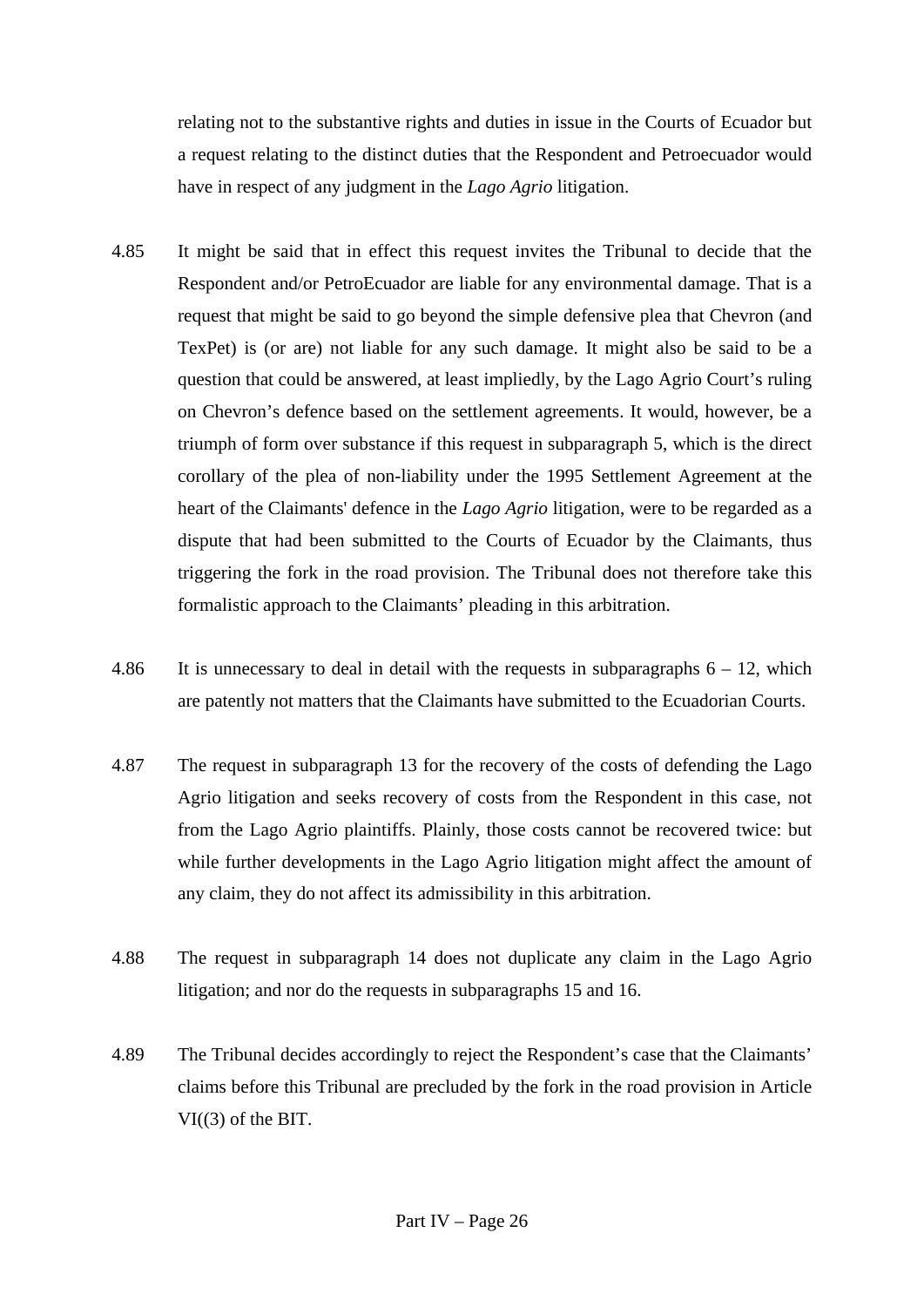relating not to the substantive rights and duties in issue in the Courts of Ecuador but a request relating to the distinct duties that the Respondent and Petroecuador would have in respect of any judgment in the *Lago Agrio* litigation.

4.85 It might be said that in effect this request invites the Tribunal to decide that the Respondent and/or PetroEcuador are liable for any environmental damage. That is a request that might be said to go beyond the simple defensive plea that Chevron (and TexPet) is (or are) not liable for any such damage. It might also be said to be a question that could be answered, at least impliedly, by the Lago Agrio Court's ruling on Chevron's defence based on the settlement agreements. It would, however, be a triumph of form over substance if this request in subparagraph 5, which is the direct corollary of the plea of non-liability under the 1995 Settlement Agreement at the heart of the Claimants' defence in the *Lago Agrio* litigation, were to be regarded as a dispute that had been submitted to the Courts of Ecuador by the Claimants, thus triggering the fork in the road provision. The Tribunal does not therefore take this formalistic approach to the Claimants' pleading in this arbitration.

4.86 It is unnecessary to deal in detail with the requests in subparagraphs 6 – 12, which are patently not matters that the Claimants have submitted to the Ecuadorian Courts.

4.87 The request in subparagraph 13 for the recovery of the costs of defending the Lago Agrio litigation and seeks recovery of costs from the Respondent in this case, not from the Lago Agrio plaintiffs. Plainly, those costs cannot be recovered twice: but while further developments in the Lago Agrio litigation might affect the amount of any claim, they do not affect its admissibility in this arbitration.

4.88 The request in subparagraph 14 does not duplicate any claim in the Lago Agrio litigation; and nor do the requests in subparagraphs 15 and 16.

4.89 The Tribunal decides accordingly to reject the Respondent's case that the Claimants' claims before this Tribunal are precluded by the fork in the road provision in Article VI((3) of the BIT.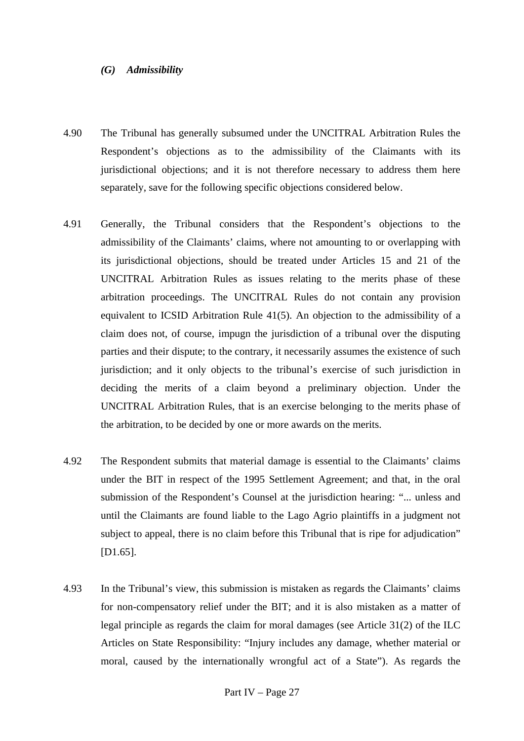### *(G) Admissibility*

4.90 The Tribunal has generally subsumed under the UNCITRAL Arbitration Rules the Respondent's objections as to the admissibility of the Claimants with its jurisdictional objections; and it is not therefore necessary to address them here separately, save for the following specific objections considered below.

4.91 Generally, the Tribunal considers that the Respondent's objections to the admissibility of the Claimants' claims, where not amounting to or overlapping with its jurisdictional objections, should be treated under Articles 15 and 21 of the UNCITRAL Arbitration Rules as issues relating to the merits phase of these arbitration proceedings. The UNCITRAL Rules do not contain any provision equivalent to ICSID Arbitration Rule 41(5). An objection to the admissibility of a claim does not, of course, impugn the jurisdiction of a tribunal over the disputing parties and their dispute; to the contrary, it necessarily assumes the existence of such jurisdiction; and it only objects to the tribunal's exercise of such jurisdiction in deciding the merits of a claim beyond a preliminary objection. Under the UNCITRAL Arbitration Rules, that is an exercise belonging to the merits phase of the arbitration, to be decided by one or more awards on the merits.

4.92 The Respondent submits that material damage is essential to the Claimants' claims under the BIT in respect of the 1995 Settlement Agreement; and that, in the oral submission of the Respondent's Counsel at the jurisdiction hearing: "... unless and until the Claimants are found liable to the Lago Agrio plaintiffs in a judgment not subject to appeal, there is no claim before this Tribunal that is ripe for adjudication" [D1.65].

4.93 In the Tribunal's view, this submission is mistaken as regards the Claimants' claims for non-compensatory relief under the BIT; and it is also mistaken as a matter of legal principle as regards the claim for moral damages (see Article 31(2) of the ILC Articles on State Responsibility: "Injury includes any damage, whether material or moral, caused by the internationally wrongful act of a State"). As regards the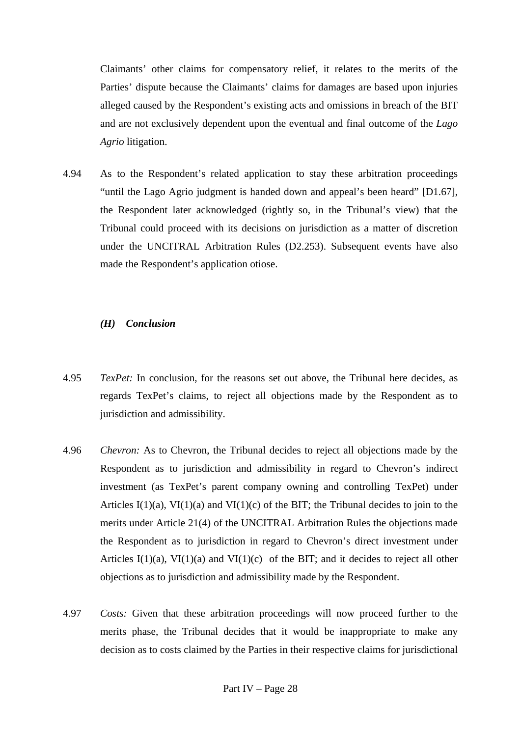Claimants' other claims for compensatory relief, it relates to the merits of the Parties' dispute because the Claimants' claims for damages are based upon injuries alleged caused by the Respondent's existing acts and omissions in breach of the BIT and are not exclusively dependent upon the eventual and final outcome of the *Lago Agrio* litigation.

4.94 As to the Respondent's related application to stay these arbitration proceedings "until the Lago Agrio judgment is handed down and appeal's been heard" [D1.67], the Respondent later acknowledged (rightly so, in the Tribunal's view) that the Tribunal could proceed with its decisions on jurisdiction as a matter of discretion under the UNCITRAL Arbitration Rules (D2.253). Subsequent events have also made the Respondent's application otiose.

### *(H) Conclusion*

4.95 *TexPet:* In conclusion, for the reasons set out above, the Tribunal here decides, as regards TexPet's claims, to reject all objections made by the Respondent as to jurisdiction and admissibility.

4.96 *Chevron:* As to Chevron, the Tribunal decides to reject all objections made by the Respondent as to jurisdiction and admissibility in regard to Chevron's indirect investment (as TexPet's parent company owning and controlling TexPet) under Articles I(1)(a), VI(1)(a) and VI(1)(c) of the BIT; the Tribunal decides to join to the merits under Article 21(4) of the UNCITRAL Arbitration Rules the objections made the Respondent as to jurisdiction in regard to Chevron's direct investment under Articles I(1)(a), VI(1)(a) and VI(1)(c) of the BIT; and it decides to reject all other objections as to jurisdiction and admissibility made by the Respondent.

4.97 *Costs:* Given that these arbitration proceedings will now proceed further to the merits phase, the Tribunal decides that it would be inappropriate to make any decision as to costs claimed by the Parties in their respective claims for jurisdictional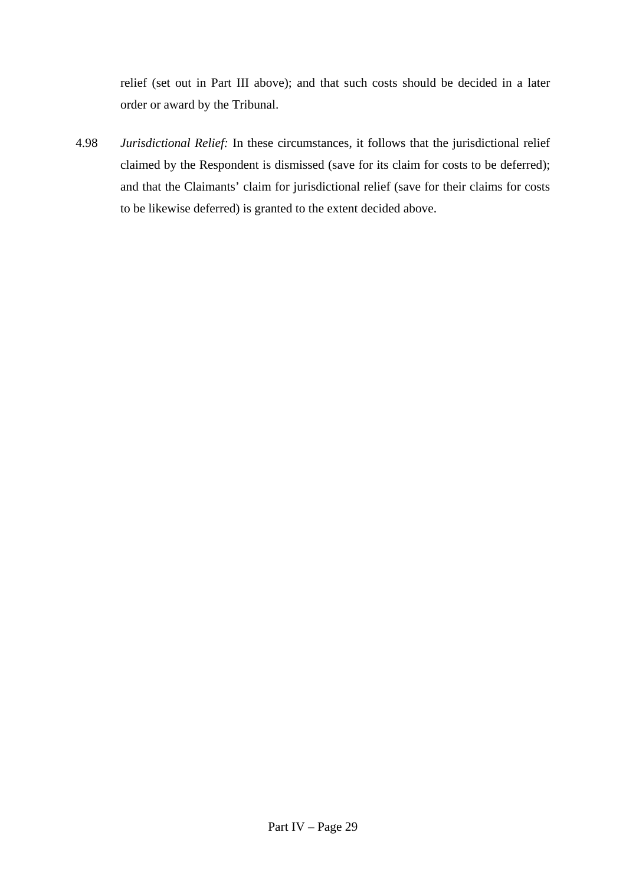relief (set out in Part III above); and that such costs should be decided in a later order or award by the Tribunal.

4.98 *Jurisdictional Relief:* In these circumstances, it follows that the jurisdictional relief claimed by the Respondent is dismissed (save for its claim for costs to be deferred); and that the Claimants' claim for jurisdictional relief (save for their claims for costs to be likewise deferred) is granted to the extent decided above.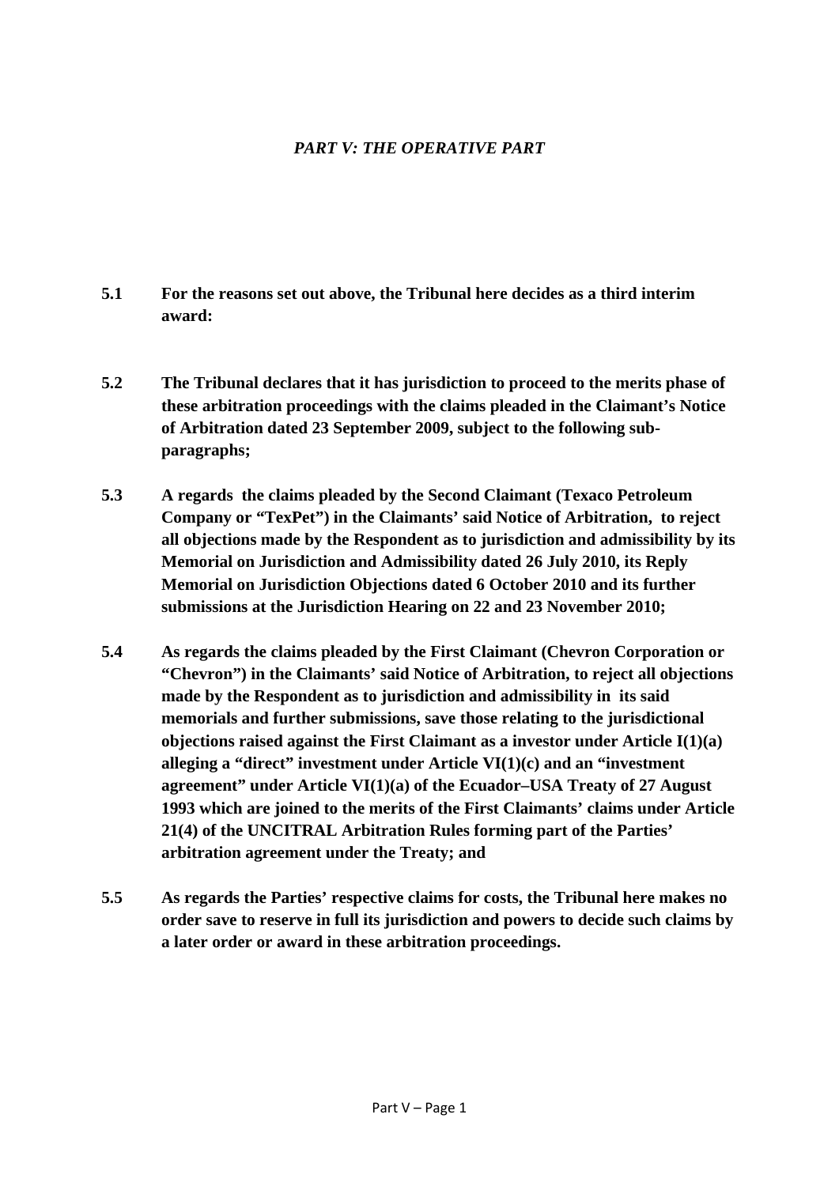## *PART V: THE OPERATIVE PART*

**5.1 For the reasons set out above, the Tribunal here decides as a third interim award:**

**5.2 The Tribunal declares that it has jurisdiction to proceed to the merits phase of these arbitration proceedings with the claims pleaded in the Claimant's Notice of Arbitration dated 23 September 2009, subject to the following sub-paragraphs;**

**5.3 A regards the claims pleaded by the Second Claimant (Texaco Petroleum Company or "TexPet") in the Claimants' said Notice of Arbitration, to reject all objections made by the Respondent as to jurisdiction and admissibility by its Memorial on Jurisdiction and Admissibility dated 26 July 2010, its Reply Memorial on Jurisdiction Objections dated 6 October 2010 and its further submissions at the Jurisdiction Hearing on 22 and 23 November 2010;**

**5.4 As regards the claims pleaded by the First Claimant (Chevron Corporation or "Chevron") in the Claimants' said Notice of Arbitration, to reject all objections made by the Respondent as to jurisdiction and admissibility in its said memorials and further submissions, save those relating to the jurisdictional objections raised against the First Claimant as a investor under Article I(1)(a) alleging a "direct" investment under Article VI(1)(c) and an "investment agreement" under Article VI(1)(a) of the Ecuador–USA Treaty of 27 August 1993 which are joined to the merits of the First Claimants' claims under Article 21(4) of the UNCITRAL Arbitration Rules forming part of the Parties' arbitration agreement under the Treaty; and**

**5.5 As regards the Parties' respective claims for costs, the Tribunal here makes no order save to reserve in full its jurisdiction and powers to decide such claims by a later order or award in these arbitration proceedings.**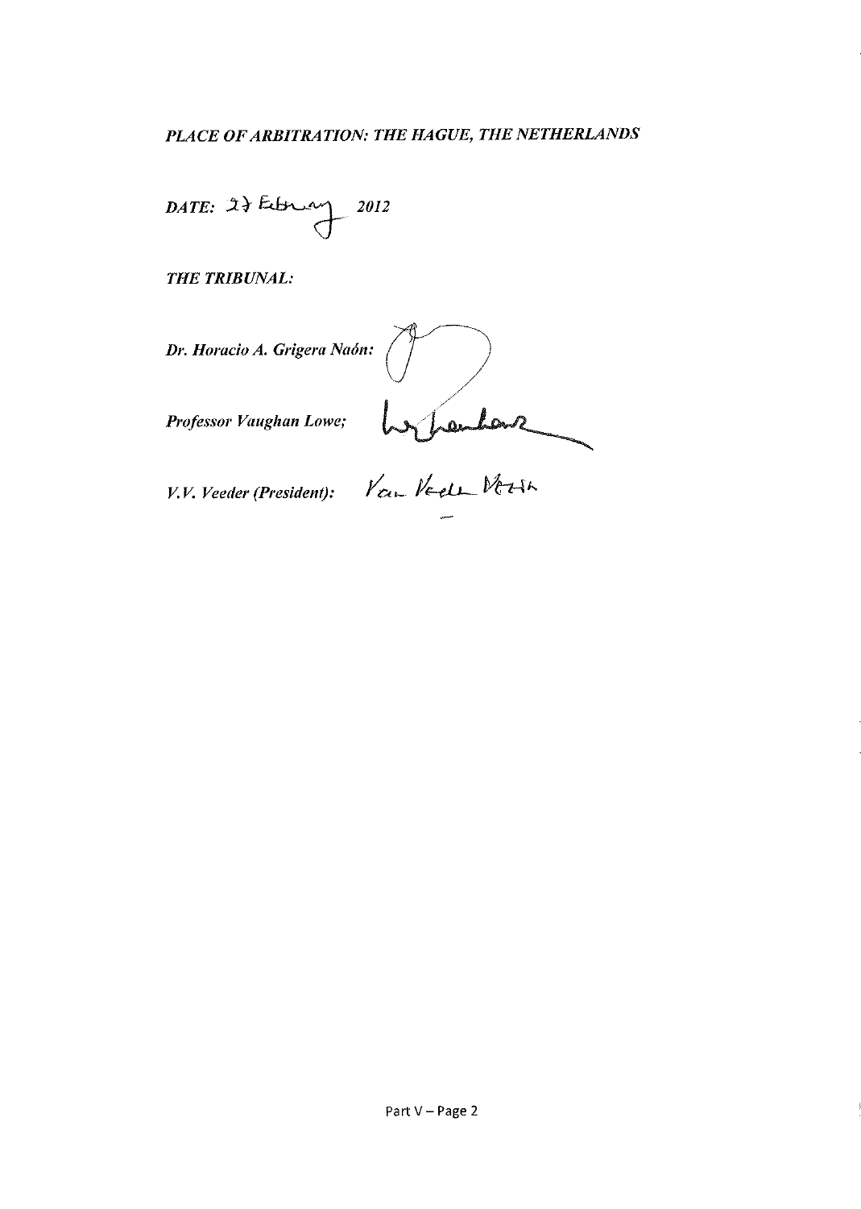***PLACE OF ARBITRATION: THE HAGUE, THE NETHERLANDS***

***DATE:*** 27 February ***2012***

***THE TRIBUNAL:***

***Dr. Horacio A. Grigera Naón:***

***Professor Vaughan Lowe;***

***V.V. Veeder (President):***